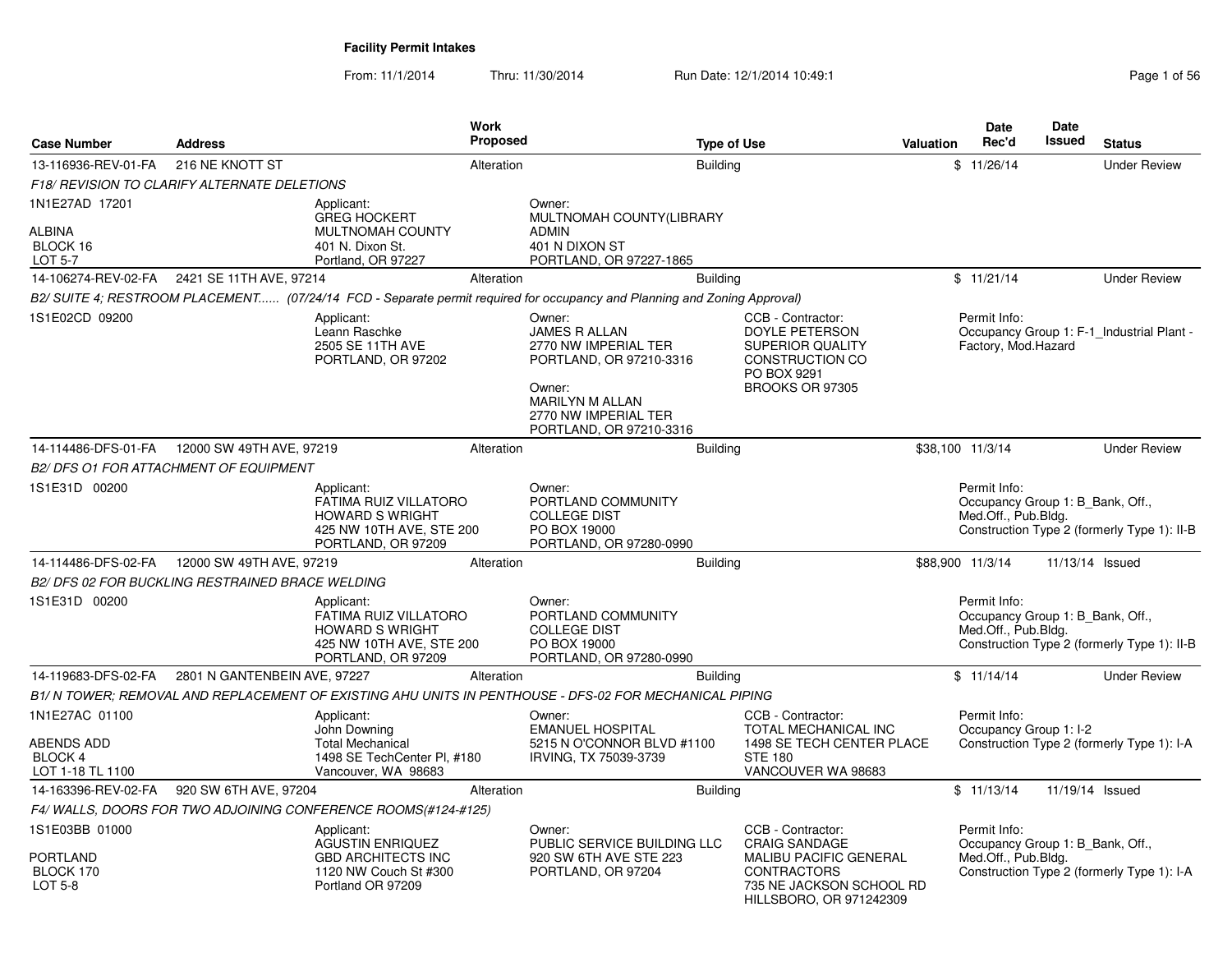# Facility Permit Intakes

From: 11/1/2014 Thru: 11/30/2014 Run Date: 12/1/2014 10:49:1

| Case Number | Address | Work Proposed | Type of Use | Valuation | Date Rec'd | Date Issued | Status |
|---|---|---|---|---|---|---|---|
| 13-116936-REV-01-FA | 216 NE KNOTT ST | Alteration | Building | $ | 11/26/14 | | Under Review |
| *F18/ REVISION TO CLARIFY ALTERNATE DELETIONS* | | | | | | | |
| 1N1E27AD 17201<br>ALBINA<br>BLOCK 16<br>LOT 5-7 | Applicant:<br>GREG HOCKERT<br>MULTNOMAH COUNTY<br>401 N. Dixon St.<br>Portland, OR 97227 | Owner:<br>MULTNOMAH COUNTY(LIBRARY ADMIN<br>401 N DIXON ST<br>PORTLAND, OR 97227-1865 | | | | | |
| 14-106274-REV-02-FA | 2421 SE 11TH AVE, 97214 | Alteration | Building | $ | 11/21/14 | | Under Review |
| *B2/ SUITE 4; RESTROOM PLACEMENT...... (07/24/14 FCD - Separate permit required for occupancy and Planning and Zoning Approval)* | | | | | | | |
| 1S1E02CD 09200 | Applicant:<br>Leann Raschke<br>2505 SE 11TH AVE<br>PORTLAND, OR 97202 | Owner:<br>JAMES R ALLAN<br>2770 NW IMPERIAL TER<br>PORTLAND, OR 97210-3316<br>Owner:<br>MARILYN M ALLAN<br>2770 NW IMPERIAL TER<br>PORTLAND, OR 97210-3316 | CCB - Contractor:<br>DOYLE PETERSON<br>SUPERIOR QUALITY CONSTRUCTION CO<br>PO BOX 9291<br>BROOKS OR 97305 | | Permit Info:<br>Occupancy Group 1: F-1_Industrial Plant - Factory, Mod.Hazard | | |
| 14-114486-DFS-01-FA | 12000 SW 49TH AVE, 97219 | Alteration | Building | $38,100 | 11/3/14 | | Under Review |
| *B2/ DFS O1 FOR ATTACHMENT OF EQUIPMENT* | | | | | | | |
| 1S1E31D 00200 | Applicant:<br>FATIMA RUIZ VILLATORO<br>HOWARD S WRIGHT<br>425 NW 10TH AVE, STE 200<br>PORTLAND, OR 97209 | Owner:<br>PORTLAND COMMUNITY COLLEGE DIST<br>PO BOX 19000<br>PORTLAND, OR 97280-0990 | | | Permit Info:<br>Occupancy Group 1: B_Bank, Off., Med.Off., Pub.Bldg.<br>Construction Type 2 (formerly Type 1): II-B | | |
| 14-114486-DFS-02-FA | 12000 SW 49TH AVE, 97219 | Alteration | Building | $88,900 | 11/3/14 | 11/13/14 | Issued |
| *B2/ DFS 02 FOR BUCKLING RESTRAINED BRACE WELDING* | | | | | | | |
| 1S1E31D 00200 | Applicant:<br>FATIMA RUIZ VILLATORO<br>HOWARD S WRIGHT<br>425 NW 10TH AVE, STE 200<br>PORTLAND, OR 97209 | Owner:<br>PORTLAND COMMUNITY COLLEGE DIST<br>PO BOX 19000<br>PORTLAND, OR 97280-0990 | | | Permit Info:<br>Occupancy Group 1: B_Bank, Off., Med.Off., Pub.Bldg.<br>Construction Type 2 (formerly Type 1): II-B | | |
| 14-119683-DFS-02-FA | 2801 N GANTENBEIN AVE, 97227 | Alteration | Building | $ | 11/14/14 | | Under Review |
| *B1/ N TOWER; REMOVAL AND REPLACEMENT OF EXISTING AHU UNITS IN PENTHOUSE - DFS-02 FOR MECHANICAL PIPING* | | | | | | | |
| 1N1E27AC 01100<br>ABENDS ADD<br>BLOCK 4<br>LOT 1-18 TL 1100 | Applicant:<br>John Downing<br>Total Mechanical<br>1498 SE TechCenter Pl, #180<br>Vancouver, WA 98683 | Owner:<br>EMANUEL HOSPITAL<br>5215 N O'CONNOR BLVD #1100<br>IRVING, TX 75039-3739 | CCB - Contractor:<br>TOTAL MECHANICAL INC<br>1498 SE TECH CENTER PLACE STE 180<br>VANCOUVER WA 98683 | | Permit Info:<br>Occupancy Group 1: I-2<br>Construction Type 2 (formerly Type 1): I-A | | |
| 14-163396-REV-02-FA | 920 SW 6TH AVE, 97204 | Alteration | Building | $ | 11/13/14 | 11/19/14 | Issued |
| *F4/ WALLS, DOORS FOR TWO ADJOINING CONFERENCE ROOMS(#124-#125)* | | | | | | | |
| 1S1E03BB 01000<br>PORTLAND<br>BLOCK 170<br>LOT 5-8 | Applicant:<br>AGUSTIN ENRIQUEZ<br>GBD ARCHITECTS INC<br>1120 NW Couch St #300<br>Portland OR 97209 | Owner:<br>PUBLIC SERVICE BUILDING LLC<br>920 SW 6TH AVE STE 223<br>PORTLAND, OR 97204 | CCB - Contractor:<br>CRAIG SANDAGE<br>MALIBU PACIFIC GENERAL CONTRACTORS<br>735 NE JACKSON SCHOOL RD<br>HILLSBORO, OR 971242309 | | Permit Info:<br>Occupancy Group 1: B_Bank, Off., Med.Off., Pub.Bldg.<br>Construction Type 2 (formerly Type 1): I-A | | |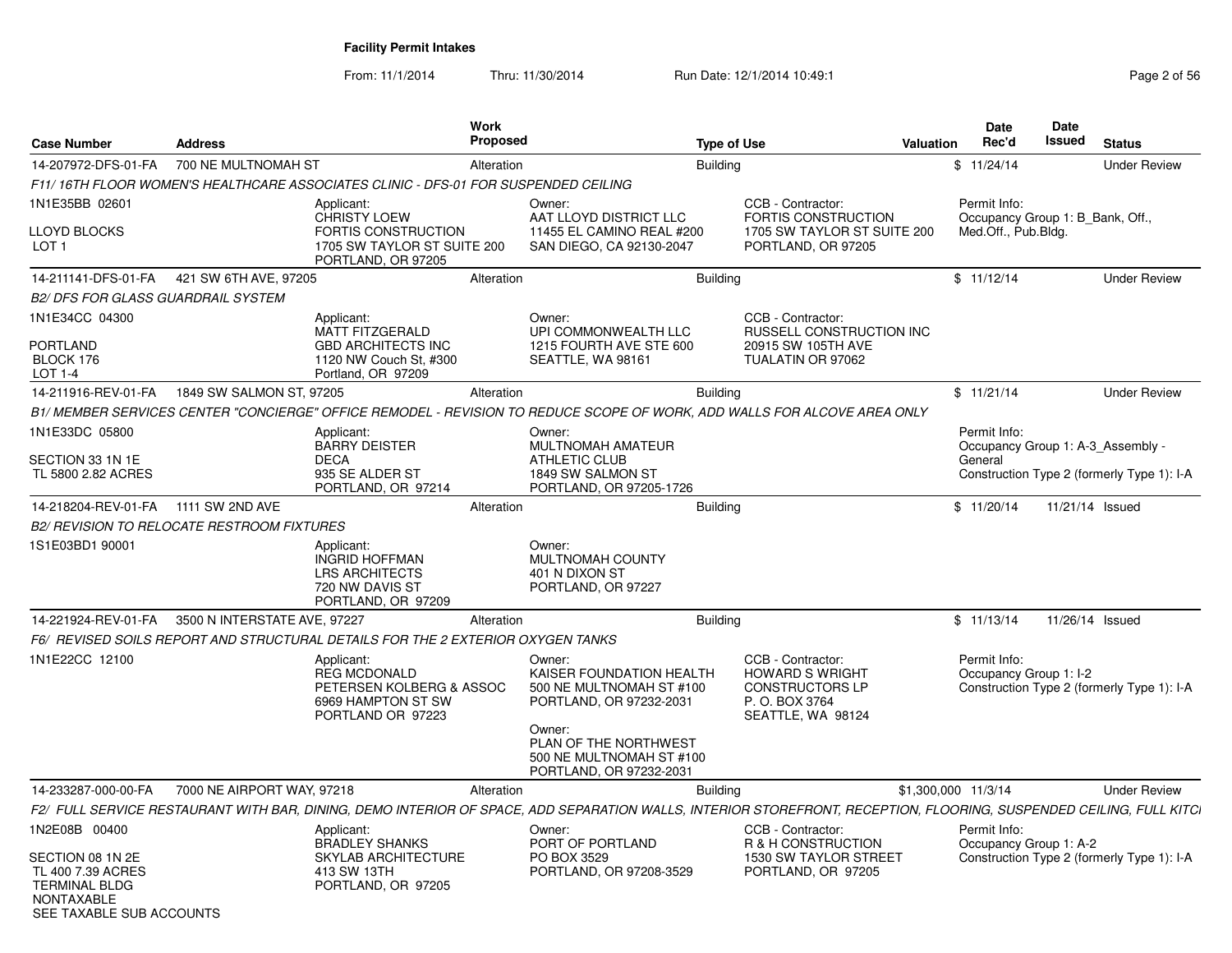**Facility Permit Intakes**

From: 11/1/2014 Thru: 11/30/2014 Run Date: 12/1/2014 10:49:1

| Case Number | Address | Work Proposed | Type of Use | Valuation | Date Rec'd | Date Issued | Status |
|---|---|---|---|---|---|---|---|
| 14-207972-DFS-01-FA | 700 NE MULTNOMAH ST | Alteration | Building | $ | 11/24/14 | | Under Review |

*F11/ 16TH FLOOR WOMEN'S HEALTHCARE ASSOCIATES CLINIC - DFS-01 FOR SUSPENDED CEILING*

1N1E35BB 02601

LLOYD BLOCKS
LOT 1

Applicant:
CHRISTY LOEW
FORTIS CONSTRUCTION
1705 SW TAYLOR ST SUITE 200
PORTLAND, OR 97205

Owner:
AAT LLOYD DISTRICT LLC
11455 EL CAMINO REAL #200
SAN DIEGO, CA 92130-2047

CCB - Contractor:
FORTIS CONSTRUCTION
1705 SW TAYLOR ST SUITE 200
PORTLAND, OR 97205

Permit Info:
Occupancy Group 1: B_Bank, Off., Med.Off., Pub.Bldg.

---

| Case Number | Address | Work Proposed | Type of Use | Valuation | Date Rec'd | Date Issued | Status |
|---|---|---|---|---|---|---|---|
| 14-211141-DFS-01-FA | 421 SW 6TH AVE, 97205 | Alteration | Building | $ | 11/12/14 | | Under Review |

*B2/ DFS FOR GLASS GUARDRAIL SYSTEM*

1N1E34CC 04300

PORTLAND
BLOCK 176
LOT 1-4

Applicant:
MATT FITZGERALD
GBD ARCHITECTS INC
1120 NW Couch St, #300
Portland, OR 97209

Owner:
UPI COMMONWEALTH LLC
1215 FOURTH AVE STE 600
SEATTLE, WA 98161

CCB - Contractor:
RUSSELL CONSTRUCTION INC
20915 SW 105TH AVE
TUALATIN OR 97062

---

| Case Number | Address | Work Proposed | Type of Use | Valuation | Date Rec'd | Date Issued | Status |
|---|---|---|---|---|---|---|---|
| 14-211916-REV-01-FA | 1849 SW SALMON ST, 97205 | Alteration | Building | $ | 11/21/14 | | Under Review |

*B1/ MEMBER SERVICES CENTER "CONCIERGE" OFFICE REMODEL - REVISION TO REDUCE SCOPE OF WORK, ADD WALLS FOR ALCOVE AREA ONLY*

1N1E33DC 05800

SECTION 33 1N 1E
TL 5800 2.82 ACRES

Applicant:
BARRY DEISTER
DECA
935 SE ALDER ST
PORTLAND, OR 97214

Owner:
MULTNOMAH AMATEUR
ATHLETIC CLUB
1849 SW SALMON ST
PORTLAND, OR 97205-1726

Permit Info:
Occupancy Group 1: A-3_Assembly - General
Construction Type 2 (formerly Type 1): I-A

---

| Case Number | Address | Work Proposed | Type of Use | Valuation | Date Rec'd | Date Issued | Status |
|---|---|---|---|---|---|---|---|
| 14-218204-REV-01-FA | 1111 SW 2ND AVE | Alteration | Building | $ | 11/20/14 | 11/21/14 | Issued |

*B2/ REVISION TO RELOCATE RESTROOM FIXTURES*

1S1E03BD1 90001

Applicant:
INGRID HOFFMAN
LRS ARCHITECTS
720 NW DAVIS ST
PORTLAND, OR 97209

Owner:
MULTNOMAH COUNTY
401 N DIXON ST
PORTLAND, OR 97227

---

| Case Number | Address | Work Proposed | Type of Use | Valuation | Date Rec'd | Date Issued | Status |
|---|---|---|---|---|---|---|---|
| 14-221924-REV-01-FA | 3500 N INTERSTATE AVE, 97227 | Alteration | Building | $ | 11/13/14 | 11/26/14 | Issued |

*F6/ REVISED SOILS REPORT AND STRUCTURAL DETAILS FOR THE 2 EXTERIOR OXYGEN TANKS*

1N1E22CC 12100

Applicant:
REG MCDONALD
PETERSEN KOLBERG & ASSOC
6969 HAMPTON ST SW
PORTLAND OR 97223

Owner:
KAISER FOUNDATION HEALTH
500 NE MULTNOMAH ST #100
PORTLAND, OR 97232-2031

Owner:
PLAN OF THE NORTHWEST
500 NE MULTNOMAH ST #100
PORTLAND, OR 97232-2031

CCB - Contractor:
HOWARD S WRIGHT
CONSTRUCTORS LP
P. O. BOX 3764
SEATTLE, WA 98124

Permit Info:
Occupancy Group 1: I-2
Construction Type 2 (formerly Type 1): I-A

---

| Case Number | Address | Work Proposed | Type of Use | Valuation | Date Rec'd | Date Issued | Status |
|---|---|---|---|---|---|---|---|
| 14-233287-000-00-FA | 7000 NE AIRPORT WAY, 97218 | Alteration | Building | $1,300,000 | 11/3/14 | | Under Review |

*F2/ FULL SERVICE RESTAURANT WITH BAR, DINING, DEMO INTERIOR OF SPACE, ADD SEPARATION WALLS, INTERIOR STOREFRONT, RECEPTION, FLOORING, SUSPENDED CEILING, FULL KITCI*

1N2E08B 00400

SECTION 08 1N 2E
TL 400 7.39 ACRES
TERMINAL BLDG
NONTAXABLE
SEE TAXABLE SUB ACCOUNTS

Applicant:
BRADLEY SHANKS
SKYLAB ARCHITECTURE
413 SW 13TH
PORTLAND, OR 97205

Owner:
PORT OF PORTLAND
PO BOX 3529
PORTLAND, OR 97208-3529

CCB - Contractor:
R & H CONSTRUCTION
1530 SW TAYLOR STREET
PORTLAND, OR 97205

Permit Info:
Occupancy Group 1: A-2
Construction Type 2 (formerly Type 1): I-A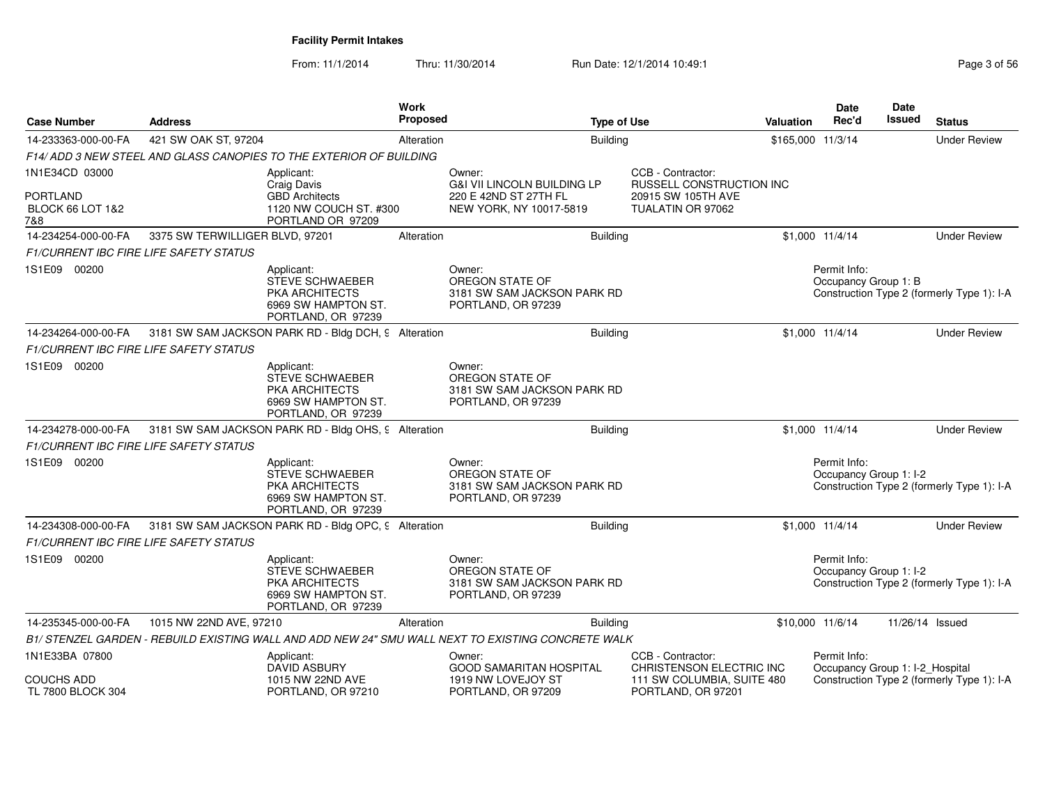**Facility Permit Intakes**

From: 11/1/2014 Thru: 11/30/2014 Run Date: 12/1/2014 10:49:1

| Case Number | Address | Work Proposed | Type of Use | Valuation | Date Rec'd | Date Issued | Status |
|---|---|---|---|---|---|---|---|
| 14-233363-000-00-FA | 421 SW OAK ST, 97204 | Alteration | Building | $165,000 | 11/3/14 | | Under Review |
| F14/ ADD 3 NEW STEEL AND GLASS CANOPIES TO THE EXTERIOR OF BUILDING | | | | | | | |
| 1N1E34CD 03000<br>PORTLAND<br>BLOCK 66 LOT 1&2 7&8 | Applicant:<br>Craig Davis<br>GBD Architects<br>1120 NW COUCH ST. #300<br>PORTLAND OR 97209 | | Owner:<br>G&I VII LINCOLN BUILDING LP<br>220 E 42ND ST 27TH FL<br>NEW YORK, NY 10017-5819 | CCB - Contractor:<br>RUSSELL CONSTRUCTION INC<br>20915 SW 105TH AVE<br>TUALATIN OR 97062 | | | |
| 14-234254-000-00-FA | 3375 SW TERWILLIGER BLVD, 97201 | Alteration | Building | $1,000 | 11/4/14 | | Under Review |
| F1/CURRENT IBC FIRE LIFE SAFETY STATUS | | | | | | | |
| 1S1E09 00200 | Applicant:<br>STEVE SCHWAEBER<br>PKA ARCHITECTS<br>6969 SW HAMPTON ST.<br>PORTLAND, OR 97239 | | Owner:<br>OREGON STATE OF<br>3181 SW SAM JACKSON PARK RD<br>PORTLAND, OR 97239 | | Permit Info:<br>Occupancy Group 1: B<br>Construction Type 2 (formerly Type 1): I-A | | |
| 14-234264-000-00-FA | 3181 SW SAM JACKSON PARK RD - Bldg DCH, 9 | Alteration | Building | $1,000 | 11/4/14 | | Under Review |
| F1/CURRENT IBC FIRE LIFE SAFETY STATUS | | | | | | | |
| 1S1E09 00200 | Applicant:<br>STEVE SCHWAEBER<br>PKA ARCHITECTS<br>6969 SW HAMPTON ST.<br>PORTLAND, OR 97239 | | Owner:<br>OREGON STATE OF<br>3181 SW SAM JACKSON PARK RD<br>PORTLAND, OR 97239 | | | | |
| 14-234278-000-00-FA | 3181 SW SAM JACKSON PARK RD - Bldg OHS, 9 | Alteration | Building | $1,000 | 11/4/14 | | Under Review |
| F1/CURRENT IBC FIRE LIFE SAFETY STATUS | | | | | | | |
| 1S1E09 00200 | Applicant:<br>STEVE SCHWAEBER<br>PKA ARCHITECTS<br>6969 SW HAMPTON ST.<br>PORTLAND, OR 97239 | | Owner:<br>OREGON STATE OF<br>3181 SW SAM JACKSON PARK RD<br>PORTLAND, OR 97239 | | Permit Info:<br>Occupancy Group 1: I-2<br>Construction Type 2 (formerly Type 1): I-A | | |
| 14-234308-000-00-FA | 3181 SW SAM JACKSON PARK RD - Bldg OPC, 9 | Alteration | Building | $1,000 | 11/4/14 | | Under Review |
| F1/CURRENT IBC FIRE LIFE SAFETY STATUS | | | | | | | |
| 1S1E09 00200 | Applicant:<br>STEVE SCHWAEBER<br>PKA ARCHITECTS<br>6969 SW HAMPTON ST.<br>PORTLAND, OR 97239 | | Owner:<br>OREGON STATE OF<br>3181 SW SAM JACKSON PARK RD<br>PORTLAND, OR 97239 | | Permit Info:<br>Occupancy Group 1: I-2<br>Construction Type 2 (formerly Type 1): I-A | | |
| 14-235345-000-00-FA | 1015 NW 22ND AVE, 97210 | Alteration | Building | $10,000 | 11/6/14 | 11/26/14 | Issued |
| B1/ STENZEL GARDEN - REBUILD EXISTING WALL AND ADD NEW 24" SMU WALL NEXT TO EXISTING CONCRETE WALK | | | | | | | |
| 1N1E33BA 07800<br>COUCHS ADD<br>TL 7800 BLOCK 304 | Applicant:<br>DAVID ASBURY<br>1015 NW 22ND AVE<br>PORTLAND, OR 97210 | | Owner:<br>GOOD SAMARITAN HOSPITAL<br>1919 NW LOVEJOY ST<br>PORTLAND, OR 97209 | CCB - Contractor:<br>CHRISTENSON ELECTRIC INC<br>111 SW COLUMBIA, SUITE 480<br>PORTLAND, OR 97201 | Permit Info:<br>Occupancy Group 1: I-2_Hospital<br>Construction Type 2 (formerly Type 1): I-A | | |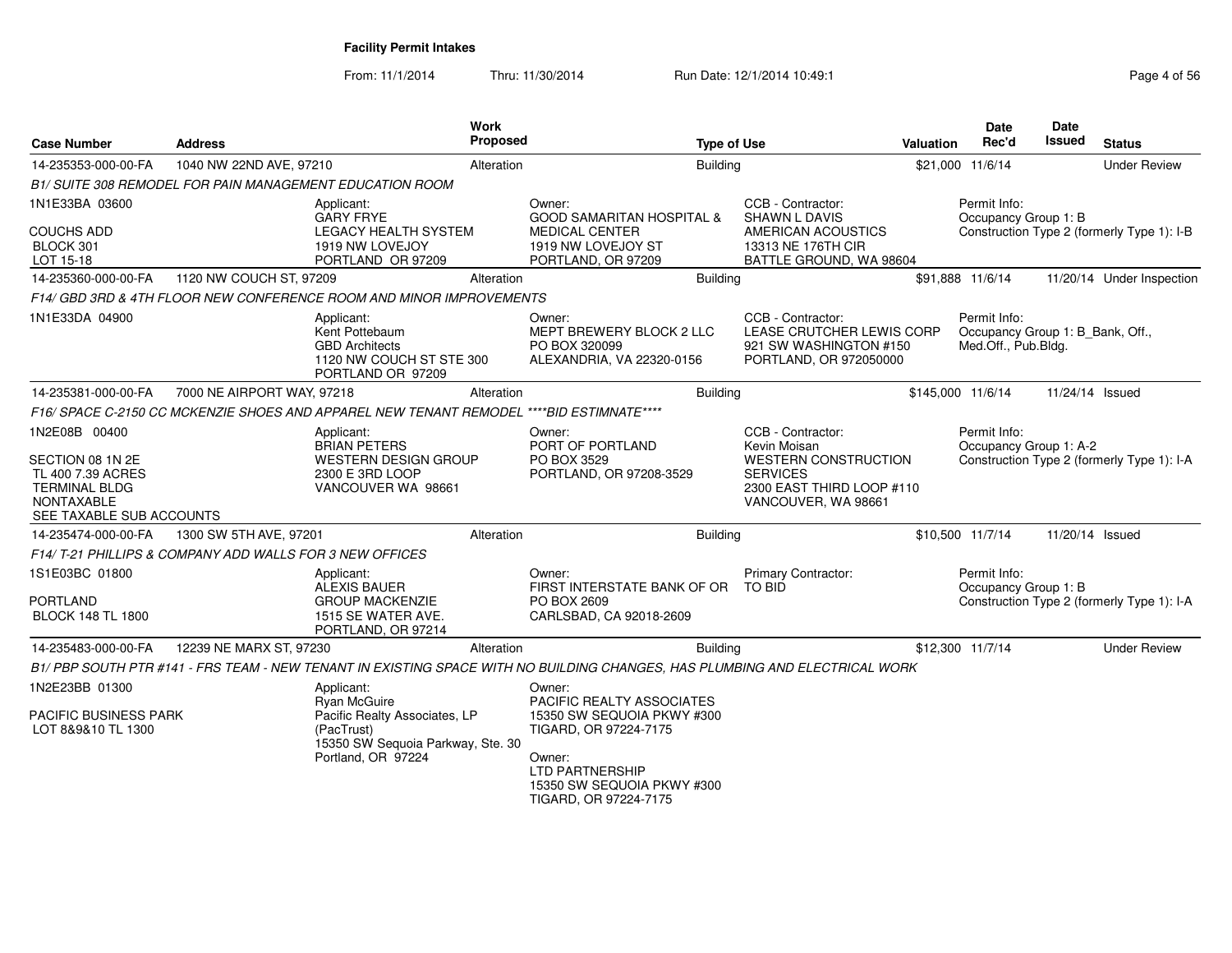**Facility Permit Intakes**

From: 11/1/2014 Thru: 11/30/2014 Run Date: 12/1/2014 10:49:1

| Case Number | Address | Work Proposed | Type of Use | Valuation | Date Rec'd | Date Issued | Status |
|---|---|---|---|---|---|---|---|
| 14-235353-000-00-FA | 1040 NW 22ND AVE, 97210 | Alteration | Building | $21,000 | 11/6/14 | | Under Review |
| 14-235360-000-00-FA | 1120 NW COUCH ST, 97209 | Alteration | Building | $91,888 | 11/6/14 | 11/20/14 | Under Inspection |
| 14-235381-000-00-FA | 7000 NE AIRPORT WAY, 97218 | Alteration | Building | $145,000 | 11/6/14 | 11/24/14 | Issued |
| 14-235474-000-00-FA | 1300 SW 5TH AVE, 97201 | Alteration | Building | $10,500 | 11/7/14 | 11/20/14 | Issued |
| 14-235483-000-00-FA | 12239 NE MARX ST, 97230 | Alteration | Building | $12,300 | 11/7/14 | | Under Review |

**14-235353-000-00-FA** — 1040 NW 22ND AVE, 97210

*B1/ SUITE 308 REMODEL FOR PAIN MANAGEMENT EDUCATION ROOM*

1N1E33BA 03600
COUCHS ADD
BLOCK 301
LOT 15-18

Applicant:
GARY FRYE
LEGACY HEALTH SYSTEM
1919 NW LOVEJOY
PORTLAND OR 97209

Owner:
GOOD SAMARITAN HOSPITAL & MEDICAL CENTER
1919 NW LOVEJOY ST
PORTLAND, OR 97209

CCB - Contractor:
SHAWN L DAVIS
AMERICAN ACOUSTICS
13313 NE 176TH CIR
BATTLE GROUND, WA 98604

Permit Info:
Occupancy Group 1: B
Construction Type 2 (formerly Type 1): I-B

**14-235360-000-00-FA** — 1120 NW COUCH ST, 97209

*F14/ GBD 3RD & 4TH FLOOR NEW CONFERENCE ROOM AND MINOR IMPROVEMENTS*

1N1E33DA 04900

Applicant:
Kent Pottebaum
GBD Architects
1120 NW COUCH ST STE 300
PORTLAND OR 97209

Owner:
MEPT BREWERY BLOCK 2 LLC
PO BOX 320099
ALEXANDRIA, VA 22320-0156

CCB - Contractor:
LEASE CRUTCHER LEWIS CORP
921 SW WASHINGTON #150
PORTLAND, OR 972050000

Permit Info:
Occupancy Group 1: B_Bank, Off., Med.Off., Pub.Bldg.

**14-235381-000-00-FA** — 7000 NE AIRPORT WAY, 97218

*F16/ SPACE C-2150 CC MCKENZIE SHOES AND APPAREL NEW TENANT REMODEL ****BID ESTIMNATE*****

1N2E08B 00400
SECTION 08 1N 2E
TL 400 7.39 ACRES
TERMINAL BLDG
NONTAXABLE
SEE TAXABLE SUB ACCOUNTS

Applicant:
BRIAN PETERS
WESTERN DESIGN GROUP
2300 E 3RD LOOP
VANCOUVER WA 98661

Owner:
PORT OF PORTLAND
PO BOX 3529
PORTLAND, OR 97208-3529

CCB - Contractor:
Kevin Moisan
WESTERN CONSTRUCTION SERVICES
2300 EAST THIRD LOOP #110
VANCOUVER, WA 98661

Permit Info:
Occupancy Group 1: A-2
Construction Type 2 (formerly Type 1): I-A

**14-235474-000-00-FA** — 1300 SW 5TH AVE, 97201

*F14/ T-21 PHILLIPS & COMPANY ADD WALLS FOR 3 NEW OFFICES*

1S1E03BC 01800
PORTLAND
BLOCK 148 TL 1800

Applicant:
ALEXIS BAUER
GROUP MACKENZIE
1515 SE WATER AVE.
PORTLAND, OR 97214

Owner:
FIRST INTERSTATE BANK OF OR
PO BOX 2609
CARLSBAD, CA 92018-2609

Primary Contractor:
TO BID

Permit Info:
Occupancy Group 1: B
Construction Type 2 (formerly Type 1): I-A

**14-235483-000-00-FA** — 12239 NE MARX ST, 97230

*B1/ PBP SOUTH PTR #141 - FRS TEAM - NEW TENANT IN EXISTING SPACE WITH NO BUILDING CHANGES, HAS PLUMBING AND ELECTRICAL WORK*

1N2E23BB 01300
PACIFIC BUSINESS PARK
LOT 8&9&10 TL 1300

Applicant:
Ryan McGuire
Pacific Realty Associates, LP (PacTrust)
15350 SW Sequoia Parkway, Ste. 30
Portland, OR 97224

Owner:
PACIFIC REALTY ASSOCIATES
15350 SW SEQUOIA PKWY #300
TIGARD, OR 97224-7175

Owner:
LTD PARTNERSHIP
15350 SW SEQUOIA PKWY #300
TIGARD, OR 97224-7175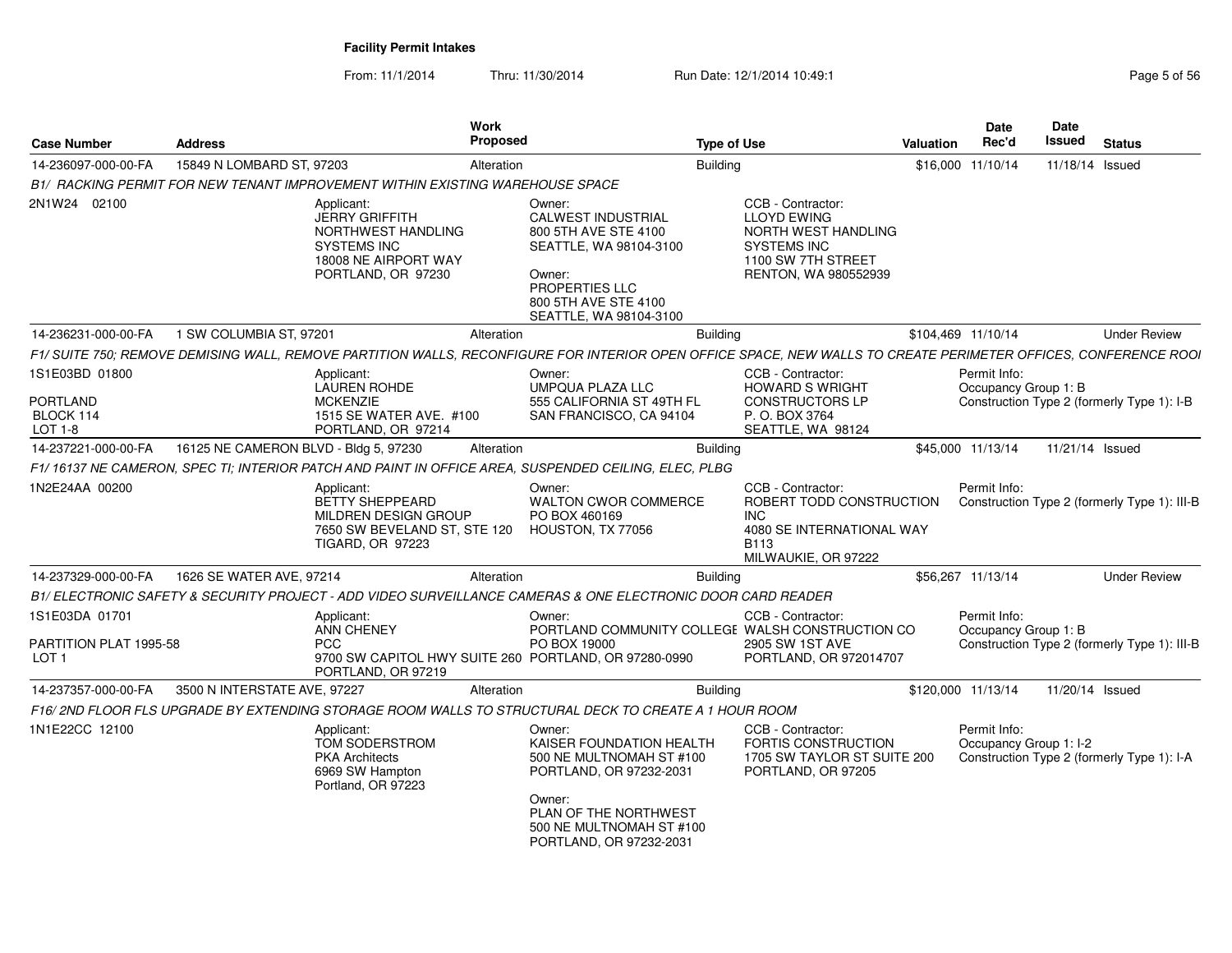**Facility Permit Intakes**

From: 11/1/2014 Thru: 11/30/2014 Run Date: 12/1/2014 10:49:1

| Case Number | Address | Work Proposed | Type of Use | Valuation | Date Rec'd | Date Issued | Status |
|---|---|---|---|---|---|---|---|
| 14-236097-000-00-FA | 15849 N LOMBARD ST, 97203 | Alteration | Building | $16,000 | 11/10/14 | 11/18/14 | Issued |

*B1/ RACKING PERMIT FOR NEW TENANT IMPROVEMENT WITHIN EXISTING WAREHOUSE SPACE*

2N1W24 02100

Applicant: JERRY GRIFFITH, NORTHWEST HANDLING SYSTEMS INC, 18008 NE AIRPORT WAY, PORTLAND, OR 97230

Owner: CALWEST INDUSTRIAL, 800 5TH AVE STE 4100, SEATTLE, WA 98104-3100

Owner: PROPERTIES LLC, 800 5TH AVE STE 4100, SEATTLE, WA 98104-3100

CCB - Contractor: LLOYD EWING, NORTH WEST HANDLING SYSTEMS INC, 1100 SW 7TH STREET, RENTON, WA 980552939

| Case Number | Address | Work Proposed | Type of Use | Valuation | Date Rec'd | Date Issued | Status |
|---|---|---|---|---|---|---|---|
| 14-236231-000-00-FA | 1 SW COLUMBIA ST, 97201 | Alteration | Building | $104,469 | 11/10/14 | | Under Review |

*F1/ SUITE 750; REMOVE DEMISING WALL, REMOVE PARTITION WALLS, RECONFIGURE FOR INTERIOR OPEN OFFICE SPACE, NEW WALLS TO CREATE PERIMETER OFFICES, CONFERENCE ROOI*

1S1E03BD 01800
PORTLAND
BLOCK 114
LOT 1-8

Applicant: LAUREN ROHDE, MCKENZIE, 1515 SE WATER AVE. #100, PORTLAND, OR 97214

Owner: UMPQUA PLAZA LLC, 555 CALIFORNIA ST 49TH FL, SAN FRANCISCO, CA 94104

CCB - Contractor: HOWARD S WRIGHT CONSTRUCTORS LP, P. O. BOX 3764, SEATTLE, WA 98124

Permit Info: Occupancy Group 1: B; Construction Type 2 (formerly Type 1): I-B

| Case Number | Address | Work Proposed | Type of Use | Valuation | Date Rec'd | Date Issued | Status |
|---|---|---|---|---|---|---|---|
| 14-237221-000-00-FA | 16125 NE CAMERON BLVD - Bldg 5, 97230 | Alteration | Building | $45,000 | 11/13/14 | 11/21/14 | Issued |

*F1/ 16137 NE CAMERON, SPEC TI; INTERIOR PATCH AND PAINT IN OFFICE AREA, SUSPENDED CEILING, ELEC, PLBG*

1N2E24AA 00200

Applicant: BETTY SHEPPEARD, MILDREN DESIGN GROUP, 7650 SW BEVELAND ST, STE 120, TIGARD, OR 97223

Owner: WALTON CWOR COMMERCE, PO BOX 460169, HOUSTON, TX 77056

CCB - Contractor: ROBERT TODD CONSTRUCTION INC, 4080 SE INTERNATIONAL WAY B113, MILWAUKIE, OR 97222

Permit Info: Construction Type 2 (formerly Type 1): III-B

| Case Number | Address | Work Proposed | Type of Use | Valuation | Date Rec'd | Date Issued | Status |
|---|---|---|---|---|---|---|---|
| 14-237329-000-00-FA | 1626 SE WATER AVE, 97214 | Alteration | Building | $56,267 | 11/13/14 | | Under Review |

*B1/ ELECTRONIC SAFETY & SECURITY PROJECT - ADD VIDEO SURVEILLANCE CAMERAS & ONE ELECTRONIC DOOR CARD READER*

1S1E03DA 01701
PARTITION PLAT 1995-58
LOT 1

Applicant: ANN CHENEY, PCC, 9700 SW CAPITOL HWY SUITE 260, PORTLAND, OR 97219

Owner: PORTLAND COMMUNITY COLLEGE, PO BOX 19000, PORTLAND, OR 97280-0990

CCB - Contractor: WALSH CONSTRUCTION CO, 2905 SW 1ST AVE, PORTLAND, OR 972014707

Permit Info: Occupancy Group 1: B; Construction Type 2 (formerly Type 1): III-B

| Case Number | Address | Work Proposed | Type of Use | Valuation | Date Rec'd | Date Issued | Status |
|---|---|---|---|---|---|---|---|
| 14-237357-000-00-FA | 3500 N INTERSTATE AVE, 97227 | Alteration | Building | $120,000 | 11/13/14 | 11/20/14 | Issued |

*F16/ 2ND FLOOR FLS UPGRADE BY EXTENDING STORAGE ROOM WALLS TO STRUCTURAL DECK TO CREATE A 1 HOUR ROOM*

1N1E22CC 12100

Applicant: TOM SODERSTROM, PKA Architects, 6969 SW Hampton, Portland, OR 97223

Owner: KAISER FOUNDATION HEALTH, 500 NE MULTNOMAH ST #100, PORTLAND, OR 97232-2031

Owner: PLAN OF THE NORTHWEST, 500 NE MULTNOMAH ST #100, PORTLAND, OR 97232-2031

CCB - Contractor: FORTIS CONSTRUCTION, 1705 SW TAYLOR ST SUITE 200, PORTLAND, OR 97205

Permit Info: Occupancy Group 1: I-2; Construction Type 2 (formerly Type 1): I-A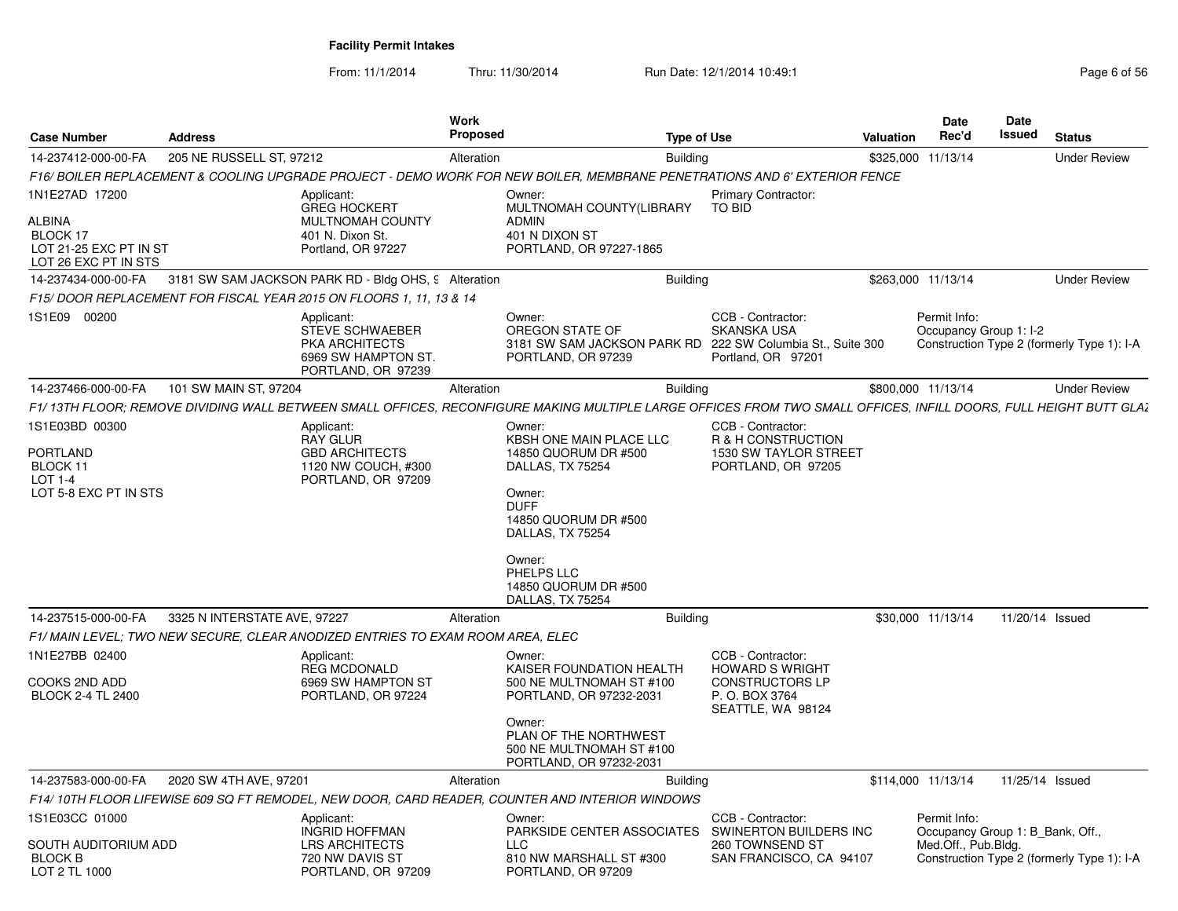**Facility Permit Intakes**

From: 11/1/2014 Thru: 11/30/2014 Run Date: 12/1/2014 10:49:1

| Case Number | Address | Work Proposed | Type of Use | Valuation | Date Rec'd | Date Issued | Status |
|---|---|---|---|---|---|---|---|
| 14-237412-000-00-FA | 205 NE RUSSELL ST, 97212 | Alteration | Building | $325,000 | 11/13/14 | | Under Review |

*F16/ BOILER REPLACEMENT & COOLING UPGRADE PROJECT - DEMO WORK FOR NEW BOILER, MEMBRANE PENETRATIONS AND 6' EXTERIOR FENCE*

1N1E27AD 17200
ALBINA
BLOCK 17
LOT 21-25 EXC PT IN ST
LOT 26 EXC PT IN STS

Applicant:
GREG HOCKERT
MULTNOMAH COUNTY
401 N. Dixon St.
Portland, OR 97227

Owner:
MULTNOMAH COUNTY(LIBRARY ADMIN
401 N DIXON ST
PORTLAND, OR 97227-1865

Primary Contractor:
TO BID

| Case Number | Address | Work Proposed | Type of Use | Valuation | Date Rec'd | Date Issued | Status |
|---|---|---|---|---|---|---|---|
| 14-237434-000-00-FA | 3181 SW SAM JACKSON PARK RD - Bldg OHS, 9 | Alteration | Building | $263,000 | 11/13/14 | | Under Review |

*F15/ DOOR REPLACEMENT FOR FISCAL YEAR 2015 ON FLOORS 1, 11, 13 & 14*

1S1E09 00200

Applicant:
STEVE SCHWAEBER
PKA ARCHITECTS
6969 SW HAMPTON ST.
PORTLAND, OR 97239

Owner:
OREGON STATE OF
3181 SW SAM JACKSON PARK RD
PORTLAND, OR 97239

CCB - Contractor:
SKANSKA USA
222 SW Columbia St., Suite 300
Portland, OR 97201

Permit Info:
Occupancy Group 1: I-2
Construction Type 2 (formerly Type 1): I-A

| Case Number | Address | Work Proposed | Type of Use | Valuation | Date Rec'd | Date Issued | Status |
|---|---|---|---|---|---|---|---|
| 14-237466-000-00-FA | 101 SW MAIN ST, 97204 | Alteration | Building | $800,000 | 11/13/14 | | Under Review |

*F1/ 13TH FLOOR; REMOVE DIVIDING WALL BETWEEN SMALL OFFICES, RECONFIGURE MAKING MULTIPLE LARGE OFFICES FROM TWO SMALL OFFICES, INFILL DOORS, FULL HEIGHT BUTT GLAZ*

1S1E03BD 00300
PORTLAND
BLOCK 11
LOT 1-4
LOT 5-8 EXC PT IN STS

Applicant:
RAY GLUR
GBD ARCHITECTS
1120 NW COUCH, #300
PORTLAND, OR 97209

Owner:
KBSH ONE MAIN PLACE LLC
14850 QUORUM DR #500
DALLAS, TX 75254

Owner:
DUFF
14850 QUORUM DR #500
DALLAS, TX 75254

Owner:
PHELPS LLC
14850 QUORUM DR #500
DALLAS, TX 75254

CCB - Contractor:
R & H CONSTRUCTION
1530 SW TAYLOR STREET
PORTLAND, OR 97205

| Case Number | Address | Work Proposed | Type of Use | Valuation | Date Rec'd | Date Issued | Status |
|---|---|---|---|---|---|---|---|
| 14-237515-000-00-FA | 3325 N INTERSTATE AVE, 97227 | Alteration | Building | $30,000 | 11/13/14 | 11/20/14 | Issued |

*F1/ MAIN LEVEL; TWO NEW SECURE, CLEAR ANODIZED ENTRIES TO EXAM ROOM AREA, ELEC*

1N1E27BB 02400
COOKS 2ND ADD
BLOCK 2-4 TL 2400

Applicant:
REG MCDONALD
6969 SW HAMPTON ST
PORTLAND, OR 97224

Owner:
KAISER FOUNDATION HEALTH
500 NE MULTNOMAH ST #100
PORTLAND, OR 97232-2031

Owner:
PLAN OF THE NORTHWEST
500 NE MULTNOMAH ST #100
PORTLAND, OR 97232-2031

CCB - Contractor:
HOWARD S WRIGHT CONSTRUCTORS LP
P. O. BOX 3764
SEATTLE, WA 98124

| Case Number | Address | Work Proposed | Type of Use | Valuation | Date Rec'd | Date Issued | Status |
|---|---|---|---|---|---|---|---|
| 14-237583-000-00-FA | 2020 SW 4TH AVE, 97201 | Alteration | Building | $114,000 | 11/13/14 | 11/25/14 | Issued |

*F14/ 10TH FLOOR LIFEWISE 609 SQ FT REMODEL, NEW DOOR, CARD READER, COUNTER AND INTERIOR WINDOWS*

1S1E03CC 01000
SOUTH AUDITORIUM ADD
BLOCK B
LOT 2 TL 1000

Applicant:
INGRID HOFFMAN
LRS ARCHITECTS
720 NW DAVIS ST
PORTLAND, OR 97209

Owner:
PARKSIDE CENTER ASSOCIATES LLC
810 NW MARSHALL ST #300
PORTLAND, OR 97209

CCB - Contractor:
SWINERTON BUILDERS INC
260 TOWNSEND ST
SAN FRANCISCO, CA 94107

Permit Info:
Occupancy Group 1: B_Bank, Off., Med.Off., Pub.Bldg.
Construction Type 2 (formerly Type 1): I-A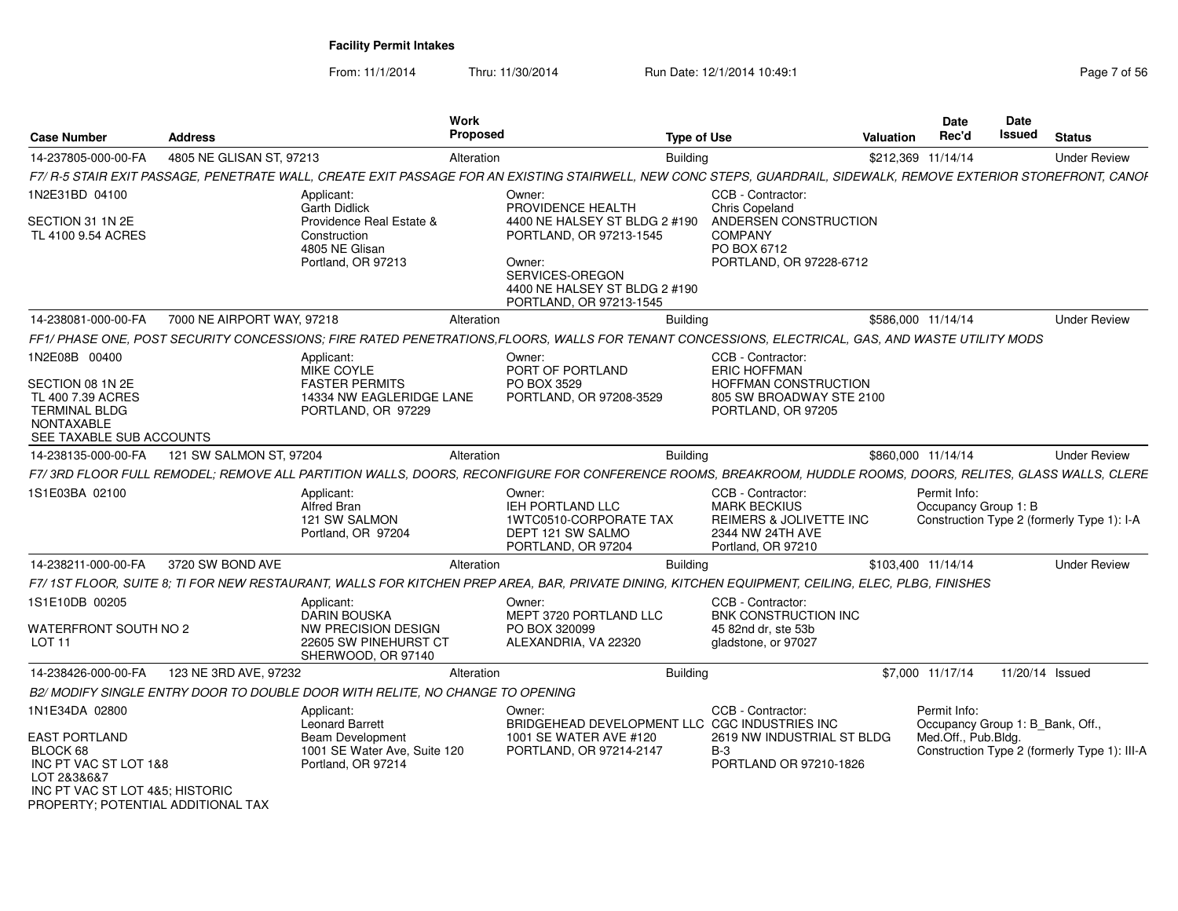## Facility Permit Intakes

From: 11/1/2014 Thru: 11/30/2014 Run Date: 12/1/2014 10:49:1

| Case Number | Address | Work Proposed | Type of Use | Valuation | Date Rec'd | Date Issued | Status |
|---|---|---|---|---|---|---|---|
| 14-237805-000-00-FA | 4805 NE GLISAN ST, 97213 | Alteration | Building | $212,369 | 11/14/14 | | Under Review |

F7/ R-5 STAIR EXIT PASSAGE, PENETRATE WALL, CREATE EXIT PASSAGE FOR AN EXISTING STAIRWELL, NEW CONC STEPS, GUARDRAIL, SIDEWALK, REMOVE EXTERIOR STOREFRONT, CANOI

1N2E31BD 04100

SECTION 31 1N 2E
TL 4100 9.54 ACRES

Applicant:
Garth Didlick
Providence Real Estate &
Construction
4805 NE Glisan
Portland, OR 97213

Owner:
PROVIDENCE HEALTH
4400 NE HALSEY ST BLDG 2 #190
PORTLAND, OR 97213-1545

Owner:
SERVICES-OREGON
4400 NE HALSEY ST BLDG 2 #190
PORTLAND, OR 97213-1545

CCB - Contractor:
Chris Copeland
ANDERSEN CONSTRUCTION
COMPANY
PO BOX 6712
PORTLAND, OR 97228-6712

| Case Number | Address | Work Proposed | Type of Use | Valuation | Date Rec'd | Date Issued | Status |
|---|---|---|---|---|---|---|---|
| 14-238081-000-00-FA | 7000 NE AIRPORT WAY, 97218 | Alteration | Building | $586,000 | 11/14/14 | | Under Review |

FF1/ PHASE ONE, POST SECURITY CONCESSIONS; FIRE RATED PENETRATIONS,FLOORS, WALLS FOR TENANT CONCESSIONS, ELECTRICAL, GAS, AND WASTE UTILITY MODS

1N2E08B 00400

SECTION 08 1N 2E
TL 400 7.39 ACRES
TERMINAL BLDG
NONTAXABLE
SEE TAXABLE SUB ACCOUNTS

Applicant:
MIKE COYLE
FASTER PERMITS
14334 NW EAGLERIDGE LANE
PORTLAND, OR 97229

Owner:
PORT OF PORTLAND
PO BOX 3529
PORTLAND, OR 97208-3529

CCB - Contractor:
ERIC HOFFMAN
HOFFMAN CONSTRUCTION
805 SW BROADWAY STE 2100
PORTLAND, OR 97205

| Case Number | Address | Work Proposed | Type of Use | Valuation | Date Rec'd | Date Issued | Status |
|---|---|---|---|---|---|---|---|
| 14-238135-000-00-FA | 121 SW SALMON ST, 97204 | Alteration | Building | $860,000 | 11/14/14 | | Under Review |

F7/ 3RD FLOOR FULL REMODEL; REMOVE ALL PARTITION WALLS, DOORS, RECONFIGURE FOR CONFERENCE ROOMS, BREAKROOM, HUDDLE ROOMS, DOORS, RELITES, GLASS WALLS, CLERE

1S1E03BA 02100

Applicant:
Alfred Bran
121 SW SALMON
Portland, OR 97204

Owner:
IEH PORTLAND LLC
1WTC0510-CORPORATE TAX
DEPT 121 SW SALMO
PORTLAND, OR 97204

CCB - Contractor:
MARK BECKIUS
REIMERS & JOLIVETTE INC
2344 NW 24TH AVE
Portland, OR 97210

Permit Info:
Occupancy Group 1: B
Construction Type 2 (formerly Type 1): I-A

| Case Number | Address | Work Proposed | Type of Use | Valuation | Date Rec'd | Date Issued | Status |
|---|---|---|---|---|---|---|---|
| 14-238211-000-00-FA | 3720 SW BOND AVE | Alteration | Building | $103,400 | 11/14/14 | | Under Review |

F7/ 1ST FLOOR, SUITE 8; TI FOR NEW RESTAURANT, WALLS FOR KITCHEN PREP AREA, BAR, PRIVATE DINING, KITCHEN EQUIPMENT, CEILING, ELEC, PLBG, FINISHES

1S1E10DB 00205

WATERFRONT SOUTH NO 2
LOT 11

Applicant:
DARIN BOUSKA
NW PRECISION DESIGN
22605 SW PINEHURST CT
SHERWOOD, OR 97140

Owner:
MEPT 3720 PORTLAND LLC
PO BOX 320099
ALEXANDRIA, VA 22320

CCB - Contractor:
BNK CONSTRUCTION INC
45 82nd dr, ste 53b
gladstone, or 97027

| Case Number | Address | Work Proposed | Type of Use | Valuation | Date Rec'd | Date Issued | Status |
|---|---|---|---|---|---|---|---|
| 14-238426-000-00-FA | 123 NE 3RD AVE, 97232 | Alteration | Building | $7,000 | 11/17/14 | 11/20/14 | Issued |

B2/ MODIFY SINGLE ENTRY DOOR TO DOUBLE DOOR WITH RELITE, NO CHANGE TO OPENING

1N1E34DA 02800

EAST PORTLAND
BLOCK 68
INC PT VAC ST LOT 1&8
LOT 2&3&6&7
INC PT VAC ST LOT 4&5; HISTORIC
PROPERTY; POTENTIAL ADDITIONAL TAX

Applicant:
Leonard Barrett
Beam Development
1001 SE Water Ave, Suite 120
Portland, OR 97214

Owner:
BRIDGEHEAD DEVELOPMENT LLC
1001 SE WATER AVE #120
PORTLAND, OR 97214-2147

CCB - Contractor:
CGC INDUSTRIES INC
2619 NW INDUSTRIAL ST BLDG
B-3
PORTLAND OR 97210-1826

Permit Info:
Occupancy Group 1: B_Bank, Off., Med.Off., Pub.Bldg.
Construction Type 2 (formerly Type 1): III-A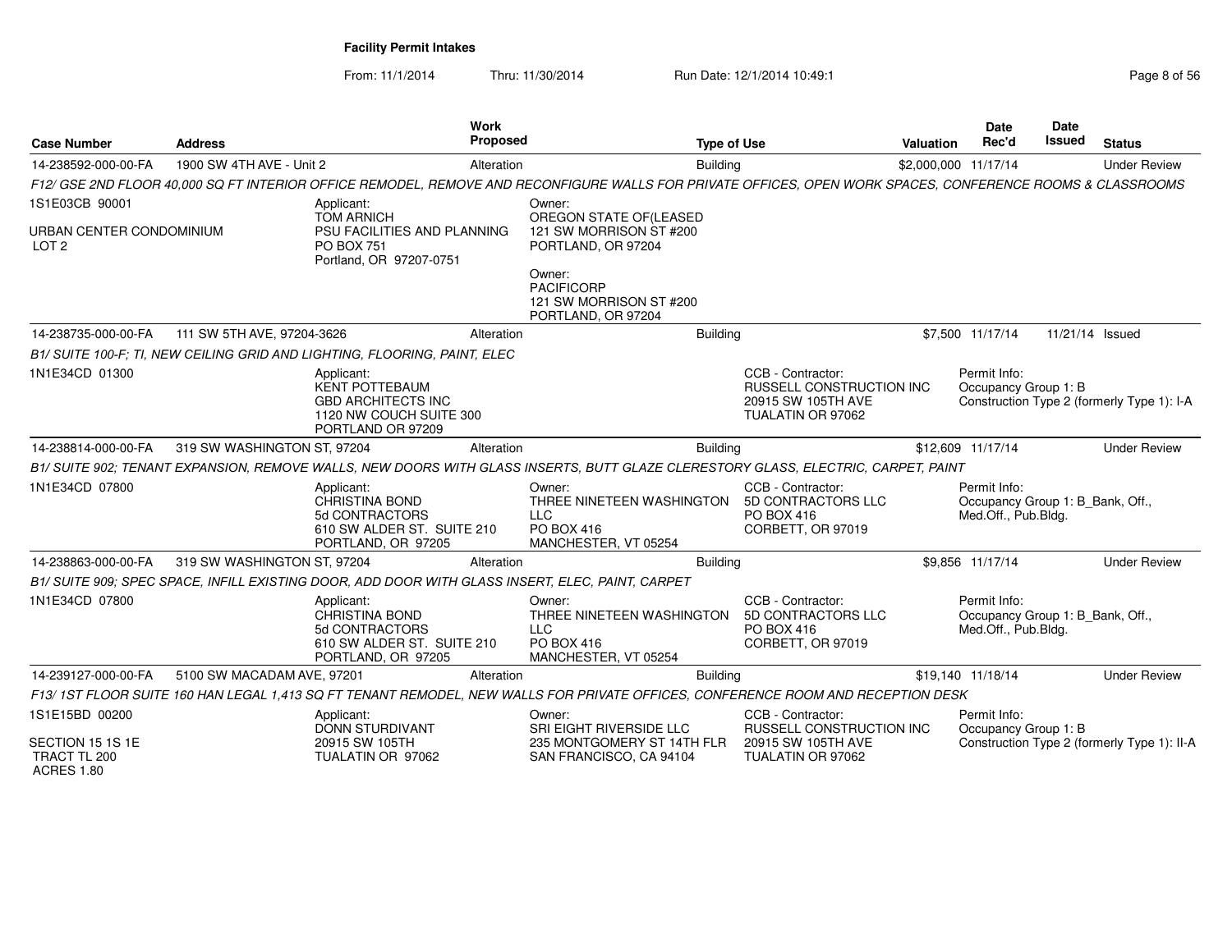**Facility Permit Intakes**

From: 11/1/2014 Thru: 11/30/2014 Run Date: 12/1/2014 10:49:1

| Case Number | Address | Work Proposed | Type of Use | Valuation | Date Rec'd | Date Issued | Status |
|---|---|---|---|---|---|---|---|
| 14-238592-000-00-FA | 1900 SW 4TH AVE - Unit 2 | Alteration | Building | $2,000,000 | 11/17/14 | | Under Review |

*F12/ GSE 2ND FLOOR 40,000 SQ FT INTERIOR OFFICE REMODEL, REMOVE AND RECONFIGURE WALLS FOR PRIVATE OFFICES, OPEN WORK SPACES, CONFERENCE ROOMS & CLASSROOMS*

1S1E03CB 90001

URBAN CENTER CONDOMINIUM
LOT 2

Applicant:
TOM ARNICH
PSU FACILITIES AND PLANNING
PO BOX 751
Portland, OR 97207-0751

Owner:
OREGON STATE OF(LEASED
121 SW MORRISON ST #200
PORTLAND, OR 97204

Owner:
PACIFICORP
121 SW MORRISON ST #200
PORTLAND, OR 97204

| Case Number | Address | Work Proposed | Type of Use | Valuation | Date Rec'd | Date Issued | Status |
|---|---|---|---|---|---|---|---|
| 14-238735-000-00-FA | 111 SW 5TH AVE, 97204-3626 | Alteration | Building | $7,500 | 11/17/14 | 11/21/14 | Issued |

*B1/ SUITE 100-F; TI, NEW CEILING GRID AND LIGHTING, FLOORING, PAINT, ELEC*

1N1E34CD 01300

Applicant:
KENT POTTEBAUM
GBD ARCHITECTS INC
1120 NW COUCH SUITE 300
PORTLAND OR 97209

CCB - Contractor:
RUSSELL CONSTRUCTION INC
20915 SW 105TH AVE
TUALATIN OR 97062

Permit Info:
Occupancy Group 1: B
Construction Type 2 (formerly Type 1): I-A

| Case Number | Address | Work Proposed | Type of Use | Valuation | Date Rec'd | Date Issued | Status |
|---|---|---|---|---|---|---|---|
| 14-238814-000-00-FA | 319 SW WASHINGTON ST, 97204 | Alteration | Building | $12,609 | 11/17/14 | | Under Review |

*B1/ SUITE 902; TENANT EXPANSION, REMOVE WALLS, NEW DOORS WITH GLASS INSERTS, BUTT GLAZE CLERESTORY GLASS, ELECTRIC, CARPET, PAINT*

1N1E34CD 07800

Applicant:
CHRISTINA BOND
5d CONTRACTORS
610 SW ALDER ST. SUITE 210
PORTLAND, OR 97205

Owner:
THREE NINETEEN WASHINGTON LLC
PO BOX 416
MANCHESTER, VT 05254

CCB - Contractor:
5D CONTRACTORS LLC
PO BOX 416
CORBETT, OR 97019

Permit Info:
Occupancy Group 1: B_Bank, Off., Med.Off., Pub.Bldg.

| Case Number | Address | Work Proposed | Type of Use | Valuation | Date Rec'd | Date Issued | Status |
|---|---|---|---|---|---|---|---|
| 14-238863-000-00-FA | 319 SW WASHINGTON ST, 97204 | Alteration | Building | $9,856 | 11/17/14 | | Under Review |

*B1/ SUITE 909; SPEC SPACE, INFILL EXISTING DOOR, ADD DOOR WITH GLASS INSERT, ELEC, PAINT, CARPET*

1N1E34CD 07800

Applicant:
CHRISTINA BOND
5d CONTRACTORS
610 SW ALDER ST. SUITE 210
PORTLAND, OR 97205

Owner:
THREE NINETEEN WASHINGTON LLC
PO BOX 416
MANCHESTER, VT 05254

CCB - Contractor:
5D CONTRACTORS LLC
PO BOX 416
CORBETT, OR 97019

Permit Info:
Occupancy Group 1: B_Bank, Off., Med.Off., Pub.Bldg.

| Case Number | Address | Work Proposed | Type of Use | Valuation | Date Rec'd | Date Issued | Status |
|---|---|---|---|---|---|---|---|
| 14-239127-000-00-FA | 5100 SW MACADAM AVE, 97201 | Alteration | Building | $19,140 | 11/18/14 | | Under Review |

*F13/ 1ST FLOOR SUITE 160 HAN LEGAL 1,413 SQ FT TENANT REMODEL, NEW WALLS FOR PRIVATE OFFICES, CONFERENCE ROOM AND RECEPTION DESK*

1S1E15BD 00200

SECTION 15 1S 1E
TRACT TL 200
ACRES 1.80

Applicant:
DONN STURDIVANT
20915 SW 105TH
TUALATIN OR 97062

Owner:
SRI EIGHT RIVERSIDE LLC
235 MONTGOMERY ST 14TH FLR
SAN FRANCISCO, CA 94104

CCB - Contractor:
RUSSELL CONSTRUCTION INC
20915 SW 105TH AVE
TUALATIN OR 97062

Permit Info:
Occupancy Group 1: B
Construction Type 2 (formerly Type 1): II-A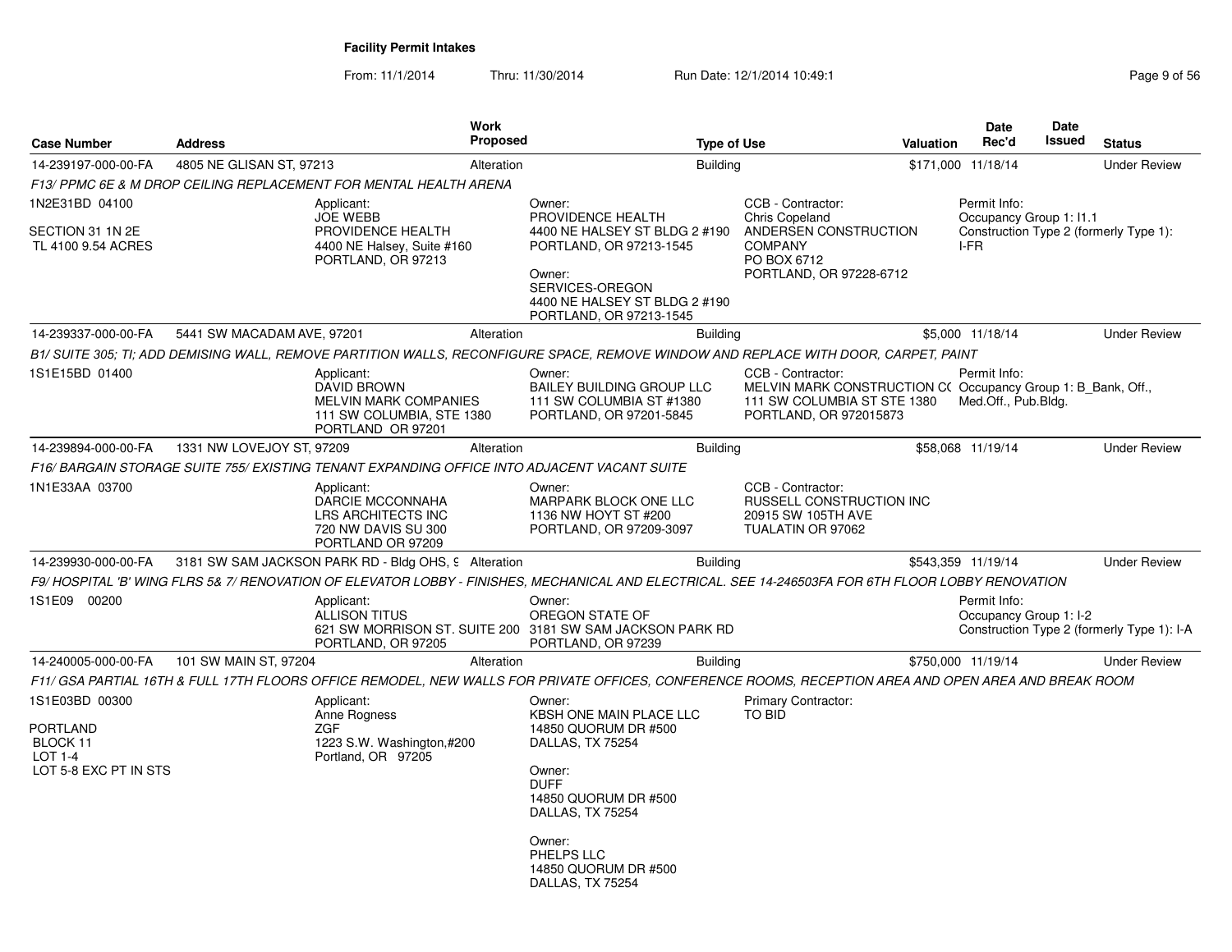**Facility Permit Intakes**

From: 11/1/2014 Thru: 11/30/2014 Run Date: 12/1/2014 10:49:1

| Case Number | Address | Work Proposed | Type of Use | Valuation | Date Rec'd | Date Issued | Status |
|---|---|---|---|---|---|---|---|
| 14-239197-000-00-FA | 4805 NE GLISAN ST, 97213 | Alteration | Building | $171,000 | 11/18/14 | | Under Review |

*F13/ PPMC 6E & M DROP CEILING REPLACEMENT FOR MENTAL HEALTH ARENA*

1N2E31BD 04100

SECTION 31 1N 2E
TL 4100 9.54 ACRES

Applicant:
JOE WEBB
PROVIDENCE HEALTH
4400 NE Halsey, Suite #160
PORTLAND, OR 97213

Owner:
PROVIDENCE HEALTH
4400 NE HALSEY ST BLDG 2 #190
PORTLAND, OR 97213-1545

Owner:
SERVICES-OREGON
4400 NE HALSEY ST BLDG 2 #190
PORTLAND, OR 97213-1545

CCB - Contractor:
Chris Copeland
ANDERSEN CONSTRUCTION COMPANY
PO BOX 6712
PORTLAND, OR 97228-6712

Permit Info:
Occupancy Group 1: I1.1
Construction Type 2 (formerly Type 1): I-FR

| Case Number | Address | Work Proposed | Type of Use | Valuation | Date Rec'd | Date Issued | Status |
|---|---|---|---|---|---|---|---|
| 14-239337-000-00-FA | 5441 SW MACADAM AVE, 97201 | Alteration | Building | $5,000 | 11/18/14 | | Under Review |

*B1/ SUITE 305; TI; ADD DEMISING WALL, REMOVE PARTITION WALLS, RECONFIGURE SPACE, REMOVE WINDOW AND REPLACE WITH DOOR, CARPET, PAINT*

1S1E15BD 01400

Applicant:
DAVID BROWN
MELVIN MARK COMPANIES
111 SW COLUMBIA, STE 1380
PORTLAND OR 97201

Owner:
BAILEY BUILDING GROUP LLC
111 SW COLUMBIA ST #1380
PORTLAND, OR 97201-5845

CCB - Contractor:
MELVIN MARK CONSTRUCTION CO
111 SW COLUMBIA ST STE 1380
PORTLAND, OR 972015873

Permit Info:
Occupancy Group 1: B_Bank, Off., Med.Off., Pub.Bldg.

| Case Number | Address | Work Proposed | Type of Use | Valuation | Date Rec'd | Date Issued | Status |
|---|---|---|---|---|---|---|---|
| 14-239894-000-00-FA | 1331 NW LOVEJOY ST, 97209 | Alteration | Building | $58,068 | 11/19/14 | | Under Review |

*F16/ BARGAIN STORAGE SUITE 755/ EXISTING TENANT EXPANDING OFFICE INTO ADJACENT VACANT SUITE*

1N1E33AA 03700

Applicant:
DARCIE MCCONNAHA
LRS ARCHITECTS INC
720 NW DAVIS SU 300
PORTLAND OR 97209

Owner:
MARPARK BLOCK ONE LLC
1136 NW HOYT ST #200
PORTLAND, OR 97209-3097

CCB - Contractor:
RUSSELL CONSTRUCTION INC
20915 SW 105TH AVE
TUALATIN OR 97062

| Case Number | Address | Work Proposed | Type of Use | Valuation | Date Rec'd | Date Issued | Status |
|---|---|---|---|---|---|---|---|
| 14-239930-000-00-FA | 3181 SW SAM JACKSON PARK RD - Bldg OHS, 9 | Alteration | Building | $543,359 | 11/19/14 | | Under Review |

*F9/ HOSPITAL 'B' WING FLRS 5& 7/ RENOVATION OF ELEVATOR LOBBY - FINISHES, MECHANICAL AND ELECTRICAL. SEE 14-246503FA FOR 6TH FLOOR LOBBY RENOVATION*

1S1E09 00200

Applicant:
ALLISON TITUS
621 SW MORRISON ST. SUITE 200
PORTLAND, OR 97205

Owner:
OREGON STATE OF
3181 SW SAM JACKSON PARK RD
PORTLAND, OR 97239

Permit Info:
Occupancy Group 1: I-2
Construction Type 2 (formerly Type 1): I-A

| Case Number | Address | Work Proposed | Type of Use | Valuation | Date Rec'd | Date Issued | Status |
|---|---|---|---|---|---|---|---|
| 14-240005-000-00-FA | 101 SW MAIN ST, 97204 | Alteration | Building | $750,000 | 11/19/14 | | Under Review |

*F11/ GSA PARTIAL 16TH & FULL 17TH FLOORS OFFICE REMODEL, NEW WALLS FOR PRIVATE OFFICES, CONFERENCE ROOMS, RECEPTION AREA AND OPEN AREA AND BREAK ROOM*

1S1E03BD 00300

PORTLAND
BLOCK 11
LOT 1-4
LOT 5-8 EXC PT IN STS

Applicant:
Anne Rogness
ZGF
1223 S.W. Washington,#200
Portland, OR 97205

Owner:
KBSH ONE MAIN PLACE LLC
14850 QUORUM DR #500
DALLAS, TX 75254

Owner:
DUFF
14850 QUORUM DR #500
DALLAS, TX 75254

Owner:
PHELPS LLC
14850 QUORUM DR #500
DALLAS, TX 75254

Primary Contractor:
TO BID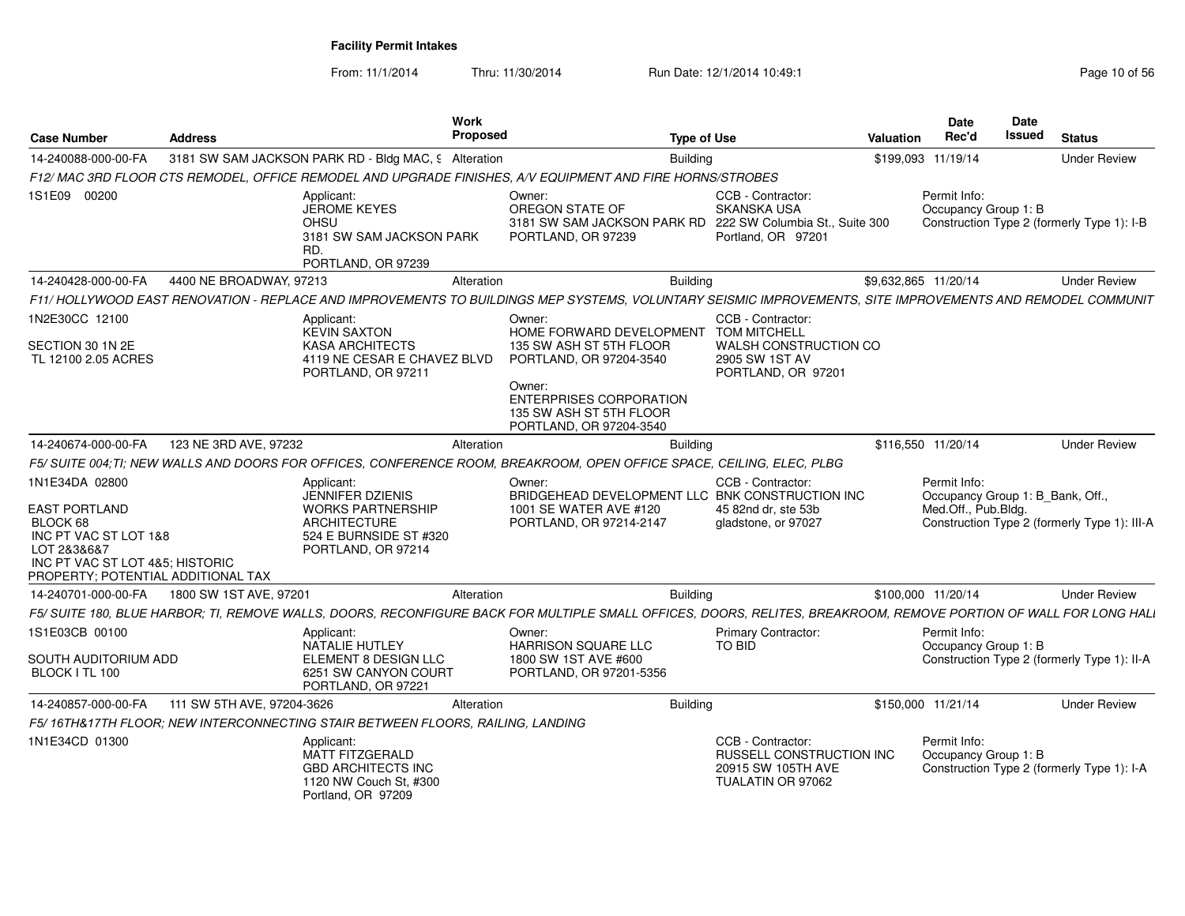**Facility Permit Intakes**

From: 11/1/2014 Thru: 11/30/2014 Run Date: 12/1/2014 10:49:1

| Case Number | Address | Work Proposed | Type of Use | Valuation | Date Rec'd | Date Issued | Status |
|---|---|---|---|---|---|---|---|
| 14-240088-000-00-FA | 3181 SW SAM JACKSON PARK RD - Bldg MAC, 9 | Alteration | Building | $199,093 | 11/19/14 | | Under Review |
| 14-240428-000-00-FA | 4400 NE BROADWAY, 97213 | Alteration | Building | $9,632,865 | 11/20/14 | | Under Review |
| 14-240674-000-00-FA | 123 NE 3RD AVE, 97232 | Alteration | Building | $116,550 | 11/20/14 | | Under Review |
| 14-240701-000-00-FA | 1800 SW 1ST AVE, 97201 | Alteration | Building | $100,000 | 11/20/14 | | Under Review |
| 14-240857-000-00-FA | 111 SW 5TH AVE, 97204-3626 | Alteration | Building | $150,000 | 11/21/14 | | Under Review |

**14-240088-000-00-FA**

*F12/ MAC 3RD FLOOR CTS REMODEL, OFFICE REMODEL AND UPGRADE FINISHES, A/V EQUIPMENT AND FIRE HORNS/STROBES*

1S1E09 00200

Applicant: JEROME KEYES, OHSU, 3181 SW SAM JACKSON PARK RD., PORTLAND, OR 97239

Owner: OREGON STATE OF, 3181 SW SAM JACKSON PARK RD, PORTLAND, OR 97239

CCB - Contractor: SKANSKA USA, 222 SW Columbia St., Suite 300, Portland, OR 97201

Permit Info: Occupancy Group 1: B; Construction Type 2 (formerly Type 1): I-B

**14-240428-000-00-FA**

*F11/ HOLLYWOOD EAST RENOVATION - REPLACE AND IMPROVEMENTS TO BUILDINGS MEP SYSTEMS, VOLUNTARY SEISMIC IMPROVEMENTS, SITE IMPROVEMENTS AND REMODEL COMMUNIT*

1N2E30CC 12100

SECTION 30 1N 2E
TL 12100 2.05 ACRES

Applicant: KEVIN SAXTON, KASA ARCHITECTS, 4119 NE CESAR E CHAVEZ BLVD, PORTLAND, OR 97211

Owner: HOME FORWARD DEVELOPMENT, 135 SW ASH ST 5TH FLOOR, PORTLAND, OR 97204-3540

Owner: ENTERPRISES CORPORATION, 135 SW ASH ST 5TH FLOOR, PORTLAND, OR 97204-3540

CCB - Contractor: TOM MITCHELL, WALSH CONSTRUCTION CO, 2905 SW 1ST AV, PORTLAND, OR 97201

**14-240674-000-00-FA**

*F5/ SUITE 004;TI; NEW WALLS AND DOORS FOR OFFICES, CONFERENCE ROOM, BREAKROOM, OPEN OFFICE SPACE, CEILING, ELEC, PLBG*

1N1E34DA 02800

EAST PORTLAND
BLOCK 68
INC PT VAC ST LOT 1&8
LOT 2&3&6&7
INC PT VAC ST LOT 4&5; HISTORIC PROPERTY; POTENTIAL ADDITIONAL TAX

Applicant: JENNIFER DZIENIS, WORKS PARTNERSHIP ARCHITECTURE, 524 E BURNSIDE ST #320, PORTLAND, OR 97214

Owner: BRIDGEHEAD DEVELOPMENT LLC, 1001 SE WATER AVE #120, PORTLAND, OR 97214-2147

CCB - Contractor: BNK CONSTRUCTION INC, 45 82nd dr, ste 53b, gladstone, or 97027

Permit Info: Occupancy Group 1: B_Bank, Off., Med.Off., Pub.Bldg.; Construction Type 2 (formerly Type 1): III-A

**14-240701-000-00-FA**

*F5/ SUITE 180, BLUE HARBOR; TI, REMOVE WALLS, DOORS, RECONFIGURE BACK FOR MULTIPLE SMALL OFFICES, DOORS, RELITES, BREAKROOM, REMOVE PORTION OF WALL FOR LONG HALI*

1S1E03CB 00100

SOUTH AUDITORIUM ADD
BLOCK I TL 100

Applicant: NATALIE HUTLEY, ELEMENT 8 DESIGN LLC, 6251 SW CANYON COURT, PORTLAND, OR 97221

Owner: HARRISON SQUARE LLC, 1800 SW 1ST AVE #600, PORTLAND, OR 97201-5356

Primary Contractor: TO BID

Permit Info: Occupancy Group 1: B; Construction Type 2 (formerly Type 1): II-A

**14-240857-000-00-FA**

*F5/ 16TH&17TH FLOOR; NEW INTERCONNECTING STAIR BETWEEN FLOORS, RAILING, LANDING*

1N1E34CD 01300

Applicant: MATT FITZGERALD, GBD ARCHITECTS INC, 1120 NW Couch St, #300, Portland, OR 97209

CCB - Contractor: RUSSELL CONSTRUCTION INC, 20915 SW 105TH AVE, TUALATIN OR 97062

Permit Info: Occupancy Group 1: B; Construction Type 2 (formerly Type 1): I-A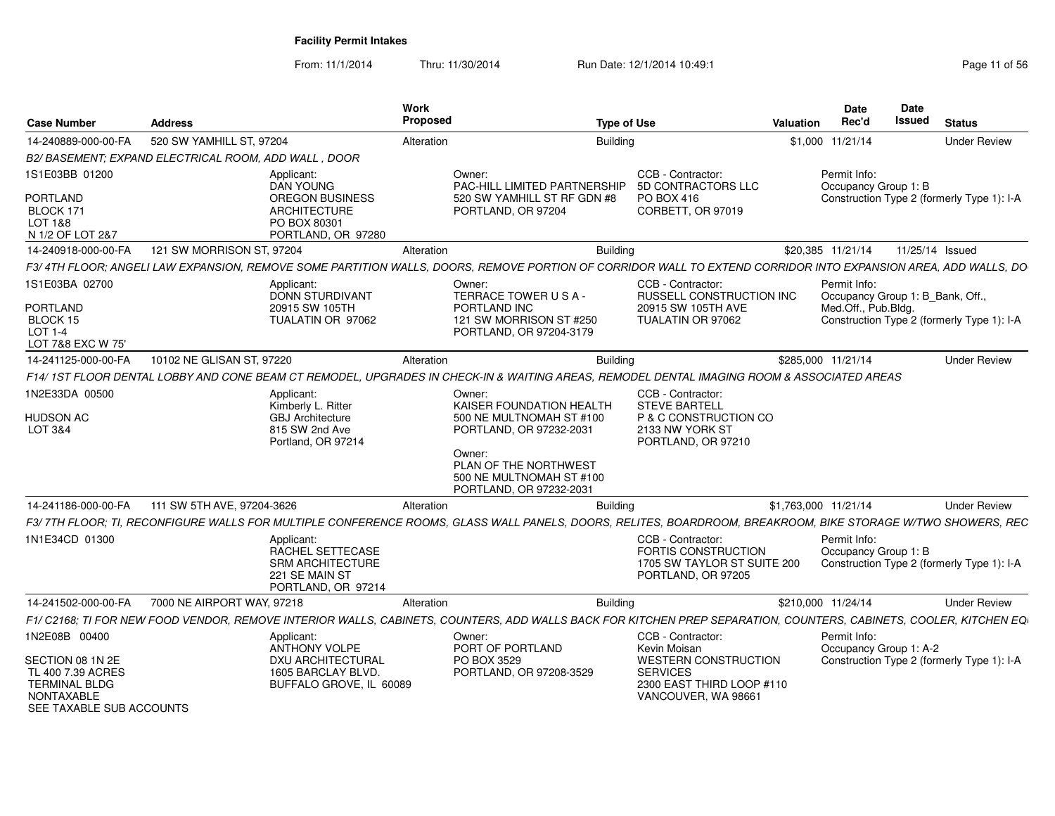**Facility Permit Intakes**

From: 11/1/2014 Thru: 11/30/2014 Run Date: 12/1/2014 10:49:1

| Case Number | Address | Work Proposed | Type of Use | Valuation | Date Rec'd | Date Issued | Status |
|---|---|---|---|---|---|---|---|
| 14-240889-000-00-FA | 520 SW YAMHILL ST, 97204 | Alteration | Building | $1,000 | 11/21/14 | | Under Review |

B2/ BASEMENT; EXPAND ELECTRICAL ROOM, ADD WALL , DOOR

1S1E03BB 01200
PORTLAND
BLOCK 171
LOT 1&8
N 1/2 OF LOT 2&7

Applicant:
DAN YOUNG
OREGON BUSINESS ARCHITECTURE
PO BOX 80301
PORTLAND, OR 97280

Owner:
PAC-HILL LIMITED PARTNERSHIP
520 SW YAMHILL ST RF GDN #8
PORTLAND, OR 97204

CCB - Contractor:
5D CONTRACTORS LLC
PO BOX 416
CORBETT, OR 97019

Permit Info:
Occupancy Group 1: B
Construction Type 2 (formerly Type 1): I-A

| Case Number | Address | Work Proposed | Type of Use | Valuation | Date Rec'd | Date Issued | Status |
|---|---|---|---|---|---|---|---|
| 14-240918-000-00-FA | 121 SW MORRISON ST, 97204 | Alteration | Building | $20,385 | 11/21/14 | 11/25/14 | Issued |

F3/ 4TH FLOOR; ANGELI LAW EXPANSION, REMOVE SOME PARTITION WALLS, DOORS, REMOVE PORTION OF CORRIDOR WALL TO EXTEND CORRIDOR INTO EXPANSION AREA, ADD WALLS, DO

1S1E03BA 02700
PORTLAND
BLOCK 15
LOT 1-4
LOT 7&8 EXC W 75'

Applicant:
DONN STURDIVANT
20915 SW 105TH
TUALATIN OR 97062

Owner:
TERRACE TOWER U S A - PORTLAND INC
121 SW MORRISON ST #250
PORTLAND, OR 97204-3179

CCB - Contractor:
RUSSELL CONSTRUCTION INC
20915 SW 105TH AVE
TUALATIN OR 97062

Permit Info:
Occupancy Group 1: B_Bank, Off., Med.Off., Pub.Bldg.
Construction Type 2 (formerly Type 1): I-A

| Case Number | Address | Work Proposed | Type of Use | Valuation | Date Rec'd | Date Issued | Status |
|---|---|---|---|---|---|---|---|
| 14-241125-000-00-FA | 10102 NE GLISAN ST, 97220 | Alteration | Building | $285,000 | 11/21/14 | | Under Review |

F14/ 1ST FLOOR DENTAL LOBBY AND CONE BEAM CT REMODEL, UPGRADES IN CHECK-IN & WAITING AREAS, REMODEL DENTAL IMAGING ROOM & ASSOCIATED AREAS

1N2E33DA 00500
HUDSON AC
LOT 3&4

Applicant:
Kimberly L. Ritter
GBJ Architecture
815 SW 2nd Ave
Portland, OR 97214

Owner:
KAISER FOUNDATION HEALTH
500 NE MULTNOMAH ST #100
PORTLAND, OR 97232-2031

Owner:
PLAN OF THE NORTHWEST
500 NE MULTNOMAH ST #100
PORTLAND, OR 97232-2031

CCB - Contractor:
STEVE BARTELL
P & C CONSTRUCTION CO
2133 NW YORK ST
PORTLAND, OR 97210

| Case Number | Address | Work Proposed | Type of Use | Valuation | Date Rec'd | Date Issued | Status |
|---|---|---|---|---|---|---|---|
| 14-241186-000-00-FA | 111 SW 5TH AVE, 97204-3626 | Alteration | Building | $1,763,000 | 11/21/14 | | Under Review |

F3/ 7TH FLOOR; TI, RECONFIGURE WALLS FOR MULTIPLE CONFERENCE ROOMS, GLASS WALL PANELS, DOORS, RELITES, BOARDROOM, BREAKROOM, BIKE STORAGE W/TWO SHOWERS, REC

1N1E34CD 01300

Applicant:
RACHEL SETTECASE
SRM ARCHITECTURE
221 SE MAIN ST
PORTLAND, OR 97214

CCB - Contractor:
FORTIS CONSTRUCTION
1705 SW TAYLOR ST SUITE 200
PORTLAND, OR 97205

Permit Info:
Occupancy Group 1: B
Construction Type 2 (formerly Type 1): I-A

| Case Number | Address | Work Proposed | Type of Use | Valuation | Date Rec'd | Date Issued | Status |
|---|---|---|---|---|---|---|---|
| 14-241502-000-00-FA | 7000 NE AIRPORT WAY, 97218 | Alteration | Building | $210,000 | 11/24/14 | | Under Review |

F1/ C2168; TI FOR NEW FOOD VENDOR, REMOVE INTERIOR WALLS, CABINETS, COUNTERS, ADD WALLS BACK FOR KITCHEN PREP SEPARATION, COUNTERS, CABINETS, COOLER, KITCHEN EQ

1N2E08B 00400
SECTION 08 1N 2E
TL 400 7.39 ACRES
TERMINAL BLDG
NONTAXABLE
SEE TAXABLE SUB ACCOUNTS

Applicant:
ANTHONY VOLPE
DXU ARCHITECTURAL
1605 BARCLAY BLVD.
BUFFALO GROVE, IL 60089

Owner:
PORT OF PORTLAND
PO BOX 3529
PORTLAND, OR 97208-3529

CCB - Contractor:
Kevin Moisan
WESTERN CONSTRUCTION SERVICES
2300 EAST THIRD LOOP #110
VANCOUVER, WA 98661

Permit Info:
Occupancy Group 1: A-2
Construction Type 2 (formerly Type 1): I-A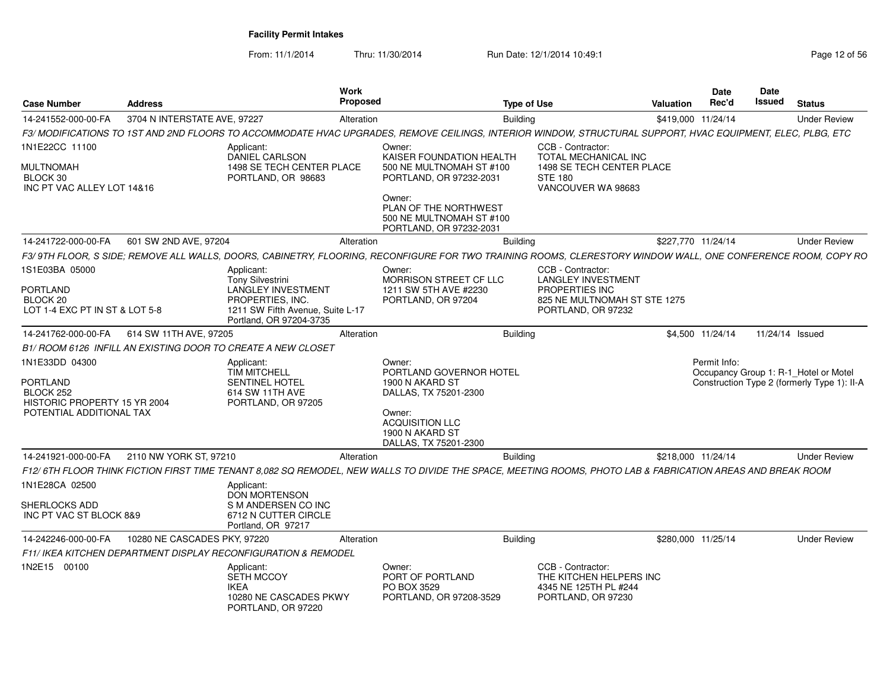**Facility Permit Intakes**

From: 11/1/2014 Thru: 11/30/2014 Run Date: 12/1/2014 10:49:1

| Case Number | Address | Work Proposed | Type of Use | Valuation | Date Rec'd | Date Issued | Status |
|---|---|---|---|---|---|---|---|
| 14-241552-000-00-FA | 3704 N INTERSTATE AVE, 97227 | Alteration | Building | $419,000 | 11/24/14 | | Under Review |

*F3/ MODIFICATIONS TO 1ST AND 2ND FLOORS TO ACCOMMODATE HVAC UPGRADES, REMOVE CEILINGS, INTERIOR WINDOW, STRUCTURAL SUPPORT, HVAC EQUIPMENT, ELEC, PLBG, ETC*

1N1E22CC 11100
MULTNOMAH
BLOCK 30
INC PT VAC ALLEY LOT 14&16

Applicant:
DANIEL CARLSON
1498 SE TECH CENTER PLACE
PORTLAND, OR 98683

Owner:
KAISER FOUNDATION HEALTH
500 NE MULTNOMAH ST #100
PORTLAND, OR 97232-2031

Owner:
PLAN OF THE NORTHWEST
500 NE MULTNOMAH ST #100
PORTLAND, OR 97232-2031

CCB - Contractor:
TOTAL MECHANICAL INC
1498 SE TECH CENTER PLACE
STE 180
VANCOUVER WA 98683

| Case Number | Address | Work Proposed | Type of Use | Valuation | Date Rec'd | Date Issued | Status |
|---|---|---|---|---|---|---|---|
| 14-241722-000-00-FA | 601 SW 2ND AVE, 97204 | Alteration | Building | $227,770 | 11/24/14 | | Under Review |

*F3/ 9TH FLOOR, S SIDE; REMOVE ALL WALLS, DOORS, CABINETRY, FLOORING, RECONFIGURE FOR TWO TRAINING ROOMS, CLERESTORY WINDOW WALL, ONE CONFERENCE ROOM, COPY RO*

1S1E03BA 05000
PORTLAND
BLOCK 20
LOT 1-4 EXC PT IN ST & LOT 5-8

Applicant:
Tony Silvestrini
LANGLEY INVESTMENT
PROPERTIES, INC.
1211 SW Fifth Avenue, Suite L-17
Portland, OR 97204-3735

Owner:
MORRISON STREET CF LLC
1211 SW 5TH AVE #2230
PORTLAND, OR 97204

CCB - Contractor:
LANGLEY INVESTMENT
PROPERTIES INC
825 NE MULTNOMAH ST STE 1275
PORTLAND, OR 97232

| Case Number | Address | Work Proposed | Type of Use | Valuation | Date Rec'd | Date Issued | Status |
|---|---|---|---|---|---|---|---|
| 14-241762-000-00-FA | 614 SW 11TH AVE, 97205 | Alteration | Building | $4,500 | 11/24/14 | 11/24/14 | Issued |

*B1/ ROOM 6126 INFILL AN EXISTING DOOR TO CREATE A NEW CLOSET*

1N1E33DD 04300
PORTLAND
BLOCK 252
HISTORIC PROPERTY 15 YR 2004
POTENTIAL ADDITIONAL TAX

Applicant:
TIM MITCHELL
SENTINEL HOTEL
614 SW 11TH AVE
PORTLAND, OR 97205

Owner:
PORTLAND GOVERNOR HOTEL
1900 N AKARD ST
DALLAS, TX 75201-2300

Owner:
ACQUISITION LLC
1900 N AKARD ST
DALLAS, TX 75201-2300

Permit Info:
Occupancy Group 1: R-1_Hotel or Motel
Construction Type 2 (formerly Type 1): II-A

| Case Number | Address | Work Proposed | Type of Use | Valuation | Date Rec'd | Date Issued | Status |
|---|---|---|---|---|---|---|---|
| 14-241921-000-00-FA | 2110 NW YORK ST, 97210 | Alteration | Building | $218,000 | 11/24/14 | | Under Review |

*F12/ 6TH FLOOR THINK FICTION FIRST TIME TENANT 8,082 SQ REMODEL, NEW WALLS TO DIVIDE THE SPACE, MEETING ROOMS, PHOTO LAB & FABRICATION AREAS AND BREAK ROOM*

1N1E28CA 02500
SHERLOCKS ADD
INC PT VAC ST BLOCK 8&9

Applicant:
DON MORTENSON
S M ANDERSEN CO INC
6712 N CUTTER CIRCLE
Portland, OR 97217

| Case Number | Address | Work Proposed | Type of Use | Valuation | Date Rec'd | Date Issued | Status |
|---|---|---|---|---|---|---|---|
| 14-242246-000-00-FA | 10280 NE CASCADES PKY, 97220 | Alteration | Building | $280,000 | 11/25/14 | | Under Review |

*F11/ IKEA KITCHEN DEPARTMENT DISPLAY RECONFIGURATION & REMODEL*

1N2E15 00100

Applicant:
SETH MCCOY
IKEA
10280 NE CASCADES PKWY
PORTLAND, OR 97220

Owner:
PORT OF PORTLAND
PO BOX 3529
PORTLAND, OR 97208-3529

CCB - Contractor:
THE KITCHEN HELPERS INC
4345 NE 125TH PL #244
PORTLAND, OR 97230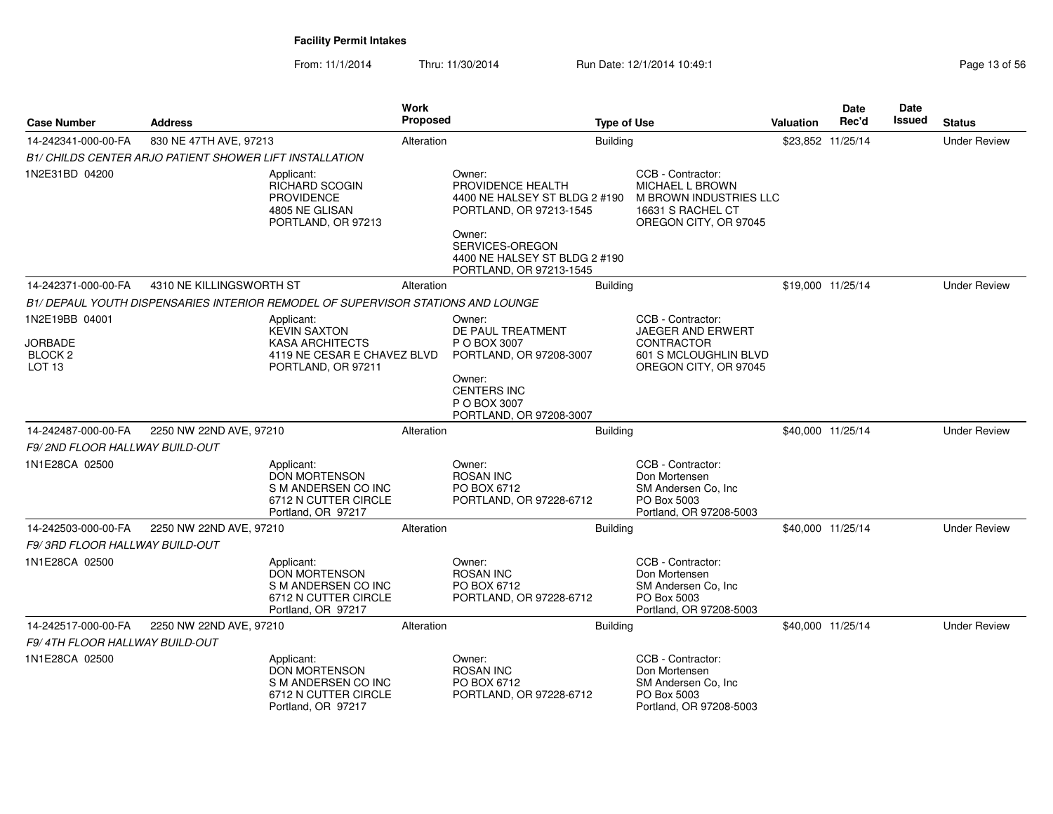**Facility Permit Intakes**

From: 11/1/2014 Thru: 11/30/2014 Run Date: 12/1/2014 10:49:1

| Case Number | Address | Work Proposed | Type of Use | Valuation | Date Rec'd | Date Issued | Status |
|---|---|---|---|---|---|---|---|
| 14-242341-000-00-FA | 830 NE 47TH AVE, 97213 | Alteration | Building | $23,852 | 11/25/14 | | Under Review |

*B1/ CHILDS CENTER ARJO PATIENT SHOWER LIFT INSTALLATION*

1N2E31BD 04200

Applicant:
RICHARD SCOGIN
PROVIDENCE
4805 NE GLISAN
PORTLAND, OR 97213

Owner:
PROVIDENCE HEALTH
4400 NE HALSEY ST BLDG 2 #190
PORTLAND, OR 97213-1545

Owner:
SERVICES-OREGON
4400 NE HALSEY ST BLDG 2 #190
PORTLAND, OR 97213-1545

CCB - Contractor:
MICHAEL L BROWN
M BROWN INDUSTRIES LLC
16631 S RACHEL CT
OREGON CITY, OR 97045

| Case Number | Address | Work Proposed | Type of Use | Valuation | Date Rec'd | Date Issued | Status |
|---|---|---|---|---|---|---|---|
| 14-242371-000-00-FA | 4310 NE KILLINGSWORTH ST | Alteration | Building | $19,000 | 11/25/14 | | Under Review |

*B1/ DEPAUL YOUTH DISPENSARIES INTERIOR REMODEL OF SUPERVISOR STATIONS AND LOUNGE*

1N2E19BB 04001

JORBADE
BLOCK 2
LOT 13

Applicant:
KEVIN SAXTON
KASA ARCHITECTS
4119 NE CESAR E CHAVEZ BLVD
PORTLAND, OR 97211

Owner:
DE PAUL TREATMENT
P O BOX 3007
PORTLAND, OR 97208-3007

Owner:
CENTERS INC
P O BOX 3007
PORTLAND, OR 97208-3007

CCB - Contractor:
JAEGER AND ERWERT
CONTRACTOR
601 S MCLOUGHLIN BLVD
OREGON CITY, OR 97045

| Case Number | Address | Work Proposed | Type of Use | Valuation | Date Rec'd | Date Issued | Status |
|---|---|---|---|---|---|---|---|
| 14-242487-000-00-FA | 2250 NW 22ND AVE, 97210 | Alteration | Building | $40,000 | 11/25/14 | | Under Review |

*F9/ 2ND FLOOR HALLWAY BUILD-OUT*

1N1E28CA 02500

Applicant:
DON MORTENSON
S M ANDERSEN CO INC
6712 N CUTTER CIRCLE
Portland, OR 97217

Owner:
ROSAN INC
PO BOX 6712
PORTLAND, OR 97228-6712

CCB - Contractor:
Don Mortensen
SM Andersen Co, Inc
PO Box 5003
Portland, OR 97208-5003

| Case Number | Address | Work Proposed | Type of Use | Valuation | Date Rec'd | Date Issued | Status |
|---|---|---|---|---|---|---|---|
| 14-242503-000-00-FA | 2250 NW 22ND AVE, 97210 | Alteration | Building | $40,000 | 11/25/14 | | Under Review |

*F9/ 3RD FLOOR HALLWAY BUILD-OUT*

1N1E28CA 02500

Applicant:
DON MORTENSON
S M ANDERSEN CO INC
6712 N CUTTER CIRCLE
Portland, OR 97217

Owner:
ROSAN INC
PO BOX 6712
PORTLAND, OR 97228-6712

CCB - Contractor:
Don Mortensen
SM Andersen Co, Inc
PO Box 5003
Portland, OR 97208-5003

| Case Number | Address | Work Proposed | Type of Use | Valuation | Date Rec'd | Date Issued | Status |
|---|---|---|---|---|---|---|---|
| 14-242517-000-00-FA | 2250 NW 22ND AVE, 97210 | Alteration | Building | $40,000 | 11/25/14 | | Under Review |

*F9/ 4TH FLOOR HALLWAY BUILD-OUT*

1N1E28CA 02500

Applicant:
DON MORTENSON
S M ANDERSEN CO INC
6712 N CUTTER CIRCLE
Portland, OR 97217

Owner:
ROSAN INC
PO BOX 6712
PORTLAND, OR 97228-6712

CCB - Contractor:
Don Mortensen
SM Andersen Co, Inc
PO Box 5003
Portland, OR 97208-5003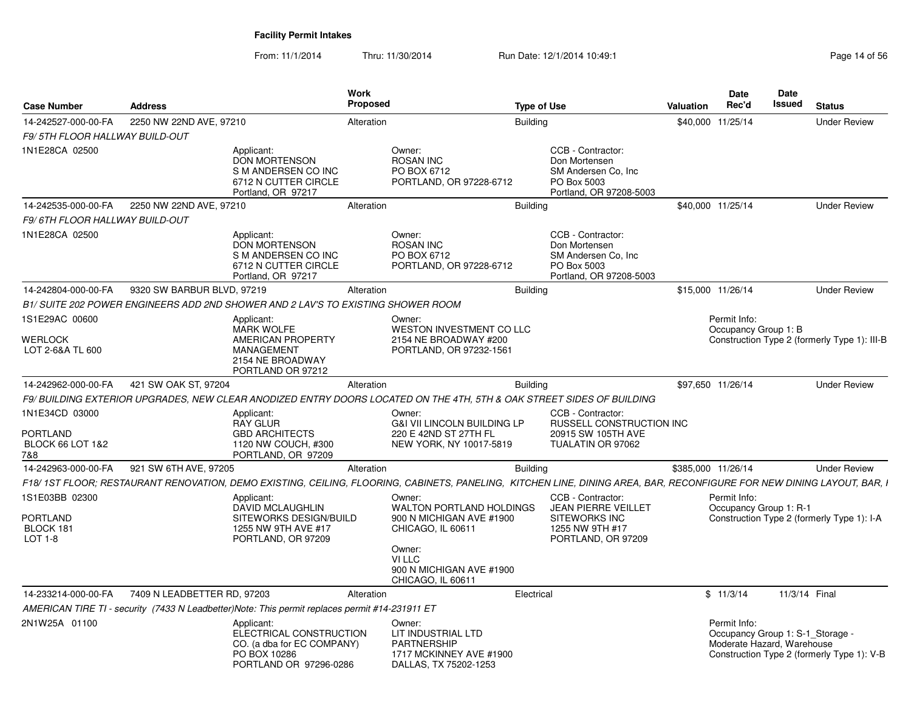**Facility Permit Intakes**

From: 11/1/2014 Thru: 11/30/2014 Run Date: 12/1/2014 10:49:1

| Case Number | Address | Work Proposed | Type of Use | Valuation | Date Rec'd | Date Issued | Status |
|---|---|---|---|---|---|---|---|
| 14-242527-000-00-FA | 2250 NW 22ND AVE, 97210 | Alteration | Building | $40,000 | 11/25/14 | | Under Review |

*F9/ 5TH FLOOR HALLWAY BUILD-OUT*

1N1E28CA 02500

Applicant: DON MORTENSON, S M ANDERSEN CO INC, 6712 N CUTTER CIRCLE, Portland, OR 97217

Owner: ROSAN INC, PO BOX 6712, PORTLAND, OR 97228-6712

CCB - Contractor: Don Mortensen, SM Andersen Co, Inc, PO Box 5003, Portland, OR 97208-5003

| Case Number | Address | Work Proposed | Type of Use | Valuation | Date Rec'd | Date Issued | Status |
|---|---|---|---|---|---|---|---|
| 14-242535-000-00-FA | 2250 NW 22ND AVE, 97210 | Alteration | Building | $40,000 | 11/25/14 | | Under Review |

*F9/ 6TH FLOOR HALLWAY BUILD-OUT*

1N1E28CA 02500

Applicant: DON MORTENSON, S M ANDERSEN CO INC, 6712 N CUTTER CIRCLE, Portland, OR 97217

Owner: ROSAN INC, PO BOX 6712, PORTLAND, OR 97228-6712

CCB - Contractor: Don Mortensen, SM Andersen Co, Inc, PO Box 5003, Portland, OR 97208-5003

| Case Number | Address | Work Proposed | Type of Use | Valuation | Date Rec'd | Date Issued | Status |
|---|---|---|---|---|---|---|---|
| 14-242804-000-00-FA | 9320 SW BARBUR BLVD, 97219 | Alteration | Building | $15,000 | 11/26/14 | | Under Review |

*B1/ SUITE 202 POWER ENGINEERS ADD 2ND SHOWER AND 2 LAV'S TO EXISTING SHOWER ROOM*

1S1E29AC 00600
WERLOCK
LOT 2-6&A TL 600

Applicant: MARK WOLFE, AMERICAN PROPERTY MANAGEMENT, 2154 NE BROADWAY, PORTLAND OR 97212

Owner: WESTON INVESTMENT CO LLC, 2154 NE BROADWAY #200, PORTLAND, OR 97232-1561

Permit Info: Occupancy Group 1: B; Construction Type 2 (formerly Type 1): III-B

| Case Number | Address | Work Proposed | Type of Use | Valuation | Date Rec'd | Date Issued | Status |
|---|---|---|---|---|---|---|---|
| 14-242962-000-00-FA | 421 SW OAK ST, 97204 | Alteration | Building | $97,650 | 11/26/14 | | Under Review |

*F9/ BUILDING EXTERIOR UPGRADES, NEW CLEAR ANODIZED ENTRY DOORS LOCATED ON THE 4TH, 5TH & OAK STREET SIDES OF BUILDING*

1N1E34CD 03000
PORTLAND
BLOCK 66 LOT 1&2 7&8

Applicant: RAY GLUR, GBD ARCHITECTS, 1120 NW COUCH, #300, PORTLAND, OR 97209

Owner: G&I VII LINCOLN BUILDING LP, 220 E 42ND ST 27TH FL, NEW YORK, NY 10017-5819

CCB - Contractor: RUSSELL CONSTRUCTION INC, 20915 SW 105TH AVE, TUALATIN OR 97062

| Case Number | Address | Work Proposed | Type of Use | Valuation | Date Rec'd | Date Issued | Status |
|---|---|---|---|---|---|---|---|
| 14-242963-000-00-FA | 921 SW 6TH AVE, 97205 | Alteration | Building | $385,000 | 11/26/14 | | Under Review |

*F18/ 1ST FLOOR; RESTAURANT RENOVATION, DEMO EXISTING, CEILING, FLOORING, CABINETS, PANELING, KITCHEN LINE, DINING AREA, BAR, RECONFIGURE FOR NEW DINING LAYOUT, BAR, I*

1S1E03BB 02300
PORTLAND
BLOCK 181
LOT 1-8

Applicant: DAVID MCLAUGHLIN, SITEWORKS DESIGN/BUILD, 1255 NW 9TH AVE #17, PORTLAND, OR 97209

Owner: WALTON PORTLAND HOLDINGS, 900 N MICHIGAN AVE #1900, CHICAGO, IL 60611

Owner: VI LLC, 900 N MICHIGAN AVE #1900, CHICAGO, IL 60611

CCB - Contractor: JEAN PIERRE VEILLET, SITEWORKS INC, 1255 NW 9TH #17, PORTLAND, OR 97209

Permit Info: Occupancy Group 1: R-1; Construction Type 2 (formerly Type 1): I-A

| Case Number | Address | Work Proposed | Type of Use | Valuation | Date Rec'd | Date Issued | Status |
|---|---|---|---|---|---|---|---|
| 14-233214-000-00-FA | 7409 N LEADBETTER RD, 97203 | Alteration | Electrical | $ | 11/3/14 | 11/3/14 | Final |

*AMERICAN TIRE TI - security (7433 N Leadbetter)Note: This permit replaces permit #14-231911 ET*

2N1W25A 01100

Applicant: ELECTRICAL CONSTRUCTION CO. (a dba for EC COMPANY), PO BOX 10286, PORTLAND OR 97296-0286

Owner: LIT INDUSTRIAL LTD PARTNERSHIP, 1717 MCKINNEY AVE #1900, DALLAS, TX 75202-1253

Permit Info: Occupancy Group 1: S-1_Storage - Moderate Hazard, Warehouse; Construction Type 2 (formerly Type 1): V-B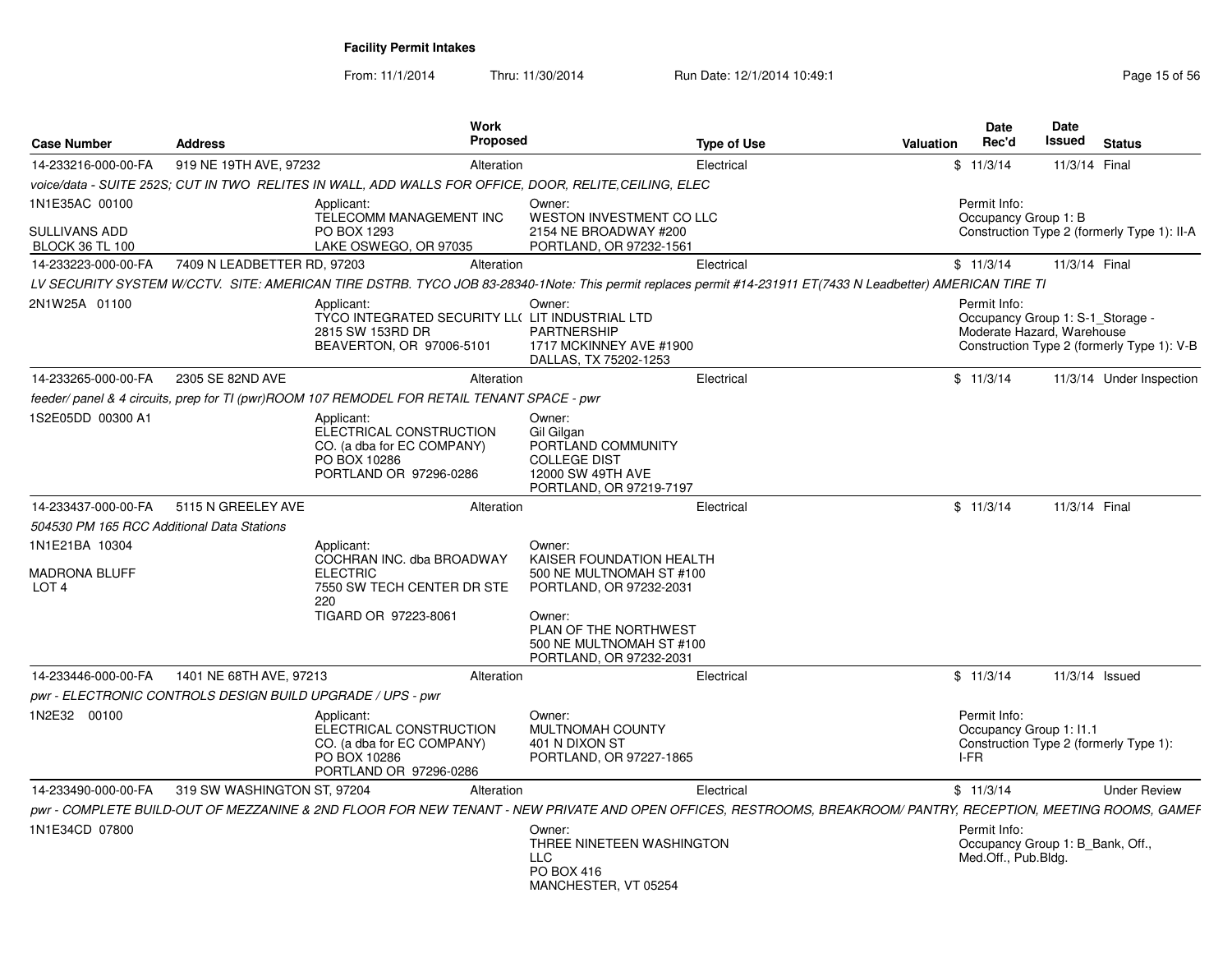**Facility Permit Intakes**

From: 11/1/2014 Thru: 11/30/2014 Run Date: 12/1/2014 10:49:1

| Case Number | Address | Work Proposed | Type of Use | Valuation | Date Rec'd | Date Issued | Status |
|---|---|---|---|---|---|---|---|
| 14-233216-000-00-FA | 919 NE 19TH AVE, 97232 | Alteration | Electrical | $ | 11/3/14 | 11/3/14 | Final |

*voice/data - SUITE 252S; CUT IN TWO RELITES IN WALL, ADD WALLS FOR OFFICE, DOOR, RELITE,CEILING, ELEC*

1N1E35AC 00100
SULLIVANS ADD
BLOCK 36 TL 100

Applicant:
TELECOMM MANAGEMENT INC
PO BOX 1293
LAKE OSWEGO, OR 97035

Owner:
WESTON INVESTMENT CO LLC
2154 NE BROADWAY #200
PORTLAND, OR 97232-1561

Permit Info:
Occupancy Group 1: B
Construction Type 2 (formerly Type 1): II-A

| Case Number | Address | Work Proposed | Type of Use | Valuation | Date Rec'd | Date Issued | Status |
|---|---|---|---|---|---|---|---|
| 14-233223-000-00-FA | 7409 N LEADBETTER RD, 97203 | Alteration | Electrical | $ | 11/3/14 | 11/3/14 | Final |

*LV SECURITY SYSTEM W/CCTV. SITE: AMERICAN TIRE DSTRB. TYCO JOB 83-28340-1Note: This permit replaces permit #14-231911 ET(7433 N Leadbetter) AMERICAN TIRE TI*

2N1W25A 01100

Applicant:
TYCO INTEGRATED SECURITY LL(
2815 SW 153RD DR
BEAVERTON, OR 97006-5101

Owner:
LIT INDUSTRIAL LTD
PARTNERSHIP
1717 MCKINNEY AVE #1900
DALLAS, TX 75202-1253

Permit Info:
Occupancy Group 1: S-1_Storage - Moderate Hazard, Warehouse
Construction Type 2 (formerly Type 1): V-B

| Case Number | Address | Work Proposed | Type of Use | Valuation | Date Rec'd | Date Issued | Status |
|---|---|---|---|---|---|---|---|
| 14-233265-000-00-FA | 2305 SE 82ND AVE | Alteration | Electrical | $ | 11/3/14 | 11/3/14 | Under Inspection |

*feeder/ panel & 4 circuits, prep for TI (pwr)ROOM 107 REMODEL FOR RETAIL TENANT SPACE - pwr*

1S2E05DD 00300 A1

Applicant:
ELECTRICAL CONSTRUCTION
CO. (a dba for EC COMPANY)
PO BOX 10286
PORTLAND OR 97296-0286

Owner:
Gil Gilgan
PORTLAND COMMUNITY
COLLEGE DIST
12000 SW 49TH AVE
PORTLAND, OR 97219-7197

| Case Number | Address | Work Proposed | Type of Use | Valuation | Date Rec'd | Date Issued | Status |
|---|---|---|---|---|---|---|---|
| 14-233437-000-00-FA | 5115 N GREELEY AVE | Alteration | Electrical | $ | 11/3/14 | 11/3/14 | Final |

*504530 PM 165 RCC Additional Data Stations*

1N1E21BA 10304
MADRONA BLUFF
LOT 4

Applicant:
COCHRAN INC. dba BROADWAY
ELECTRIC
7550 SW TECH CENTER DR STE
220
TIGARD OR 97223-8061

Owner:
KAISER FOUNDATION HEALTH
500 NE MULTNOMAH ST #100
PORTLAND, OR 97232-2031

Owner:
PLAN OF THE NORTHWEST
500 NE MULTNOMAH ST #100
PORTLAND, OR 97232-2031

| Case Number | Address | Work Proposed | Type of Use | Valuation | Date Rec'd | Date Issued | Status |
|---|---|---|---|---|---|---|---|
| 14-233446-000-00-FA | 1401 NE 68TH AVE, 97213 | Alteration | Electrical | $ | 11/3/14 | 11/3/14 | Issued |

*pwr - ELECTRONIC CONTROLS DESIGN BUILD UPGRADE / UPS - pwr*

1N2E32 00100

Applicant:
ELECTRICAL CONSTRUCTION
CO. (a dba for EC COMPANY)
PO BOX 10286
PORTLAND OR 97296-0286

Owner:
MULTNOMAH COUNTY
401 N DIXON ST
PORTLAND, OR 97227-1865

Permit Info:
Occupancy Group 1: I1.1
Construction Type 2 (formerly Type 1): I-FR

| Case Number | Address | Work Proposed | Type of Use | Valuation | Date Rec'd | Date Issued | Status |
|---|---|---|---|---|---|---|---|
| 14-233490-000-00-FA | 319 SW WASHINGTON ST, 97204 | Alteration | Electrical | $ | 11/3/14 | | Under Review |

*pwr - COMPLETE BUILD-OUT OF MEZZANINE & 2ND FLOOR FOR NEW TENANT - NEW PRIVATE AND OPEN OFFICES, RESTROOMS, BREAKROOM/ PANTRY, RECEPTION, MEETING ROOMS, GAMEF*

1N1E34CD 07800

Owner:
THREE NINETEEN WASHINGTON
LLC
PO BOX 416
MANCHESTER, VT 05254

Permit Info:
Occupancy Group 1: B_Bank, Off., Med.Off., Pub.Bldg.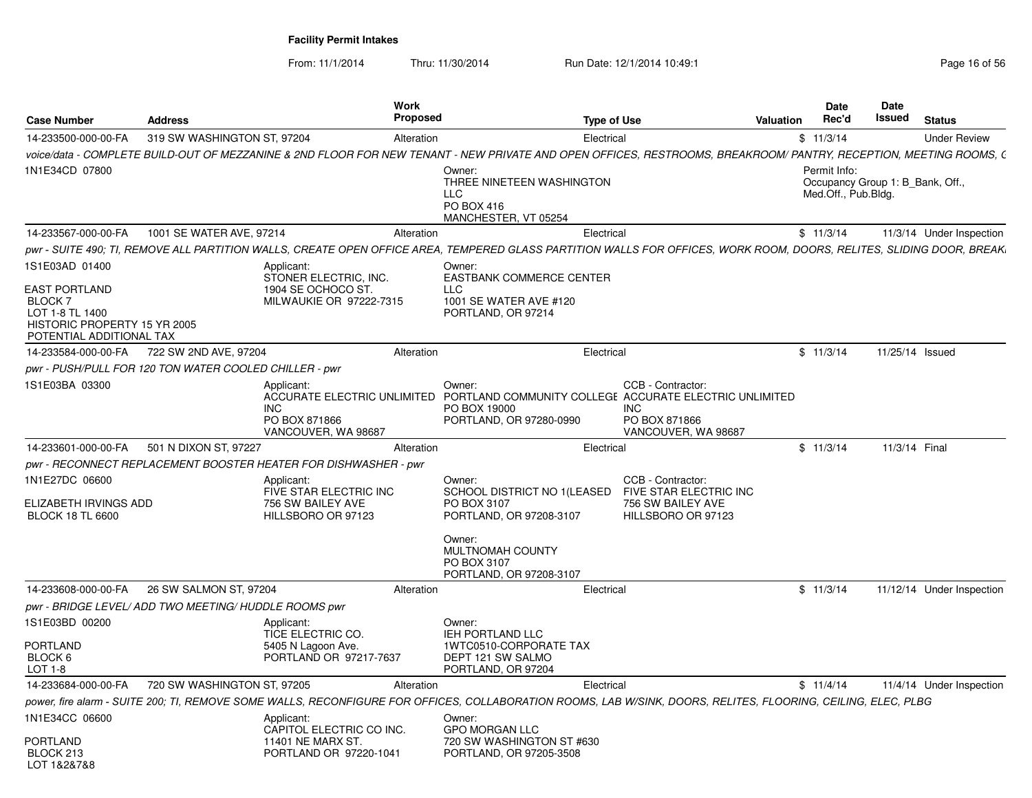**Facility Permit Intakes**

From: 11/1/2014 Thru: 11/30/2014 Run Date: 12/1/2014 10:49:1

| Case Number | Address | Work Proposed | Type of Use | Valuation | Date Rec'd | Date Issued | Status |
|---|---|---|---|---|---|---|---|
| 14-233500-000-00-FA | 319 SW WASHINGTON ST, 97204 | Alteration | Electrical | $ | 11/3/14 | | Under Review |

*voice/data - COMPLETE BUILD-OUT OF MEZZANINE & 2ND FLOOR FOR NEW TENANT - NEW PRIVATE AND OPEN OFFICES, RESTROOMS, BREAKROOM/ PANTRY, RECEPTION, MEETING ROOMS, C*

1N1E34CD 07800

Owner: THREE NINETEEN WASHINGTON LLC, PO BOX 416, MANCHESTER, VT 05254

Permit Info: Occupancy Group 1: B_Bank, Off., Med.Off., Pub.Bldg.

| Case Number | Address | Work Proposed | Type of Use | Valuation | Date Rec'd | Date Issued | Status |
|---|---|---|---|---|---|---|---|
| 14-233567-000-00-FA | 1001 SE WATER AVE, 97214 | Alteration | Electrical | $ | 11/3/14 | 11/3/14 | Under Inspection |

*pwr - SUITE 490; TI, REMOVE ALL PARTITION WALLS, CREATE OPEN OFFICE AREA, TEMPERED GLASS PARTITION WALLS FOR OFFICES, WORK ROOM, DOORS, RELITES, SLIDING DOOR, BREAK*

1S1E03AD 01400
EAST PORTLAND
BLOCK 7
LOT 1-8 TL 1400
HISTORIC PROPERTY 15 YR 2005
POTENTIAL ADDITIONAL TAX

Applicant: STONER ELECTRIC, INC., 1904 SE OCHOCO ST., MILWAUKIE OR 97222-7315

Owner: EASTBANK COMMERCE CENTER LLC, 1001 SE WATER AVE #120, PORTLAND, OR 97214

| Case Number | Address | Work Proposed | Type of Use | Valuation | Date Rec'd | Date Issued | Status |
|---|---|---|---|---|---|---|---|
| 14-233584-000-00-FA | 722 SW 2ND AVE, 97204 | Alteration | Electrical | $ | 11/3/14 | 11/25/14 | Issued |

*pwr - PUSH/PULL FOR 120 TON WATER COOLED CHILLER - pwr*

1S1E03BA 03300

Applicant: ACCURATE ELECTRIC UNLIMITED INC, PO BOX 871866, VANCOUVER, WA 98687

Owner: PORTLAND COMMUNITY COLLEGE, PO BOX 19000, PORTLAND, OR 97280-0990

CCB - Contractor: ACCURATE ELECTRIC UNLIMITED INC, PO BOX 871866, VANCOUVER, WA 98687

| Case Number | Address | Work Proposed | Type of Use | Valuation | Date Rec'd | Date Issued | Status |
|---|---|---|---|---|---|---|---|
| 14-233601-000-00-FA | 501 N DIXON ST, 97227 | Alteration | Electrical | $ | 11/3/14 | 11/3/14 | Final |

*pwr - RECONNECT REPLACEMENT BOOSTER HEATER FOR DISHWASHER - pwr*

1N1E27DC 06600
ELIZABETH IRVINGS ADD
BLOCK 18 TL 6600

Applicant: FIVE STAR ELECTRIC INC, 756 SW BAILEY AVE, HILLSBORO OR 97123

Owner: SCHOOL DISTRICT NO 1(LEASED, PO BOX 3107, PORTLAND, OR 97208-3107

Owner: MULTNOMAH COUNTY, PO BOX 3107, PORTLAND, OR 97208-3107

CCB - Contractor: FIVE STAR ELECTRIC INC, 756 SW BAILEY AVE, HILLSBORO OR 97123

| Case Number | Address | Work Proposed | Type of Use | Valuation | Date Rec'd | Date Issued | Status |
|---|---|---|---|---|---|---|---|
| 14-233608-000-00-FA | 26 SW SALMON ST, 97204 | Alteration | Electrical | $ | 11/3/14 | 11/12/14 | Under Inspection |

*pwr - BRIDGE LEVEL/ ADD TWO MEETING/ HUDDLE ROOMS pwr*

1S1E03BD 00200
PORTLAND
BLOCK 6
LOT 1-8

Applicant: TICE ELECTRIC CO., 5405 N Lagoon Ave., PORTLAND OR 97217-7637

Owner: IEH PORTLAND LLC, 1WTC0510-CORPORATE TAX, DEPT 121 SW SALMO, PORTLAND, OR 97204

| Case Number | Address | Work Proposed | Type of Use | Valuation | Date Rec'd | Date Issued | Status |
|---|---|---|---|---|---|---|---|
| 14-233684-000-00-FA | 720 SW WASHINGTON ST, 97205 | Alteration | Electrical | $ | 11/4/14 | 11/4/14 | Under Inspection |

*power, fire alarm - SUITE 200; TI, REMOVE SOME WALLS, RECONFIGURE FOR OFFICES, COLLABORATION ROOMS, LAB W/SINK, DOORS, RELITES, FLOORING, CEILING, ELEC, PLBG*

1N1E34CC 06600
PORTLAND
BLOCK 213
LOT 1&2&7&8

Applicant: CAPITOL ELECTRIC CO INC., 11401 NE MARX ST., PORTLAND OR 97220-1041

Owner: GPO MORGAN LLC, 720 SW WASHINGTON ST #630, PORTLAND, OR 97205-3508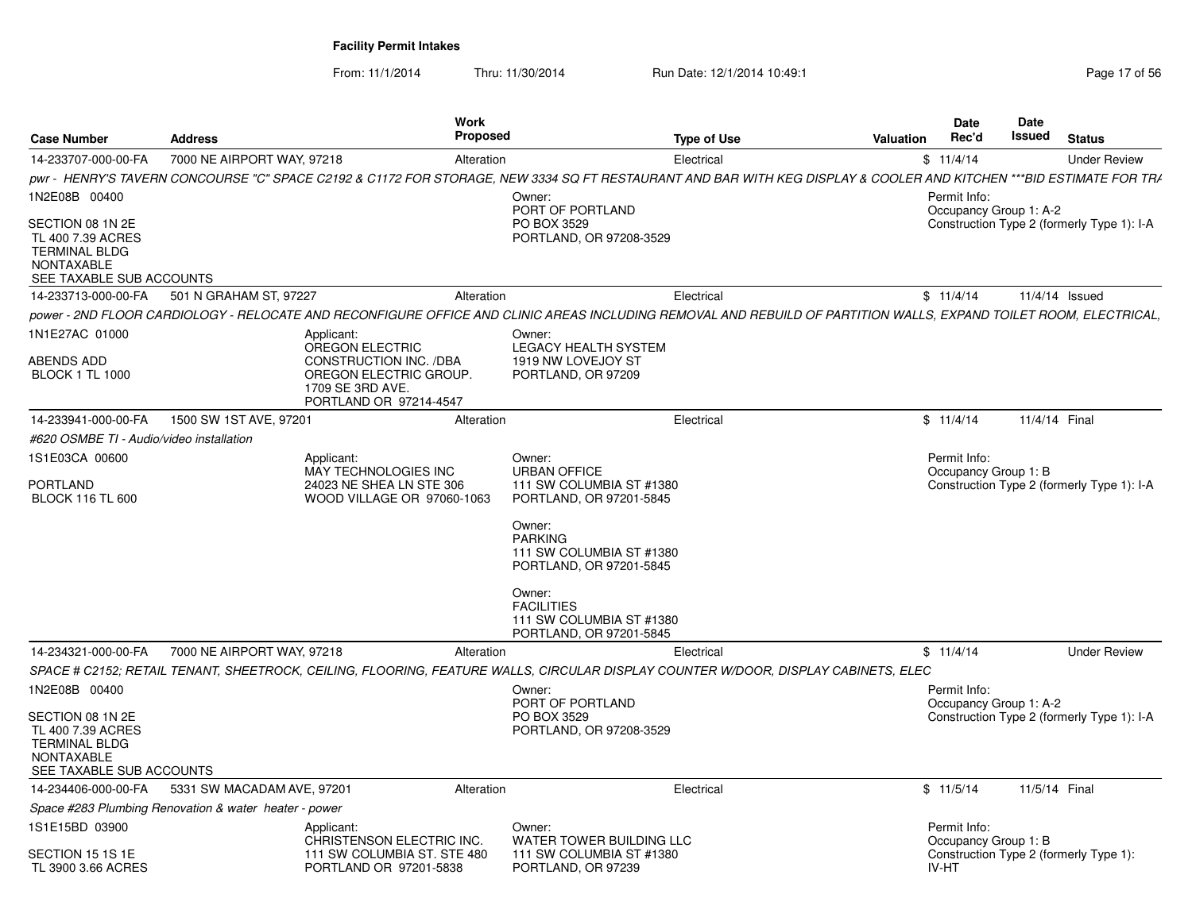**Facility Permit Intakes**

From: 11/1/2014 Thru: 11/30/2014 Run Date: 12/1/2014 10:49:1

| Case Number | Address | Work Proposed | Type of Use | Valuation | Date Rec'd | Date Issued | Status |
|---|---|---|---|---|---|---|---|
| 14-233707-000-00-FA | 7000 NE AIRPORT WAY, 97218 | Alteration | Electrical | $ | 11/4/14 | | Under Review |

*pwr - HENRY'S TAVERN CONCOURSE "C" SPACE C2192 & C1172 FOR STORAGE, NEW 3334 SQ FT RESTAURANT AND BAR WITH KEG DISPLAY & COOLER AND KITCHEN ***BID ESTIMATE FOR TRA*

1N2E08B 00400

SECTION 08 1N 2E
TL 400 7.39 ACRES
TERMINAL BLDG
NONTAXABLE
SEE TAXABLE SUB ACCOUNTS

Owner:
PORT OF PORTLAND
PO BOX 3529
PORTLAND, OR 97208-3529

Permit Info:
Occupancy Group 1: A-2
Construction Type 2 (formerly Type 1): I-A

| Case Number | Address | Work Proposed | Type of Use | Valuation | Date Rec'd | Date Issued | Status |
|---|---|---|---|---|---|---|---|
| 14-233713-000-00-FA | 501 N GRAHAM ST, 97227 | Alteration | Electrical | $ | 11/4/14 | 11/4/14 | Issued |

*power - 2ND FLOOR CARDIOLOGY - RELOCATE AND RECONFIGURE OFFICE AND CLINIC AREAS INCLUDING REMOVAL AND REBUILD OF PARTITION WALLS, EXPAND TOILET ROOM, ELECTRICAL,*

1N1E27AC 01000

ABENDS ADD
BLOCK 1 TL 1000

Applicant:
OREGON ELECTRIC CONSTRUCTION INC. /DBA OREGON ELECTRIC GROUP.
1709 SE 3RD AVE.
PORTLAND OR 97214-4547

Owner:
LEGACY HEALTH SYSTEM
1919 NW LOVEJOY ST
PORTLAND, OR 97209

| Case Number | Address | Work Proposed | Type of Use | Valuation | Date Rec'd | Date Issued | Status |
|---|---|---|---|---|---|---|---|
| 14-233941-000-00-FA | 1500 SW 1ST AVE, 97201 | Alteration | Electrical | $ | 11/4/14 | 11/4/14 | Final |

*#620 OSMBE TI - Audio/video installation*

1S1E03CA 00600

PORTLAND
BLOCK 116 TL 600

Applicant:
MAY TECHNOLOGIES INC
24023 NE SHEA LN STE 306
WOOD VILLAGE OR 97060-1063

Owner:
URBAN OFFICE
111 SW COLUMBIA ST #1380
PORTLAND, OR 97201-5845

Owner:
PARKING
111 SW COLUMBIA ST #1380
PORTLAND, OR 97201-5845

Owner:
FACILITIES
111 SW COLUMBIA ST #1380
PORTLAND, OR 97201-5845

Permit Info:
Occupancy Group 1: B
Construction Type 2 (formerly Type 1): I-A

| Case Number | Address | Work Proposed | Type of Use | Valuation | Date Rec'd | Date Issued | Status |
|---|---|---|---|---|---|---|---|
| 14-234321-000-00-FA | 7000 NE AIRPORT WAY, 97218 | Alteration | Electrical | $ | 11/4/14 | | Under Review |

*SPACE # C2152; RETAIL TENANT, SHEETROCK, CEILING, FLOORING, FEATURE WALLS, CIRCULAR DISPLAY COUNTER W/DOOR, DISPLAY CABINETS, ELEC*

1N2E08B 00400

SECTION 08 1N 2E
TL 400 7.39 ACRES
TERMINAL BLDG
NONTAXABLE
SEE TAXABLE SUB ACCOUNTS

Owner:
PORT OF PORTLAND
PO BOX 3529
PORTLAND, OR 97208-3529

Permit Info:
Occupancy Group 1: A-2
Construction Type 2 (formerly Type 1): I-A

| Case Number | Address | Work Proposed | Type of Use | Valuation | Date Rec'd | Date Issued | Status |
|---|---|---|---|---|---|---|---|
| 14-234406-000-00-FA | 5331 SW MACADAM AVE, 97201 | Alteration | Electrical | $ | 11/5/14 | 11/5/14 | Final |

*Space #283 Plumbing Renovation & water heater - power*

1S1E15BD 03900

SECTION 15 1S 1E
TL 3900 3.66 ACRES

Applicant:
CHRISTENSON ELECTRIC INC.
111 SW COLUMBIA ST. STE 480
PORTLAND OR 97201-5838

Owner:
WATER TOWER BUILDING LLC
111 SW COLUMBIA ST #1380
PORTLAND, OR 97239

Permit Info:
Occupancy Group 1: B
Construction Type 2 (formerly Type 1): IV-HT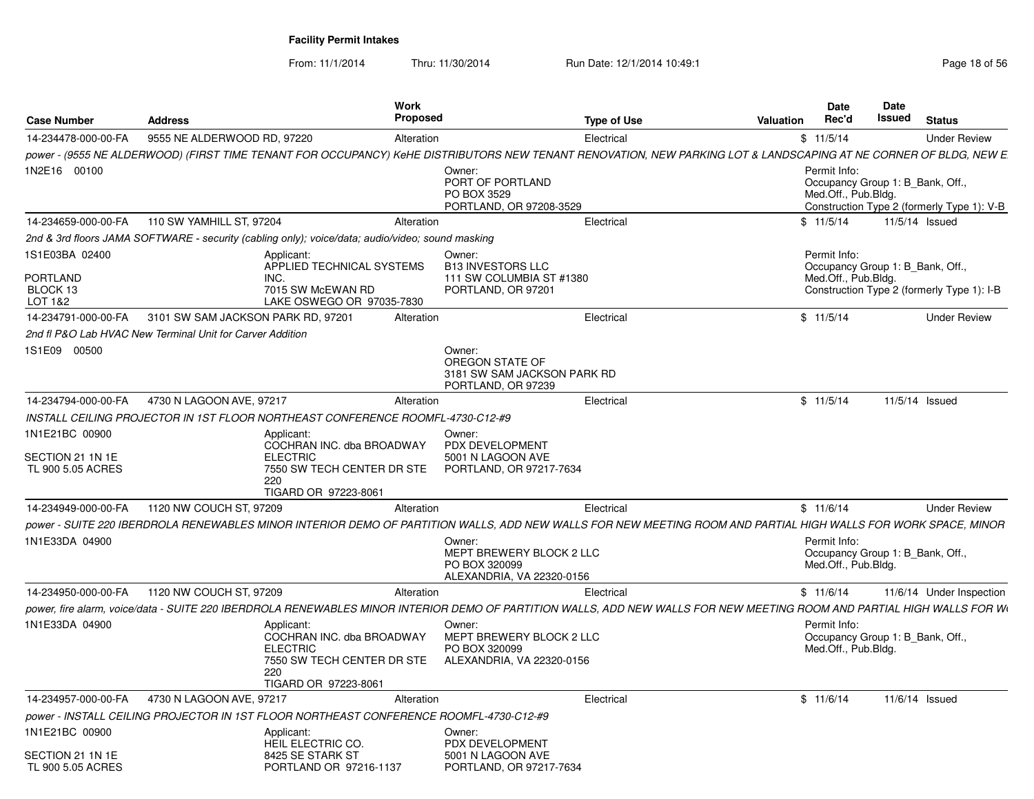**Facility Permit Intakes**

From: 11/1/2014 Thru: 11/30/2014 Run Date: 12/1/2014 10:49:1

| Case Number | Address | Work Proposed | Type of Use | Valuation | Date Rec'd | Date Issued | Status |
|---|---|---|---|---|---|---|---|
| 14-234478-000-00-FA | 9555 NE ALDERWOOD RD, 97220 | Alteration | Electrical | $ | 11/5/14 | | Under Review |

*power - (9555 NE ALDERWOOD) (FIRST TIME TENANT FOR OCCUPANCY) KeHE DISTRIBUTORS NEW TENANT RENOVATION, NEW PARKING LOT & LANDSCAPING AT NE CORNER OF BLDG, NEW E*

1N2E16 00100

Owner:
PORT OF PORTLAND
PO BOX 3529
PORTLAND, OR 97208-3529

Permit Info:
Occupancy Group 1: B_Bank, Off., Med.Off., Pub.Bldg.
Construction Type 2 (formerly Type 1): V-B

| Case Number | Address | Work Proposed | Type of Use | Valuation | Date Rec'd | Date Issued | Status |
|---|---|---|---|---|---|---|---|
| 14-234659-000-00-FA | 110 SW YAMHILL ST, 97204 | Alteration | Electrical | $ | 11/5/14 | 11/5/14 | Issued |

*2nd & 3rd floors JAMA SOFTWARE - security (cabling only); voice/data; audio/video; sound masking*

1S1E03BA 02400

PORTLAND
BLOCK 13
LOT 1&2

Applicant:
APPLIED TECHNICAL SYSTEMS INC.
7015 SW McEWAN RD
LAKE OSWEGO OR 97035-7830

Owner:
B13 INVESTORS LLC
111 SW COLUMBIA ST #1380
PORTLAND, OR 97201

Permit Info:
Occupancy Group 1: B_Bank, Off., Med.Off., Pub.Bldg.
Construction Type 2 (formerly Type 1): I-B

| Case Number | Address | Work Proposed | Type of Use | Valuation | Date Rec'd | Date Issued | Status |
|---|---|---|---|---|---|---|---|
| 14-234791-000-00-FA | 3101 SW SAM JACKSON PARK RD, 97201 | Alteration | Electrical | $ | 11/5/14 | | Under Review |

*2nd fl P&O Lab HVAC New Terminal Unit for Carver Addition*

1S1E09 00500

Owner:
OREGON STATE OF
3181 SW SAM JACKSON PARK RD
PORTLAND, OR 97239

| Case Number | Address | Work Proposed | Type of Use | Valuation | Date Rec'd | Date Issued | Status |
|---|---|---|---|---|---|---|---|
| 14-234794-000-00-FA | 4730 N LAGOON AVE, 97217 | Alteration | Electrical | $ | 11/5/14 | 11/5/14 | Issued |

*INSTALL CEILING PROJECTOR IN 1ST FLOOR NORTHEAST CONFERENCE ROOMFL-4730-C12-#9*

1N1E21BC 00900

SECTION 21 1N 1E
TL 900 5.05 ACRES

Applicant:
COCHRAN INC. dba BROADWAY ELECTRIC
7550 SW TECH CENTER DR STE 220
TIGARD OR 97223-8061

Owner:
PDX DEVELOPMENT
5001 N LAGOON AVE
PORTLAND, OR 97217-7634

| Case Number | Address | Work Proposed | Type of Use | Valuation | Date Rec'd | Date Issued | Status |
|---|---|---|---|---|---|---|---|
| 14-234949-000-00-FA | 1120 NW COUCH ST, 97209 | Alteration | Electrical | $ | 11/6/14 | | Under Review |

*power - SUITE 220 IBERDROLA RENEWABLES MINOR INTERIOR DEMO OF PARTITION WALLS, ADD NEW WALLS FOR NEW MEETING ROOM AND PARTIAL HIGH WALLS FOR WORK SPACE, MINOR*

1N1E33DA 04900

Owner:
MEPT BREWERY BLOCK 2 LLC
PO BOX 320099
ALEXANDRIA, VA 22320-0156

Permit Info:
Occupancy Group 1: B_Bank, Off., Med.Off., Pub.Bldg.

| Case Number | Address | Work Proposed | Type of Use | Valuation | Date Rec'd | Date Issued | Status |
|---|---|---|---|---|---|---|---|
| 14-234950-000-00-FA | 1120 NW COUCH ST, 97209 | Alteration | Electrical | $ | 11/6/14 | 11/6/14 | Under Inspection |

*power, fire alarm, voice/data - SUITE 220 IBERDROLA RENEWABLES MINOR INTERIOR DEMO OF PARTITION WALLS, ADD NEW WALLS FOR NEW MEETING ROOM AND PARTIAL HIGH WALLS FOR W*

1N1E33DA 04900

Applicant:
COCHRAN INC. dba BROADWAY ELECTRIC
7550 SW TECH CENTER DR STE 220
TIGARD OR 97223-8061

Owner:
MEPT BREWERY BLOCK 2 LLC
PO BOX 320099
ALEXANDRIA, VA 22320-0156

Permit Info:
Occupancy Group 1: B_Bank, Off., Med.Off., Pub.Bldg.

| Case Number | Address | Work Proposed | Type of Use | Valuation | Date Rec'd | Date Issued | Status |
|---|---|---|---|---|---|---|---|
| 14-234957-000-00-FA | 4730 N LAGOON AVE, 97217 | Alteration | Electrical | $ | 11/6/14 | 11/6/14 | Issued |

*power - INSTALL CEILING PROJECTOR IN 1ST FLOOR NORTHEAST CONFERENCE ROOMFL-4730-C12-#9*

1N1E21BC 00900

SECTION 21 1N 1E
TL 900 5.05 ACRES

Applicant:
HEIL ELECTRIC CO.
8425 SE STARK ST
PORTLAND OR 97216-1137

Owner:
PDX DEVELOPMENT
5001 N LAGOON AVE
PORTLAND, OR 97217-7634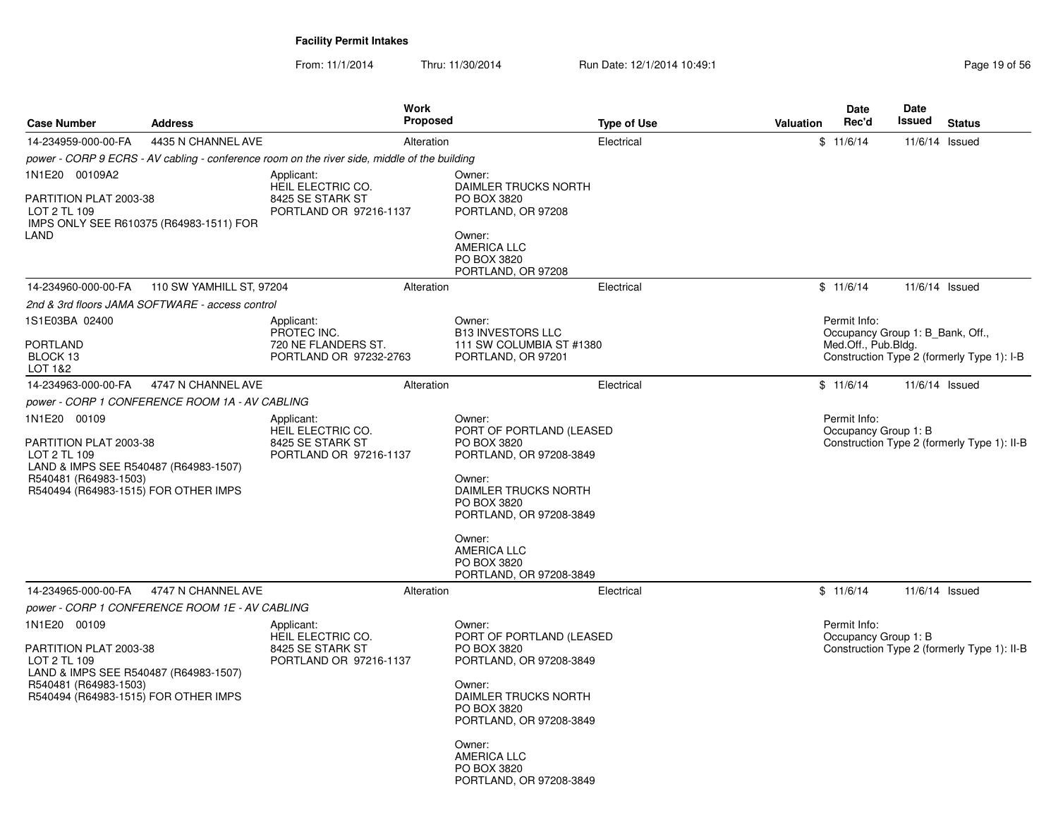**Facility Permit Intakes**

From: 11/1/2014 Thru: 11/30/2014 Run Date: 12/1/2014 10:49:1

| Case Number | Address | Work Proposed | Type of Use | Valuation | Date Rec'd | Date Issued | Status |
|---|---|---|---|---|---|---|---|
| 14-234959-000-00-FA | 4435 N CHANNEL AVE | Alteration | Electrical | $ | 11/6/14 | 11/6/14 | Issued |

*power - CORP 9 ECRS - AV cabling - conference room on the river side, middle of the building*

1N1E20 00109A2

PARTITION PLAT 2003-38
LOT 2 TL 109
IMPS ONLY SEE R610375 (R64983-1511) FOR LAND

Applicant:
HEIL ELECTRIC CO.
8425 SE STARK ST
PORTLAND OR 97216-1137

Owner:
DAIMLER TRUCKS NORTH
PO BOX 3820
PORTLAND, OR 97208

Owner:
AMERICA LLC
PO BOX 3820
PORTLAND, OR 97208

| Case Number | Address | Work Proposed | Type of Use | Valuation | Date Rec'd | Date Issued | Status |
|---|---|---|---|---|---|---|---|
| 14-234960-000-00-FA | 110 SW YAMHILL ST, 97204 | Alteration | Electrical | $ | 11/6/14 | 11/6/14 | Issued |

*2nd & 3rd floors JAMA SOFTWARE - access control*

1S1E03BA 02400

PORTLAND
BLOCK 13
LOT 1&2

Applicant:
PROTEC INC.
720 NE FLANDERS ST.
PORTLAND OR 97232-2763

Owner:
B13 INVESTORS LLC
111 SW COLUMBIA ST #1380
PORTLAND, OR 97201

Permit Info:
Occupancy Group 1: B_Bank, Off., Med.Off., Pub.Bldg.
Construction Type 2 (formerly Type 1): I-B

| Case Number | Address | Work Proposed | Type of Use | Valuation | Date Rec'd | Date Issued | Status |
|---|---|---|---|---|---|---|---|
| 14-234963-000-00-FA | 4747 N CHANNEL AVE | Alteration | Electrical | $ | 11/6/14 | 11/6/14 | Issued |

*power - CORP 1 CONFERENCE ROOM 1A - AV CABLING*

1N1E20 00109

PARTITION PLAT 2003-38
LOT 2 TL 109
LAND & IMPS SEE R540487 (R64983-1507)
R540481 (R64983-1503)
R540494 (R64983-1515) FOR OTHER IMPS

Applicant:
HEIL ELECTRIC CO.
8425 SE STARK ST
PORTLAND OR 97216-1137

Owner:
PORT OF PORTLAND (LEASED
PO BOX 3820
PORTLAND, OR 97208-3849

Owner:
DAIMLER TRUCKS NORTH
PO BOX 3820
PORTLAND, OR 97208-3849

Owner:
AMERICA LLC
PO BOX 3820
PORTLAND, OR 97208-3849

Permit Info:
Occupancy Group 1: B
Construction Type 2 (formerly Type 1): II-B

| Case Number | Address | Work Proposed | Type of Use | Valuation | Date Rec'd | Date Issued | Status |
|---|---|---|---|---|---|---|---|
| 14-234965-000-00-FA | 4747 N CHANNEL AVE | Alteration | Electrical | $ | 11/6/14 | 11/6/14 | Issued |

*power - CORP 1 CONFERENCE ROOM 1E - AV CABLING*

1N1E20 00109

PARTITION PLAT 2003-38
LOT 2 TL 109
LAND & IMPS SEE R540487 (R64983-1507)
R540481 (R64983-1503)
R540494 (R64983-1515) FOR OTHER IMPS

Applicant:
HEIL ELECTRIC CO.
8425 SE STARK ST
PORTLAND OR 97216-1137

Owner:
PORT OF PORTLAND (LEASED
PO BOX 3820
PORTLAND, OR 97208-3849

Owner:
DAIMLER TRUCKS NORTH
PO BOX 3820
PORTLAND, OR 97208-3849

Owner:
AMERICA LLC
PO BOX 3820
PORTLAND, OR 97208-3849

Permit Info:
Occupancy Group 1: B
Construction Type 2 (formerly Type 1): II-B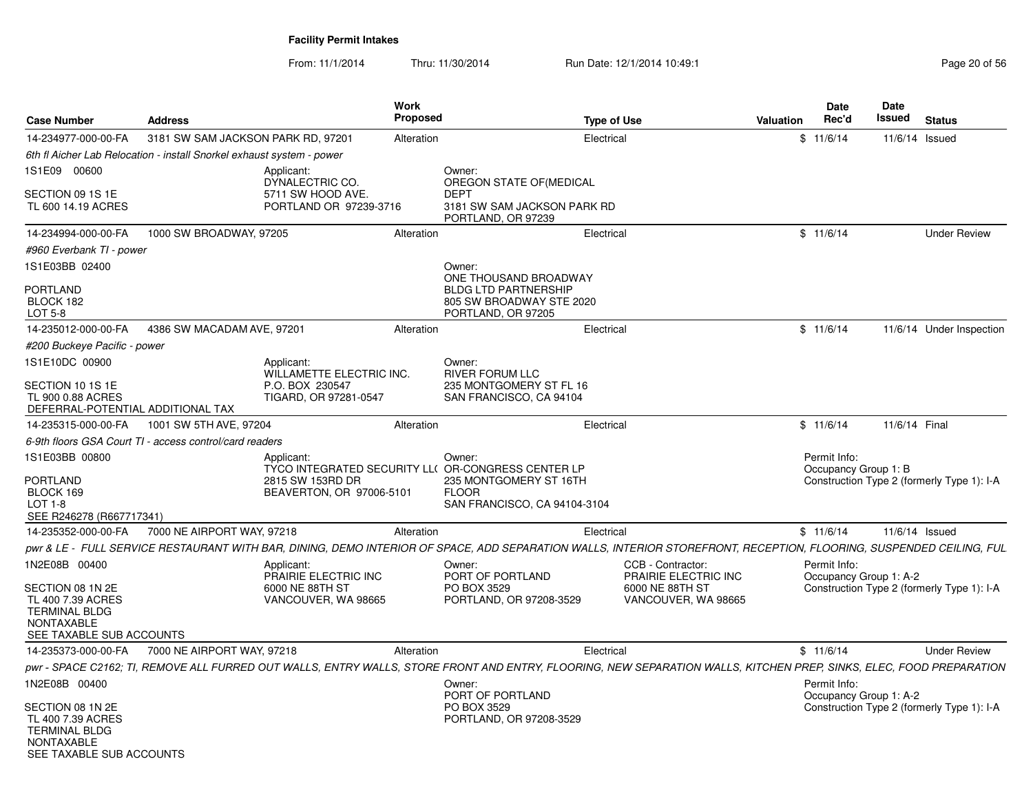# Facility Permit Intakes

From: 11/1/2014 Thru: 11/30/2014 Run Date: 12/1/2014 10:49:1

| Case Number | Address | Work Proposed | Type of Use | Valuation | Date Rec'd | Date Issued | Status |
|---|---|---|---|---|---|---|---|
| 14-234977-000-00-FA | 3181 SW SAM JACKSON PARK RD, 97201 | Alteration | Electrical | $ | 11/6/14 | 11/6/14 | Issued |

*6th fl Aicher Lab Relocation - install Snorkel exhaust system - power*

1S1E09 00600

SECTION 09 1S 1E
TL 600 14.19 ACRES

Applicant:
DYNALECTRIC CO.
5711 SW HOOD AVE.
PORTLAND OR 97239-3716

Owner:
OREGON STATE OF(MEDICAL DEPT
3181 SW SAM JACKSON PARK RD
PORTLAND, OR 97239

---

| Case Number | Address | Work Proposed | Type of Use | Valuation | Date Rec'd | Date Issued | Status |
|---|---|---|---|---|---|---|---|
| 14-234994-000-00-FA | 1000 SW BROADWAY, 97205 | Alteration | Electrical | $ | 11/6/14 | | Under Review |

*#960 Everbank TI - power*

1S1E03BB 02400

PORTLAND
BLOCK 182
LOT 5-8

Owner:
ONE THOUSAND BROADWAY BLDG LTD PARTNERSHIP
805 SW BROADWAY STE 2020
PORTLAND, OR 97205

---

| Case Number | Address | Work Proposed | Type of Use | Valuation | Date Rec'd | Date Issued | Status |
|---|---|---|---|---|---|---|---|
| 14-235012-000-00-FA | 4386 SW MACADAM AVE, 97201 | Alteration | Electrical | $ | 11/6/14 | 11/6/14 | Under Inspection |

*#200 Buckeye Pacific - power*

1S1E10DC 00900

SECTION 10 1S 1E
TL 900 0.88 ACRES
DEFERRAL-POTENTIAL ADDITIONAL TAX

Applicant:
WILLAMETTE ELECTRIC INC.
P.O. BOX 230547
TIGARD, OR 97281-0547

Owner:
RIVER FORUM LLC
235 MONTGOMERY ST FL 16
SAN FRANCISCO, CA 94104

---

| Case Number | Address | Work Proposed | Type of Use | Valuation | Date Rec'd | Date Issued | Status |
|---|---|---|---|---|---|---|---|
| 14-235315-000-00-FA | 1001 SW 5TH AVE, 97204 | Alteration | Electrical | $ | 11/6/14 | 11/6/14 | Final |

*6-9th floors GSA Court TI - access control/card readers*

1S1E03BB 00800

PORTLAND
BLOCK 169
LOT 1-8
SEE R246278 (R667717341)

Applicant:
TYCO INTEGRATED SECURITY LL(
2815 SW 153RD DR
BEAVERTON, OR 97006-5101

Owner:
OR-CONGRESS CENTER LP
235 MONTGOMERY ST 16TH FLOOR
SAN FRANCISCO, CA 94104-3104

Permit Info:
Occupancy Group 1: B
Construction Type 2 (formerly Type 1): I-A

---

| Case Number | Address | Work Proposed | Type of Use | Valuation | Date Rec'd | Date Issued | Status |
|---|---|---|---|---|---|---|---|
| 14-235352-000-00-FA | 7000 NE AIRPORT WAY, 97218 | Alteration | Electrical | $ | 11/6/14 | 11/6/14 | Issued |

*pwr & LE - FULL SERVICE RESTAURANT WITH BAR, DINING, DEMO INTERIOR OF SPACE, ADD SEPARATION WALLS, INTERIOR STOREFRONT, RECEPTION, FLOORING, SUSPENDED CEILING, FUL*

1N2E08B 00400

SECTION 08 1N 2E
TL 400 7.39 ACRES
TERMINAL BLDG
NONTAXABLE
SEE TAXABLE SUB ACCOUNTS

Applicant:
PRAIRIE ELECTRIC INC
6000 NE 88TH ST
VANCOUVER, WA 98665

Owner:
PORT OF PORTLAND
PO BOX 3529
PORTLAND, OR 97208-3529

CCB - Contractor:
PRAIRIE ELECTRIC INC
6000 NE 88TH ST
VANCOUVER, WA 98665

Permit Info:
Occupancy Group 1: A-2
Construction Type 2 (formerly Type 1): I-A

---

| Case Number | Address | Work Proposed | Type of Use | Valuation | Date Rec'd | Date Issued | Status |
|---|---|---|---|---|---|---|---|
| 14-235373-000-00-FA | 7000 NE AIRPORT WAY, 97218 | Alteration | Electrical | $ | 11/6/14 | | Under Review |

*pwr - SPACE C2162; TI, REMOVE ALL FURRED OUT WALLS, ENTRY WALLS, STORE FRONT AND ENTRY, FLOORING, NEW SEPARATION WALLS, KITCHEN PREP, SINKS, ELEC, FOOD PREPARATION*

1N2E08B 00400

SECTION 08 1N 2E
TL 400 7.39 ACRES
TERMINAL BLDG
NONTAXABLE
SEE TAXABLE SUB ACCOUNTS

Owner:
PORT OF PORTLAND
PO BOX 3529
PORTLAND, OR 97208-3529

Permit Info:
Occupancy Group 1: A-2
Construction Type 2 (formerly Type 1): I-A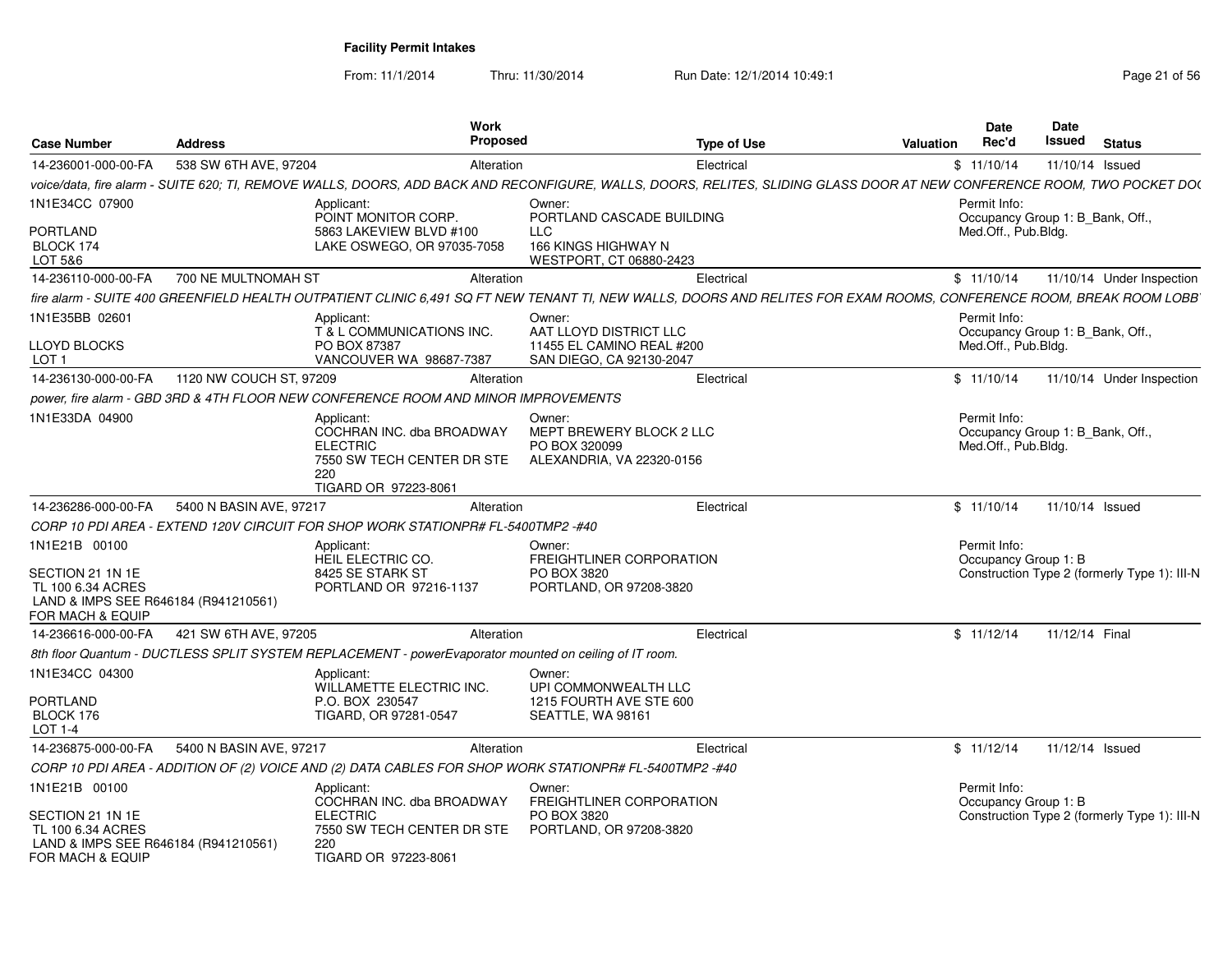**Facility Permit Intakes**

From: 11/1/2014 Thru: 11/30/2014 Run Date: 12/1/2014 10:49:1

| Case Number | Address | Work Proposed | Type of Use | Valuation | Date Rec'd | Date Issued | Status |
|---|---|---|---|---|---|---|---|
| 14-236001-000-00-FA | 538 SW 6TH AVE, 97204 | Alteration | Electrical | $ | 11/10/14 | 11/10/14 | Issued |

*voice/data, fire alarm - SUITE 620; TI, REMOVE WALLS, DOORS, ADD BACK AND RECONFIGURE, WALLS, DOORS, RELITES, SLIDING GLASS DOOR AT NEW CONFERENCE ROOM, TWO POCKET DO(*

1N1E34CC 07900
PORTLAND
BLOCK 174
LOT 5&6

Applicant:
POINT MONITOR CORP.
5863 LAKEVIEW BLVD #100
LAKE OSWEGO, OR 97035-7058

Owner:
PORTLAND CASCADE BUILDING LLC
166 KINGS HIGHWAY N
WESTPORT, CT 06880-2423

Permit Info:
Occupancy Group 1: B_Bank, Off., Med.Off., Pub.Bldg.

| Case Number | Address | Work Proposed | Type of Use | Valuation | Date Rec'd | Date Issued | Status |
|---|---|---|---|---|---|---|---|
| 14-236110-000-00-FA | 700 NE MULTNOMAH ST | Alteration | Electrical | $ | 11/10/14 | 11/10/14 | Under Inspection |

*fire alarm - SUITE 400 GREENFIELD HEALTH OUTPATIENT CLINIC 6,491 SQ FT NEW TENANT TI, NEW WALLS, DOORS AND RELITES FOR EXAM ROOMS, CONFERENCE ROOM, BREAK ROOM LOBB*

1N1E35BB 02601
LLOYD BLOCKS
LOT 1

Applicant:
T & L COMMUNICATIONS INC.
PO BOX 87387
VANCOUVER WA 98687-7387

Owner:
AAT LLOYD DISTRICT LLC
11455 EL CAMINO REAL #200
SAN DIEGO, CA 92130-2047

Permit Info:
Occupancy Group 1: B_Bank, Off., Med.Off., Pub.Bldg.

| Case Number | Address | Work Proposed | Type of Use | Valuation | Date Rec'd | Date Issued | Status |
|---|---|---|---|---|---|---|---|
| 14-236130-000-00-FA | 1120 NW COUCH ST, 97209 | Alteration | Electrical | $ | 11/10/14 | 11/10/14 | Under Inspection |

*power, fire alarm - GBD 3RD & 4TH FLOOR NEW CONFERENCE ROOM AND MINOR IMPROVEMENTS*

1N1E33DA 04900

Applicant:
COCHRAN INC. dba BROADWAY ELECTRIC
7550 SW TECH CENTER DR STE 220
TIGARD OR 97223-8061

Owner:
MEPT BREWERY BLOCK 2 LLC
PO BOX 320099
ALEXANDRIA, VA 22320-0156

Permit Info:
Occupancy Group 1: B_Bank, Off., Med.Off., Pub.Bldg.

| Case Number | Address | Work Proposed | Type of Use | Valuation | Date Rec'd | Date Issued | Status |
|---|---|---|---|---|---|---|---|
| 14-236286-000-00-FA | 5400 N BASIN AVE, 97217 | Alteration | Electrical | $ | 11/10/14 | 11/10/14 | Issued |

*CORP 10 PDI AREA - EXTEND 120V CIRCUIT FOR SHOP WORK STATIONPR# FL-5400TMP2 -#40*

1N1E21B 00100
SECTION 21 1N 1E
TL 100 6.34 ACRES
LAND & IMPS SEE R646184 (R941210561) FOR MACH & EQUIP

Applicant:
HEIL ELECTRIC CO.
8425 SE STARK ST
PORTLAND OR 97216-1137

Owner:
FREIGHTLINER CORPORATION
PO BOX 3820
PORTLAND, OR 97208-3820

Permit Info:
Occupancy Group 1: B
Construction Type 2 (formerly Type 1): III-N

| Case Number | Address | Work Proposed | Type of Use | Valuation | Date Rec'd | Date Issued | Status |
|---|---|---|---|---|---|---|---|
| 14-236616-000-00-FA | 421 SW 6TH AVE, 97205 | Alteration | Electrical | $ | 11/12/14 | 11/12/14 | Final |

*8th floor Quantum - DUCTLESS SPLIT SYSTEM REPLACEMENT - powerEvaporator mounted on ceiling of IT room.*

1N1E34CC 04300
PORTLAND
BLOCK 176
LOT 1-4

Applicant:
WILLAMETTE ELECTRIC INC.
P.O. BOX 230547
TIGARD, OR 97281-0547

Owner:
UPI COMMONWEALTH LLC
1215 FOURTH AVE STE 600
SEATTLE, WA 98161

| Case Number | Address | Work Proposed | Type of Use | Valuation | Date Rec'd | Date Issued | Status |
|---|---|---|---|---|---|---|---|
| 14-236875-000-00-FA | 5400 N BASIN AVE, 97217 | Alteration | Electrical | $ | 11/12/14 | 11/12/14 | Issued |

*CORP 10 PDI AREA - ADDITION OF (2) VOICE AND (2) DATA CABLES FOR SHOP WORK STATIONPR# FL-5400TMP2 -#40*

1N1E21B 00100
SECTION 21 1N 1E
TL 100 6.34 ACRES
LAND & IMPS SEE R646184 (R941210561) FOR MACH & EQUIP

Applicant:
COCHRAN INC. dba BROADWAY ELECTRIC
7550 SW TECH CENTER DR STE 220
TIGARD OR 97223-8061

Owner:
FREIGHTLINER CORPORATION
PO BOX 3820
PORTLAND, OR 97208-3820

Permit Info:
Occupancy Group 1: B
Construction Type 2 (formerly Type 1): III-N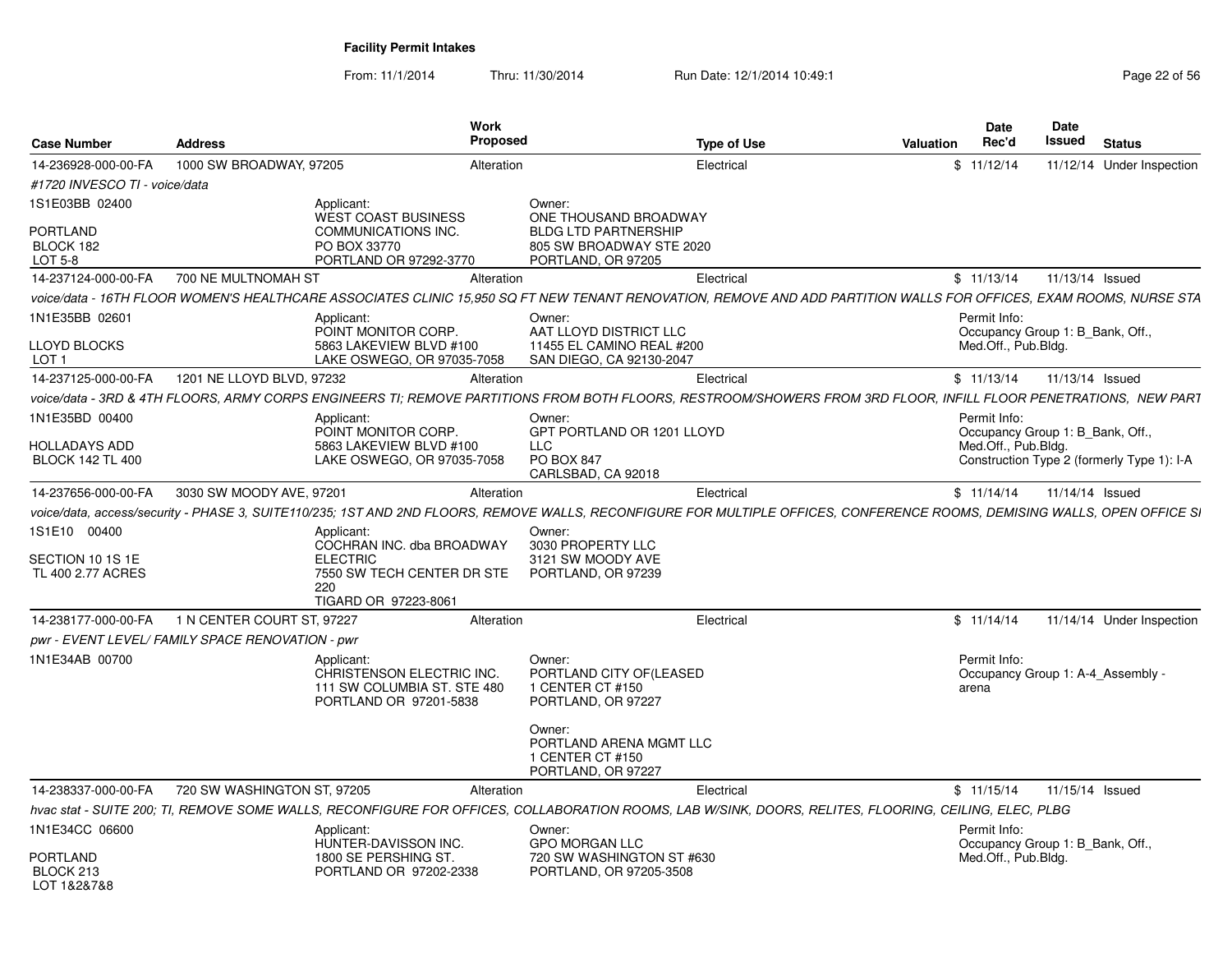**Facility Permit Intakes**

From: 11/1/2014 Thru: 11/30/2014 Run Date: 12/1/2014 10:49:1

| Case Number | Address | Work Proposed | Type of Use | Valuation | Date Rec'd | Date Issued | Status |
|---|---|---|---|---|---|---|---|
| 14-236928-000-00-FA | 1000 SW BROADWAY, 97205 | Alteration | Electrical | $ | 11/12/14 | 11/12/14 | Under Inspection |

*#1720 INVESCO TI - voice/data*

1S1E03BB 02400

PORTLAND
BLOCK 182
LOT 5-8

Applicant:
WEST COAST BUSINESS COMMUNICATIONS INC.
PO BOX 33770
PORTLAND OR 97292-3770

Owner:
ONE THOUSAND BROADWAY BLDG LTD PARTNERSHIP
805 SW BROADWAY STE 2020
PORTLAND, OR 97205

| Case Number | Address | Work Proposed | Type of Use | Valuation | Date Rec'd | Date Issued | Status |
|---|---|---|---|---|---|---|---|
| 14-237124-000-00-FA | 700 NE MULTNOMAH ST | Alteration | Electrical | $ | 11/13/14 | 11/13/14 | Issued |

*voice/data - 16TH FLOOR WOMEN'S HEALTHCARE ASSOCIATES CLINIC 15,950 SQ FT NEW TENANT RENOVATION, REMOVE AND ADD PARTITION WALLS FOR OFFICES, EXAM ROOMS, NURSE STA*

1N1E35BB 02601

LLOYD BLOCKS
LOT 1

Applicant:
POINT MONITOR CORP.
5863 LAKEVIEW BLVD #100
LAKE OSWEGO, OR 97035-7058

Owner:
AAT LLOYD DISTRICT LLC
11455 EL CAMINO REAL #200
SAN DIEGO, CA 92130-2047

Permit Info:
Occupancy Group 1: B_Bank, Off., Med.Off., Pub.Bldg.

| Case Number | Address | Work Proposed | Type of Use | Valuation | Date Rec'd | Date Issued | Status |
|---|---|---|---|---|---|---|---|
| 14-237125-000-00-FA | 1201 NE LLOYD BLVD, 97232 | Alteration | Electrical | $ | 11/13/14 | 11/13/14 | Issued |

*voice/data - 3RD & 4TH FLOORS, ARMY CORPS ENGINEERS TI; REMOVE PARTITIONS FROM BOTH FLOORS, RESTROOM/SHOWERS FROM 3RD FLOOR, INFILL FLOOR PENETRATIONS, NEW PART*

1N1E35BD 00400

HOLLADAYS ADD
BLOCK 142 TL 400

Applicant:
POINT MONITOR CORP.
5863 LAKEVIEW BLVD #100
LAKE OSWEGO, OR 97035-7058

Owner:
GPT PORTLAND OR 1201 LLOYD LLC
PO BOX 847
CARLSBAD, CA 92018

Permit Info:
Occupancy Group 1: B_Bank, Off., Med.Off., Pub.Bldg.
Construction Type 2 (formerly Type 1): I-A

| Case Number | Address | Work Proposed | Type of Use | Valuation | Date Rec'd | Date Issued | Status |
|---|---|---|---|---|---|---|---|
| 14-237656-000-00-FA | 3030 SW MOODY AVE, 97201 | Alteration | Electrical | $ | 11/14/14 | 11/14/14 | Issued |

*voice/data, access/security - PHASE 3, SUITE110/235; 1ST AND 2ND FLOORS, REMOVE WALLS, RECONFIGURE FOR MULTIPLE OFFICES, CONFERENCE ROOMS, DEMISING WALLS, OPEN OFFICE SI*

1S1E10 00400

SECTION 10 1S 1E
TL 400 2.77 ACRES

Applicant:
COCHRAN INC. dba BROADWAY ELECTRIC
7550 SW TECH CENTER DR STE 220
TIGARD OR 97223-8061

Owner:
3030 PROPERTY LLC
3121 SW MOODY AVE
PORTLAND, OR 97239

| Case Number | Address | Work Proposed | Type of Use | Valuation | Date Rec'd | Date Issued | Status |
|---|---|---|---|---|---|---|---|
| 14-238177-000-00-FA | 1 N CENTER COURT ST, 97227 | Alteration | Electrical | $ | 11/14/14 | 11/14/14 | Under Inspection |

*pwr - EVENT LEVEL/ FAMILY SPACE RENOVATION - pwr*

1N1E34AB 00700

Applicant:
CHRISTENSON ELECTRIC INC.
111 SW COLUMBIA ST. STE 480
PORTLAND OR 97201-5838

Owner:
PORTLAND CITY OF(LEASED
1 CENTER CT #150
PORTLAND, OR 97227

Owner:
PORTLAND ARENA MGMT LLC
1 CENTER CT #150
PORTLAND, OR 97227

Permit Info:
Occupancy Group 1: A-4_Assembly - arena

| Case Number | Address | Work Proposed | Type of Use | Valuation | Date Rec'd | Date Issued | Status |
|---|---|---|---|---|---|---|---|
| 14-238337-000-00-FA | 720 SW WASHINGTON ST, 97205 | Alteration | Electrical | $ | 11/15/14 | 11/15/14 | Issued |

*hvac stat - SUITE 200; TI, REMOVE SOME WALLS, RECONFIGURE FOR OFFICES, COLLABORATION ROOMS, LAB W/SINK, DOORS, RELITES, FLOORING, CEILING, ELEC, PLBG*

1N1E34CC 06600

PORTLAND
BLOCK 213
LOT 1&2&7&8

Applicant:
HUNTER-DAVISSON INC.
1800 SE PERSHING ST.
PORTLAND OR 97202-2338

Owner:
GPO MORGAN LLC
720 SW WASHINGTON ST #630
PORTLAND, OR 97205-3508

Permit Info:
Occupancy Group 1: B_Bank, Off., Med.Off., Pub.Bldg.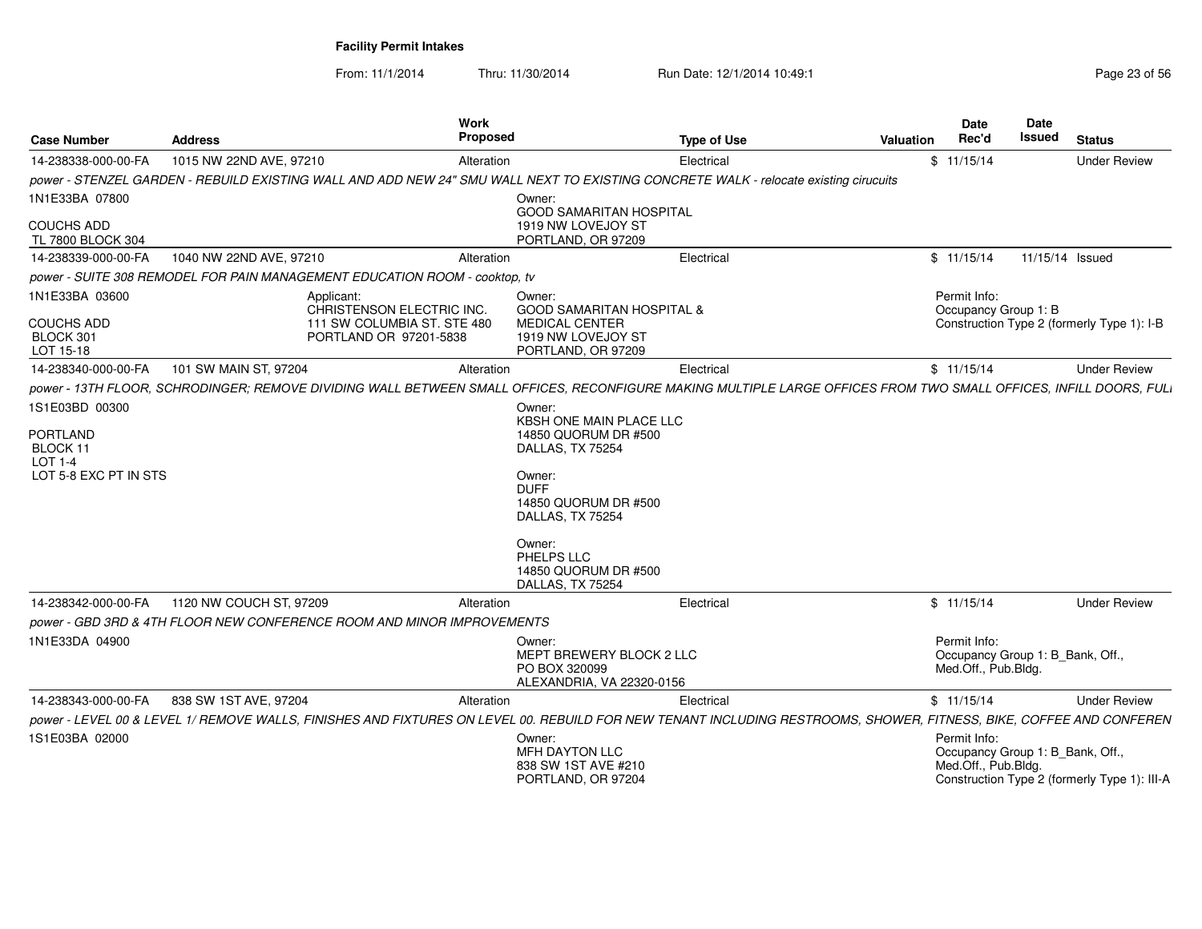**Facility Permit Intakes**

From: 11/1/2014 Thru: 11/30/2014 Run Date: 12/1/2014 10:49:1

| Case Number | Address | Work Proposed | Type of Use | Valuation | Date Rec'd | Date Issued | Status |
|---|---|---|---|---|---|---|---|
| 14-238338-000-00-FA | 1015 NW 22ND AVE, 97210 | Alteration | Electrical | $ | 11/15/14 | | Under Review |

*power - STENZEL GARDEN - REBUILD EXISTING WALL AND ADD NEW 24" SMU WALL NEXT TO EXISTING CONCRETE WALK - relocate existing cirucuits*

1N1E33BA 07800

COUCHS ADD
TL 7800 BLOCK 304

Owner:
GOOD SAMARITAN HOSPITAL
1919 NW LOVEJOY ST
PORTLAND, OR 97209

| Case Number | Address | Work Proposed | Type of Use | Valuation | Date Rec'd | Date Issued | Status |
|---|---|---|---|---|---|---|---|
| 14-238339-000-00-FA | 1040 NW 22ND AVE, 97210 | Alteration | Electrical | $ | 11/15/14 | 11/15/14 | Issued |

*power - SUITE 308 REMODEL FOR PAIN MANAGEMENT EDUCATION ROOM - cooktop, tv*

1N1E33BA 03600

COUCHS ADD
BLOCK 301
LOT 15-18

Applicant:
CHRISTENSON ELECTRIC INC.
111 SW COLUMBIA ST. STE 480
PORTLAND OR 97201-5838

Owner:
GOOD SAMARITAN HOSPITAL &
MEDICAL CENTER
1919 NW LOVEJOY ST
PORTLAND, OR 97209

Permit Info:
Occupancy Group 1: B
Construction Type 2 (formerly Type 1): I-B

| Case Number | Address | Work Proposed | Type of Use | Valuation | Date Rec'd | Date Issued | Status |
|---|---|---|---|---|---|---|---|
| 14-238340-000-00-FA | 101 SW MAIN ST, 97204 | Alteration | Electrical | $ | 11/15/14 | | Under Review |

*power - 13TH FLOOR, SCHRODINGER; REMOVE DIVIDING WALL BETWEEN SMALL OFFICES, RECONFIGURE MAKING MULTIPLE LARGE OFFICES FROM TWO SMALL OFFICES, INFILL DOORS, FULL*

1S1E03BD 00300

PORTLAND
BLOCK 11
LOT 1-4
LOT 5-8 EXC PT IN STS

Owner:
KBSH ONE MAIN PLACE LLC
14850 QUORUM DR #500
DALLAS, TX 75254

Owner:
DUFF
14850 QUORUM DR #500
DALLAS, TX 75254

Owner:
PHELPS LLC
14850 QUORUM DR #500
DALLAS, TX 75254

| Case Number | Address | Work Proposed | Type of Use | Valuation | Date Rec'd | Date Issued | Status |
|---|---|---|---|---|---|---|---|
| 14-238342-000-00-FA | 1120 NW COUCH ST, 97209 | Alteration | Electrical | $ | 11/15/14 | | Under Review |

*power - GBD 3RD & 4TH FLOOR NEW CONFERENCE ROOM AND MINOR IMPROVEMENTS*

1N1E33DA 04900

Owner:
MEPT BREWERY BLOCK 2 LLC
PO BOX 320099
ALEXANDRIA, VA 22320-0156

Permit Info:
Occupancy Group 1: B_Bank, Off., Med.Off., Pub.Bldg.

| Case Number | Address | Work Proposed | Type of Use | Valuation | Date Rec'd | Date Issued | Status |
|---|---|---|---|---|---|---|---|
| 14-238343-000-00-FA | 838 SW 1ST AVE, 97204 | Alteration | Electrical | $ | 11/15/14 | | Under Review |

*power - LEVEL 00 & LEVEL 1/ REMOVE WALLS, FINISHES AND FIXTURES ON LEVEL 00. REBUILD FOR NEW TENANT INCLUDING RESTROOMS, SHOWER, FITNESS, BIKE, COFFEE AND CONFEREN*

1S1E03BA 02000

Owner:
MFH DAYTON LLC
838 SW 1ST AVE #210
PORTLAND, OR 97204

Permit Info:
Occupancy Group 1: B_Bank, Off., Med.Off., Pub.Bldg.
Construction Type 2 (formerly Type 1): III-A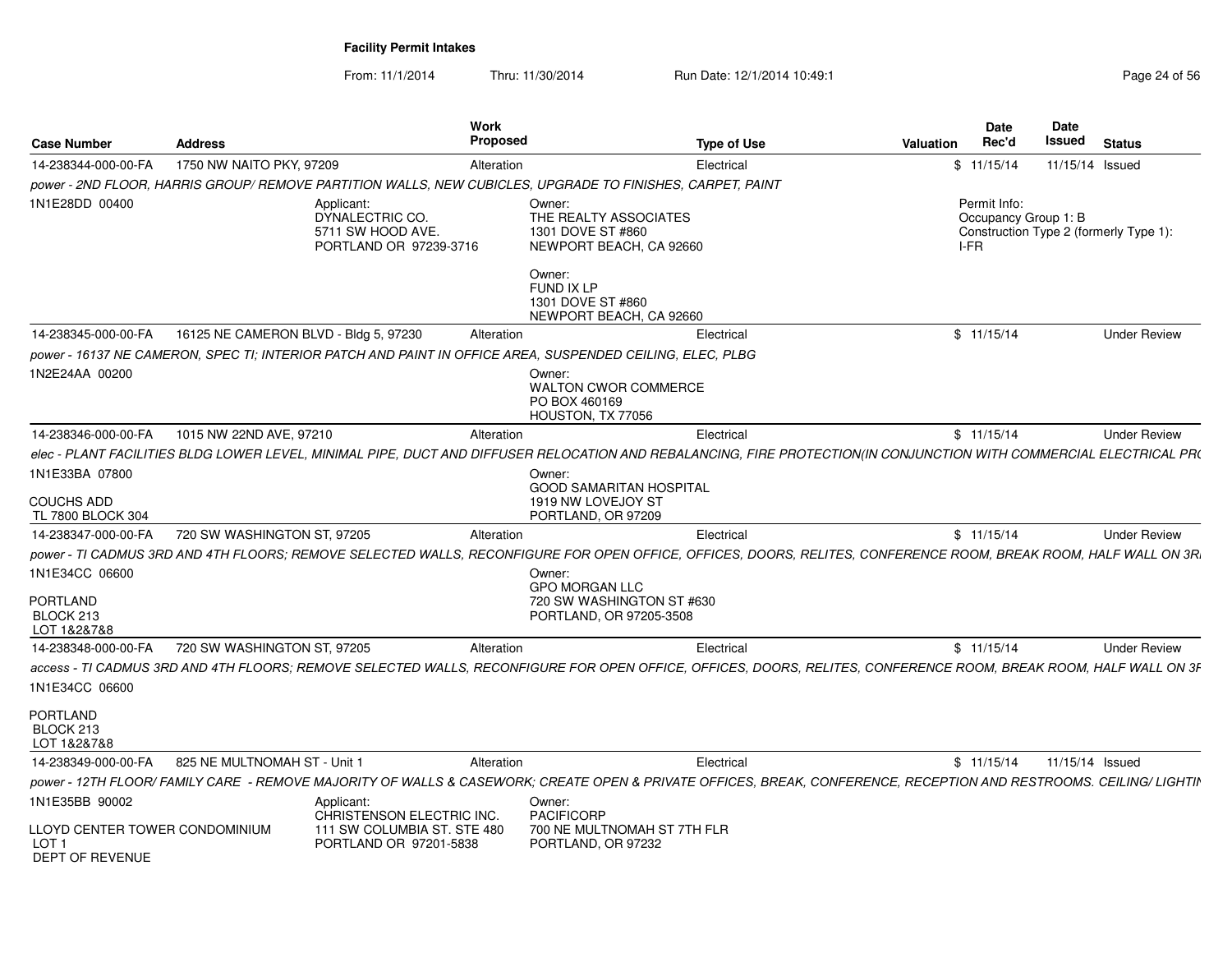**Facility Permit Intakes**

From: 11/1/2014 Thru: 11/30/2014 Run Date: 12/1/2014 10:49:1

| Case Number | Address | Work Proposed | Type of Use | Valuation | Date Rec'd | Date Issued | Status |
|---|---|---|---|---|---|---|---|
| 14-238344-000-00-FA | 1750 NW NAITO PKY, 97209 | Alteration | Electrical | $ | 11/15/14 | 11/15/14 | Issued |
| *power - 2ND FLOOR, HARRIS GROUP/ REMOVE PARTITION WALLS, NEW CUBICLES, UPGRADE TO FINISHES, CARPET, PAINT* | | | | | | | |
| 1N1E28DD 00400 | Applicant: DYNALECTRIC CO. 5711 SW HOOD AVE. PORTLAND OR 97239-3716 | Owner: THE REALTY ASSOCIATES 1301 DOVE ST #860 NEWPORT BEACH, CA 92660; Owner: FUND IX LP 1301 DOVE ST #860 NEWPORT BEACH, CA 92660 | | | Permit Info: Occupancy Group 1: B Construction Type 2 (formerly Type 1): I-FR | | |
| 14-238345-000-00-FA | 16125 NE CAMERON BLVD - Bldg 5, 97230 | Alteration | Electrical | $ | 11/15/14 | | Under Review |
| *power - 16137 NE CAMERON, SPEC TI; INTERIOR PATCH AND PAINT IN OFFICE AREA, SUSPENDED CEILING, ELEC, PLBG* | | | | | | | |
| 1N2E24AA 00200 | | Owner: WALTON CWOR COMMERCE PO BOX 460169 HOUSTON, TX 77056 | | | | | |
| 14-238346-000-00-FA | 1015 NW 22ND AVE, 97210 | Alteration | Electrical | $ | 11/15/14 | | Under Review |
| *elec - PLANT FACILITIES BLDG LOWER LEVEL, MINIMAL PIPE, DUCT AND DIFFUSER RELOCATION AND REBALANCING, FIRE PROTECTION(IN CONJUNCTION WITH COMMERCIAL ELECTRICAL PR* | | | | | | | |
| 1N1E33BA 07800 COUCHS ADD TL 7800 BLOCK 304 | | Owner: GOOD SAMARITAN HOSPITAL 1919 NW LOVEJOY ST PORTLAND, OR 97209 | | | | | |
| 14-238347-000-00-FA | 720 SW WASHINGTON ST, 97205 | Alteration | Electrical | $ | 11/15/14 | | Under Review |
| *power - TI CADMUS 3RD AND 4TH FLOORS; REMOVE SELECTED WALLS, RECONFIGURE FOR OPEN OFFICE, OFFICES, DOORS, RELITES, CONFERENCE ROOM, BREAK ROOM, HALF WALL ON 3R* | | | | | | | |
| 1N1E34CC 06600 PORTLAND BLOCK 213 LOT 1&2&7&8 | | Owner: GPO MORGAN LLC 720 SW WASHINGTON ST #630 PORTLAND, OR 97205-3508 | | | | | |
| 14-238348-000-00-FA | 720 SW WASHINGTON ST, 97205 | Alteration | Electrical | $ | 11/15/14 | | Under Review |
| *access - TI CADMUS 3RD AND 4TH FLOORS; REMOVE SELECTED WALLS, RECONFIGURE FOR OPEN OFFICE, OFFICES, DOORS, RELITES, CONFERENCE ROOM, BREAK ROOM, HALF WALL ON 3F* | | | | | | | |
| 1N1E34CC 06600 PORTLAND BLOCK 213 LOT 1&2&7&8 | | | | | | | |
| 14-238349-000-00-FA | 825 NE MULTNOMAH ST - Unit 1 | Alteration | Electrical | $ | 11/15/14 | 11/15/14 | Issued |
| *power - 12TH FLOOR/ FAMILY CARE - REMOVE MAJORITY OF WALLS & CASEWORK; CREATE OPEN & PRIVATE OFFICES, BREAK, CONFERENCE, RECEPTION AND RESTROOMS. CEILING/ LIGHTIN* | | | | | | | |
| 1N1E35BB 90002 LLOYD CENTER TOWER CONDOMINIUM LOT 1 DEPT OF REVENUE | Applicant: CHRISTENSON ELECTRIC INC. 111 SW COLUMBIA ST. STE 480 PORTLAND OR 97201-5838 | Owner: PACIFICORP 700 NE MULTNOMAH ST 7TH FLR PORTLAND, OR 97232 | | | | | |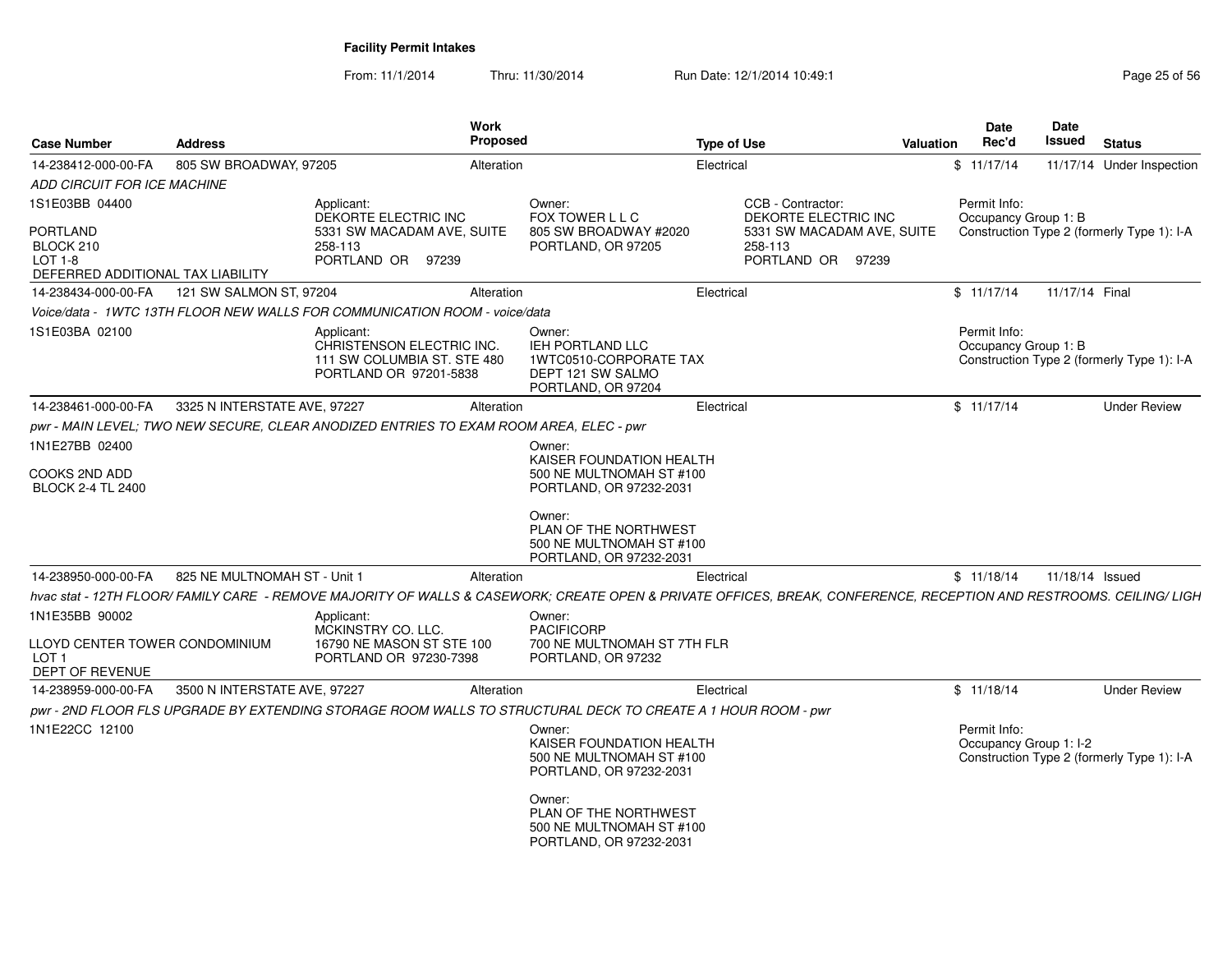# Facility Permit Intakes

From: 11/1/2014 Thru: 11/30/2014 Run Date: 12/1/2014 10:49:1

| Case Number | Address | Work Proposed | Type of Use | Valuation | Date Rec'd | Date Issued | Status |
|---|---|---|---|---|---|---|---|
| 14-238412-000-00-FA | 805 SW BROADWAY, 97205 | Alteration | Electrical | $ | 11/17/14 | 11/17/14 | Under Inspection |

*ADD CIRCUIT FOR ICE MACHINE*

1S1E03BB 04400

PORTLAND
BLOCK 210
LOT 1-8
DEFERRED ADDITIONAL TAX LIABILITY

Applicant:
DEKORTE ELECTRIC INC
5331 SW MACADAM AVE, SUITE 258-113
PORTLAND OR 97239

Owner:
FOX TOWER L L C
805 SW BROADWAY #2020
PORTLAND, OR 97205

CCB - Contractor:
DEKORTE ELECTRIC INC
5331 SW MACADAM AVE, SUITE 258-113
PORTLAND OR 97239

Permit Info:
Occupancy Group 1: B
Construction Type 2 (formerly Type 1): I-A

---

| Case Number | Address | Work Proposed | Type of Use | Valuation | Date Rec'd | Date Issued | Status |
|---|---|---|---|---|---|---|---|
| 14-238434-000-00-FA | 121 SW SALMON ST, 97204 | Alteration | Electrical | $ | 11/17/14 | 11/17/14 | Final |

*Voice/data - 1WTC 13TH FLOOR NEW WALLS FOR COMMUNICATION ROOM - voice/data*

1S1E03BA 02100

Applicant:
CHRISTENSON ELECTRIC INC.
111 SW COLUMBIA ST. STE 480
PORTLAND OR 97201-5838

Owner:
IEH PORTLAND LLC
1WTC0510-CORPORATE TAX
DEPT 121 SW SALMO
PORTLAND, OR 97204

Permit Info:
Occupancy Group 1: B
Construction Type 2 (formerly Type 1): I-A

---

| Case Number | Address | Work Proposed | Type of Use | Valuation | Date Rec'd | Date Issued | Status |
|---|---|---|---|---|---|---|---|
| 14-238461-000-00-FA | 3325 N INTERSTATE AVE, 97227 | Alteration | Electrical | $ | 11/17/14 | | Under Review |

*pwr - MAIN LEVEL; TWO NEW SECURE, CLEAR ANODIZED ENTRIES TO EXAM ROOM AREA, ELEC - pwr*

1N1E27BB 02400

COOKS 2ND ADD
BLOCK 2-4 TL 2400

Owner:
KAISER FOUNDATION HEALTH
500 NE MULTNOMAH ST #100
PORTLAND, OR 97232-2031

Owner:
PLAN OF THE NORTHWEST
500 NE MULTNOMAH ST #100
PORTLAND, OR 97232-2031

---

| Case Number | Address | Work Proposed | Type of Use | Valuation | Date Rec'd | Date Issued | Status |
|---|---|---|---|---|---|---|---|
| 14-238950-000-00-FA | 825 NE MULTNOMAH ST - Unit 1 | Alteration | Electrical | $ | 11/18/14 | 11/18/14 | Issued |

*hvac stat - 12TH FLOOR/ FAMILY CARE - REMOVE MAJORITY OF WALLS & CASEWORK; CREATE OPEN & PRIVATE OFFICES, BREAK, CONFERENCE, RECEPTION AND RESTROOMS. CEILING/ LIGH*

1N1E35BB 90002

LLOYD CENTER TOWER CONDOMINIUM
LOT 1
DEPT OF REVENUE

Applicant:
MCKINSTRY CO. LLC.
16790 NE MASON ST STE 100
PORTLAND OR 97230-7398

Owner:
PACIFICORP
700 NE MULTNOMAH ST 7TH FLR
PORTLAND, OR 97232

---

| Case Number | Address | Work Proposed | Type of Use | Valuation | Date Rec'd | Date Issued | Status |
|---|---|---|---|---|---|---|---|
| 14-238959-000-00-FA | 3500 N INTERSTATE AVE, 97227 | Alteration | Electrical | $ | 11/18/14 | | Under Review |

*pwr - 2ND FLOOR FLS UPGRADE BY EXTENDING STORAGE ROOM WALLS TO STRUCTURAL DECK TO CREATE A 1 HOUR ROOM - pwr*

1N1E22CC 12100

Owner:
KAISER FOUNDATION HEALTH
500 NE MULTNOMAH ST #100
PORTLAND, OR 97232-2031

Owner:
PLAN OF THE NORTHWEST
500 NE MULTNOMAH ST #100
PORTLAND, OR 97232-2031

Permit Info:
Occupancy Group 1: I-2
Construction Type 2 (formerly Type 1): I-A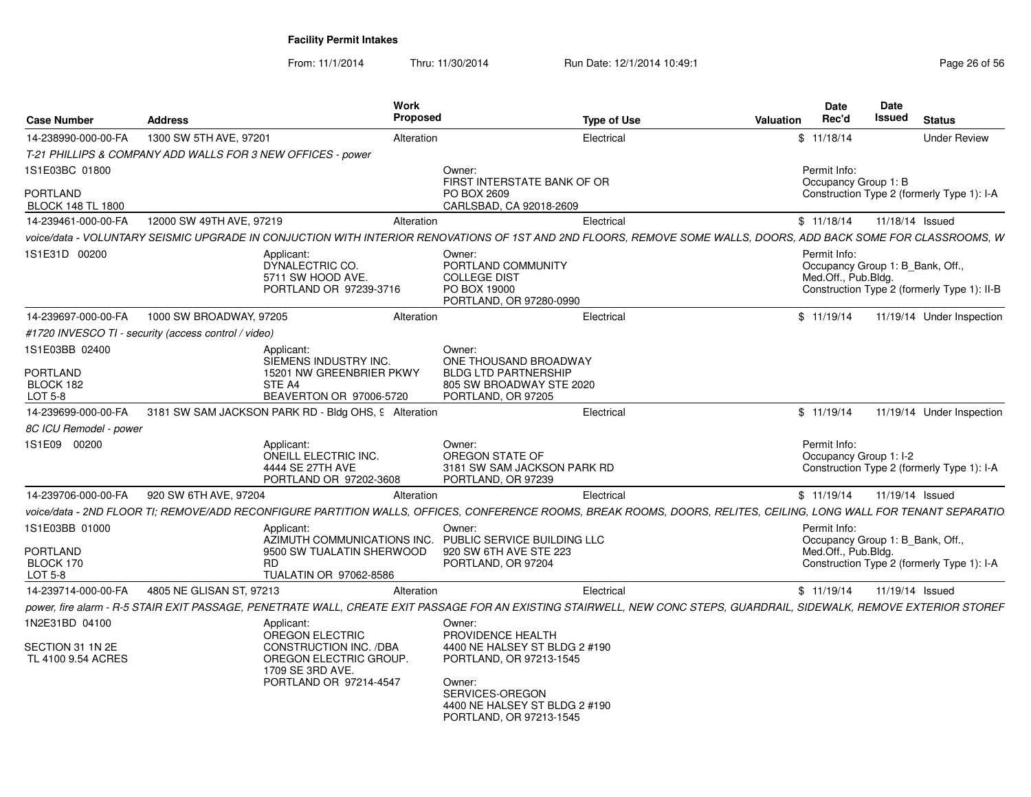**Facility Permit Intakes**

From: 11/1/2014 Thru: 11/30/2014 Run Date: 12/1/2014 10:49:1

| Case Number | Address | Work Proposed | Type of Use | Valuation | Date Rec'd | Date Issued | Status |
|---|---|---|---|---|---|---|---|
| 14-238990-000-00-FA | 1300 SW 5TH AVE, 97201 | Alteration | Electrical | $ | 11/18/14 | | Under Review |
| 14-239461-000-00-FA | 12000 SW 49TH AVE, 97219 | Alteration | Electrical | $ | 11/18/14 | 11/18/14 | Issued |
| 14-239697-000-00-FA | 1000 SW BROADWAY, 97205 | Alteration | Electrical | $ | 11/19/14 | 11/19/14 | Under Inspection |
| 14-239699-000-00-FA | 3181 SW SAM JACKSON PARK RD - Bldg OHS, 9 | Alteration | Electrical | $ | 11/19/14 | 11/19/14 | Under Inspection |
| 14-239706-000-00-FA | 920 SW 6TH AVE, 97204 | Alteration | Electrical | $ | 11/19/14 | 11/19/14 | Issued |
| 14-239714-000-00-FA | 4805 NE GLISAN ST, 97213 | Alteration | Electrical | $ | 11/19/14 | 11/19/14 | Issued |

**14-238990-000-00-FA** — 1300 SW 5TH AVE, 97201

*T-21 PHILLIPS & COMPANY ADD WALLS FOR 3 NEW OFFICES - power*

1S1E03BC 01800
PORTLAND
BLOCK 148 TL 1800

Owner:
FIRST INTERSTATE BANK OF OR
PO BOX 2609
CARLSBAD, CA 92018-2609

Permit Info:
Occupancy Group 1: B
Construction Type 2 (formerly Type 1): I-A

**14-239461-000-00-FA** — 12000 SW 49TH AVE, 97219

*voice/data - VOLUNTARY SEISMIC UPGRADE IN CONJUCTION WITH INTERIOR RENOVATIONS OF 1ST AND 2ND FLOORS, REMOVE SOME WALLS, DOORS, ADD BACK SOME FOR CLASSROOMS, W*

1S1E31D 00200

Applicant:
DYNALECTRIC CO.
5711 SW HOOD AVE.
PORTLAND OR 97239-3716

Owner:
PORTLAND COMMUNITY
COLLEGE DIST
PO BOX 19000
PORTLAND, OR 97280-0990

Permit Info:
Occupancy Group 1: B_Bank, Off., Med.Off., Pub.Bldg.
Construction Type 2 (formerly Type 1): II-B

**14-239697-000-00-FA** — 1000 SW BROADWAY, 97205

*#1720 INVESCO TI - security (access control / video)*

1S1E03BB 02400
PORTLAND
BLOCK 182
LOT 5-8

Applicant:
SIEMENS INDUSTRY INC.
15201 NW GREENBRIER PKWY
STE A4
BEAVERTON OR 97006-5720

Owner:
ONE THOUSAND BROADWAY
BLDG LTD PARTNERSHIP
805 SW BROADWAY STE 2020
PORTLAND, OR 97205

**14-239699-000-00-FA** — 3181 SW SAM JACKSON PARK RD - Bldg OHS, 9

*8C ICU Remodel - power*

1S1E09 00200

Applicant:
ONEILL ELECTRIC INC.
4444 SE 27TH AVE
PORTLAND OR 97202-3608

Owner:
OREGON STATE OF
3181 SW SAM JACKSON PARK RD
PORTLAND, OR 97239

Permit Info:
Occupancy Group 1: I-2
Construction Type 2 (formerly Type 1): I-A

**14-239706-000-00-FA** — 920 SW 6TH AVE, 97204

*voice/data - 2ND FLOOR TI; REMOVE/ADD RECONFIGURE PARTITION WALLS, OFFICES, CONFERENCE ROOMS, BREAK ROOMS, DOORS, RELITES, CEILING, LONG WALL FOR TENANT SEPARATIO*

1S1E03BB 01000
PORTLAND
BLOCK 170
LOT 5-8

Applicant:
AZIMUTH COMMUNICATIONS INC.
9500 SW TUALATIN SHERWOOD RD
TUALATIN OR 97062-8586

Owner:
PUBLIC SERVICE BUILDING LLC
920 SW 6TH AVE STE 223
PORTLAND, OR 97204

Permit Info:
Occupancy Group 1: B_Bank, Off., Med.Off., Pub.Bldg.
Construction Type 2 (formerly Type 1): I-A

**14-239714-000-00-FA** — 4805 NE GLISAN ST, 97213

*power, fire alarm - R-5 STAIR EXIT PASSAGE, PENETRATE WALL, CREATE EXIT PASSAGE FOR AN EXISTING STAIRWELL, NEW CONC STEPS, GUARDRAIL, SIDEWALK, REMOVE EXTERIOR STOREF*

1N2E31BD 04100
SECTION 31 1N 2E
TL 4100 9.54 ACRES

Applicant:
OREGON ELECTRIC CONSTRUCTION INC. /DBA OREGON ELECTRIC GROUP.
1709 SE 3RD AVE.
PORTLAND OR 97214-4547

Owner:
PROVIDENCE HEALTH
4400 NE HALSEY ST BLDG 2 #190
PORTLAND, OR 97213-1545

Owner:
SERVICES-OREGON
4400 NE HALSEY ST BLDG 2 #190
PORTLAND, OR 97213-1545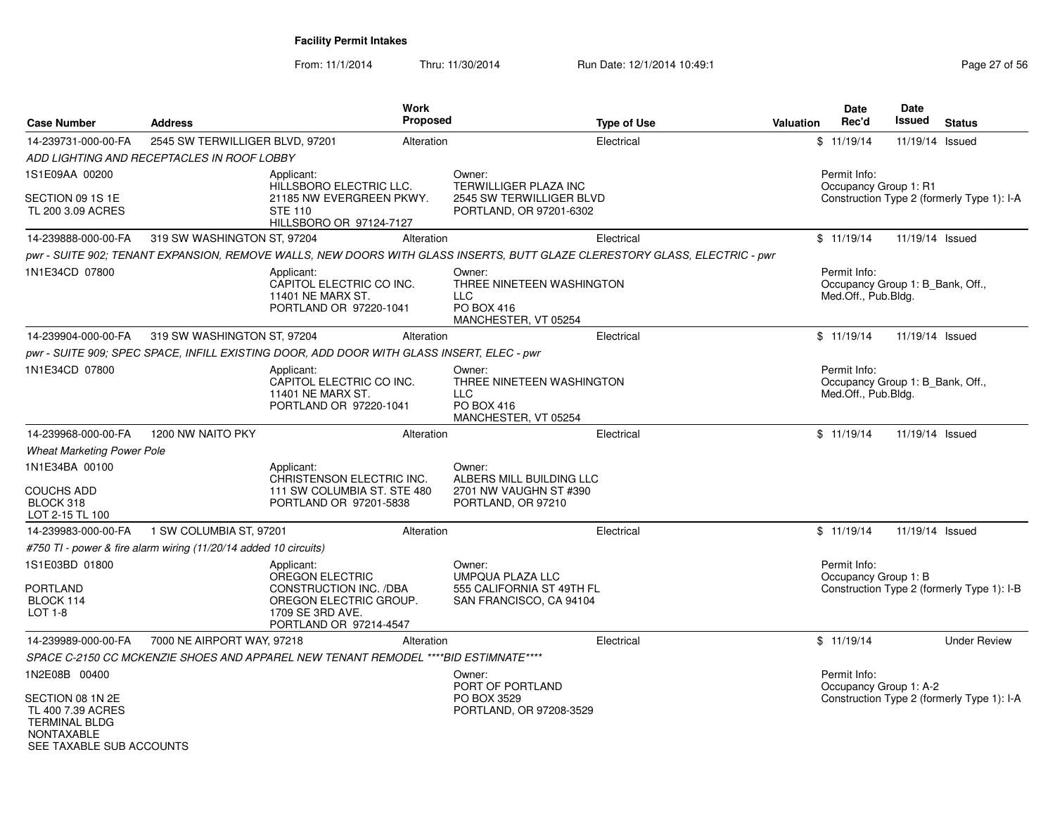**Facility Permit Intakes**

From: 11/1/2014 Thru: 11/30/2014 Run Date: 12/1/2014 10:49:1

| Case Number | Address | Work Proposed | Type of Use | Valuation | Date Rec'd | Date Issued | Status |
|---|---|---|---|---|---|---|---|
| 14-239731-000-00-FA | 2545 SW TERWILLIGER BLVD, 97201 | Alteration | Electrical | $ | 11/19/14 | 11/19/14 | Issued |

ADD LIGHTING AND RECEPTACLES IN ROOF LOBBY

1S1E09AA 00200

SECTION 09 1S 1E
TL 200 3.09 ACRES

Applicant:
HILLSBORO ELECTRIC LLC.
21185 NW EVERGREEN PKWY.
STE 110
HILLSBORO OR 97124-7127

Owner:
TERWILLIGER PLAZA INC
2545 SW TERWILLIGER BLVD
PORTLAND, OR 97201-6302

Permit Info:
Occupancy Group 1: R1
Construction Type 2 (formerly Type 1): I-A

| Case Number | Address | Work Proposed | Type of Use | Valuation | Date Rec'd | Date Issued | Status |
|---|---|---|---|---|---|---|---|
| 14-239888-000-00-FA | 319 SW WASHINGTON ST, 97204 | Alteration | Electrical | $ | 11/19/14 | 11/19/14 | Issued |

pwr - SUITE 902; TENANT EXPANSION, REMOVE WALLS, NEW DOORS WITH GLASS INSERTS, BUTT GLAZE CLERESTORY GLASS, ELECTRIC - pwr

1N1E34CD 07800

Applicant:
CAPITOL ELECTRIC CO INC.
11401 NE MARX ST.
PORTLAND OR 97220-1041

Owner:
THREE NINETEEN WASHINGTON
LLC
PO BOX 416
MANCHESTER, VT 05254

Permit Info:
Occupancy Group 1: B_Bank, Off., Med.Off., Pub.Bldg.

| Case Number | Address | Work Proposed | Type of Use | Valuation | Date Rec'd | Date Issued | Status |
|---|---|---|---|---|---|---|---|
| 14-239904-000-00-FA | 319 SW WASHINGTON ST, 97204 | Alteration | Electrical | $ | 11/19/14 | 11/19/14 | Issued |

pwr - SUITE 909; SPEC SPACE, INFILL EXISTING DOOR, ADD DOOR WITH GLASS INSERT, ELEC - pwr

1N1E34CD 07800

Applicant:
CAPITOL ELECTRIC CO INC.
11401 NE MARX ST.
PORTLAND OR 97220-1041

Owner:
THREE NINETEEN WASHINGTON
LLC
PO BOX 416
MANCHESTER, VT 05254

Permit Info:
Occupancy Group 1: B_Bank, Off., Med.Off., Pub.Bldg.

| Case Number | Address | Work Proposed | Type of Use | Valuation | Date Rec'd | Date Issued | Status |
|---|---|---|---|---|---|---|---|
| 14-239968-000-00-FA | 1200 NW NAITO PKY | Alteration | Electrical | $ | 11/19/14 | 11/19/14 | Issued |

*Wheat Marketing Power Pole*

1N1E34BA 00100

COUCHS ADD
BLOCK 318
LOT 2-15 TL 100

Applicant:
CHRISTENSON ELECTRIC INC.
111 SW COLUMBIA ST. STE 480
PORTLAND OR 97201-5838

Owner:
ALBERS MILL BUILDING LLC
2701 NW VAUGHN ST #390
PORTLAND, OR 97210

| Case Number | Address | Work Proposed | Type of Use | Valuation | Date Rec'd | Date Issued | Status |
|---|---|---|---|---|---|---|---|
| 14-239983-000-00-FA | 1 SW COLUMBIA ST, 97201 | Alteration | Electrical | $ | 11/19/14 | 11/19/14 | Issued |

*#750 TI - power & fire alarm wiring (11/20/14 added 10 circuits)*

1S1E03BD 01800

PORTLAND
BLOCK 114
LOT 1-8

Applicant:
OREGON ELECTRIC
CONSTRUCTION INC. /DBA
OREGON ELECTRIC GROUP.
1709 SE 3RD AVE.
PORTLAND OR 97214-4547

Owner:
UMPQUA PLAZA LLC
555 CALIFORNIA ST 49TH FL
SAN FRANCISCO, CA 94104

Permit Info:
Occupancy Group 1: B
Construction Type 2 (formerly Type 1): I-B

| Case Number | Address | Work Proposed | Type of Use | Valuation | Date Rec'd | Date Issued | Status |
|---|---|---|---|---|---|---|---|
| 14-239989-000-00-FA | 7000 NE AIRPORT WAY, 97218 | Alteration | Electrical | $ | 11/19/14 | | Under Review |

*SPACE C-2150 CC MCKENZIE SHOES AND APPAREL NEW TENANT REMODEL ****BID ESTIMNATE*****

1N2E08B 00400

SECTION 08 1N 2E
TL 400 7.39 ACRES
TERMINAL BLDG
NONTAXABLE
SEE TAXABLE SUB ACCOUNTS

Owner:
PORT OF PORTLAND
PO BOX 3529
PORTLAND, OR 97208-3529

Permit Info:
Occupancy Group 1: A-2
Construction Type 2 (formerly Type 1): I-A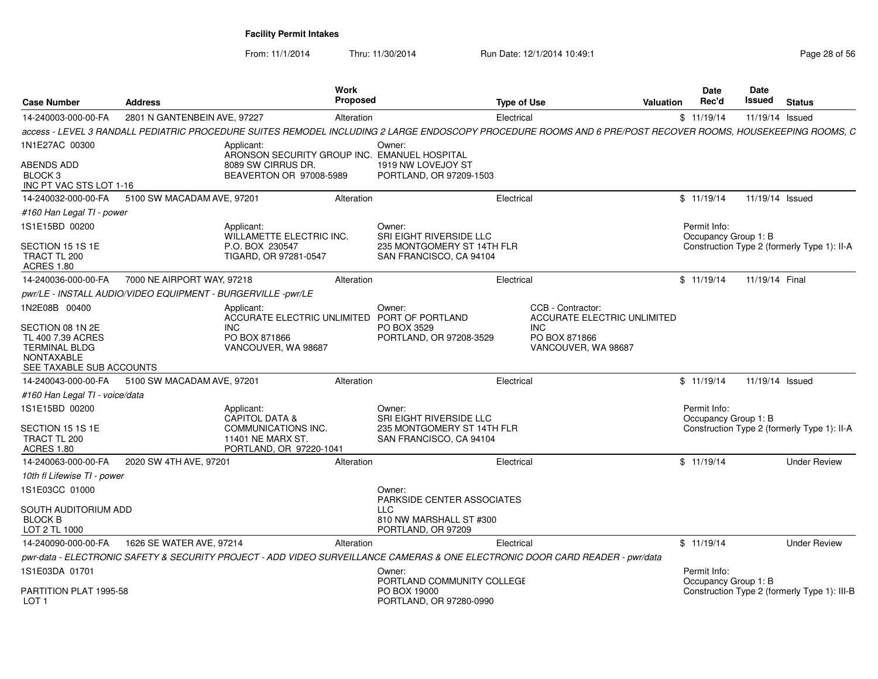**Facility Permit Intakes**

From: 11/1/2014 Thru: 11/30/2014 Run Date: 12/1/2014 10:49:1

| Case Number | Address | Work Proposed | Type of Use | Valuation | Date Rec'd | Date Issued | Status |
|---|---|---|---|---|---|---|---|
| 14-240003-000-00-FA | 2801 N GANTENBEIN AVE, 97227 | Alteration | Electrical | $ | 11/19/14 | 11/19/14 | Issued |

*access - LEVEL 3 RANDALL PEDIATRIC PROCEDURE SUITES REMODEL INCLUDING 2 LARGE ENDOSCOPY PROCEDURE ROOMS AND 6 PRE/POST RECOVER ROOMS, HOUSEKEEPING ROOMS, C*

1N1E27AC 00300

ABENDS ADD
BLOCK 3
INC PT VAC STS LOT 1-16

Applicant:
ARONSON SECURITY GROUP INC.
8089 SW CIRRUS DR.
BEAVERTON OR 97008-5989

Owner:
EMANUEL HOSPITAL
1919 NW LOVEJOY ST
PORTLAND, OR 97209-1503

---

| Case Number | Address | Work Proposed | Type of Use | Valuation | Date Rec'd | Date Issued | Status |
|---|---|---|---|---|---|---|---|
| 14-240032-000-00-FA | 5100 SW MACADAM AVE, 97201 | Alteration | Electrical | $ | 11/19/14 | 11/19/14 | Issued |

*#160 Han Legal TI - power*

1S1E15BD 00200

SECTION 15 1S 1E
TRACT TL 200
ACRES 1.80

Applicant:
WILLAMETTE ELECTRIC INC.
P.O. BOX 230547
TIGARD, OR 97281-0547

Owner:
SRI EIGHT RIVERSIDE LLC
235 MONTGOMERY ST 14TH FLR
SAN FRANCISCO, CA 94104

Permit Info:
Occupancy Group 1: B
Construction Type 2 (formerly Type 1): II-A

---

| Case Number | Address | Work Proposed | Type of Use | Valuation | Date Rec'd | Date Issued | Status |
|---|---|---|---|---|---|---|---|
| 14-240036-000-00-FA | 7000 NE AIRPORT WAY, 97218 | Alteration | Electrical | $ | 11/19/14 | 11/19/14 | Final |

*pwr/LE - INSTALL AUDIO/VIDEO EQUIPMENT - BURGERVILLE -pwr/LE*

1N2E08B 00400

SECTION 08 1N 2E
TL 400 7.39 ACRES
TERMINAL BLDG
NONTAXABLE
SEE TAXABLE SUB ACCOUNTS

Applicant:
ACCURATE ELECTRIC UNLIMITED INC
PO BOX 871866
VANCOUVER, WA 98687

Owner:
PORT OF PORTLAND
PO BOX 3529
PORTLAND, OR 97208-3529

CCB - Contractor:
ACCURATE ELECTRIC UNLIMITED INC
PO BOX 871866
VANCOUVER, WA 98687

---

| Case Number | Address | Work Proposed | Type of Use | Valuation | Date Rec'd | Date Issued | Status |
|---|---|---|---|---|---|---|---|
| 14-240043-000-00-FA | 5100 SW MACADAM AVE, 97201 | Alteration | Electrical | $ | 11/19/14 | 11/19/14 | Issued |

*#160 Han Legal TI - voice/data*

1S1E15BD 00200

SECTION 15 1S 1E
TRACT TL 200
ACRES 1.80

Applicant:
CAPITOL DATA & COMMUNICATIONS INC.
11401 NE MARX ST.
PORTLAND, OR 97220-1041

Owner:
SRI EIGHT RIVERSIDE LLC
235 MONTGOMERY ST 14TH FLR
SAN FRANCISCO, CA 94104

Permit Info:
Occupancy Group 1: B
Construction Type 2 (formerly Type 1): II-A

---

| Case Number | Address | Work Proposed | Type of Use | Valuation | Date Rec'd | Date Issued | Status |
|---|---|---|---|---|---|---|---|
| 14-240063-000-00-FA | 2020 SW 4TH AVE, 97201 | Alteration | Electrical | $ | 11/19/14 | | Under Review |

*10th fl Lifewise TI - power*

1S1E03CC 01000

SOUTH AUDITORIUM ADD
BLOCK B
LOT 2 TL 1000

Owner:
PARKSIDE CENTER ASSOCIATES LLC
810 NW MARSHALL ST #300
PORTLAND, OR 97209

---

| Case Number | Address | Work Proposed | Type of Use | Valuation | Date Rec'd | Date Issued | Status |
|---|---|---|---|---|---|---|---|
| 14-240090-000-00-FA | 1626 SE WATER AVE, 97214 | Alteration | Electrical | $ | 11/19/14 | | Under Review |

*pwr-data - ELECTRONIC SAFETY & SECURITY PROJECT - ADD VIDEO SURVEILLANCE CAMERAS & ONE ELECTRONIC DOOR CARD READER - pwr/data*

1S1E03DA 01701

PARTITION PLAT 1995-58
LOT 1

Owner:
PORTLAND COMMUNITY COLLEGE
PO BOX 19000
PORTLAND, OR 97280-0990

Permit Info:
Occupancy Group 1: B
Construction Type 2 (formerly Type 1): III-B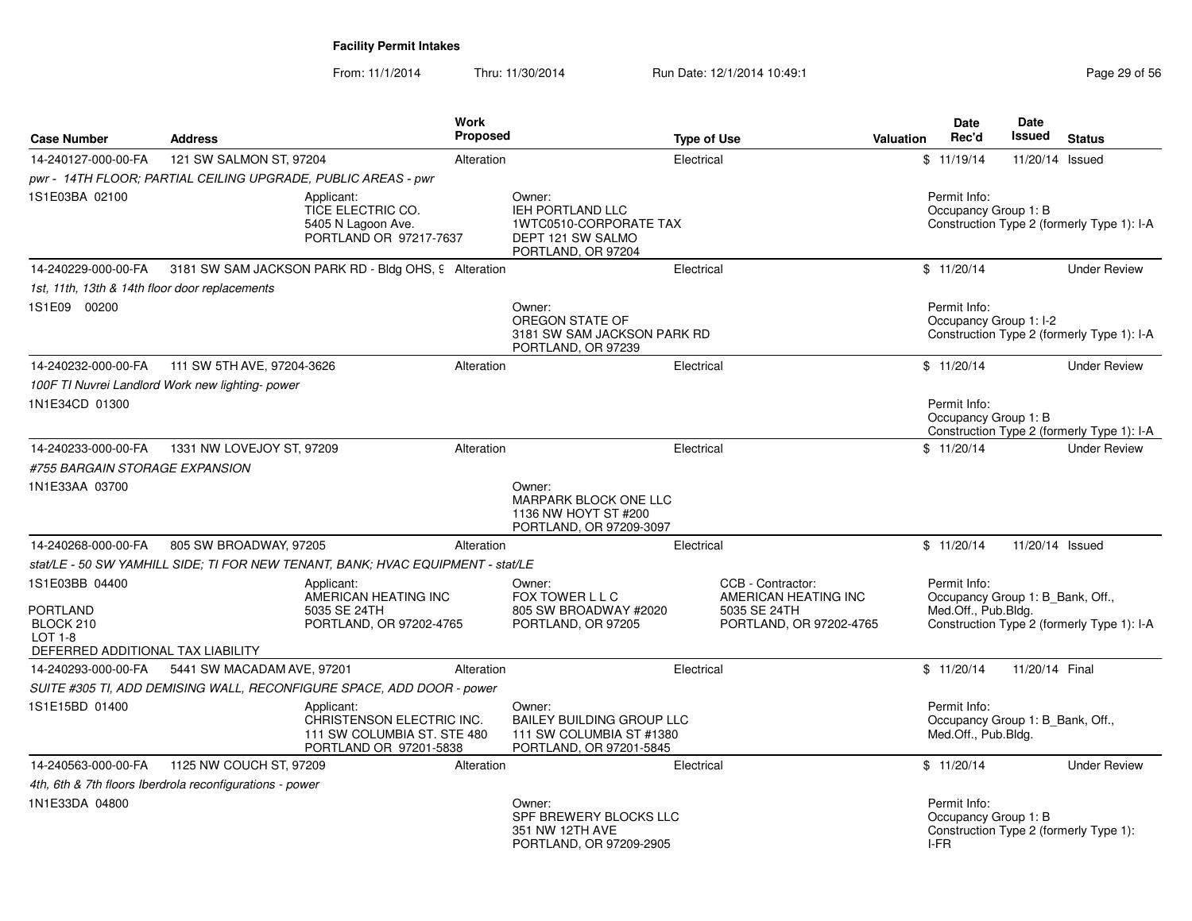# Facility Permit Intakes

From: 11/1/2014 Thru: 11/30/2014 Run Date: 12/1/2014 10:49:1

| Case Number | Address | Work Proposed | Type of Use | Valuation | Date Rec'd | Date Issued | Status |
|---|---|---|---|---|---|---|---|
| 14-240127-000-00-FA | 121 SW SALMON ST, 97204 | Alteration | Electrical | $ | 11/19/14 | 11/20/14 | Issued |

*pwr - 14TH FLOOR; PARTIAL CEILING UPGRADE, PUBLIC AREAS - pwr*

1S1E03BA 02100

Applicant: TICE ELECTRIC CO. 5405 N Lagoon Ave. PORTLAND OR 97217-7637

Owner: IEH PORTLAND LLC 1WTC0510-CORPORATE TAX DEPT 121 SW SALMO PORTLAND, OR 97204

Permit Info: Occupancy Group 1: B Construction Type 2 (formerly Type 1): I-A

| Case Number | Address | Work Proposed | Type of Use | Valuation | Date Rec'd | Date Issued | Status |
|---|---|---|---|---|---|---|---|
| 14-240229-000-00-FA | 3181 SW SAM JACKSON PARK RD - Bldg OHS, 9 | Alteration | Electrical | $ | 11/20/14 | | Under Review |

*1st, 11th, 13th & 14th floor door replacements*

1S1E09 00200

Owner: OREGON STATE OF 3181 SW SAM JACKSON PARK RD PORTLAND, OR 97239

Permit Info: Occupancy Group 1: I-2 Construction Type 2 (formerly Type 1): I-A

| Case Number | Address | Work Proposed | Type of Use | Valuation | Date Rec'd | Date Issued | Status |
|---|---|---|---|---|---|---|---|
| 14-240232-000-00-FA | 111 SW 5TH AVE, 97204-3626 | Alteration | Electrical | $ | 11/20/14 | | Under Review |

*100F TI Nuvrei Landlord Work new lighting- power*

1N1E34CD 01300

Permit Info: Occupancy Group 1: B Construction Type 2 (formerly Type 1): I-A

| Case Number | Address | Work Proposed | Type of Use | Valuation | Date Rec'd | Date Issued | Status |
|---|---|---|---|---|---|---|---|
| 14-240233-000-00-FA | 1331 NW LOVEJOY ST, 97209 | Alteration | Electrical | $ | 11/20/14 | | Under Review |

*#755 BARGAIN STORAGE EXPANSION*

1N1E33AA 03700

Owner: MARPARK BLOCK ONE LLC 1136 NW HOYT ST #200 PORTLAND, OR 97209-3097

| Case Number | Address | Work Proposed | Type of Use | Valuation | Date Rec'd | Date Issued | Status |
|---|---|---|---|---|---|---|---|
| 14-240268-000-00-FA | 805 SW BROADWAY, 97205 | Alteration | Electrical | $ | 11/20/14 | 11/20/14 | Issued |

*stat/LE - 50 SW YAMHILL SIDE; TI FOR NEW TENANT, BANK; HVAC EQUIPMENT - stat/LE*

1S1E03BB 04400

PORTLAND BLOCK 210 LOT 1-8 DEFERRED ADDITIONAL TAX LIABILITY

Applicant: AMERICAN HEATING INC 5035 SE 24TH PORTLAND, OR 97202-4765

Owner: FOX TOWER L L C 805 SW BROADWAY #2020 PORTLAND, OR 97205

CCB - Contractor: AMERICAN HEATING INC 5035 SE 24TH PORTLAND, OR 97202-4765

Permit Info: Occupancy Group 1: B_Bank, Off., Med.Off., Pub.Bldg. Construction Type 2 (formerly Type 1): I-A

| Case Number | Address | Work Proposed | Type of Use | Valuation | Date Rec'd | Date Issued | Status |
|---|---|---|---|---|---|---|---|
| 14-240293-000-00-FA | 5441 SW MACADAM AVE, 97201 | Alteration | Electrical | $ | 11/20/14 | 11/20/14 | Final |

*SUITE #305 TI, ADD DEMISING WALL, RECONFIGURE SPACE, ADD DOOR - power*

1S1E15BD 01400

Applicant: CHRISTENSON ELECTRIC INC. 111 SW COLUMBIA ST. STE 480 PORTLAND OR 97201-5838

Owner: BAILEY BUILDING GROUP LLC 111 SW COLUMBIA ST #1380 PORTLAND, OR 97201-5845

Permit Info: Occupancy Group 1: B_Bank, Off., Med.Off., Pub.Bldg.

| Case Number | Address | Work Proposed | Type of Use | Valuation | Date Rec'd | Date Issued | Status |
|---|---|---|---|---|---|---|---|
| 14-240563-000-00-FA | 1125 NW COUCH ST, 97209 | Alteration | Electrical | $ | 11/20/14 | | Under Review |

*4th, 6th & 7th floors Iberdrola reconfigurations - power*

1N1E33DA 04800

Owner: SPF BREWERY BLOCKS LLC 351 NW 12TH AVE PORTLAND, OR 97209-2905

Permit Info: Occupancy Group 1: B Construction Type 2 (formerly Type 1): I-FR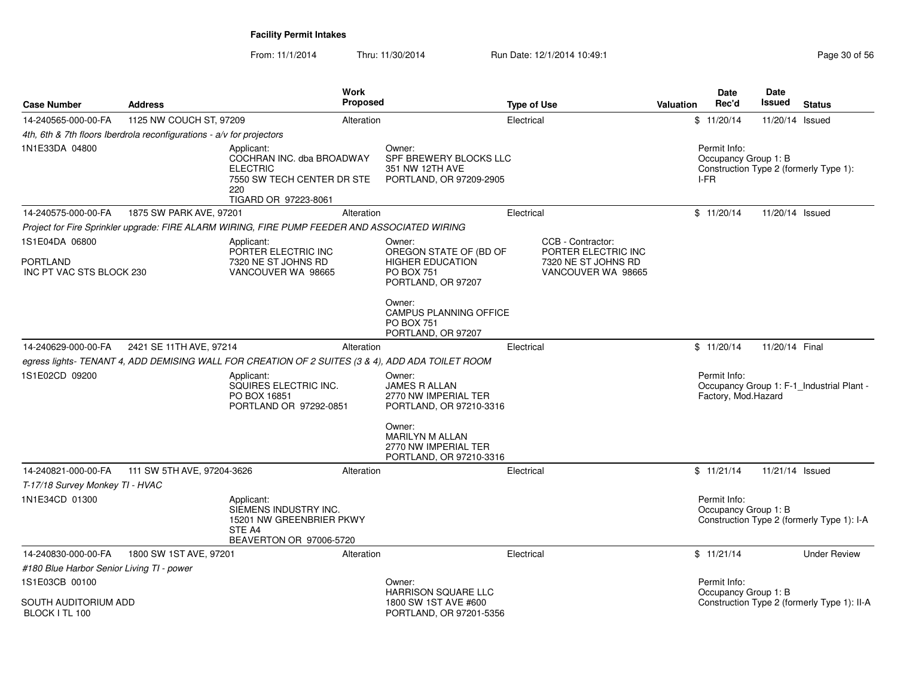**Facility Permit Intakes**

From: 11/1/2014 Thru: 11/30/2014 Run Date: 12/1/2014 10:49:1

| Case Number | Address | Work Proposed | Type of Use | Valuation | Date Rec'd | Date Issued | Status |
|---|---|---|---|---|---|---|---|
| 14-240565-000-00-FA | 1125 NW COUCH ST, 97209 | Alteration | Electrical | $ | 11/20/14 | 11/20/14 | Issued |

*4th, 6th & 7th floors Iberdrola reconfigurations - a/v for projectors*

1N1E33DA 04800

Applicant:
COCHRAN INC. dba BROADWAY ELECTRIC
7550 SW TECH CENTER DR STE 220
TIGARD OR 97223-8061

Owner:
SPF BREWERY BLOCKS LLC
351 NW 12TH AVE
PORTLAND, OR 97209-2905

Permit Info:
Occupancy Group 1: B
Construction Type 2 (formerly Type 1): I-FR

| Case Number | Address | Work Proposed | Type of Use | Valuation | Date Rec'd | Date Issued | Status |
|---|---|---|---|---|---|---|---|
| 14-240575-000-00-FA | 1875 SW PARK AVE, 97201 | Alteration | Electrical | $ | 11/20/14 | 11/20/14 | Issued |

*Project for Fire Sprinkler upgrade: FIRE ALARM WIRING, FIRE PUMP FEEDER AND ASSOCIATED WIRING*

1S1E04DA 06800

PORTLAND
INC PT VAC STS BLOCK 230

Applicant:
PORTER ELECTRIC INC
7320 NE ST JOHNS RD
VANCOUVER WA 98665

Owner:
OREGON STATE OF (BD OF HIGHER EDUCATION
PO BOX 751
PORTLAND, OR 97207

Owner:
CAMPUS PLANNING OFFICE
PO BOX 751
PORTLAND, OR 97207

CCB - Contractor:
PORTER ELECTRIC INC
7320 NE ST JOHNS RD
VANCOUVER WA 98665

| Case Number | Address | Work Proposed | Type of Use | Valuation | Date Rec'd | Date Issued | Status |
|---|---|---|---|---|---|---|---|
| 14-240629-000-00-FA | 2421 SE 11TH AVE, 97214 | Alteration | Electrical | $ | 11/20/14 | 11/20/14 | Final |

*egress lights- TENANT 4, ADD DEMISING WALL FOR CREATION OF 2 SUITES (3 & 4), ADD ADA TOILET ROOM*

1S1E02CD 09200

Applicant:
SQUIRES ELECTRIC INC.
PO BOX 16851
PORTLAND OR 97292-0851

Owner:
JAMES R ALLAN
2770 NW IMPERIAL TER
PORTLAND, OR 97210-3316

Owner:
MARILYN M ALLAN
2770 NW IMPERIAL TER
PORTLAND, OR 97210-3316

Permit Info:
Occupancy Group 1: F-1_Industrial Plant - Factory, Mod.Hazard

| Case Number | Address | Work Proposed | Type of Use | Valuation | Date Rec'd | Date Issued | Status |
|---|---|---|---|---|---|---|---|
| 14-240821-000-00-FA | 111 SW 5TH AVE, 97204-3626 | Alteration | Electrical | $ | 11/21/14 | 11/21/14 | Issued |

*T-17/18 Survey Monkey TI - HVAC*

1N1E34CD 01300

Applicant:
SIEMENS INDUSTRY INC.
15201 NW GREENBRIER PKWY STE A4
BEAVERTON OR 97006-5720

Permit Info:
Occupancy Group 1: B
Construction Type 2 (formerly Type 1): I-A

| Case Number | Address | Work Proposed | Type of Use | Valuation | Date Rec'd | Date Issued | Status |
|---|---|---|---|---|---|---|---|
| 14-240830-000-00-FA | 1800 SW 1ST AVE, 97201 | Alteration | Electrical | $ | 11/21/14 | | Under Review |

*#180 Blue Harbor Senior Living TI - power*

1S1E03CB 00100

SOUTH AUDITORIUM ADD
BLOCK I TL 100

Owner:
HARRISON SQUARE LLC
1800 SW 1ST AVE #600
PORTLAND, OR 97201-5356

Permit Info:
Occupancy Group 1: B
Construction Type 2 (formerly Type 1): II-A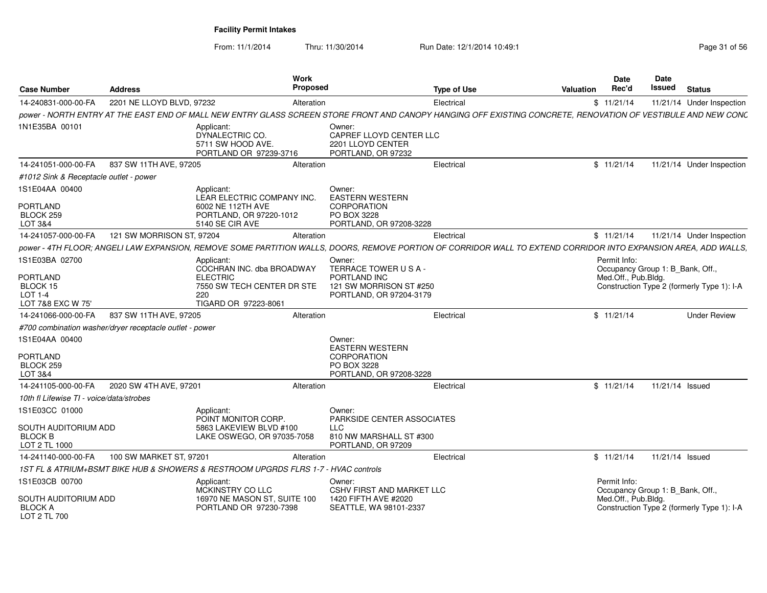**Facility Permit Intakes**

From: 11/1/2014 Thru: 11/30/2014 Run Date: 12/1/2014 10:49:1

| Case Number | Address | Work Proposed | Type of Use | Valuation | Date Rec'd | Date Issued | Status |
|---|---|---|---|---|---|---|---|
| 14-240831-000-00-FA | 2201 NE LLOYD BLVD, 97232 | Alteration | Electrical | $ | 11/21/14 | 11/21/14 | Under Inspection |

*power - NORTH ENTRY AT THE EAST END OF MALL NEW ENTRY GLASS SCREEN STORE FRONT AND CANOPY HANGING OFF EXISTING CONCRETE, RENOVATION OF VESTIBULE AND NEW CONC*

1N1E35BA 00101

Applicant: DYNALECTRIC CO. 5711 SW HOOD AVE. PORTLAND OR 97239-3716

Owner: CAPREF LLOYD CENTER LLC 2201 LLOYD CENTER PORTLAND, OR 97232

| Case Number | Address | Work Proposed | Type of Use | Valuation | Date Rec'd | Date Issued | Status |
|---|---|---|---|---|---|---|---|
| 14-241051-000-00-FA | 837 SW 11TH AVE, 97205 | Alteration | Electrical | $ | 11/21/14 | 11/21/14 | Under Inspection |

*#1012 Sink & Receptacle outlet - power*

1S1E04AA 00400

PORTLAND
BLOCK 259
LOT 3&4

Applicant: LEAR ELECTRIC COMPANY INC. 6002 NE 112TH AVE PORTLAND, OR 97220-1012 5140 SE CIR AVE

Owner: EASTERN WESTERN CORPORATION PO BOX 3228 PORTLAND, OR 97208-3228

| Case Number | Address | Work Proposed | Type of Use | Valuation | Date Rec'd | Date Issued | Status |
|---|---|---|---|---|---|---|---|
| 14-241057-000-00-FA | 121 SW MORRISON ST, 97204 | Alteration | Electrical | $ | 11/21/14 | 11/21/14 | Under Inspection |

*power - 4TH FLOOR; ANGELI LAW EXPANSION, REMOVE SOME PARTITION WALLS, DOORS, REMOVE PORTION OF CORRIDOR WALL TO EXTEND CORRIDOR INTO EXPANSION AREA, ADD WALLS,*

1S1E03BA 02700

PORTLAND
BLOCK 15
LOT 1-4
LOT 7&8 EXC W 75'

Applicant: COCHRAN INC. dba BROADWAY ELECTRIC 7550 SW TECH CENTER DR STE 220 TIGARD OR 97223-8061

Owner: TERRACE TOWER U S A - PORTLAND INC 121 SW MORRISON ST #250 PORTLAND, OR 97204-3179

Permit Info:
Occupancy Group 1: B_Bank, Off., Med.Off., Pub.Bldg.
Construction Type 2 (formerly Type 1): I-A

| Case Number | Address | Work Proposed | Type of Use | Valuation | Date Rec'd | Date Issued | Status |
|---|---|---|---|---|---|---|---|
| 14-241066-000-00-FA | 837 SW 11TH AVE, 97205 | Alteration | Electrical | $ | 11/21/14 | | Under Review |

*#700 combination washer/dryer receptacle outlet - power*

1S1E04AA 00400

PORTLAND
BLOCK 259
LOT 3&4

Owner: EASTERN WESTERN CORPORATION PO BOX 3228 PORTLAND, OR 97208-3228

| Case Number | Address | Work Proposed | Type of Use | Valuation | Date Rec'd | Date Issued | Status |
|---|---|---|---|---|---|---|---|
| 14-241105-000-00-FA | 2020 SW 4TH AVE, 97201 | Alteration | Electrical | $ | 11/21/14 | 11/21/14 | Issued |

*10th fl Lifewise TI - voice/data/strobes*

1S1E03CC 01000

SOUTH AUDITORIUM ADD
BLOCK B
LOT 2 TL 1000

Applicant: POINT MONITOR CORP. 5863 LAKEVIEW BLVD #100 LAKE OSWEGO, OR 97035-7058

Owner: PARKSIDE CENTER ASSOCIATES LLC 810 NW MARSHALL ST #300 PORTLAND, OR 97209

| Case Number | Address | Work Proposed | Type of Use | Valuation | Date Rec'd | Date Issued | Status |
|---|---|---|---|---|---|---|---|
| 14-241140-000-00-FA | 100 SW MARKET ST, 97201 | Alteration | Electrical | $ | 11/21/14 | 11/21/14 | Issued |

*1ST FL & ATRIUM+BSMT BIKE HUB & SHOWERS & RESTROOM UPGRDS FLRS 1-7 - HVAC controls*

1S1E03CB 00700

SOUTH AUDITORIUM ADD
BLOCK A
LOT 2 TL 700

Applicant: MCKINSTRY CO LLC 16970 NE MASON ST, SUITE 100 PORTLAND OR 97230-7398

Owner: CSHV FIRST AND MARKET LLC 1420 FIFTH AVE #2020 SEATTLE, WA 98101-2337

Permit Info:
Occupancy Group 1: B_Bank, Off., Med.Off., Pub.Bldg.
Construction Type 2 (formerly Type 1): I-A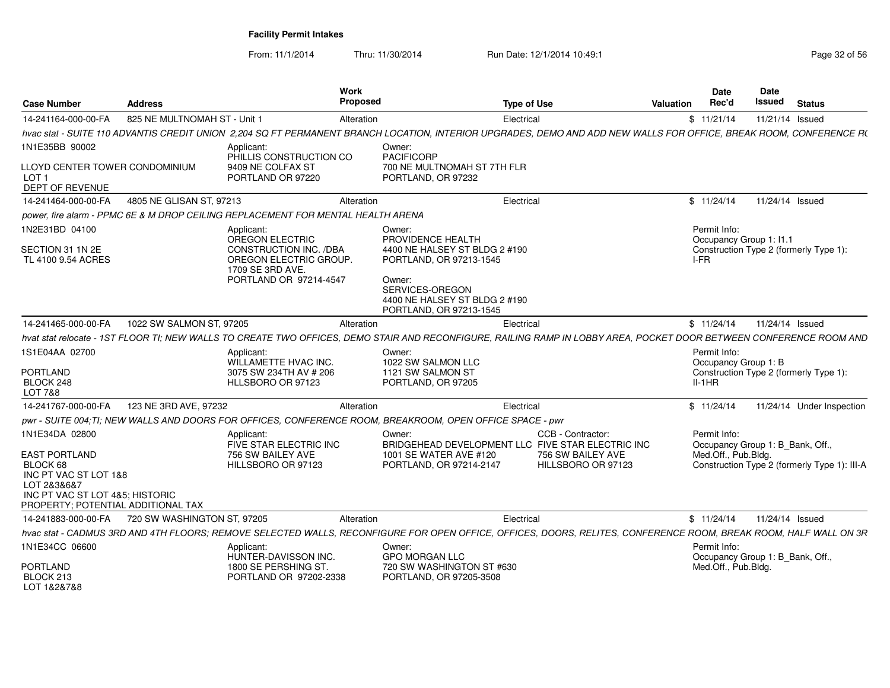# Facility Permit Intakes

From: 11/1/2014 Thru: 11/30/2014 Run Date: 12/1/2014 10:49:1

| Case Number | Address | Work Proposed | Type of Use | Valuation | Date Rec'd | Date Issued | Status |
|---|---|---|---|---|---|---|---|
| 14-241164-000-00-FA | 825 NE MULTNOMAH ST - Unit 1 | Alteration | Electrical | $ | 11/21/14 | 11/21/14 | Issued |

*hvac stat - SUITE 110 ADVANTIS CREDIT UNION 2,204 SQ FT PERMANENT BRANCH LOCATION, INTERIOR UPGRADES, DEMO AND ADD NEW WALLS FOR OFFICE, BREAK ROOM, CONFERENCE R(*

1N1E35BB 90002

LLOYD CENTER TOWER CONDOMINIUM
LOT 1
DEPT OF REVENUE

Applicant:
PHILLIS CONSTRUCTION CO
9409 NE COLFAX ST
PORTLAND OR 97220

Owner:
PACIFICORP
700 NE MULTNOMAH ST 7TH FLR
PORTLAND, OR 97232

| Case Number | Address | Work Proposed | Type of Use | Valuation | Date Rec'd | Date Issued | Status |
|---|---|---|---|---|---|---|---|
| 14-241464-000-00-FA | 4805 NE GLISAN ST, 97213 | Alteration | Electrical | $ | 11/24/14 | 11/24/14 | Issued |

*power, fire alarm - PPMC 6E & M DROP CEILING REPLACEMENT FOR MENTAL HEALTH ARENA*

1N2E31BD 04100

SECTION 31 1N 2E
TL 4100 9.54 ACRES

Applicant:
OREGON ELECTRIC CONSTRUCTION INC. /DBA OREGON ELECTRIC GROUP.
1709 SE 3RD AVE.
PORTLAND OR 97214-4547

Owner:
PROVIDENCE HEALTH
4400 NE HALSEY ST BLDG 2 #190
PORTLAND, OR 97213-1545

Owner:
SERVICES-OREGON
4400 NE HALSEY ST BLDG 2 #190
PORTLAND, OR 97213-1545

Permit Info:
Occupancy Group 1: I1.1
Construction Type 2 (formerly Type 1): I-FR

| Case Number | Address | Work Proposed | Type of Use | Valuation | Date Rec'd | Date Issued | Status |
|---|---|---|---|---|---|---|---|
| 14-241465-000-00-FA | 1022 SW SALMON ST, 97205 | Alteration | Electrical | $ | 11/24/14 | 11/24/14 | Issued |

*hvat stat relocate - 1ST FLOOR TI; NEW WALLS TO CREATE TWO OFFICES, DEMO STAIR AND RECONFIGURE, RAILING RAMP IN LOBBY AREA, POCKET DOOR BETWEEN CONFERENCE ROOM AND*

1S1E04AA 02700

PORTLAND
BLOCK 248
LOT 7&8

Applicant:
WILLAMETTE HVAC INC.
3075 SW 234TH AV # 206
HLLSBORO OR 97123

Owner:
1022 SW SALMON LLC
1121 SW SALMON ST
PORTLAND, OR 97205

Permit Info:
Occupancy Group 1: B
Construction Type 2 (formerly Type 1): II-1HR

| Case Number | Address | Work Proposed | Type of Use | Valuation | Date Rec'd | Date Issued | Status |
|---|---|---|---|---|---|---|---|
| 14-241767-000-00-FA | 123 NE 3RD AVE, 97232 | Alteration | Electrical | $ | 11/24/14 | 11/24/14 | Under Inspection |

*pwr - SUITE 004;TI; NEW WALLS AND DOORS FOR OFFICES, CONFERENCE ROOM, BREAKROOM, OPEN OFFICE SPACE - pwr*

1N1E34DA 02800

EAST PORTLAND
BLOCK 68
INC PT VAC ST LOT 1&8
LOT 2&3&6&7
INC PT VAC ST LOT 4&5; HISTORIC PROPERTY; POTENTIAL ADDITIONAL TAX

Applicant:
FIVE STAR ELECTRIC INC
756 SW BAILEY AVE
HILLSBORO OR 97123

Owner:
BRIDGEHEAD DEVELOPMENT LLC
1001 SE WATER AVE #120
PORTLAND, OR 97214-2147

CCB - Contractor:
FIVE STAR ELECTRIC INC
756 SW BAILEY AVE
HILLSBORO OR 97123

Permit Info:
Occupancy Group 1: B_Bank, Off., Med.Off., Pub.Bldg.
Construction Type 2 (formerly Type 1): III-A

| Case Number | Address | Work Proposed | Type of Use | Valuation | Date Rec'd | Date Issued | Status |
|---|---|---|---|---|---|---|---|
| 14-241883-000-00-FA | 720 SW WASHINGTON ST, 97205 | Alteration | Electrical | $ | 11/24/14 | 11/24/14 | Issued |

*hvac stat - CADMUS 3RD AND 4TH FLOORS; REMOVE SELECTED WALLS, RECONFIGURE FOR OPEN OFFICE, OFFICES, DOORS, RELITES, CONFERENCE ROOM, BREAK ROOM, HALF WALL ON 3R*

1N1E34CC 06600

PORTLAND
BLOCK 213
LOT 1&2&7&8

Applicant:
HUNTER-DAVISSON INC.
1800 SE PERSHING ST.
PORTLAND OR 97202-2338

Owner:
GPO MORGAN LLC
720 SW WASHINGTON ST #630
PORTLAND, OR 97205-3508

Permit Info:
Occupancy Group 1: B_Bank, Off., Med.Off., Pub.Bldg.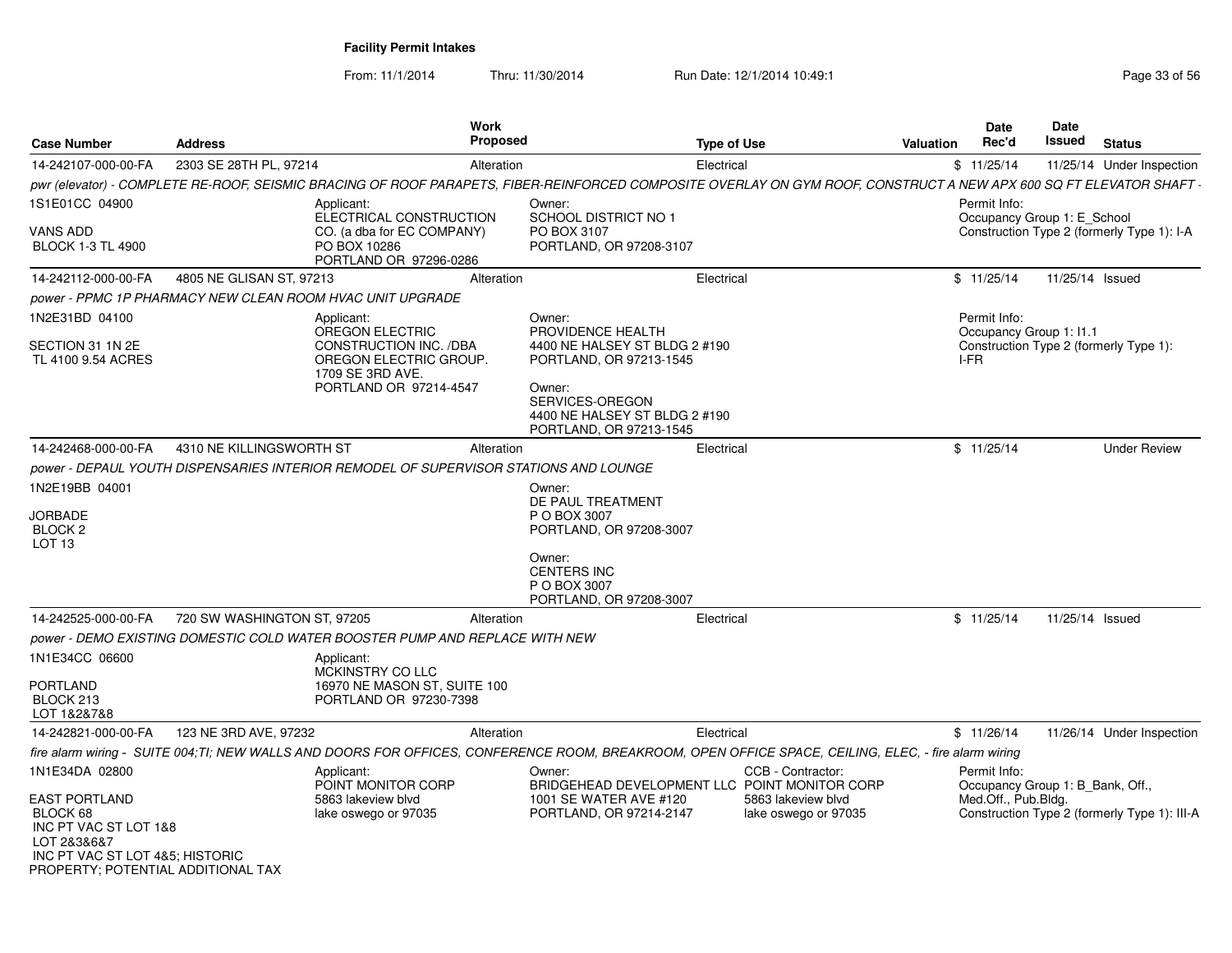**Facility Permit Intakes**

From: 11/1/2014 Thru: 11/30/2014 Run Date: 12/1/2014 10:49:1

| Case Number | Address | Work Proposed | Type of Use | Valuation | Date Rec'd | Date Issued | Status |
|---|---|---|---|---|---|---|---|
| 14-242107-000-00-FA | 2303 SE 28TH PL, 97214 | Alteration | Electrical | $ | 11/25/14 | 11/25/14 | Under Inspection |

*pwr (elevator) - COMPLETE RE-ROOF, SEISMIC BRACING OF ROOF PARAPETS, FIBER-REINFORCED COMPOSITE OVERLAY ON GYM ROOF, CONSTRUCT A NEW APX 600 SQ FT ELEVATOR SHAFT -*

1S1E01CC 04900
VANS ADD
BLOCK 1-3 TL 4900

Applicant:
ELECTRICAL CONSTRUCTION CO. (a dba for EC COMPANY)
PO BOX 10286
PORTLAND OR 97296-0286

Owner:
SCHOOL DISTRICT NO 1
PO BOX 3107
PORTLAND, OR 97208-3107

Permit Info:
Occupancy Group 1: E_School
Construction Type 2 (formerly Type 1): I-A

| Case Number | Address | Work Proposed | Type of Use | Valuation | Date Rec'd | Date Issued | Status |
|---|---|---|---|---|---|---|---|
| 14-242112-000-00-FA | 4805 NE GLISAN ST, 97213 | Alteration | Electrical | $ | 11/25/14 | 11/25/14 | Issued |

*power - PPMC 1P PHARMACY NEW CLEAN ROOM HVAC UNIT UPGRADE*

1N2E31BD 04100
SECTION 31 1N 2E
TL 4100 9.54 ACRES

Applicant:
OREGON ELECTRIC CONSTRUCTION INC. /DBA OREGON ELECTRIC GROUP.
1709 SE 3RD AVE.
PORTLAND OR 97214-4547

Owner:
PROVIDENCE HEALTH
4400 NE HALSEY ST BLDG 2 #190
PORTLAND, OR 97213-1545

Owner:
SERVICES-OREGON
4400 NE HALSEY ST BLDG 2 #190
PORTLAND, OR 97213-1545

Permit Info:
Occupancy Group 1: I1.1
Construction Type 2 (formerly Type 1): I-FR

| Case Number | Address | Work Proposed | Type of Use | Valuation | Date Rec'd | Date Issued | Status |
|---|---|---|---|---|---|---|---|
| 14-242468-000-00-FA | 4310 NE KILLINGSWORTH ST | Alteration | Electrical | $ | 11/25/14 | | Under Review |

*power - DEPAUL YOUTH DISPENSARIES INTERIOR REMODEL OF SUPERVISOR STATIONS AND LOUNGE*

1N2E19BB 04001
JORBADE
BLOCK 2
LOT 13

Owner:
DE PAUL TREATMENT
P O BOX 3007
PORTLAND, OR 97208-3007

Owner:
CENTERS INC
P O BOX 3007
PORTLAND, OR 97208-3007

| Case Number | Address | Work Proposed | Type of Use | Valuation | Date Rec'd | Date Issued | Status |
|---|---|---|---|---|---|---|---|
| 14-242525-000-00-FA | 720 SW WASHINGTON ST, 97205 | Alteration | Electrical | $ | 11/25/14 | 11/25/14 | Issued |

*power - DEMO EXISTING DOMESTIC COLD WATER BOOSTER PUMP AND REPLACE WITH NEW*

1N1E34CC 06600
PORTLAND
BLOCK 213
LOT 1&2&7&8

Applicant:
MCKINSTRY CO LLC
16970 NE MASON ST, SUITE 100
PORTLAND OR 97230-7398

| Case Number | Address | Work Proposed | Type of Use | Valuation | Date Rec'd | Date Issued | Status |
|---|---|---|---|---|---|---|---|
| 14-242821-000-00-FA | 123 NE 3RD AVE, 97232 | Alteration | Electrical | $ | 11/26/14 | 11/26/14 | Under Inspection |

*fire alarm wiring - SUITE 004;TI; NEW WALLS AND DOORS FOR OFFICES, CONFERENCE ROOM, BREAKROOM, OPEN OFFICE SPACE, CEILING, ELEC, - fire alarm wiring*

1N1E34DA 02800
EAST PORTLAND
BLOCK 68
INC PT VAC ST LOT 1&8
LOT 2&3&6&7
INC PT VAC ST LOT 4&5; HISTORIC PROPERTY; POTENTIAL ADDITIONAL TAX

Applicant:
POINT MONITOR CORP
5863 lakeview blvd
lake oswego or 97035

Owner:
BRIDGEHEAD DEVELOPMENT LLC
1001 SE WATER AVE #120
PORTLAND, OR 97214-2147

CCB - Contractor:
POINT MONITOR CORP
5863 lakeview blvd
lake oswego or 97035

Permit Info:
Occupancy Group 1: B_Bank, Off., Med.Off., Pub.Bldg.
Construction Type 2 (formerly Type 1): III-A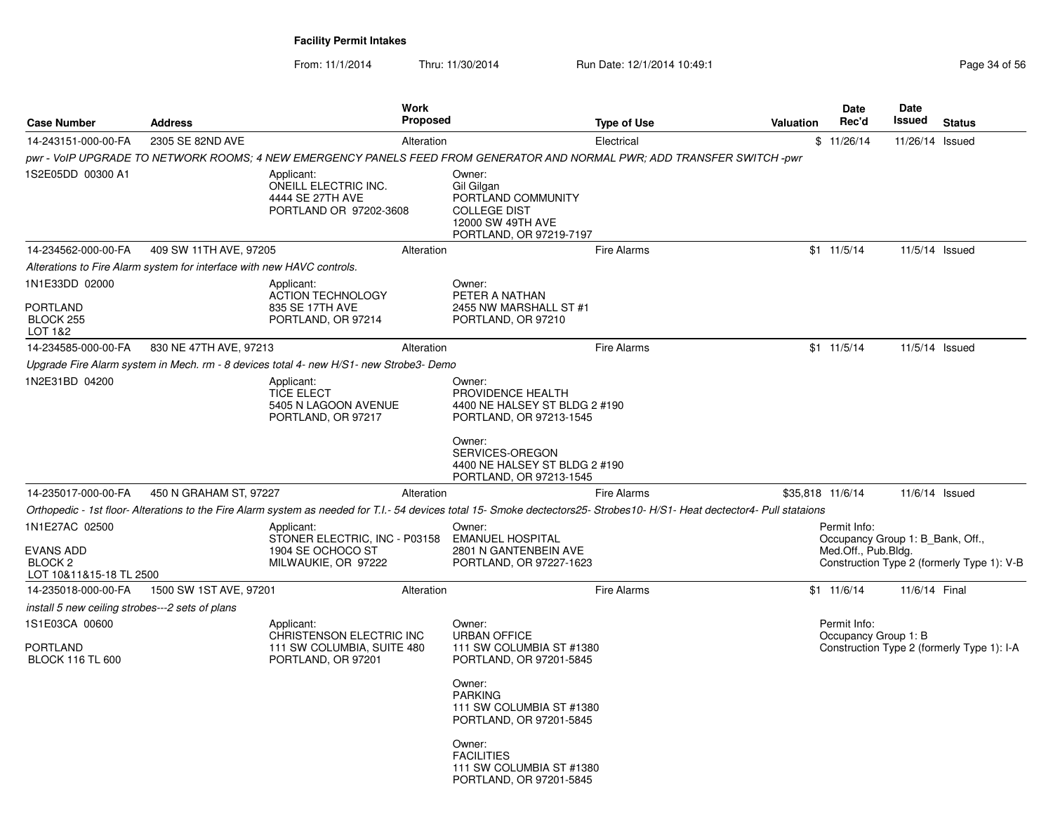**Facility Permit Intakes**

From: 11/1/2014 Thru: 11/30/2014 Run Date: 12/1/2014 10:49:1

| Case Number | Address | Work Proposed | Type of Use | Valuation | Date Rec'd | Date Issued | Status |
|---|---|---|---|---|---|---|---|
| 14-243151-000-00-FA | 2305 SE 82ND AVE | Alteration | Electrical | $ | 11/26/14 | 11/26/14 | Issued |

*pwr - VoIP UPGRADE TO NETWORK ROOMS; 4 NEW EMERGENCY PANELS FEED FROM GENERATOR AND NORMAL PWR; ADD TRANSFER SWITCH -pwr*

1S2E05DD 00300 A1

Applicant:
ONEILL ELECTRIC INC.
4444 SE 27TH AVE
PORTLAND OR 97202-3608

Owner:
Gil Gilgan
PORTLAND COMMUNITY COLLEGE DIST
12000 SW 49TH AVE
PORTLAND, OR 97219-7197

| Case Number | Address | Work Proposed | Type of Use | Valuation | Date Rec'd | Date Issued | Status |
|---|---|---|---|---|---|---|---|
| 14-234562-000-00-FA | 409 SW 11TH AVE, 97205 | Alteration | Fire Alarms | $1 | 11/5/14 | 11/5/14 | Issued |

*Alterations to Fire Alarm system for interface with new HAVC controls.*

1N1E33DD 02000

PORTLAND
BLOCK 255
LOT 1&2

Applicant:
ACTION TECHNOLOGY
835 SE 17TH AVE
PORTLAND, OR 97214

Owner:
PETER A NATHAN
2455 NW MARSHALL ST #1
PORTLAND, OR 97210

| Case Number | Address | Work Proposed | Type of Use | Valuation | Date Rec'd | Date Issued | Status |
|---|---|---|---|---|---|---|---|
| 14-234585-000-00-FA | 830 NE 47TH AVE, 97213 | Alteration | Fire Alarms | $1 | 11/5/14 | 11/5/14 | Issued |

*Upgrade Fire Alarm system in Mech. rm - 8 devices total 4- new H/S1- new Strobe3- Demo*

1N2E31BD 04200

Applicant:
TICE ELECT
5405 N LAGOON AVENUE
PORTLAND, OR 97217

Owner:
PROVIDENCE HEALTH
4400 NE HALSEY ST BLDG 2 #190
PORTLAND, OR 97213-1545

Owner:
SERVICES-OREGON
4400 NE HALSEY ST BLDG 2 #190
PORTLAND, OR 97213-1545

| Case Number | Address | Work Proposed | Type of Use | Valuation | Date Rec'd | Date Issued | Status |
|---|---|---|---|---|---|---|---|
| 14-235017-000-00-FA | 450 N GRAHAM ST, 97227 | Alteration | Fire Alarms | $35,818 | 11/6/14 | 11/6/14 | Issued |

*Orthopedic - 1st floor- Alterations to the Fire Alarm system as needed for T.I.- 54 devices total 15- Smoke dectectors25- Strobes10- H/S1- Heat dectector4- Pull stataions*

1N1E27AC 02500

EVANS ADD
BLOCK 2
LOT 10&11&15-18 TL 2500

Applicant:
STONER ELECTRIC, INC - P03158
1904 SE OCHOCO ST
MILWAUKIE, OR 97222

Owner:
EMANUEL HOSPITAL
2801 N GANTENBEIN AVE
PORTLAND, OR 97227-1623

Permit Info:
Occupancy Group 1: B_Bank, Off., Med.Off., Pub.Bldg.
Construction Type 2 (formerly Type 1): V-B

| Case Number | Address | Work Proposed | Type of Use | Valuation | Date Rec'd | Date Issued | Status |
|---|---|---|---|---|---|---|---|
| 14-235018-000-00-FA | 1500 SW 1ST AVE, 97201 | Alteration | Fire Alarms | $1 | 11/6/14 | 11/6/14 | Final |

*install 5 new ceiling strobes---2 sets of plans*

1S1E03CA 00600

PORTLAND
BLOCK 116 TL 600

Applicant:
CHRISTENSON ELECTRIC INC
111 SW COLUMBIA, SUITE 480
PORTLAND, OR 97201

Owner:
URBAN OFFICE
111 SW COLUMBIA ST #1380
PORTLAND, OR 97201-5845

Owner:
PARKING
111 SW COLUMBIA ST #1380
PORTLAND, OR 97201-5845

Owner:
FACILITIES
111 SW COLUMBIA ST #1380
PORTLAND, OR 97201-5845

Permit Info:
Occupancy Group 1: B
Construction Type 2 (formerly Type 1): I-A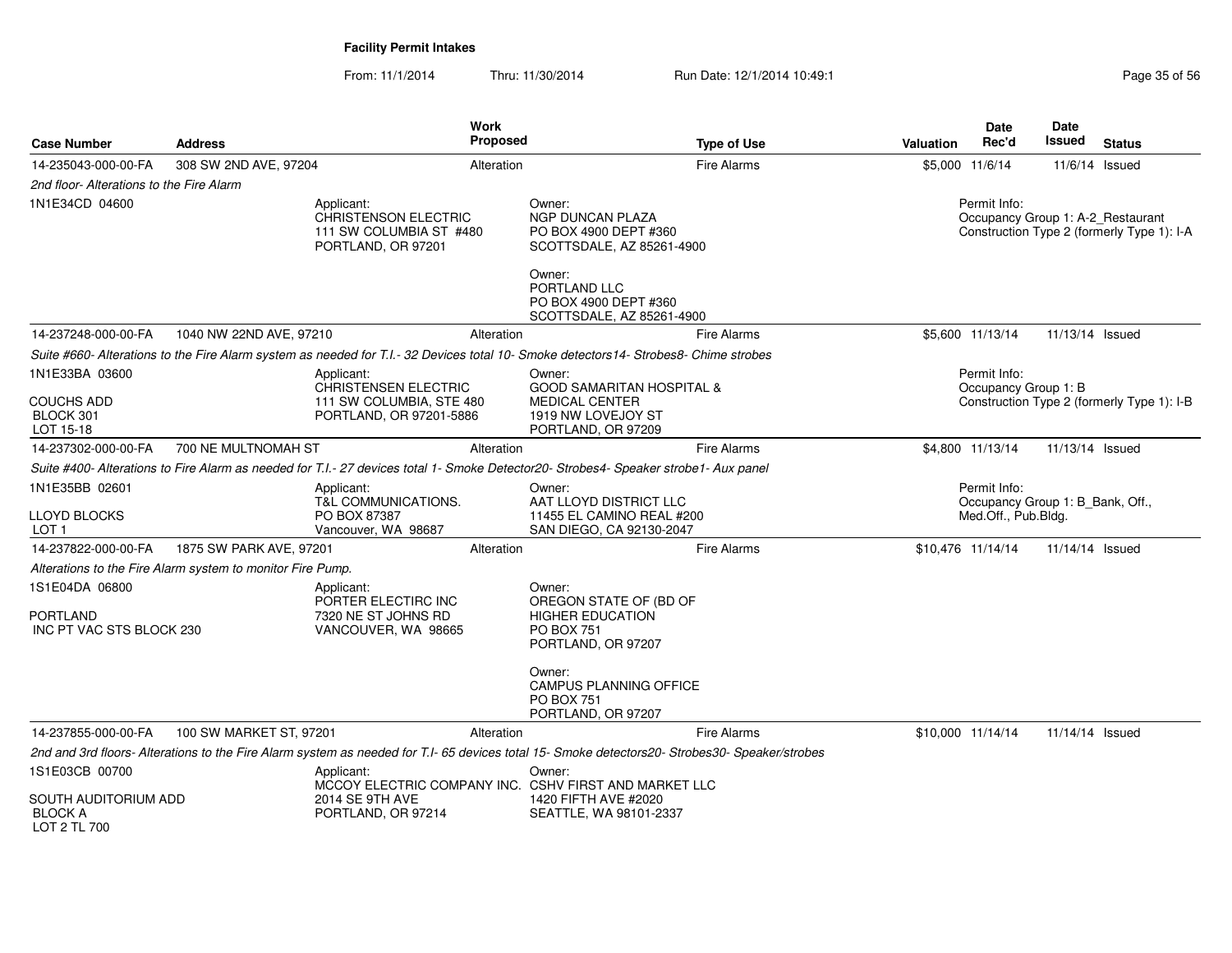# Facility Permit Intakes

From: 11/1/2014 Thru: 11/30/2014 Run Date: 12/1/2014 10:49:1

| Case Number | Address | Work Proposed | Type of Use | Valuation | Date Rec'd | Date Issued | Status |
|---|---|---|---|---|---|---|---|
| 14-235043-000-00-FA | 308 SW 2ND AVE, 97204 | Alteration | Fire Alarms | $5,000 | 11/6/14 | 11/6/14 | Issued |

*2nd floor- Alterations to the Fire Alarm*

1N1E34CD 04600

Applicant:
CHRISTENSON ELECTRIC
111 SW COLUMBIA ST #480
PORTLAND, OR 97201

Owner:
NGP DUNCAN PLAZA
PO BOX 4900 DEPT #360
SCOTTSDALE, AZ 85261-4900

Owner:
PORTLAND LLC
PO BOX 4900 DEPT #360
SCOTTSDALE, AZ 85261-4900

Permit Info:
Occupancy Group 1: A-2_Restaurant
Construction Type 2 (formerly Type 1): I-A

---

| Case Number | Address | Work Proposed | Type of Use | Valuation | Date Rec'd | Date Issued | Status |
|---|---|---|---|---|---|---|---|
| 14-237248-000-00-FA | 1040 NW 22ND AVE, 97210 | Alteration | Fire Alarms | $5,600 | 11/13/14 | 11/13/14 | Issued |

*Suite #660- Alterations to the Fire Alarm system as needed for T.I.- 32 Devices total 10- Smoke detectors14- Strobes8- Chime strobes*

1N1E33BA 03600

COUCHS ADD
BLOCK 301
LOT 15-18

Applicant:
CHRISTENSEN ELECTRIC
111 SW COLUMBIA, STE 480
PORTLAND, OR 97201-5886

Owner:
GOOD SAMARITAN HOSPITAL &
MEDICAL CENTER
1919 NW LOVEJOY ST
PORTLAND, OR 97209

Permit Info:
Occupancy Group 1: B
Construction Type 2 (formerly Type 1): I-B

---

| Case Number | Address | Work Proposed | Type of Use | Valuation | Date Rec'd | Date Issued | Status |
|---|---|---|---|---|---|---|---|
| 14-237302-000-00-FA | 700 NE MULTNOMAH ST | Alteration | Fire Alarms | $4,800 | 11/13/14 | 11/13/14 | Issued |

*Suite #400- Alterations to Fire Alarm as needed for T.I.- 27 devices total 1- Smoke Detector20- Strobes4- Speaker strobe1- Aux panel*

1N1E35BB 02601

LLOYD BLOCKS
LOT 1

Applicant:
T&L COMMUNICATIONS.
PO BOX 87387
Vancouver, WA 98687

Owner:
AAT LLOYD DISTRICT LLC
11455 EL CAMINO REAL #200
SAN DIEGO, CA 92130-2047

Permit Info:
Occupancy Group 1: B_Bank, Off., Med.Off., Pub.Bldg.

---

| Case Number | Address | Work Proposed | Type of Use | Valuation | Date Rec'd | Date Issued | Status |
|---|---|---|---|---|---|---|---|
| 14-237822-000-00-FA | 1875 SW PARK AVE, 97201 | Alteration | Fire Alarms | $10,476 | 11/14/14 | 11/14/14 | Issued |

*Alterations to the Fire Alarm system to monitor Fire Pump.*

1S1E04DA 06800

PORTLAND
INC PT VAC STS BLOCK 230

Applicant:
PORTER ELECTIRC INC
7320 NE ST JOHNS RD
VANCOUVER, WA 98665

Owner:
OREGON STATE OF (BD OF
HIGHER EDUCATION
PO BOX 751
PORTLAND, OR 97207

Owner:
CAMPUS PLANNING OFFICE
PO BOX 751
PORTLAND, OR 97207

---

| Case Number | Address | Work Proposed | Type of Use | Valuation | Date Rec'd | Date Issued | Status |
|---|---|---|---|---|---|---|---|
| 14-237855-000-00-FA | 100 SW MARKET ST, 97201 | Alteration | Fire Alarms | $10,000 | 11/14/14 | 11/14/14 | Issued |

*2nd and 3rd floors- Alterations to the Fire Alarm system as needed for T.I- 65 devices total 15- Smoke detectors20- Strobes30- Speaker/strobes*

1S1E03CB 00700

SOUTH AUDITORIUM ADD
BLOCK A
LOT 2 TL 700

Applicant:
MCCOY ELECTRIC COMPANY INC.
2014 SE 9TH AVE
PORTLAND, OR 97214

Owner:
CSHV FIRST AND MARKET LLC
1420 FIFTH AVE #2020
SEATTLE, WA 98101-2337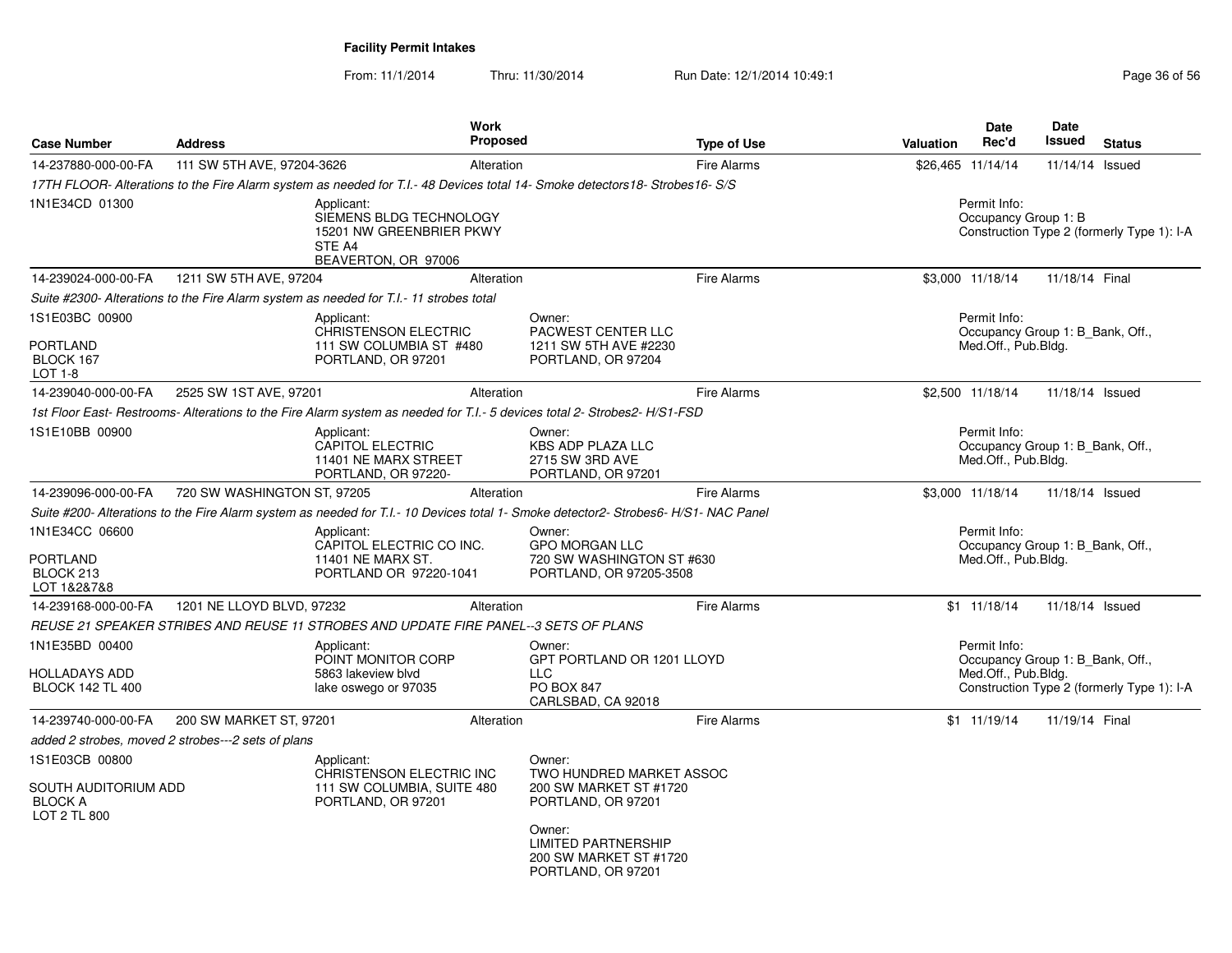**Facility Permit Intakes**

From: 11/1/2014 Thru: 11/30/2014 Run Date: 12/1/2014 10:49:1

| Case Number | Address | Work Proposed | Type of Use | Valuation | Date Rec'd | Date Issued | Status |
|---|---|---|---|---|---|---|---|
| 14-237880-000-00-FA | 111 SW 5TH AVE, 97204-3626 | Alteration | Fire Alarms | $26,465 | 11/14/14 | 11/14/14 | Issued |

*17TH FLOOR- Alterations to the Fire Alarm system as needed for T.I.- 48 Devices total 14- Smoke detectors18- Strobes16- S/S*

1N1E34CD 01300

Applicant:
SIEMENS BLDG TECHNOLOGY
15201 NW GREENBRIER PKWY
STE A4
BEAVERTON, OR 97006

Permit Info:
Occupancy Group 1: B
Construction Type 2 (formerly Type 1): I-A

| Case Number | Address | Work Proposed | Type of Use | Valuation | Date Rec'd | Date Issued | Status |
|---|---|---|---|---|---|---|---|
| 14-239024-000-00-FA | 1211 SW 5TH AVE, 97204 | Alteration | Fire Alarms | $3,000 | 11/18/14 | 11/18/14 | Final |

*Suite #2300- Alterations to the Fire Alarm system as needed for T.I.- 11 strobes total*

1S1E03BC 00900

PORTLAND
BLOCK 167
LOT 1-8

Applicant:
CHRISTENSON ELECTRIC
111 SW COLUMBIA ST #480
PORTLAND, OR 97201

Owner:
PACWEST CENTER LLC
1211 SW 5TH AVE #2230
PORTLAND, OR 97204

Permit Info:
Occupancy Group 1: B_Bank, Off., Med.Off., Pub.Bldg.

| Case Number | Address | Work Proposed | Type of Use | Valuation | Date Rec'd | Date Issued | Status |
|---|---|---|---|---|---|---|---|
| 14-239040-000-00-FA | 2525 SW 1ST AVE, 97201 | Alteration | Fire Alarms | $2,500 | 11/18/14 | 11/18/14 | Issued |

*1st Floor East- Restrooms- Alterations to the Fire Alarm system as needed for T.I.- 5 devices total 2- Strobes2- H/S1-FSD*

1S1E10BB 00900

Applicant:
CAPITOL ELECTRIC
11401 NE MARX STREET
PORTLAND, OR 97220-

Owner:
KBS ADP PLAZA LLC
2715 SW 3RD AVE
PORTLAND, OR 97201

Permit Info:
Occupancy Group 1: B_Bank, Off., Med.Off., Pub.Bldg.

| Case Number | Address | Work Proposed | Type of Use | Valuation | Date Rec'd | Date Issued | Status |
|---|---|---|---|---|---|---|---|
| 14-239096-000-00-FA | 720 SW WASHINGTON ST, 97205 | Alteration | Fire Alarms | $3,000 | 11/18/14 | 11/18/14 | Issued |

*Suite #200- Alterations to the Fire Alarm system as needed for T.I.- 10 Devices total 1- Smoke detector2- Strobes6- H/S1- NAC Panel*

1N1E34CC 06600

PORTLAND
BLOCK 213
LOT 1&2&7&8

Applicant:
CAPITOL ELECTRIC CO INC.
11401 NE MARX ST.
PORTLAND OR 97220-1041

Owner:
GPO MORGAN LLC
720 SW WASHINGTON ST #630
PORTLAND, OR 97205-3508

Permit Info:
Occupancy Group 1: B_Bank, Off., Med.Off., Pub.Bldg.

| Case Number | Address | Work Proposed | Type of Use | Valuation | Date Rec'd | Date Issued | Status |
|---|---|---|---|---|---|---|---|
| 14-239168-000-00-FA | 1201 NE LLOYD BLVD, 97232 | Alteration | Fire Alarms | $1 | 11/18/14 | 11/18/14 | Issued |

*REUSE 21 SPEAKER STRIBES AND REUSE 11 STROBES AND UPDATE FIRE PANEL--3 SETS OF PLANS*

1N1E35BD 00400

HOLLADAYS ADD
BLOCK 142 TL 400

Applicant:
POINT MONITOR CORP
5863 lakeview blvd
lake oswego or 97035

Owner:
GPT PORTLAND OR 1201 LLOYD LLC
PO BOX 847
CARLSBAD, CA 92018

Permit Info:
Occupancy Group 1: B_Bank, Off., Med.Off., Pub.Bldg.
Construction Type 2 (formerly Type 1): I-A

| Case Number | Address | Work Proposed | Type of Use | Valuation | Date Rec'd | Date Issued | Status |
|---|---|---|---|---|---|---|---|
| 14-239740-000-00-FA | 200 SW MARKET ST, 97201 | Alteration | Fire Alarms | $1 | 11/19/14 | 11/19/14 | Final |

*added 2 strobes, moved 2 strobes---2 sets of plans*

1S1E03CB 00800

SOUTH AUDITORIUM ADD
BLOCK A
LOT 2 TL 800

Applicant:
CHRISTENSON ELECTRIC INC
111 SW COLUMBIA, SUITE 480
PORTLAND, OR 97201

Owner:
TWO HUNDRED MARKET ASSOC
200 SW MARKET ST #1720
PORTLAND, OR 97201

Owner:
LIMITED PARTNERSHIP
200 SW MARKET ST #1720
PORTLAND, OR 97201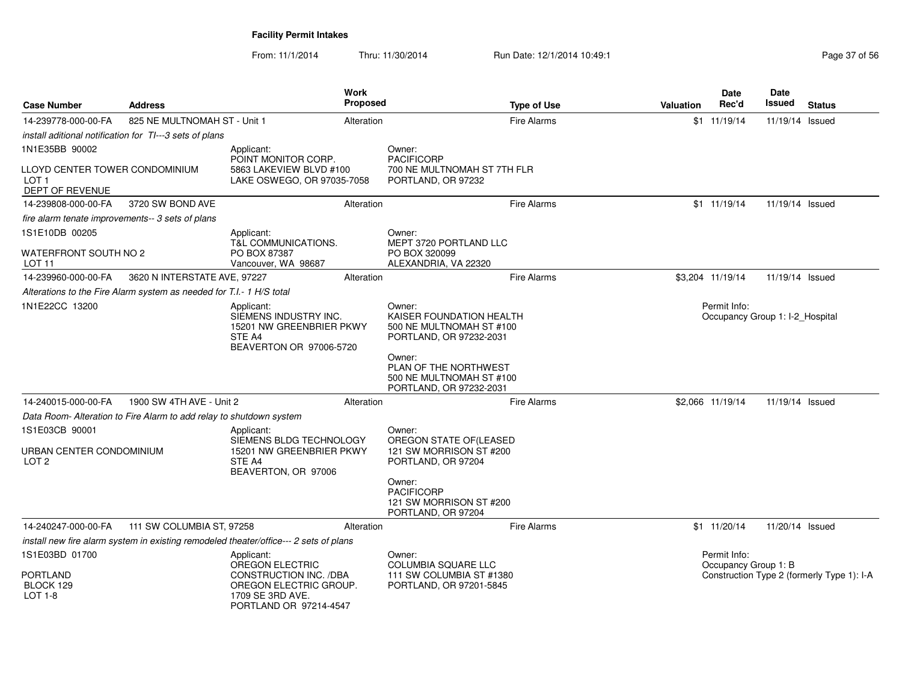**Facility Permit Intakes**

From: 11/1/2014 Thru: 11/30/2014 Run Date: 12/1/2014 10:49:1

| Case Number | Address | Work Proposed | Type of Use | Valuation | Date Rec'd | Date Issued | Status |
|---|---|---|---|---|---|---|---|
| 14-239778-000-00-FA | 825 NE MULTNOMAH ST - Unit 1 | Alteration | Fire Alarms | $1 | 11/19/14 | 11/19/14 | Issued |

*install aditional notification for TI---3 sets of plans*

1N1E35BB 90002

LLOYD CENTER TOWER CONDOMINIUM
LOT 1
DEPT OF REVENUE

Applicant:
POINT MONITOR CORP.
5863 LAKEVIEW BLVD #100
LAKE OSWEGO, OR 97035-7058

Owner:
PACIFICORP
700 NE MULTNOMAH ST 7TH FLR
PORTLAND, OR 97232

| Case Number | Address | Work Proposed | Type of Use | Valuation | Date Rec'd | Date Issued | Status |
|---|---|---|---|---|---|---|---|
| 14-239808-000-00-FA | 3720 SW BOND AVE | Alteration | Fire Alarms | $1 | 11/19/14 | 11/19/14 | Issued |

*fire alarm tenate improvements-- 3 sets of plans*

1S1E10DB 00205

WATERFRONT SOUTH NO 2
LOT 11

Applicant:
T&L COMMUNICATIONS.
PO BOX 87387
Vancouver, WA 98687

Owner:
MEPT 3720 PORTLAND LLC
PO BOX 320099
ALEXANDRIA, VA 22320

| Case Number | Address | Work Proposed | Type of Use | Valuation | Date Rec'd | Date Issued | Status |
|---|---|---|---|---|---|---|---|
| 14-239960-000-00-FA | 3620 N INTERSTATE AVE, 97227 | Alteration | Fire Alarms | $3,204 | 11/19/14 | 11/19/14 | Issued |

*Alterations to the Fire Alarm system as needed for T.I.- 1 H/S total*

1N1E22CC 13200

Applicant:
SIEMENS INDUSTRY INC.
15201 NW GREENBRIER PKWY
STE A4
BEAVERTON OR 97006-5720

Owner:
KAISER FOUNDATION HEALTH
500 NE MULTNOMAH ST #100
PORTLAND, OR 97232-2031

Owner:
PLAN OF THE NORTHWEST
500 NE MULTNOMAH ST #100
PORTLAND, OR 97232-2031

Permit Info:
Occupancy Group 1: I-2_Hospital

| Case Number | Address | Work Proposed | Type of Use | Valuation | Date Rec'd | Date Issued | Status |
|---|---|---|---|---|---|---|---|
| 14-240015-000-00-FA | 1900 SW 4TH AVE - Unit 2 | Alteration | Fire Alarms | $2,066 | 11/19/14 | 11/19/14 | Issued |

*Data Room- Alteration to Fire Alarm to add relay to shutdown system*

1S1E03CB 90001

URBAN CENTER CONDOMINIUM
LOT 2

Applicant:
SIEMENS BLDG TECHNOLOGY
15201 NW GREENBRIER PKWY
STE A4
BEAVERTON, OR 97006

Owner:
OREGON STATE OF(LEASED
121 SW MORRISON ST #200
PORTLAND, OR 97204

Owner:
PACIFICORP
121 SW MORRISON ST #200
PORTLAND, OR 97204

| Case Number | Address | Work Proposed | Type of Use | Valuation | Date Rec'd | Date Issued | Status |
|---|---|---|---|---|---|---|---|
| 14-240247-000-00-FA | 111 SW COLUMBIA ST, 97258 | Alteration | Fire Alarms | $1 | 11/20/14 | 11/20/14 | Issued |

*install new fire alarm system in existing remodeled theater/office--- 2 sets of plans*

1S1E03BD 01700

PORTLAND
BLOCK 129
LOT 1-8

Applicant:
OREGON ELECTRIC
CONSTRUCTION INC. /DBA
OREGON ELECTRIC GROUP.
1709 SE 3RD AVE.
PORTLAND OR 97214-4547

Owner:
COLUMBIA SQUARE LLC
111 SW COLUMBIA ST #1380
PORTLAND, OR 97201-5845

Permit Info:
Occupancy Group 1: B
Construction Type 2 (formerly Type 1): I-A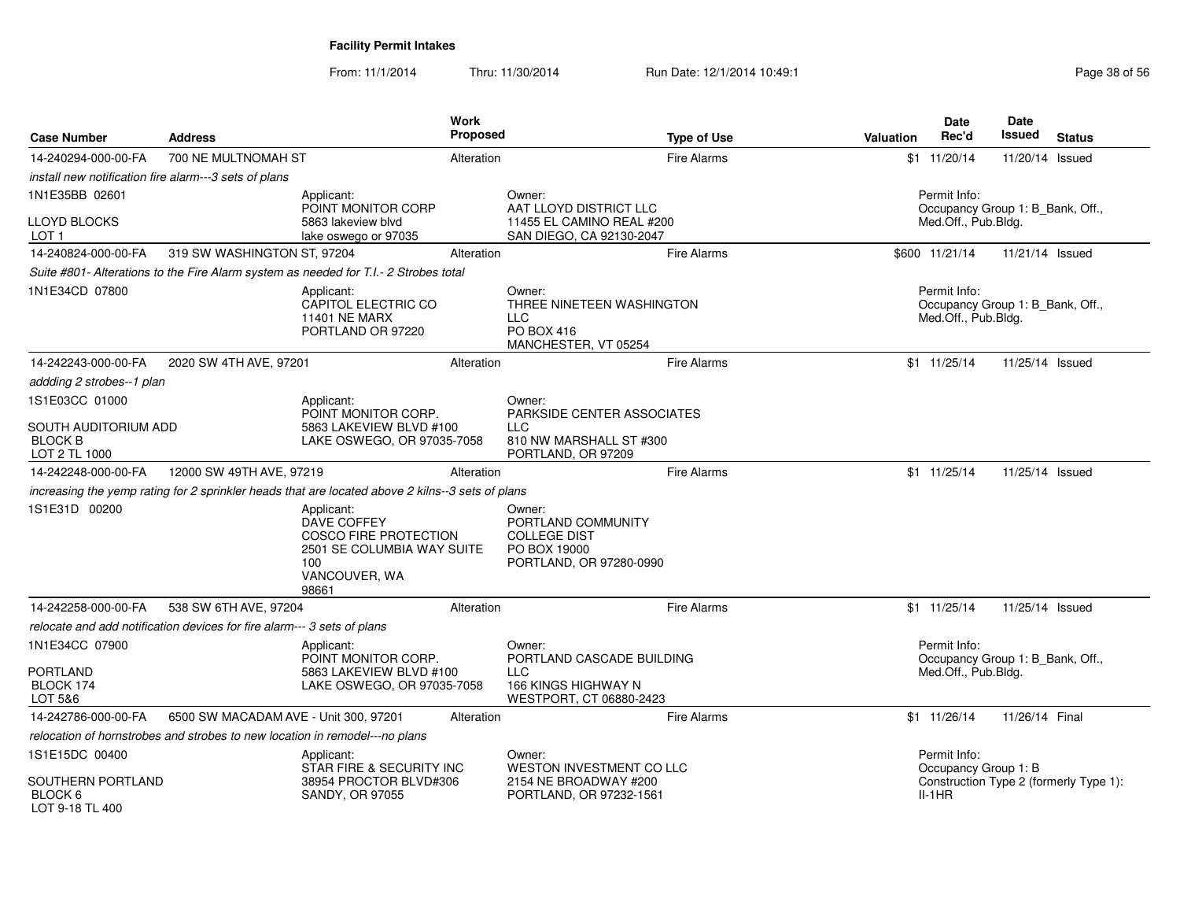## Facility Permit Intakes

From: 11/1/2014 Thru: 11/30/2014 Run Date: 12/1/2014 10:49:1

| Case Number | Address | Work Proposed | Type of Use | Valuation | Date Rec'd | Date Issued | Status |
|---|---|---|---|---|---|---|---|
| 14-240294-000-00-FA | 700 NE MULTNOMAH ST | Alteration | Fire Alarms | $1 | 11/20/14 | 11/20/14 | Issued |

*install new notification fire alarm---3 sets of plans*

1N1E35BB 02601
LLOYD BLOCKS
LOT 1

Applicant: POINT MONITOR CORP, 5863 lakeview blvd, lake oswego or 97035

Owner: AAT LLOYD DISTRICT LLC, 11455 EL CAMINO REAL #200, SAN DIEGO, CA 92130-2047

Permit Info: Occupancy Group 1: B_Bank, Off., Med.Off., Pub.Bldg.

| Case Number | Address | Work Proposed | Type of Use | Valuation | Date Rec'd | Date Issued | Status |
|---|---|---|---|---|---|---|---|
| 14-240824-000-00-FA | 319 SW WASHINGTON ST, 97204 | Alteration | Fire Alarms | $600 | 11/21/14 | 11/21/14 | Issued |

*Suite #801- Alterations to the Fire Alarm system as needed for T.I.- 2 Strobes total*

1N1E34CD 07800

Applicant: CAPITOL ELECTRIC CO, 11401 NE MARX, PORTLAND OR 97220

Owner: THREE NINETEEN WASHINGTON LLC, PO BOX 416, MANCHESTER, VT 05254

Permit Info: Occupancy Group 1: B_Bank, Off., Med.Off., Pub.Bldg.

| Case Number | Address | Work Proposed | Type of Use | Valuation | Date Rec'd | Date Issued | Status |
|---|---|---|---|---|---|---|---|
| 14-242243-000-00-FA | 2020 SW 4TH AVE, 97201 | Alteration | Fire Alarms | $1 | 11/25/14 | 11/25/14 | Issued |

*addding 2 strobes--1 plan*

1S1E03CC 01000
SOUTH AUDITORIUM ADD
BLOCK B
LOT 2 TL 1000

Applicant: POINT MONITOR CORP., 5863 LAKEVIEW BLVD #100, LAKE OSWEGO, OR 97035-7058

Owner: PARKSIDE CENTER ASSOCIATES LLC, 810 NW MARSHALL ST #300, PORTLAND, OR 97209

| Case Number | Address | Work Proposed | Type of Use | Valuation | Date Rec'd | Date Issued | Status |
|---|---|---|---|---|---|---|---|
| 14-242248-000-00-FA | 12000 SW 49TH AVE, 97219 | Alteration | Fire Alarms | $1 | 11/25/14 | 11/25/14 | Issued |

*increasing the yemp rating for 2 sprinkler heads that are located above 2 kilns--3 sets of plans*

1S1E31D 00200

Applicant: DAVE COFFEY, COSCO FIRE PROTECTION, 2501 SE COLUMBIA WAY SUITE 100, VANCOUVER, WA 98661

Owner: PORTLAND COMMUNITY COLLEGE DIST, PO BOX 19000, PORTLAND, OR 97280-0990

| Case Number | Address | Work Proposed | Type of Use | Valuation | Date Rec'd | Date Issued | Status |
|---|---|---|---|---|---|---|---|
| 14-242258-000-00-FA | 538 SW 6TH AVE, 97204 | Alteration | Fire Alarms | $1 | 11/25/14 | 11/25/14 | Issued |

*relocate and add notification devices for fire alarm--- 3 sets of plans*

1N1E34CC 07900
PORTLAND
BLOCK 174
LOT 5&6

Applicant: POINT MONITOR CORP., 5863 LAKEVIEW BLVD #100, LAKE OSWEGO, OR 97035-7058

Owner: PORTLAND CASCADE BUILDING LLC, 166 KINGS HIGHWAY N, WESTPORT, CT 06880-2423

Permit Info: Occupancy Group 1: B_Bank, Off., Med.Off., Pub.Bldg.

| Case Number | Address | Work Proposed | Type of Use | Valuation | Date Rec'd | Date Issued | Status |
|---|---|---|---|---|---|---|---|
| 14-242786-000-00-FA | 6500 SW MACADAM AVE - Unit 300, 97201 | Alteration | Fire Alarms | $1 | 11/26/14 | 11/26/14 | Final |

*relocation of hornstrobes and strobes to new location in remodel---no plans*

1S1E15DC 00400
SOUTHERN PORTLAND
BLOCK 6
LOT 9-18 TL 400

Applicant: STAR FIRE & SECURITY INC, 38954 PROCTOR BLVD#306, SANDY, OR 97055

Owner: WESTON INVESTMENT CO LLC, 2154 NE BROADWAY #200, PORTLAND, OR 97232-1561

Permit Info: Occupancy Group 1: B, Construction Type 2 (formerly Type 1): II-1HR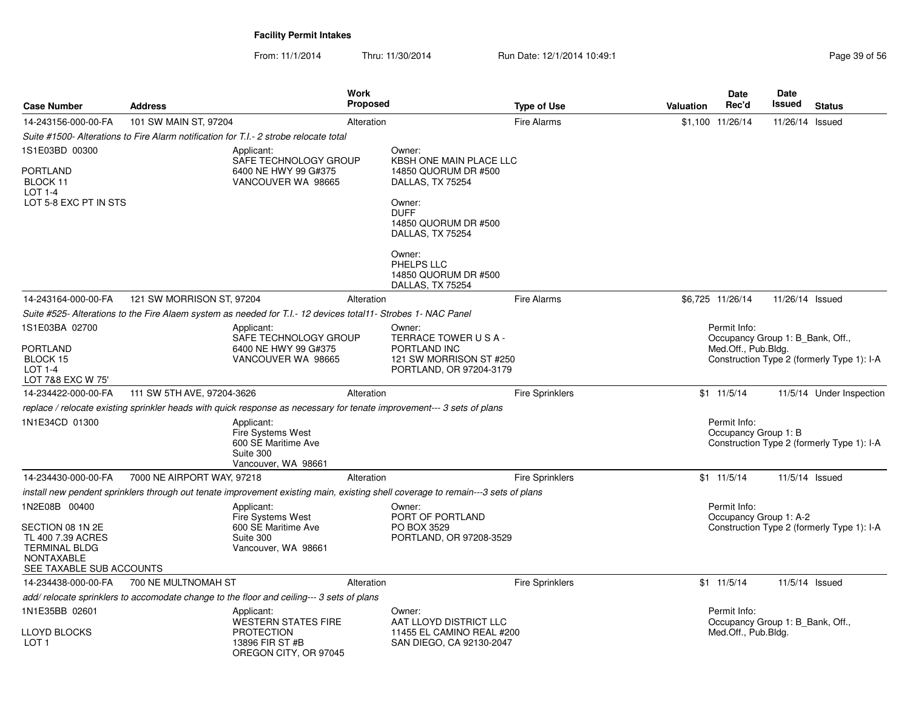# Facility Permit Intakes

From: 11/1/2014 Thru: 11/30/2014 Run Date: 12/1/2014 10:49:1

| Case Number | Address | Work Proposed | Type of Use | Valuation | Date Rec'd | Date Issued | Status |
|---|---|---|---|---|---|---|---|
| 14-243156-000-00-FA | 101 SW MAIN ST, 97204 | Alteration | Fire Alarms | $1,100 | 11/26/14 | 11/26/14 | Issued |

*Suite #1500- Alterations to Fire Alarm notification for T.I.- 2 strobe relocate total*

1S1E03BD 00300

PORTLAND
BLOCK 11
LOT 1-4
LOT 5-8 EXC PT IN STS

Applicant:
SAFE TECHNOLOGY GROUP
6400 NE HWY 99 G#375
VANCOUVER WA 98665

Owner:
KBSH ONE MAIN PLACE LLC
14850 QUORUM DR #500
DALLAS, TX 75254

Owner:
DUFF
14850 QUORUM DR #500
DALLAS, TX 75254

Owner:
PHELPS LLC
14850 QUORUM DR #500
DALLAS, TX 75254

| Case Number | Address | Work Proposed | Type of Use | Valuation | Date Rec'd | Date Issued | Status |
|---|---|---|---|---|---|---|---|
| 14-243164-000-00-FA | 121 SW MORRISON ST, 97204 | Alteration | Fire Alarms | $6,725 | 11/26/14 | 11/26/14 | Issued |

*Suite #525- Alterations to the Fire Alaem system as needed for T.I.- 12 devices total11- Strobes 1- NAC Panel*

1S1E03BA 02700

PORTLAND
BLOCK 15
LOT 1-4
LOT 7&8 EXC W 75'

Applicant:
SAFE TECHNOLOGY GROUP
6400 NE HWY 99 G#375
VANCOUVER WA 98665

Owner:
TERRACE TOWER U S A - PORTLAND INC
121 SW MORRISON ST #250
PORTLAND, OR 97204-3179

Permit Info:
Occupancy Group 1: B_Bank, Off., Med.Off., Pub.Bldg.
Construction Type 2 (formerly Type 1): I-A

| Case Number | Address | Work Proposed | Type of Use | Valuation | Date Rec'd | Date Issued | Status |
|---|---|---|---|---|---|---|---|
| 14-234422-000-00-FA | 111 SW 5TH AVE, 97204-3626 | Alteration | Fire Sprinklers | $1 | 11/5/14 | 11/5/14 | Under Inspection |

*replace / relocate existing sprinkler heads with quick response as necessary for tenate improvement--- 3 sets of plans*

1N1E34CD 01300

Applicant:
Fire Systems West
600 SE Maritime Ave
Suite 300
Vancouver, WA 98661

Permit Info:
Occupancy Group 1: B
Construction Type 2 (formerly Type 1): I-A

| Case Number | Address | Work Proposed | Type of Use | Valuation | Date Rec'd | Date Issued | Status |
|---|---|---|---|---|---|---|---|
| 14-234430-000-00-FA | 7000 NE AIRPORT WAY, 97218 | Alteration | Fire Sprinklers | $1 | 11/5/14 | 11/5/14 | Issued |

*install new pendent sprinklers through out tenate improvement existing main, existing shell coverage to remain---3 sets of plans*

1N2E08B 00400

SECTION 08 1N 2E
TL 400 7.39 ACRES
TERMINAL BLDG
NONTAXABLE
SEE TAXABLE SUB ACCOUNTS

Applicant:
Fire Systems West
600 SE Maritime Ave
Suite 300
Vancouver, WA 98661

Owner:
PORT OF PORTLAND
PO BOX 3529
PORTLAND, OR 97208-3529

Permit Info:
Occupancy Group 1: A-2
Construction Type 2 (formerly Type 1): I-A

| Case Number | Address | Work Proposed | Type of Use | Valuation | Date Rec'd | Date Issued | Status |
|---|---|---|---|---|---|---|---|
| 14-234438-000-00-FA | 700 NE MULTNOMAH ST | Alteration | Fire Sprinklers | $1 | 11/5/14 | 11/5/14 | Issued |

*add/ relocate sprinklers to accomodate change to the floor and ceiling--- 3 sets of plans*

1N1E35BB 02601

LLOYD BLOCKS
LOT 1

Applicant:
WESTERN STATES FIRE PROTECTION
13896 FIR ST #B
OREGON CITY, OR 97045

Owner:
AAT LLOYD DISTRICT LLC
11455 EL CAMINO REAL #200
SAN DIEGO, CA 92130-2047

Permit Info:
Occupancy Group 1: B_Bank, Off., Med.Off., Pub.Bldg.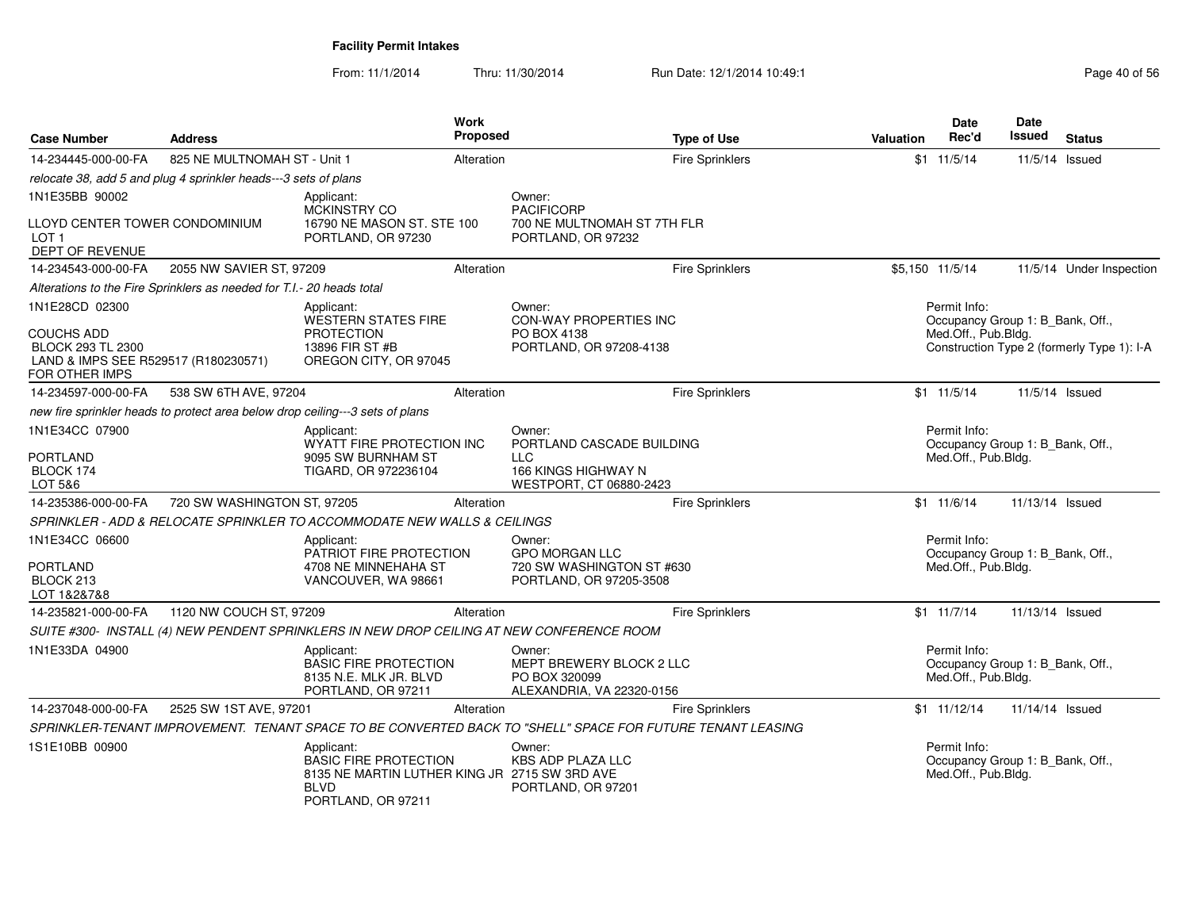**Facility Permit Intakes**

From: 11/1/2014 Thru: 11/30/2014 Run Date: 12/1/2014 10:49:1

| Case Number | Address | Work Proposed | Type of Use | Valuation | Date Rec'd | Date Issued | Status |
|---|---|---|---|---|---|---|---|
| 14-234445-000-00-FA | 825 NE MULTNOMAH ST - Unit 1 | Alteration | Fire Sprinklers | $1 | 11/5/14 | 11/5/14 | Issued |

*relocate 38, add 5 and plug 4 sprinkler heads---3 sets of plans*

1N1E35BB 90002

LLOYD CENTER TOWER CONDOMINIUM
LOT 1
DEPT OF REVENUE

Applicant:
MCKINSTRY CO
16790 NE MASON ST. STE 100
PORTLAND, OR 97230

Owner:
PACIFICORP
700 NE MULTNOMAH ST 7TH FLR
PORTLAND, OR 97232

| Case Number | Address | Work Proposed | Type of Use | Valuation | Date Rec'd | Date Issued | Status |
|---|---|---|---|---|---|---|---|
| 14-234543-000-00-FA | 2055 NW SAVIER ST, 97209 | Alteration | Fire Sprinklers | $5,150 | 11/5/14 | 11/5/14 | Under Inspection |

*Alterations to the Fire Sprinklers as needed for T.I.- 20 heads total*

1N1E28CD 02300

COUCHS ADD
BLOCK 293 TL 2300
LAND & IMPS SEE R529517 (R180230571)
FOR OTHER IMPS

Applicant:
WESTERN STATES FIRE PROTECTION
13896 FIR ST #B
OREGON CITY, OR 97045

Owner:
CON-WAY PROPERTIES INC
PO BOX 4138
PORTLAND, OR 97208-4138

Permit Info:
Occupancy Group 1: B_Bank, Off., Med.Off., Pub.Bldg.
Construction Type 2 (formerly Type 1): I-A

| Case Number | Address | Work Proposed | Type of Use | Valuation | Date Rec'd | Date Issued | Status |
|---|---|---|---|---|---|---|---|
| 14-234597-000-00-FA | 538 SW 6TH AVE, 97204 | Alteration | Fire Sprinklers | $1 | 11/5/14 | 11/5/14 | Issued |

*new fire sprinkler heads to protect area below drop ceiling---3 sets of plans*

1N1E34CC 07900

PORTLAND
BLOCK 174
LOT 5&6

Applicant:
WYATT FIRE PROTECTION INC
9095 SW BURNHAM ST
TIGARD, OR 972236104

Owner:
PORTLAND CASCADE BUILDING LLC
166 KINGS HIGHWAY N
WESTPORT, CT 06880-2423

Permit Info:
Occupancy Group 1: B_Bank, Off., Med.Off., Pub.Bldg.

| Case Number | Address | Work Proposed | Type of Use | Valuation | Date Rec'd | Date Issued | Status |
|---|---|---|---|---|---|---|---|
| 14-235386-000-00-FA | 720 SW WASHINGTON ST, 97205 | Alteration | Fire Sprinklers | $1 | 11/6/14 | 11/13/14 | Issued |

*SPRINKLER - ADD & RELOCATE SPRINKLER TO ACCOMMODATE NEW WALLS & CEILINGS*

1N1E34CC 06600

PORTLAND
BLOCK 213
LOT 1&2&7&8

Applicant:
PATRIOT FIRE PROTECTION
4708 NE MINNEHAHA ST
VANCOUVER, WA 98661

Owner:
GPO MORGAN LLC
720 SW WASHINGTON ST #630
PORTLAND, OR 97205-3508

Permit Info:
Occupancy Group 1: B_Bank, Off., Med.Off., Pub.Bldg.

| Case Number | Address | Work Proposed | Type of Use | Valuation | Date Rec'd | Date Issued | Status |
|---|---|---|---|---|---|---|---|
| 14-235821-000-00-FA | 1120 NW COUCH ST, 97209 | Alteration | Fire Sprinklers | $1 | 11/7/14 | 11/13/14 | Issued |

*SUITE #300- INSTALL (4) NEW PENDENT SPRINKLERS IN NEW DROP CEILING AT NEW CONFERENCE ROOM*

1N1E33DA 04900

Applicant:
BASIC FIRE PROTECTION
8135 N.E. MLK JR. BLVD
PORTLAND, OR 97211

Owner:
MEPT BREWERY BLOCK 2 LLC
PO BOX 320099
ALEXANDRIA, VA 22320-0156

Permit Info:
Occupancy Group 1: B_Bank, Off., Med.Off., Pub.Bldg.

| Case Number | Address | Work Proposed | Type of Use | Valuation | Date Rec'd | Date Issued | Status |
|---|---|---|---|---|---|---|---|
| 14-237048-000-00-FA | 2525 SW 1ST AVE, 97201 | Alteration | Fire Sprinklers | $1 | 11/12/14 | 11/14/14 | Issued |

*SPRINKLER-TENANT IMPROVEMENT. TENANT SPACE TO BE CONVERTED BACK TO "SHELL" SPACE FOR FUTURE TENANT LEASING*

1S1E10BB 00900

Applicant:
BASIC FIRE PROTECTION
8135 NE MARTIN LUTHER KING JR BLVD
PORTLAND, OR 97211

Owner:
KBS ADP PLAZA LLC
2715 SW 3RD AVE
PORTLAND, OR 97201

Permit Info:
Occupancy Group 1: B_Bank, Off., Med.Off., Pub.Bldg.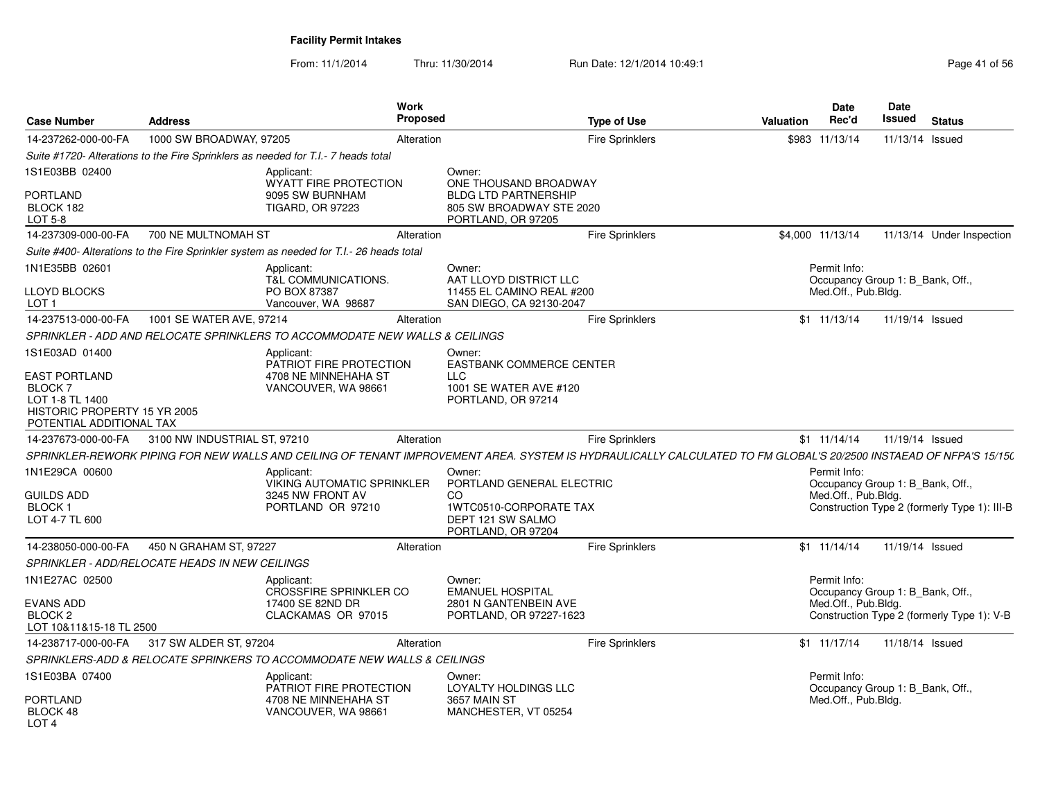**Facility Permit Intakes**

From: 11/1/2014 Thru: 11/30/2014 Run Date: 12/1/2014 10:49:1

| Case Number | Address | Work Proposed | Type of Use | Valuation | Date Rec'd | Date Issued | Status |
|---|---|---|---|---|---|---|---|
| 14-237262-000-00-FA | 1000 SW BROADWAY, 97205 | Alteration | Fire Sprinklers | $983 | 11/13/14 | 11/13/14 | Issued |

*Suite #1720- Alterations to the Fire Sprinklers as needed for T.I.- 7 heads total*

1S1E03BB 02400

PORTLAND
BLOCK 182
LOT 5-8

Applicant:
WYATT FIRE PROTECTION
9095 SW BURNHAM
TIGARD, OR 97223

Owner:
ONE THOUSAND BROADWAY
BLDG LTD PARTNERSHIP
805 SW BROADWAY STE 2020
PORTLAND, OR 97205

| Case Number | Address | Work Proposed | Type of Use | Valuation | Date Rec'd | Date Issued | Status |
|---|---|---|---|---|---|---|---|
| 14-237309-000-00-FA | 700 NE MULTNOMAH ST | Alteration | Fire Sprinklers | $4,000 | 11/13/14 | 11/13/14 | Under Inspection |

*Suite #400- Alterations to the Fire Sprinkler system as needed for T.I.- 26 heads total*

1N1E35BB 02601

LLOYD BLOCKS
LOT 1

Applicant:
T&L COMMUNICATIONS.
PO BOX 87387
Vancouver, WA 98687

Owner:
AAT LLOYD DISTRICT LLC
11455 EL CAMINO REAL #200
SAN DIEGO, CA 92130-2047

Permit Info:
Occupancy Group 1: B_Bank, Off., Med.Off., Pub.Bldg.

| Case Number | Address | Work Proposed | Type of Use | Valuation | Date Rec'd | Date Issued | Status |
|---|---|---|---|---|---|---|---|
| 14-237513-000-00-FA | 1001 SE WATER AVE, 97214 | Alteration | Fire Sprinklers | $1 | 11/13/14 | 11/19/14 | Issued |

*SPRINKLER - ADD AND RELOCATE SPRINKLERS TO ACCOMMODATE NEW WALLS & CEILINGS*

1S1E03AD 01400

EAST PORTLAND
BLOCK 7
LOT 1-8 TL 1400
HISTORIC PROPERTY 15 YR 2005
POTENTIAL ADDITIONAL TAX

Applicant:
PATRIOT FIRE PROTECTION
4708 NE MINNEHAHA ST
VANCOUVER, WA 98661

Owner:
EASTBANK COMMERCE CENTER
LLC
1001 SE WATER AVE #120
PORTLAND, OR 97214

| Case Number | Address | Work Proposed | Type of Use | Valuation | Date Rec'd | Date Issued | Status |
|---|---|---|---|---|---|---|---|
| 14-237673-000-00-FA | 3100 NW INDUSTRIAL ST, 97210 | Alteration | Fire Sprinklers | $1 | 11/14/14 | 11/19/14 | Issued |

*SPRINKLER-REWORK PIPING FOR NEW WALLS AND CEILING OF TENANT IMPROVEMENT AREA. SYSTEM IS HYDRAULICALLY CALCULATED TO FM GLOBAL'S 20/2500 INSTEAD OF NFPA'S 15/150*

1N1E29CA 00600

GUILDS ADD
BLOCK 1
LOT 4-7 TL 600

Applicant:
VIKING AUTOMATIC SPRINKLER
3245 NW FRONT AV
PORTLAND OR 97210

Owner:
PORTLAND GENERAL ELECTRIC
CO
1WTC0510-CORPORATE TAX
DEPT 121 SW SALMO
PORTLAND, OR 97204

Permit Info:
Occupancy Group 1: B_Bank, Off., Med.Off., Pub.Bldg.
Construction Type 2 (formerly Type 1): III-B

| Case Number | Address | Work Proposed | Type of Use | Valuation | Date Rec'd | Date Issued | Status |
|---|---|---|---|---|---|---|---|
| 14-238050-000-00-FA | 450 N GRAHAM ST, 97227 | Alteration | Fire Sprinklers | $1 | 11/14/14 | 11/19/14 | Issued |

*SPRINKLER - ADD/RELOCATE HEADS IN NEW CEILINGS*

1N1E27AC 02500

EVANS ADD
BLOCK 2
LOT 10&11&15-18 TL 2500

Applicant:
CROSSFIRE SPRINKLER CO
17400 SE 82ND DR
CLACKAMAS OR 97015

Owner:
EMANUEL HOSPITAL
2801 N GANTENBEIN AVE
PORTLAND, OR 97227-1623

Permit Info:
Occupancy Group 1: B_Bank, Off., Med.Off., Pub.Bldg.
Construction Type 2 (formerly Type 1): V-B

| Case Number | Address | Work Proposed | Type of Use | Valuation | Date Rec'd | Date Issued | Status |
|---|---|---|---|---|---|---|---|
| 14-238717-000-00-FA | 317 SW ALDER ST, 97204 | Alteration | Fire Sprinklers | $1 | 11/17/14 | 11/18/14 | Issued |

*SPRINKLERS-ADD & RELOCATE SPRINKERS TO ACCOMMODATE NEW WALLS & CEILINGS*

1S1E03BA 07400

PORTLAND
BLOCK 48
LOT 4

Applicant:
PATRIOT FIRE PROTECTION
4708 NE MINNEHAHA ST
VANCOUVER, WA 98661

Owner:
LOYALTY HOLDINGS LLC
3657 MAIN ST
MANCHESTER, VT 05254

Permit Info:
Occupancy Group 1: B_Bank, Off., Med.Off., Pub.Bldg.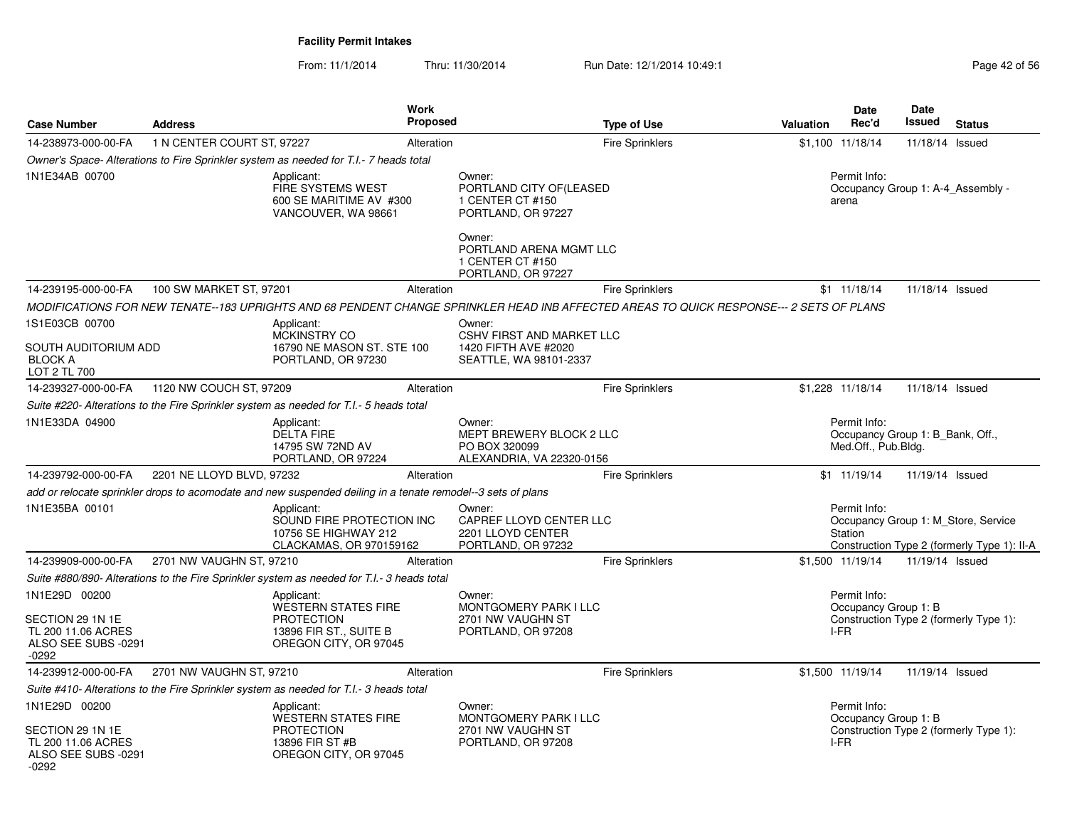**Facility Permit Intakes**

From: 11/1/2014 Thru: 11/30/2014 Run Date: 12/1/2014 10:49:1

| Case Number | Address | Work Proposed | Type of Use | Valuation | Date Rec'd | Date Issued | Status |
|---|---|---|---|---|---|---|---|
| 14-238973-000-00-FA | 1 N CENTER COURT ST, 97227 | Alteration | Fire Sprinklers | $1,100 | 11/18/14 | 11/18/14 | Issued |
| *Owner's Space- Alterations to Fire Sprinkler system as needed for T.I.- 7 heads total* | | | | | | | |
| 1N1E34AB 00700 | Applicant: FIRE SYSTEMS WEST 600 SE MARITIME AV #300 VANCOUVER, WA 98661 | | Owner: PORTLAND CITY OF(LEASED 1 CENTER CT #150 PORTLAND, OR 97227; Owner: PORTLAND ARENA MGMT LLC 1 CENTER CT #150 PORTLAND, OR 97227 | | Permit Info: Occupancy Group 1: A-4_Assembly - arena | | |
| 14-239195-000-00-FA | 100 SW MARKET ST, 97201 | Alteration | Fire Sprinklers | $1 | 11/18/14 | 11/18/14 | Issued |
| *MODIFICATIONS FOR NEW TENATE--183 UPRIGHTS AND 68 PENDENT CHANGE SPRINKLER HEAD INB AFFECTED AREAS TO QUICK RESPONSE--- 2 SETS OF PLANS* | | | | | | | |
| 1S1E03CB 00700 SOUTH AUDITORIUM ADD BLOCK A LOT 2 TL 700 | Applicant: MCKINSTRY CO 16790 NE MASON ST. STE 100 PORTLAND, OR 97230 | | Owner: CSHV FIRST AND MARKET LLC 1420 FIFTH AVE #2020 SEATTLE, WA 98101-2337 | | | | |
| 14-239327-000-00-FA | 1120 NW COUCH ST, 97209 | Alteration | Fire Sprinklers | $1,228 | 11/18/14 | 11/18/14 | Issued |
| *Suite #220- Alterations to the Fire Sprinkler system as needed for T.I.- 5 heads total* | | | | | | | |
| 1N1E33DA 04900 | Applicant: DELTA FIRE 14795 SW 72ND AV PORTLAND, OR 97224 | | Owner: MEPT BREWERY BLOCK 2 LLC PO BOX 320099 ALEXANDRIA, VA 22320-0156 | | Permit Info: Occupancy Group 1: B_Bank, Off., Med.Off., Pub.Bldg. | | |
| 14-239792-000-00-FA | 2201 NE LLOYD BLVD, 97232 | Alteration | Fire Sprinklers | $1 | 11/19/14 | 11/19/14 | Issued |
| *add or relocate sprinkler drops to acomodate and new suspended deiling in a tenate remodel--3 sets of plans* | | | | | | | |
| 1N1E35BA 00101 | Applicant: SOUND FIRE PROTECTION INC 10756 SE HIGHWAY 212 CLACKAMAS, OR 970159162 | | Owner: CAPREF LLOYD CENTER LLC 2201 LLOYD CENTER PORTLAND, OR 97232 | | Permit Info: Occupancy Group 1: M_Store, Service Station Construction Type 2 (formerly Type 1): II-A | | |
| 14-239909-000-00-FA | 2701 NW VAUGHN ST, 97210 | Alteration | Fire Sprinklers | $1,500 | 11/19/14 | 11/19/14 | Issued |
| *Suite #880/890- Alterations to the Fire Sprinkler system as needed for T.I.- 3 heads total* | | | | | | | |
| 1N1E29D 00200 SECTION 29 1N 1E TL 200 11.06 ACRES ALSO SEE SUBS -0291 -0292 | Applicant: WESTERN STATES FIRE PROTECTION 13896 FIR ST., SUITE B OREGON CITY, OR 97045 | | Owner: MONTGOMERY PARK I LLC 2701 NW VAUGHN ST PORTLAND, OR 97208 | | Permit Info: Occupancy Group 1: B Construction Type 2 (formerly Type 1): I-FR | | |
| 14-239912-000-00-FA | 2701 NW VAUGHN ST, 97210 | Alteration | Fire Sprinklers | $1,500 | 11/19/14 | 11/19/14 | Issued |
| *Suite #410- Alterations to the Fire Sprinkler system as needed for T.I.- 3 heads total* | | | | | | | |
| 1N1E29D 00200 SECTION 29 1N 1E TL 200 11.06 ACRES ALSO SEE SUBS -0291 -0292 | Applicant: WESTERN STATES FIRE PROTECTION 13896 FIR ST #B OREGON CITY, OR 97045 | | Owner: MONTGOMERY PARK I LLC 2701 NW VAUGHN ST PORTLAND, OR 97208 | | Permit Info: Occupancy Group 1: B Construction Type 2 (formerly Type 1): I-FR | | |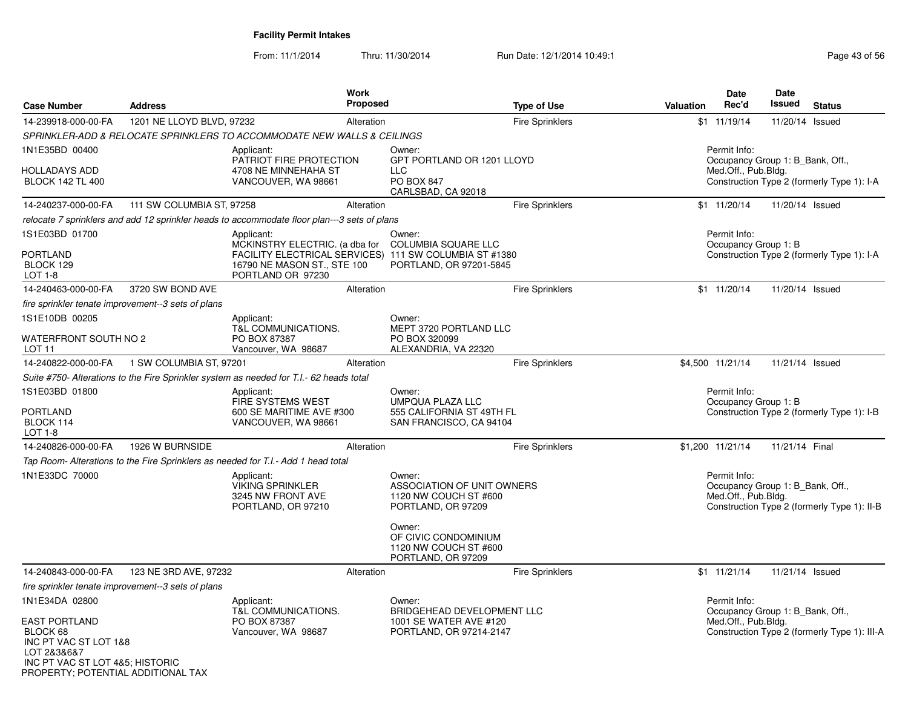**Facility Permit Intakes**

From: 11/1/2014 Thru: 11/30/2014 Run Date: 12/1/2014 10:49:1

| Case Number | Address | Work Proposed | Type of Use | Valuation | Date Rec'd | Date Issued | Status |
|---|---|---|---|---|---|---|---|
| 14-239918-000-00-FA | 1201 NE LLOYD BLVD, 97232 | Alteration | Fire Sprinklers | $1 | 11/19/14 | 11/20/14 | Issued |
| 14-240237-000-00-FA | 111 SW COLUMBIA ST, 97258 | Alteration | Fire Sprinklers | $1 | 11/20/14 | 11/20/14 | Issued |
| 14-240463-000-00-FA | 3720 SW BOND AVE | Alteration | Fire Sprinklers | $1 | 11/20/14 | 11/20/14 | Issued |
| 14-240822-000-00-FA | 1 SW COLUMBIA ST, 97201 | Alteration | Fire Sprinklers | $4,500 | 11/21/14 | 11/21/14 | Issued |
| 14-240826-000-00-FA | 1926 W BURNSIDE | Alteration | Fire Sprinklers | $1,200 | 11/21/14 | 11/21/14 | Final |
| 14-240843-000-00-FA | 123 NE 3RD AVE, 97232 | Alteration | Fire Sprinklers | $1 | 11/21/14 | 11/21/14 | Issued |

**14-239918-000-00-FA** — 1201 NE LLOYD BLVD, 97232

*SPRINKLER-ADD & RELOCATE SPRINKLERS TO ACCOMMODATE NEW WALLS & CEILINGS*

1N1E35BD 00400
HOLLADAYS ADD
BLOCK 142 TL 400

Applicant:
PATRIOT FIRE PROTECTION
4708 NE MINNEHAHA ST
VANCOUVER, WA 98661

Owner:
GPT PORTLAND OR 1201 LLOYD LLC
PO BOX 847
CARLSBAD, CA 92018

Permit Info:
Occupancy Group 1: B_Bank, Off., Med.Off., Pub.Bldg.
Construction Type 2 (formerly Type 1): I-A

**14-240237-000-00-FA** — 111 SW COLUMBIA ST, 97258

*relocate 7 sprinklers and add 12 sprinkler heads to accommodate floor plan---3 sets of plans*

1S1E03BD 01700
PORTLAND
BLOCK 129
LOT 1-8

Applicant:
MCKINSTRY ELECTRIC. (a dba for FACILITY ELECTRICAL SERVICES)
16790 NE MASON ST., STE 100
PORTLAND OR 97230

Owner:
COLUMBIA SQUARE LLC
111 SW COLUMBIA ST #1380
PORTLAND, OR 97201-5845

Permit Info:
Occupancy Group 1: B
Construction Type 2 (formerly Type 1): I-A

**14-240463-000-00-FA** — 3720 SW BOND AVE

*fire sprinkler tenate improvement--3 sets of plans*

1S1E10DB 00205
WATERFRONT SOUTH NO 2
LOT 11

Applicant:
T&L COMMUNICATIONS.
PO BOX 87387
Vancouver, WA 98687

Owner:
MEPT 3720 PORTLAND LLC
PO BOX 320099
ALEXANDRIA, VA 22320

**14-240822-000-00-FA** — 1 SW COLUMBIA ST, 97201

*Suite #750- Alterations to the Fire Sprinkler system as needed for T.I.- 62 heads total*

1S1E03BD 01800
PORTLAND
BLOCK 114
LOT 1-8

Applicant:
FIRE SYSTEMS WEST
600 SE MARITIME AVE #300
VANCOUVER, WA 98661

Owner:
UMPQUA PLAZA LLC
555 CALIFORNIA ST 49TH FL
SAN FRANCISCO, CA 94104

Permit Info:
Occupancy Group 1: B
Construction Type 2 (formerly Type 1): I-B

**14-240826-000-00-FA** — 1926 W BURNSIDE

*Tap Room- Alterations to the Fire Sprinklers as needed for T.I.- Add 1 head total*

1N1E33DC 70000

Applicant:
VIKING SPRINKLER
3245 NW FRONT AVE
PORTLAND, OR 97210

Owner:
ASSOCIATION OF UNIT OWNERS
1120 NW COUCH ST #600
PORTLAND, OR 97209

Owner:
OF CIVIC CONDOMINIUM
1120 NW COUCH ST #600
PORTLAND, OR 97209

Permit Info:
Occupancy Group 1: B_Bank, Off., Med.Off., Pub.Bldg.
Construction Type 2 (formerly Type 1): II-B

**14-240843-000-00-FA** — 123 NE 3RD AVE, 97232

*fire sprinkler tenate improvement--3 sets of plans*

1N1E34DA 02800
EAST PORTLAND
BLOCK 68
INC PT VAC ST LOT 1&8
LOT 2&3&6&7
INC PT VAC ST LOT 4&5; HISTORIC PROPERTY; POTENTIAL ADDITIONAL TAX

Applicant:
T&L COMMUNICATIONS.
PO BOX 87387
Vancouver, WA 98687

Owner:
BRIDGEHEAD DEVELOPMENT LLC
1001 SE WATER AVE #120
PORTLAND, OR 97214-2147

Permit Info:
Occupancy Group 1: B_Bank, Off., Med.Off., Pub.Bldg.
Construction Type 2 (formerly Type 1): III-A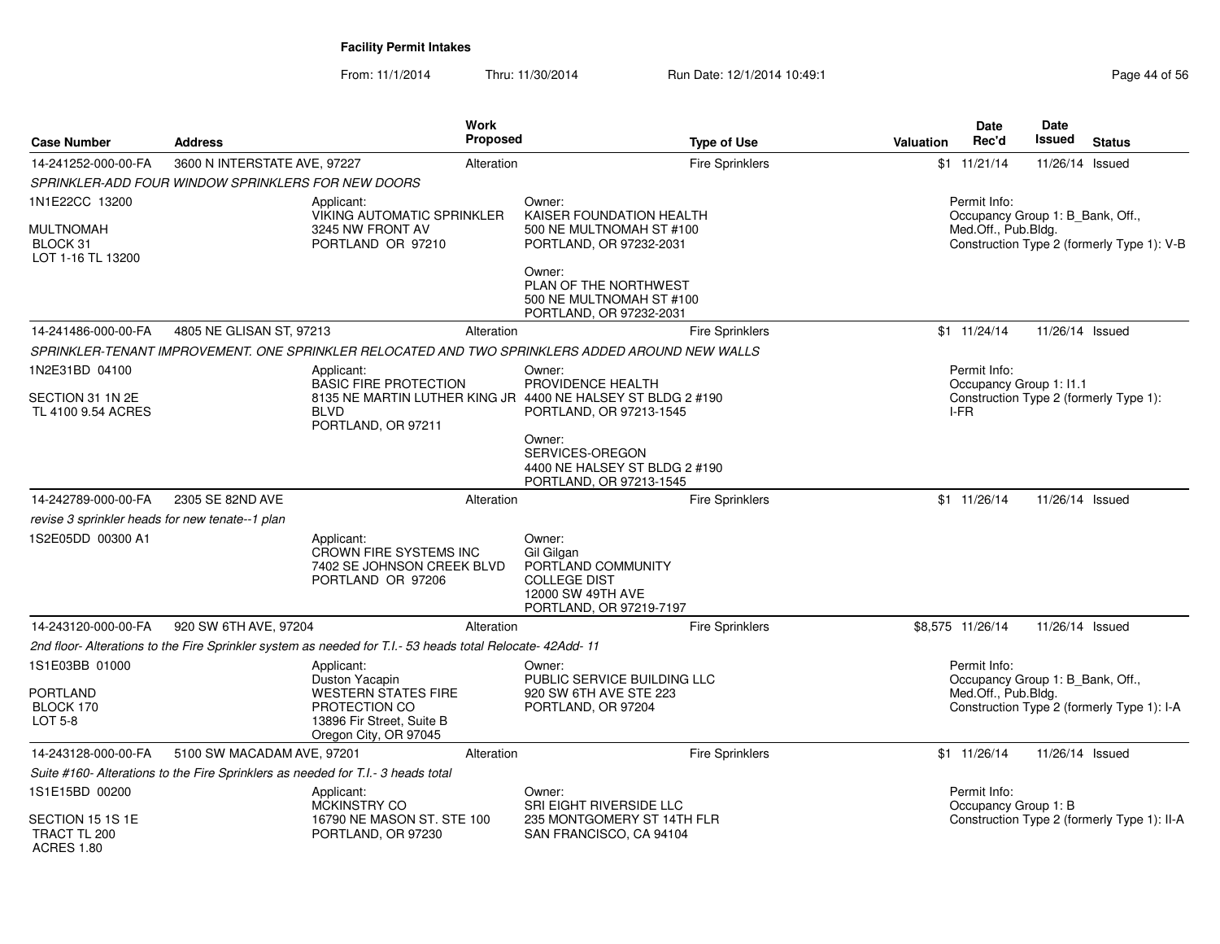## Facility Permit Intakes

From: 11/1/2014 Thru: 11/30/2014 Run Date: 12/1/2014 10:49:1

| Case Number | Address | Work Proposed | Type of Use | Valuation | Date Rec'd | Date Issued | Status |
|---|---|---|---|---|---|---|---|
| 14-241252-000-00-FA | 3600 N INTERSTATE AVE, 97227 | Alteration | Fire Sprinklers | $1 | 11/21/14 | 11/26/14 | Issued |

*SPRINKLER-ADD FOUR WINDOW SPRINKLERS FOR NEW DOORS*

1N1E22CC 13200

MULTNOMAH
BLOCK 31
LOT 1-16 TL 13200

Applicant:
VIKING AUTOMATIC SPRINKLER
3245 NW FRONT AV
PORTLAND OR 97210

Owner:
KAISER FOUNDATION HEALTH
500 NE MULTNOMAH ST #100
PORTLAND, OR 97232-2031

Owner:
PLAN OF THE NORTHWEST
500 NE MULTNOMAH ST #100
PORTLAND, OR 97232-2031

Permit Info:
Occupancy Group 1: B_Bank, Off., Med.Off., Pub.Bldg.
Construction Type 2 (formerly Type 1): V-B

---

| Case Number | Address | Work Proposed | Type of Use | Valuation | Date Rec'd | Date Issued | Status |
|---|---|---|---|---|---|---|---|
| 14-241486-000-00-FA | 4805 NE GLISAN ST, 97213 | Alteration | Fire Sprinklers | $1 | 11/24/14 | 11/26/14 | Issued |

*SPRINKLER-TENANT IMPROVEMENT. ONE SPRINKLER RELOCATED AND TWO SPRINKLERS ADDED AROUND NEW WALLS*

1N2E31BD 04100

SECTION 31 1N 2E
TL 4100 9.54 ACRES

Applicant:
BASIC FIRE PROTECTION
8135 NE MARTIN LUTHER KING JR BLVD
PORTLAND, OR 97211

Owner:
PROVIDENCE HEALTH
4400 NE HALSEY ST BLDG 2 #190
PORTLAND, OR 97213-1545

Owner:
SERVICES-OREGON
4400 NE HALSEY ST BLDG 2 #190
PORTLAND, OR 97213-1545

Permit Info:
Occupancy Group 1: I1.1
Construction Type 2 (formerly Type 1): I-FR

---

| Case Number | Address | Work Proposed | Type of Use | Valuation | Date Rec'd | Date Issued | Status |
|---|---|---|---|---|---|---|---|
| 14-242789-000-00-FA | 2305 SE 82ND AVE | Alteration | Fire Sprinklers | $1 | 11/26/14 | 11/26/14 | Issued |

*revise 3 sprinkler heads for new tenate--1 plan*

1S2E05DD 00300 A1

Applicant:
CROWN FIRE SYSTEMS INC
7402 SE JOHNSON CREEK BLVD
PORTLAND OR 97206

Owner:
Gil Gilgan
PORTLAND COMMUNITY COLLEGE DIST
12000 SW 49TH AVE
PORTLAND, OR 97219-7197

---

| Case Number | Address | Work Proposed | Type of Use | Valuation | Date Rec'd | Date Issued | Status |
|---|---|---|---|---|---|---|---|
| 14-243120-000-00-FA | 920 SW 6TH AVE, 97204 | Alteration | Fire Sprinklers | $8,575 | 11/26/14 | 11/26/14 | Issued |

*2nd floor- Alterations to the Fire Sprinkler system as needed for T.I.- 53 heads total Relocate- 42Add- 11*

1S1E03BB 01000

PORTLAND
BLOCK 170
LOT 5-8

Applicant:
Duston Yacapin
WESTERN STATES FIRE PROTECTION CO
13896 Fir Street, Suite B
Oregon City, OR 97045

Owner:
PUBLIC SERVICE BUILDING LLC
920 SW 6TH AVE STE 223
PORTLAND, OR 97204

Permit Info:
Occupancy Group 1: B_Bank, Off., Med.Off., Pub.Bldg.
Construction Type 2 (formerly Type 1): I-A

---

| Case Number | Address | Work Proposed | Type of Use | Valuation | Date Rec'd | Date Issued | Status |
|---|---|---|---|---|---|---|---|
| 14-243128-000-00-FA | 5100 SW MACADAM AVE, 97201 | Alteration | Fire Sprinklers | $1 | 11/26/14 | 11/26/14 | Issued |

*Suite #160- Alterations to the Fire Sprinklers as needed for T.I.- 3 heads total*

1S1E15BD 00200

SECTION 15 1S 1E
TRACT TL 200
ACRES 1.80

Applicant:
MCKINSTRY CO
16790 NE MASON ST. STE 100
PORTLAND, OR 97230

Owner:
SRI EIGHT RIVERSIDE LLC
235 MONTGOMERY ST 14TH FLR
SAN FRANCISCO, CA 94104

Permit Info:
Occupancy Group 1: B
Construction Type 2 (formerly Type 1): II-A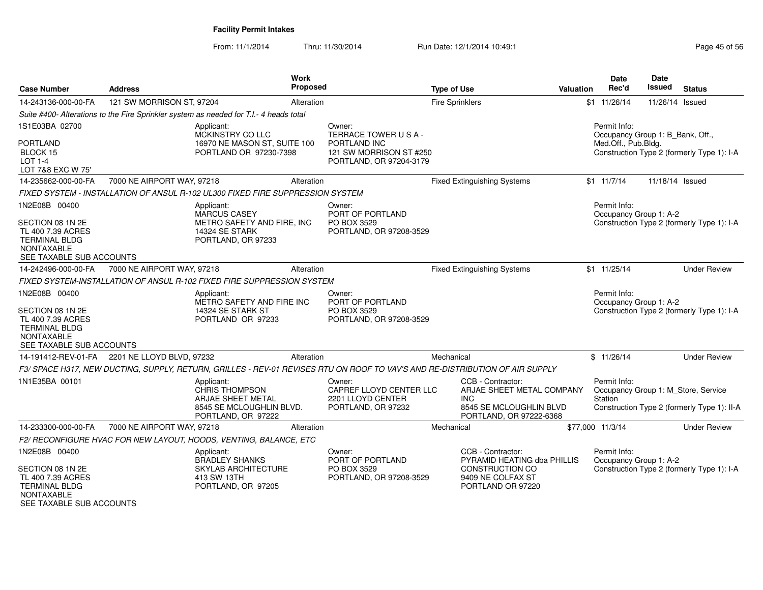## Facility Permit Intakes

From: 11/1/2014 Thru: 11/30/2014 Run Date: 12/1/2014 10:49:1

| Case Number | Address | Work Proposed | Type of Use | Valuation | Date Rec'd | Date Issued | Status |
|---|---|---|---|---|---|---|---|
| 14-243136-000-00-FA | 121 SW MORRISON ST, 97204 | Alteration | Fire Sprinklers | $1 | 11/26/14 | 11/26/14 | Issued |

*Suite #400- Alterations to the Fire Sprinkler system as needed for T.I.- 4 heads total*

1S1E03BA 02700

PORTLAND
BLOCK 15
LOT 1-4
LOT 7&8 EXC W 75'

Applicant:
MCKINSTRY CO LLC
16970 NE MASON ST, SUITE 100
PORTLAND OR 97230-7398

Owner:
TERRACE TOWER U S A -
PORTLAND INC
121 SW MORRISON ST #250
PORTLAND, OR 97204-3179

Permit Info:
Occupancy Group 1: B_Bank, Off., Med.Off., Pub.Bldg.
Construction Type 2 (formerly Type 1): I-A

| Case Number | Address | Work Proposed | Type of Use | Valuation | Date Rec'd | Date Issued | Status |
|---|---|---|---|---|---|---|---|
| 14-235662-000-00-FA | 7000 NE AIRPORT WAY, 97218 | Alteration | Fixed Extinguishing Systems | $1 | 11/7/14 | 11/18/14 | Issued |

*FIXED SYSTEM - INSTALLATION OF ANSUL R-102 UL300 FIXED FIRE SUPPRESSION SYSTEM*

1N2E08B 00400

SECTION 08 1N 2E
TL 400 7.39 ACRES
TERMINAL BLDG
NONTAXABLE
SEE TAXABLE SUB ACCOUNTS

Applicant:
MARCUS CASEY
METRO SAFETY AND FIRE, INC
14324 SE STARK
PORTLAND, OR 97233

Owner:
PORT OF PORTLAND
PO BOX 3529
PORTLAND, OR 97208-3529

Permit Info:
Occupancy Group 1: A-2
Construction Type 2 (formerly Type 1): I-A

| Case Number | Address | Work Proposed | Type of Use | Valuation | Date Rec'd | Date Issued | Status |
|---|---|---|---|---|---|---|---|
| 14-242496-000-00-FA | 7000 NE AIRPORT WAY, 97218 | Alteration | Fixed Extinguishing Systems | $1 | 11/25/14 | | Under Review |

*FIXED SYSTEM-INSTALLATION OF ANSUL R-102 FIXED FIRE SUPPRESSION SYSTEM*

1N2E08B 00400

SECTION 08 1N 2E
TL 400 7.39 ACRES
TERMINAL BLDG
NONTAXABLE
SEE TAXABLE SUB ACCOUNTS

Applicant:
METRO SAFETY AND FIRE INC
14324 SE STARK ST
PORTLAND OR 97233

Owner:
PORT OF PORTLAND
PO BOX 3529
PORTLAND, OR 97208-3529

Permit Info:
Occupancy Group 1: A-2
Construction Type 2 (formerly Type 1): I-A

| Case Number | Address | Work Proposed | Type of Use | Valuation | Date Rec'd | Date Issued | Status |
|---|---|---|---|---|---|---|---|
| 14-191412-REV-01-FA | 2201 NE LLOYD BLVD, 97232 | Alteration | Mechanical | $ | 11/26/14 | | Under Review |

*F3/ SPACE H317, NEW DUCTING, SUPPLY, RETURN, GRILLES - REV-01 REVISES RTU ON ROOF TO VAV'S AND RE-DISTRIBUTION OF AIR SUPPLY*

1N1E35BA 00101

Applicant:
CHRIS THOMPSON
ARJAE SHEET METAL
8545 SE MCLOUGHLIN BLVD.
PORTLAND, OR 97222

Owner:
CAPREF LLOYD CENTER LLC
2201 LLOYD CENTER
PORTLAND, OR 97232

CCB - Contractor:
ARJAE SHEET METAL COMPANY INC
8545 SE MCLOUGHLIN BLVD
PORTLAND, OR 97222-6368

Permit Info:
Occupancy Group 1: M_Store, Service Station
Construction Type 2 (formerly Type 1): II-A

| Case Number | Address | Work Proposed | Type of Use | Valuation | Date Rec'd | Date Issued | Status |
|---|---|---|---|---|---|---|---|
| 14-233300-000-00-FA | 7000 NE AIRPORT WAY, 97218 | Alteration | Mechanical | $77,000 | 11/3/14 | | Under Review |

*F2/ RECONFIGURE HVAC FOR NEW LAYOUT, HOODS, VENTING, BALANCE, ETC*

1N2E08B 00400

SECTION 08 1N 2E
TL 400 7.39 ACRES
TERMINAL BLDG
NONTAXABLE
SEE TAXABLE SUB ACCOUNTS

Applicant:
BRADLEY SHANKS
SKYLAB ARCHITECTURE
413 SW 13TH
PORTLAND, OR 97205

Owner:
PORT OF PORTLAND
PO BOX 3529
PORTLAND, OR 97208-3529

CCB - Contractor:
PYRAMID HEATING dba PHILLIS CONSTRUCTION CO
9409 NE COLFAX ST
PORTLAND OR 97220

Permit Info:
Occupancy Group 1: A-2
Construction Type 2 (formerly Type 1): I-A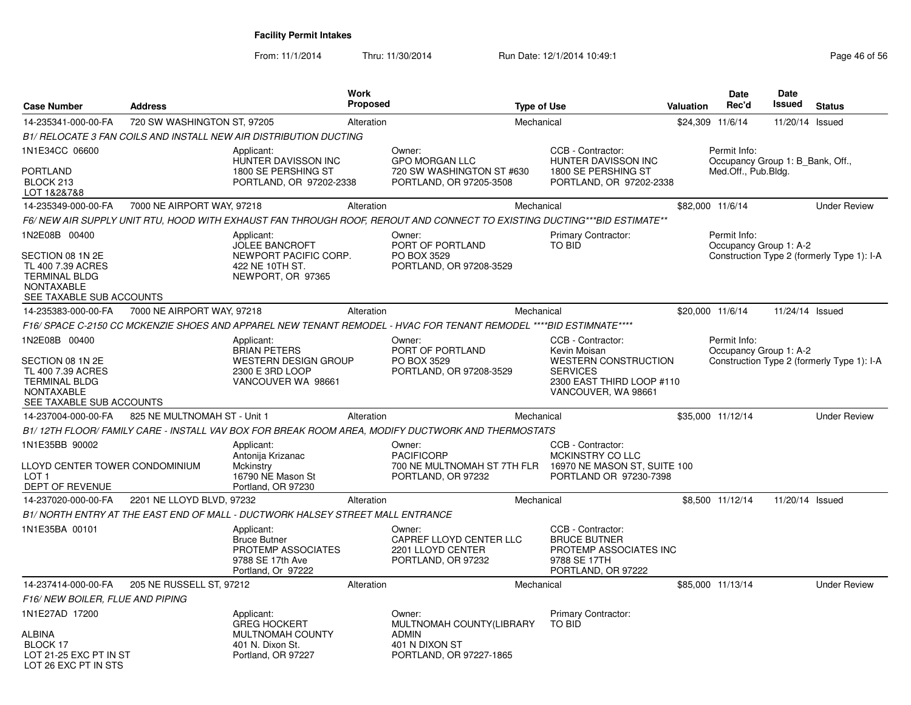**Facility Permit Intakes**

From: 11/1/2014 Thru: 11/30/2014 Run Date: 12/1/2014 10:49:1

| Case Number | Address | Work Proposed | Type of Use | Valuation | Date Rec'd | Date Issued | Status |
|---|---|---|---|---|---|---|---|
| 14-235341-000-00-FA | 720 SW WASHINGTON ST, 97205 | Alteration | Mechanical | $24,309 | 11/6/14 | 11/20/14 | Issued |

*B1/ RELOCATE 3 FAN COILS AND INSTALL NEW AIR DISTRIBUTION DUCTING*

1N1E34CC 06600
PORTLAND
BLOCK 213
LOT 1&2&7&8

Applicant: HUNTER DAVISSON INC, 1800 SE PERSHING ST, PORTLAND, OR 97202-2338
Owner: GPO MORGAN LLC, 720 SW WASHINGTON ST #630, PORTLAND, OR 97205-3508
CCB - Contractor: HUNTER DAVISSON INC, 1800 SE PERSHING ST, PORTLAND, OR 97202-2338
Permit Info: Occupancy Group 1: B_Bank, Off., Med.Off., Pub.Bldg.

| Case Number | Address | Work Proposed | Type of Use | Valuation | Date Rec'd | Date Issued | Status |
|---|---|---|---|---|---|---|---|
| 14-235349-000-00-FA | 7000 NE AIRPORT WAY, 97218 | Alteration | Mechanical | $82,000 | 11/6/14 | | Under Review |

*F6/ NEW AIR SUPPLY UNIT RTU, HOOD WITH EXHAUST FAN THROUGH ROOF, REROUT AND CONNECT TO EXISTING DUCTING***BID ESTIMATE***

1N2E08B 00400
SECTION 08 1N 2E
TL 400 7.39 ACRES
TERMINAL BLDG
NONTAXABLE
SEE TAXABLE SUB ACCOUNTS

Applicant: JOLEE BANCROFT, NEWPORT PACIFIC CORP., 422 NE 10TH ST., NEWPORT, OR 97365
Owner: PORT OF PORTLAND, PO BOX 3529, PORTLAND, OR 97208-3529
Primary Contractor: TO BID
Permit Info: Occupancy Group 1: A-2, Construction Type 2 (formerly Type 1): I-A

| Case Number | Address | Work Proposed | Type of Use | Valuation | Date Rec'd | Date Issued | Status |
|---|---|---|---|---|---|---|---|
| 14-235383-000-00-FA | 7000 NE AIRPORT WAY, 97218 | Alteration | Mechanical | $20,000 | 11/6/14 | 11/24/14 | Issued |

*F16/ SPACE C-2150 CC MCKENZIE SHOES AND APPAREL NEW TENANT REMODEL - HVAC FOR TENANT REMODEL ****BID ESTIMNATE*****

1N2E08B 00400
SECTION 08 1N 2E
TL 400 7.39 ACRES
TERMINAL BLDG
NONTAXABLE
SEE TAXABLE SUB ACCOUNTS

Applicant: BRIAN PETERS, WESTERN DESIGN GROUP, 2300 E 3RD LOOP, VANCOUVER WA 98661
Owner: PORT OF PORTLAND, PO BOX 3529, PORTLAND, OR 97208-3529
CCB - Contractor: Kevin Moisan, WESTERN CONSTRUCTION SERVICES, 2300 EAST THIRD LOOP #110, VANCOUVER, WA 98661
Permit Info: Occupancy Group 1: A-2, Construction Type 2 (formerly Type 1): I-A

| Case Number | Address | Work Proposed | Type of Use | Valuation | Date Rec'd | Date Issued | Status |
|---|---|---|---|---|---|---|---|
| 14-237004-000-00-FA | 825 NE MULTNOMAH ST - Unit 1 | Alteration | Mechanical | $35,000 | 11/12/14 | | Under Review |

*B1/ 12TH FLOOR/ FAMILY CARE - INSTALL VAV BOX FOR BREAK ROOM AREA, MODIFY DUCTWORK AND THERMOSTATS*

1N1E35BB 90002
LLOYD CENTER TOWER CONDOMINIUM
LOT 1
DEPT OF REVENUE

Applicant: Antonija Krizanac, Mckinstry, 16790 NE Mason St, Portland, OR 97230
Owner: PACIFICORP, 700 NE MULTNOMAH ST 7TH FLR, PORTLAND, OR 97232
CCB - Contractor: MCKINSTRY CO LLC, 16970 NE MASON ST, SUITE 100, PORTLAND OR 97230-7398

| Case Number | Address | Work Proposed | Type of Use | Valuation | Date Rec'd | Date Issued | Status |
|---|---|---|---|---|---|---|---|
| 14-237020-000-00-FA | 2201 NE LLOYD BLVD, 97232 | Alteration | Mechanical | $8,500 | 11/12/14 | 11/20/14 | Issued |

*B1/ NORTH ENTRY AT THE EAST END OF MALL - DUCTWORK HALSEY STREET MALL ENTRANCE*

1N1E35BA 00101

Applicant: Bruce Butner, PROTEMP ASSOCIATES, 9788 SE 17th Ave, Portland, Or 97222
Owner: CAPREF LLOYD CENTER LLC, 2201 LLOYD CENTER, PORTLAND, OR 97232
CCB - Contractor: BRUCE BUTNER, PROTEMP ASSOCIATES INC, 9788 SE 17TH, PORTLAND, OR 97222

| Case Number | Address | Work Proposed | Type of Use | Valuation | Date Rec'd | Date Issued | Status |
|---|---|---|---|---|---|---|---|
| 14-237414-000-00-FA | 205 NE RUSSELL ST, 97212 | Alteration | Mechanical | $85,000 | 11/13/14 | | Under Review |

*F16/ NEW BOILER, FLUE AND PIPING*

1N1E27AD 17200
ALBINA
BLOCK 17
LOT 21-25 EXC PT IN ST
LOT 26 EXC PT IN STS

Applicant: GREG HOCKERT, MULTNOMAH COUNTY, 401 N. Dixon St., Portland, OR 97227
Owner: MULTNOMAH COUNTY(LIBRARY ADMIN, 401 N DIXON ST, PORTLAND, OR 97227-1865
Primary Contractor: TO BID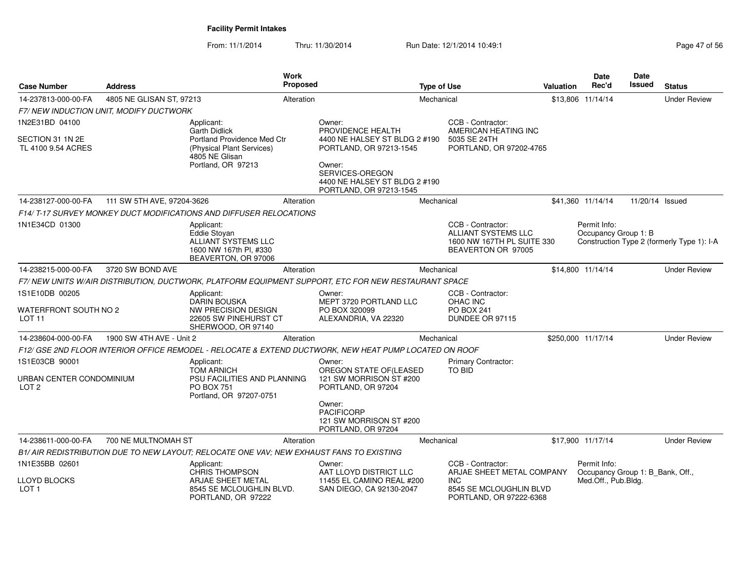# Facility Permit Intakes

From: 11/1/2014 Thru: 11/30/2014 Run Date: 12/1/2014 10:49:1

| Case Number | Address | Work Proposed | Type of Use | Valuation | Date Rec'd | Date Issued | Status |
|---|---|---|---|---|---|---|---|
| 14-237813-000-00-FA | 4805 NE GLISAN ST, 97213 | Alteration | Mechanical | $13,806 | 11/14/14 | | Under Review |
| *F7/ NEW INDUCTION UNIT, MODIFY DUCTWORK* | | | | | | | |
| 1N2E31BD 04100<br>SECTION 31 1N 2E<br>TL 4100 9.54 ACRES | Applicant:<br>Garth Didlick<br>Portland Providence Med Ctr<br>(Physical Plant Services)<br>4805 NE Glisan<br>Portland, OR 97213 | Owner:<br>PROVIDENCE HEALTH<br>4400 NE HALSEY ST BLDG 2 #190<br>PORTLAND, OR 97213-1545<br>Owner:<br>SERVICES-OREGON<br>4400 NE HALSEY ST BLDG 2 #190<br>PORTLAND, OR 97213-1545 | CCB - Contractor:<br>AMERICAN HEATING INC<br>5035 SE 24TH<br>PORTLAND, OR 97202-4765 | | | | |
| 14-238127-000-00-FA | 111 SW 5TH AVE, 97204-3626 | Alteration | Mechanical | $41,360 | 11/14/14 | 11/20/14 | Issued |
| *F14/ T-17 SURVEY MONKEY DUCT MODIFICATIONS AND DIFFUSER RELOCATIONS* | | | | | | | |
| 1N1E34CD 01300 | Applicant:<br>Eddie Stoyan<br>ALLIANT SYSTEMS LLC<br>1600 NW 167th Pl, #330<br>BEAVERTON, OR 97006 | | CCB - Contractor:<br>ALLIANT SYSTEMS LLC<br>1600 NW 167TH PL SUITE 330<br>BEAVERTON OR 97005 | | Permit Info:<br>Occupancy Group 1: B<br>Construction Type 2 (formerly Type 1): I-A | | |
| 14-238215-000-00-FA | 3720 SW BOND AVE | Alteration | Mechanical | $14,800 | 11/14/14 | | Under Review |
| *F7/ NEW UNITS W/AIR DISTRIBUTION, DUCTWORK, PLATFORM EQUIPMENT SUPPORT, ETC FOR NEW RESTAURANT SPACE* | | | | | | | |
| 1S1E10DB 00205<br>WATERFRONT SOUTH NO 2<br>LOT 11 | Applicant:<br>DARIN BOUSKA<br>NW PRECISION DESIGN<br>22605 SW PINEHURST CT<br>SHERWOOD, OR 97140 | Owner:<br>MEPT 3720 PORTLAND LLC<br>PO BOX 320099<br>ALEXANDRIA, VA 22320 | CCB - Contractor:<br>OHAC INC<br>PO BOX 241<br>DUNDEE OR 97115 | | | | |
| 14-238604-000-00-FA | 1900 SW 4TH AVE - Unit 2 | Alteration | Mechanical | $250,000 | 11/17/14 | | Under Review |
| *F12/ GSE 2ND FLOOR INTERIOR OFFICE REMODEL - RELOCATE & EXTEND DUCTWORK, NEW HEAT PUMP LOCATED ON ROOF* | | | | | | | |
| 1S1E03CB 90001<br>URBAN CENTER CONDOMINIUM<br>LOT 2 | Applicant:<br>TOM ARNICH<br>PSU FACILITIES AND PLANNING<br>PO BOX 751<br>Portland, OR 97207-0751 | Owner:<br>OREGON STATE OF(LEASED<br>121 SW MORRISON ST #200<br>PORTLAND, OR 97204<br>Owner:<br>PACIFICORP<br>121 SW MORRISON ST #200<br>PORTLAND, OR 97204 | Primary Contractor:<br>TO BID | | | | |
| 14-238611-000-00-FA | 700 NE MULTNOMAH ST | Alteration | Mechanical | $17,900 | 11/17/14 | | Under Review |
| *B1/ AIR REDISTRIBUTION DUE TO NEW LAYOUT; RELOCATE ONE VAV; NEW EXHAUST FANS TO EXISTING* | | | | | | | |
| 1N1E35BB 02601<br>LLOYD BLOCKS<br>LOT 1 | Applicant:<br>CHRIS THOMPSON<br>ARJAE SHEET METAL<br>8545 SE MCLOUGHLIN BLVD.<br>PORTLAND, OR 97222 | Owner:<br>AAT LLOYD DISTRICT LLC<br>11455 EL CAMINO REAL #200<br>SAN DIEGO, CA 92130-2047 | CCB - Contractor:<br>ARJAE SHEET METAL COMPANY INC<br>8545 SE MCLOUGHLIN BLVD<br>PORTLAND, OR 97222-6368 | | Permit Info:<br>Occupancy Group 1: B_Bank, Off., Med.Off., Pub.Bldg. | | |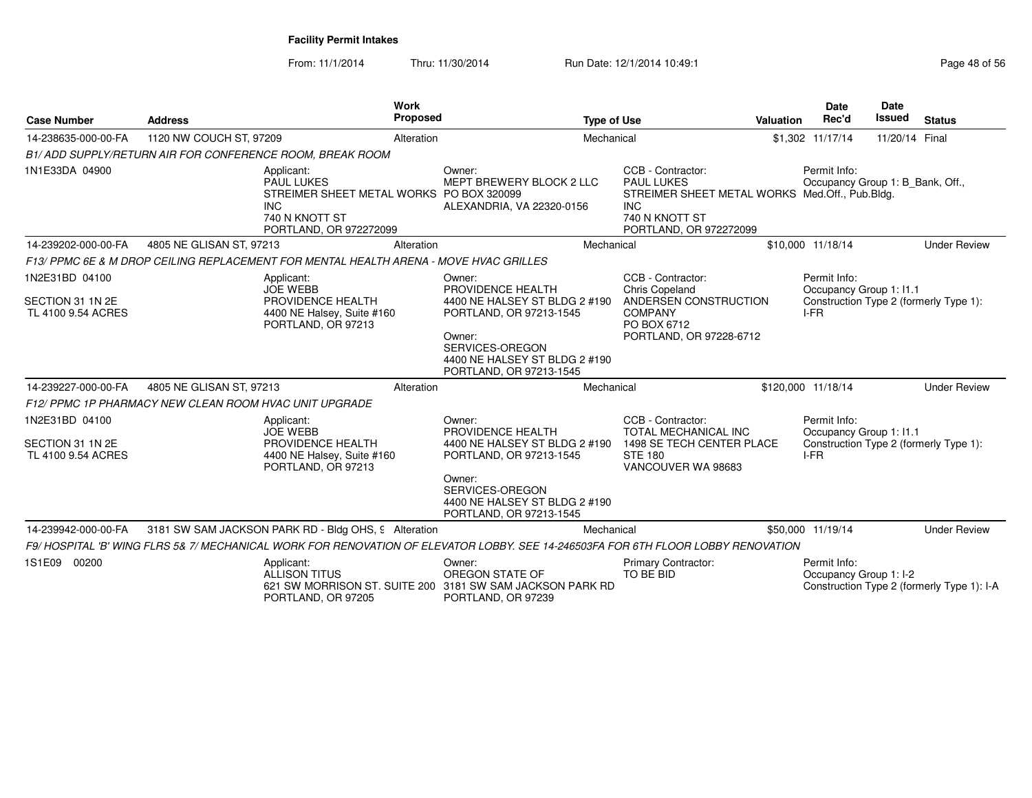**Facility Permit Intakes**

From: 11/1/2014 Thru: 11/30/2014 Run Date: 12/1/2014 10:49:1

| Case Number | Address | Work Proposed | Type of Use | Valuation | Date Rec'd | Date Issued | Status |
|---|---|---|---|---|---|---|---|
| 14-238635-000-00-FA | 1120 NW COUCH ST, 97209 | Alteration | Mechanical | $1,302 | 11/17/14 | 11/20/14 | Final |

*B1/ ADD SUPPLY/RETURN AIR FOR CONFERENCE ROOM, BREAK ROOM*

1N1E33DA 04900

Applicant: PAUL LUKES, STREIMER SHEET METAL WORKS INC, 740 N KNOTT ST, PORTLAND, OR 972272099

Owner: MEPT BREWERY BLOCK 2 LLC, PO BOX 320099, ALEXANDRIA, VA 22320-0156

CCB - Contractor: PAUL LUKES, STREIMER SHEET METAL WORKS INC, 740 N KNOTT ST, PORTLAND, OR 972272099

Permit Info: Occupancy Group 1: B_Bank, Off., Med.Off., Pub.Bldg.

| Case Number | Address | Work Proposed | Type of Use | Valuation | Date Rec'd | Date Issued | Status |
|---|---|---|---|---|---|---|---|
| 14-239202-000-00-FA | 4805 NE GLISAN ST, 97213 | Alteration | Mechanical | $10,000 | 11/18/14 | | Under Review |

*F13/ PPMC 6E & M DROP CEILING REPLACEMENT FOR MENTAL HEALTH ARENA - MOVE HVAC GRILLES*

1N2E31BD 04100
SECTION 31 1N 2E
TL 4100 9.54 ACRES

Applicant: JOE WEBB, PROVIDENCE HEALTH, 4400 NE Halsey, Suite #160, PORTLAND, OR 97213

Owner: PROVIDENCE HEALTH, 4400 NE HALSEY ST BLDG 2 #190, PORTLAND, OR 97213-1545

Owner: SERVICES-OREGON, 4400 NE HALSEY ST BLDG 2 #190, PORTLAND, OR 97213-1545

CCB - Contractor: Chris Copeland, ANDERSEN CONSTRUCTION COMPANY, PO BOX 6712, PORTLAND, OR 97228-6712

Permit Info: Occupancy Group 1: I1.1, Construction Type 2 (formerly Type 1): I-FR

| Case Number | Address | Work Proposed | Type of Use | Valuation | Date Rec'd | Date Issued | Status |
|---|---|---|---|---|---|---|---|
| 14-239227-000-00-FA | 4805 NE GLISAN ST, 97213 | Alteration | Mechanical | $120,000 | 11/18/14 | | Under Review |

*F12/ PPMC 1P PHARMACY NEW CLEAN ROOM HVAC UNIT UPGRADE*

1N2E31BD 04100
SECTION 31 1N 2E
TL 4100 9.54 ACRES

Applicant: JOE WEBB, PROVIDENCE HEALTH, 4400 NE Halsey, Suite #160, PORTLAND, OR 97213

Owner: PROVIDENCE HEALTH, 4400 NE HALSEY ST BLDG 2 #190, PORTLAND, OR 97213-1545

Owner: SERVICES-OREGON, 4400 NE HALSEY ST BLDG 2 #190, PORTLAND, OR 97213-1545

CCB - Contractor: TOTAL MECHANICAL INC, 1498 SE TECH CENTER PLACE, STE 180, VANCOUVER WA 98683

Permit Info: Occupancy Group 1: I1.1, Construction Type 2 (formerly Type 1): I-FR

| Case Number | Address | Work Proposed | Type of Use | Valuation | Date Rec'd | Date Issued | Status |
|---|---|---|---|---|---|---|---|
| 14-239942-000-00-FA | 3181 SW SAM JACKSON PARK RD - Bldg OHS, 9 | Alteration | Mechanical | $50,000 | 11/19/14 | | Under Review |

*F9/ HOSPITAL 'B' WING FLRS 5& 7/ MECHANICAL WORK FOR RENOVATION OF ELEVATOR LOBBY. SEE 14-246503FA FOR 6TH FLOOR LOBBY RENOVATION*

1S1E09 00200

Applicant: ALLISON TITUS, 621 SW MORRISON ST. SUITE 200, PORTLAND, OR 97205

Owner: OREGON STATE OF, 3181 SW SAM JACKSON PARK RD, PORTLAND, OR 97239

Primary Contractor: TO BE BID

Permit Info: Occupancy Group 1: I-2, Construction Type 2 (formerly Type 1): I-A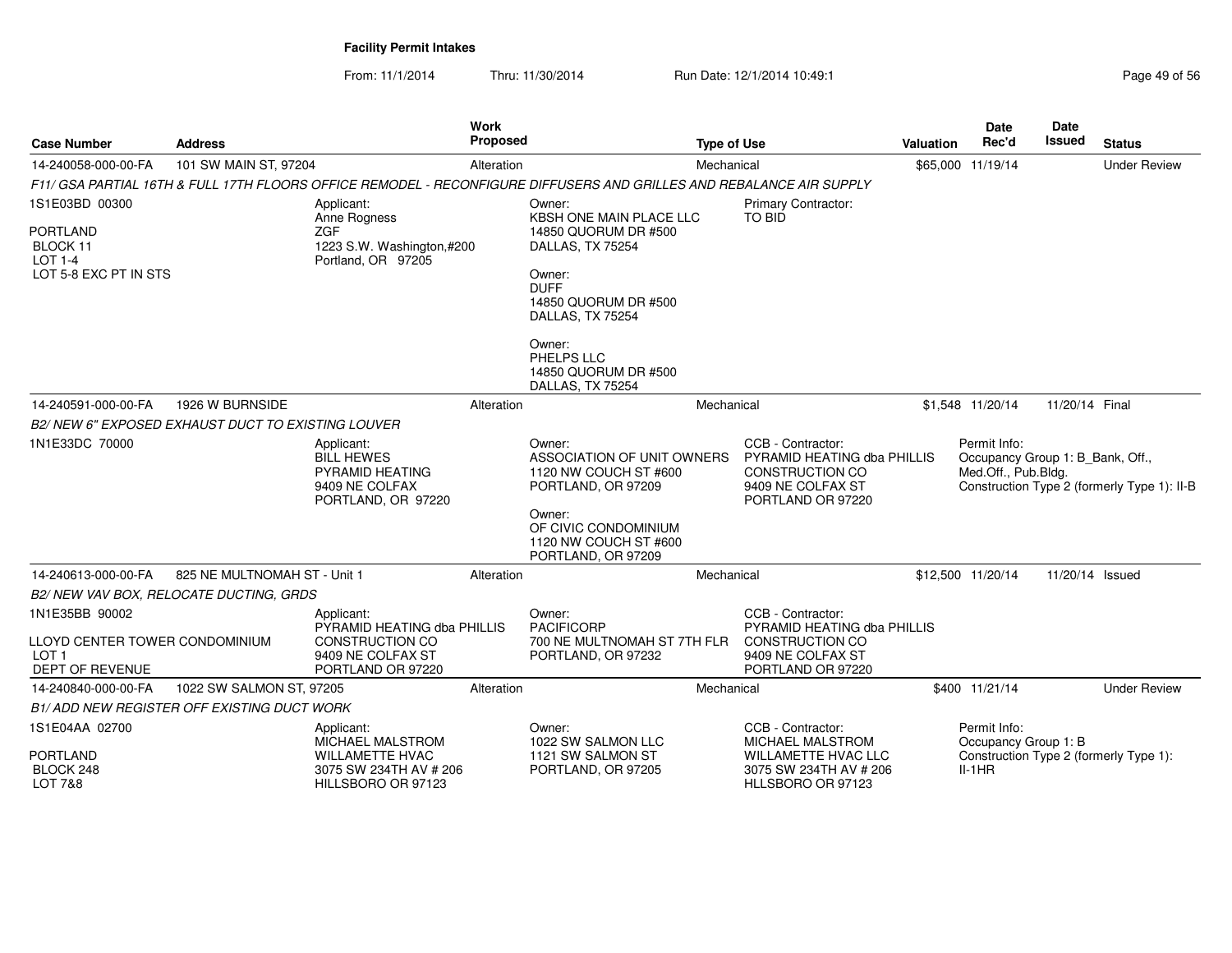**Facility Permit Intakes**

From: 11/1/2014 Thru: 11/30/2014 Run Date: 12/1/2014 10:49:1

| Case Number | Address | Work Proposed | Type of Use | Valuation | Date Rec'd | Date Issued | Status |
|---|---|---|---|---|---|---|---|
| 14-240058-000-00-FA | 101 SW MAIN ST, 97204 | Alteration | Mechanical | $65,000 | 11/19/14 | | Under Review |
| 14-240591-000-00-FA | 1926 W BURNSIDE | Alteration | Mechanical | $1,548 | 11/20/14 | 11/20/14 | Final |
| 14-240613-000-00-FA | 825 NE MULTNOMAH ST - Unit 1 | Alteration | Mechanical | $12,500 | 11/20/14 | 11/20/14 | Issued |
| 14-240840-000-00-FA | 1022 SW SALMON ST, 97205 | Alteration | Mechanical | $400 | 11/21/14 | | Under Review |

**14-240058-000-00-FA** — 101 SW MAIN ST, 97204

*F11/ GSA PARTIAL 16TH & FULL 17TH FLOORS OFFICE REMODEL - RECONFIGURE DIFFUSERS AND GRILLES AND REBALANCE AIR SUPPLY*

1S1E03BD 00300
PORTLAND
BLOCK 11
LOT 1-4
LOT 5-8 EXC PT IN STS

Applicant:
Anne Rogness
ZGF
1223 S.W. Washington,#200
Portland, OR 97205

Owner:
KBSH ONE MAIN PLACE LLC
14850 QUORUM DR #500
DALLAS, TX 75254

Owner:
DUFF
14850 QUORUM DR #500
DALLAS, TX 75254

Owner:
PHELPS LLC
14850 QUORUM DR #500
DALLAS, TX 75254

Primary Contractor:
TO BID

**14-240591-000-00-FA** — 1926 W BURNSIDE

*B2/ NEW 6" EXPOSED EXHAUST DUCT TO EXISTING LOUVER*

1N1E33DC 70000

Applicant:
BILL HEWES
PYRAMID HEATING
9409 NE COLFAX
PORTLAND, OR 97220

Owner:
ASSOCIATION OF UNIT OWNERS
1120 NW COUCH ST #600
PORTLAND, OR 97209

Owner:
OF CIVIC CONDOMINIUM
1120 NW COUCH ST #600
PORTLAND, OR 97209

CCB - Contractor:
PYRAMID HEATING dba PHILLIS CONSTRUCTION CO
9409 NE COLFAX ST
PORTLAND OR 97220

Permit Info:
Occupancy Group 1: B_Bank, Off., Med.Off., Pub.Bldg.
Construction Type 2 (formerly Type 1): II-B

**14-240613-000-00-FA** — 825 NE MULTNOMAH ST - Unit 1

*B2/ NEW VAV BOX, RELOCATE DUCTING, GRDS*

1N1E35BB 90002
LLOYD CENTER TOWER CONDOMINIUM
LOT 1
DEPT OF REVENUE

Applicant:
PYRAMID HEATING dba PHILLIS CONSTRUCTION CO
9409 NE COLFAX ST
PORTLAND OR 97220

Owner:
PACIFICORP
700 NE MULTNOMAH ST 7TH FLR
PORTLAND, OR 97232

CCB - Contractor:
PYRAMID HEATING dba PHILLIS CONSTRUCTION CO
9409 NE COLFAX ST
PORTLAND OR 97220

**14-240840-000-00-FA** — 1022 SW SALMON ST, 97205

*B1/ ADD NEW REGISTER OFF EXISTING DUCT WORK*

1S1E04AA 02700
PORTLAND
BLOCK 248
LOT 7&8

Applicant:
MICHAEL MALSTROM
WILLAMETTE HVAC
3075 SW 234TH AV # 206
HILLSBORO OR 97123

Owner:
1022 SW SALMON LLC
1121 SW SALMON ST
PORTLAND, OR 97205

CCB - Contractor:
MICHAEL MALSTROM
WILLAMETTE HVAC LLC
3075 SW 234TH AV # 206
HLLSBORO OR 97123

Permit Info:
Occupancy Group 1: B
Construction Type 2 (formerly Type 1): II-1HR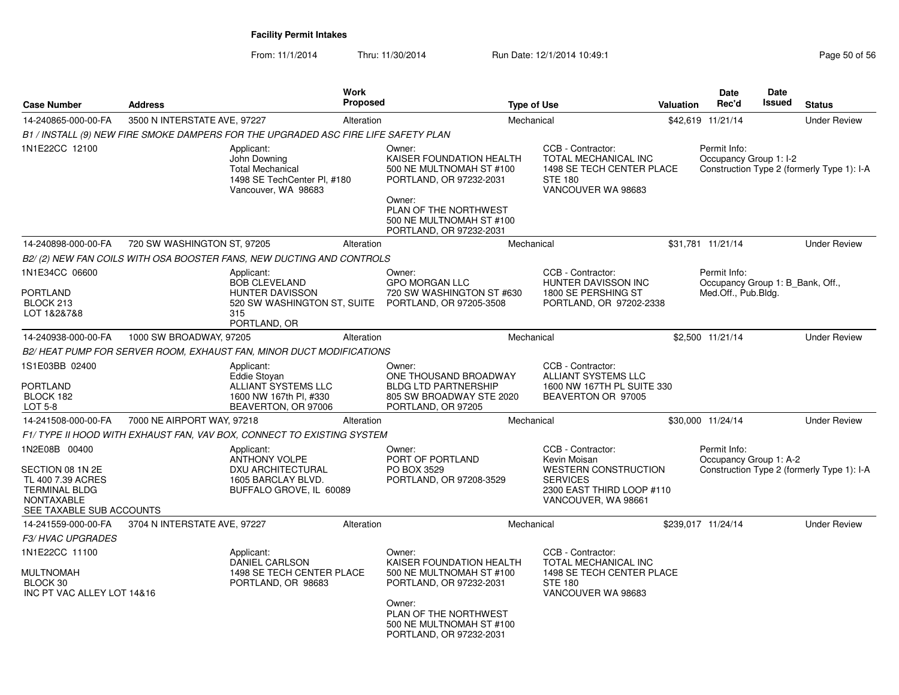**Facility Permit Intakes**

From: 11/1/2014 Thru: 11/30/2014 Run Date: 12/1/2014 10:49:1

| Case Number | Address | Work Proposed | Type of Use | Valuation | Date Rec'd | Date Issued | Status |
|---|---|---|---|---|---|---|---|
| 14-240865-000-00-FA | 3500 N INTERSTATE AVE, 97227 | Alteration | Mechanical | $42,619 | 11/21/14 | | Under Review |

*B1 / INSTALL (9) NEW FIRE SMOKE DAMPERS FOR THE UPGRADED ASC FIRE LIFE SAFETY PLAN*

1N1E22CC 12100

Applicant: John Downing, Total Mechanical, 1498 SE TechCenter Pl, #180, Vancouver, WA 98683

Owner: KAISER FOUNDATION HEALTH, 500 NE MULTNOMAH ST #100, PORTLAND, OR 97232-2031

Owner: PLAN OF THE NORTHWEST, 500 NE MULTNOMAH ST #100, PORTLAND, OR 97232-2031

CCB - Contractor: TOTAL MECHANICAL INC, 1498 SE TECH CENTER PLACE, STE 180, VANCOUVER WA 98683

Permit Info: Occupancy Group 1: I-2, Construction Type 2 (formerly Type 1): I-A

| Case Number | Address | Work Proposed | Type of Use | Valuation | Date Rec'd | Date Issued | Status |
|---|---|---|---|---|---|---|---|
| 14-240898-000-00-FA | 720 SW WASHINGTON ST, 97205 | Alteration | Mechanical | $31,781 | 11/21/14 | | Under Review |

*B2/ (2) NEW FAN COILS WITH OSA BOOSTER FANS, NEW DUCTING AND CONTROLS*

1N1E34CC 06600, PORTLAND, BLOCK 213, LOT 1&2&7&8

Applicant: BOB CLEVELAND, HUNTER DAVISSON, 520 SW WASHINGTON ST, SUITE 315, PORTLAND, OR

Owner: GPO MORGAN LLC, 720 SW WASHINGTON ST #630, PORTLAND, OR 97205-3508

CCB - Contractor: HUNTER DAVISSON INC, 1800 SE PERSHING ST, PORTLAND, OR 97202-2338

Permit Info: Occupancy Group 1: B_Bank, Off., Med.Off., Pub.Bldg.

| Case Number | Address | Work Proposed | Type of Use | Valuation | Date Rec'd | Date Issued | Status |
|---|---|---|---|---|---|---|---|
| 14-240938-000-00-FA | 1000 SW BROADWAY, 97205 | Alteration | Mechanical | $2,500 | 11/21/14 | | Under Review |

*B2/ HEAT PUMP FOR SERVER ROOM, EXHAUST FAN, MINOR DUCT MODIFICATIONS*

1S1E03BB 02400, PORTLAND, BLOCK 182, LOT 5-8

Applicant: Eddie Stoyan, ALLIANT SYSTEMS LLC, 1600 NW 167th Pl, #330, BEAVERTON, OR 97006

Owner: ONE THOUSAND BROADWAY BLDG LTD PARTNERSHIP, 805 SW BROADWAY STE 2020, PORTLAND, OR 97205

CCB - Contractor: ALLIANT SYSTEMS LLC, 1600 NW 167TH PL SUITE 330, BEAVERTON OR 97005

| Case Number | Address | Work Proposed | Type of Use | Valuation | Date Rec'd | Date Issued | Status |
|---|---|---|---|---|---|---|---|
| 14-241508-000-00-FA | 7000 NE AIRPORT WAY, 97218 | Alteration | Mechanical | $30,000 | 11/24/14 | | Under Review |

*F1/ TYPE II HOOD WITH EXHAUST FAN, VAV BOX, CONNECT TO EXISTING SYSTEM*

1N2E08B 00400, SECTION 08 1N 2E, TL 400 7.39 ACRES, TERMINAL BLDG, NONTAXABLE, SEE TAXABLE SUB ACCOUNTS

Applicant: ANTHONY VOLPE, DXU ARCHITECTURAL, 1605 BARCLAY BLVD., BUFFALO GROVE, IL 60089

Owner: PORT OF PORTLAND, PO BOX 3529, PORTLAND, OR 97208-3529

CCB - Contractor: Kevin Moisan, WESTERN CONSTRUCTION SERVICES, 2300 EAST THIRD LOOP #110, VANCOUVER, WA 98661

Permit Info: Occupancy Group 1: A-2, Construction Type 2 (formerly Type 1): I-A

| Case Number | Address | Work Proposed | Type of Use | Valuation | Date Rec'd | Date Issued | Status |
|---|---|---|---|---|---|---|---|
| 14-241559-000-00-FA | 3704 N INTERSTATE AVE, 97227 | Alteration | Mechanical | $239,017 | 11/24/14 | | Under Review |

*F3/ HVAC UPGRADES*

1N1E22CC 11100, MULTNOMAH, BLOCK 30, INC PT VAC ALLEY LOT 14&16

Applicant: DANIEL CARLSON, 1498 SE TECH CENTER PLACE, PORTLAND, OR 98683

Owner: KAISER FOUNDATION HEALTH, 500 NE MULTNOMAH ST #100, PORTLAND, OR 97232-2031

Owner: PLAN OF THE NORTHWEST, 500 NE MULTNOMAH ST #100, PORTLAND, OR 97232-2031

CCB - Contractor: TOTAL MECHANICAL INC, 1498 SE TECH CENTER PLACE, STE 180, VANCOUVER WA 98683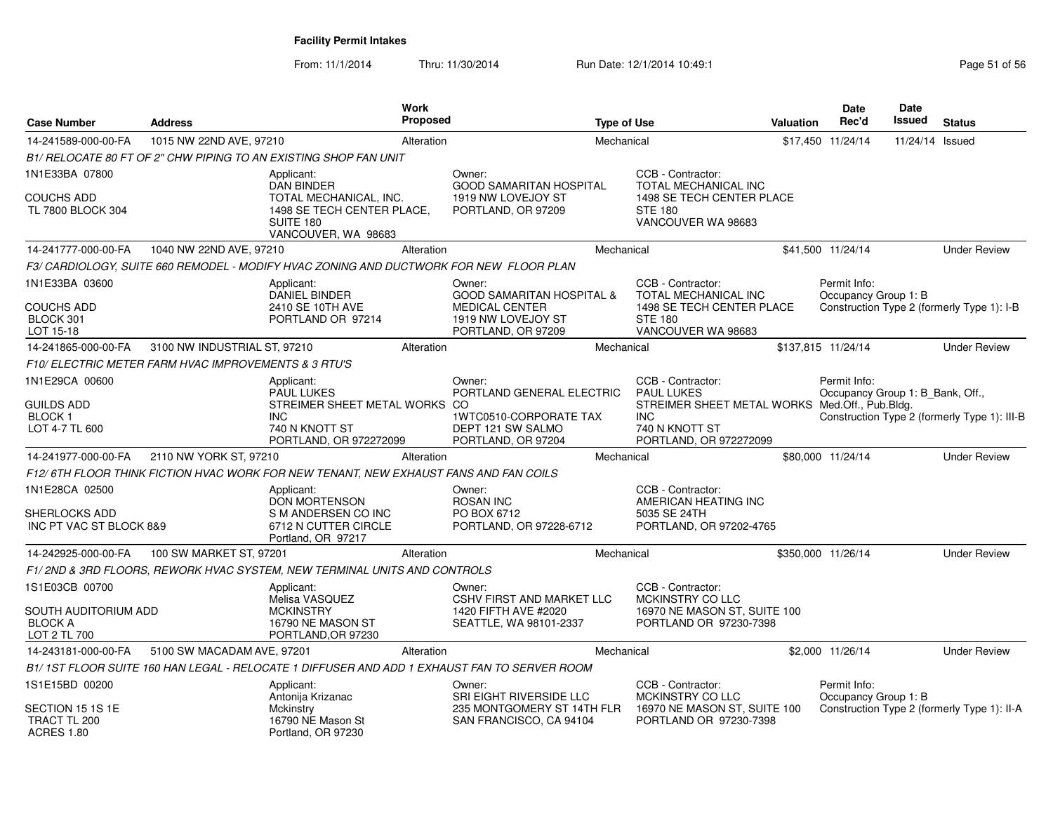**Facility Permit Intakes**

From: 11/1/2014 Thru: 11/30/2014 Run Date: 12/1/2014 10:49:1

| Case Number | Address | Work Proposed | Type of Use | Valuation | Date Rec'd | Date Issued | Status |
|---|---|---|---|---|---|---|---|
| 14-241589-000-00-FA | 1015 NW 22ND AVE, 97210 | Alteration | Mechanical | $17,450 | 11/24/14 | 11/24/14 | Issued |

*B1/ RELOCATE 80 FT OF 2" CHW PIPING TO AN EXISTING SHOP FAN UNIT*

1N1E33BA 07800
COUCHS ADD
TL 7800 BLOCK 304

Applicant: DAN BINDER, TOTAL MECHANICAL, INC., 1498 SE TECH CENTER PLACE, SUITE 180, VANCOUVER, WA 98683

Owner: GOOD SAMARITAN HOSPITAL, 1919 NW LOVEJOY ST, PORTLAND, OR 97209

CCB - Contractor: TOTAL MECHANICAL INC, 1498 SE TECH CENTER PLACE, STE 180, VANCOUVER WA 98683

| Case Number | Address | Work Proposed | Type of Use | Valuation | Date Rec'd | Date Issued | Status |
|---|---|---|---|---|---|---|---|
| 14-241777-000-00-FA | 1040 NW 22ND AVE, 97210 | Alteration | Mechanical | $41,500 | 11/24/14 | | Under Review |

*F3/ CARDIOLOGY, SUITE 660 REMODEL - MODIFY HVAC ZONING AND DUCTWORK FOR NEW FLOOR PLAN*

1N1E33BA 03600
COUCHS ADD
BLOCK 301
LOT 15-18

Applicant: DANIEL BINDER, 2410 SE 10TH AVE, PORTLAND OR 97214

Owner: GOOD SAMARITAN HOSPITAL & MEDICAL CENTER, 1919 NW LOVEJOY ST, PORTLAND, OR 97209

CCB - Contractor: TOTAL MECHANICAL INC, 1498 SE TECH CENTER PLACE, STE 180, VANCOUVER WA 98683

Permit Info: Occupancy Group 1: B; Construction Type 2 (formerly Type 1): I-B

| Case Number | Address | Work Proposed | Type of Use | Valuation | Date Rec'd | Date Issued | Status |
|---|---|---|---|---|---|---|---|
| 14-241865-000-00-FA | 3100 NW INDUSTRIAL ST, 97210 | Alteration | Mechanical | $137,815 | 11/24/14 | | Under Review |

*F10/ ELECTRIC METER FARM HVAC IMPROVEMENTS & 3 RTU'S*

1N1E29CA 00600
GUILDS ADD
BLOCK 1
LOT 4-7 TL 600

Applicant: PAUL LUKES, STREIMER SHEET METAL WORKS INC, 740 N KNOTT ST, PORTLAND, OR 972272099

Owner: PORTLAND GENERAL ELECTRIC CO, 1WTC0510-CORPORATE TAX, DEPT 121 SW SALMO, PORTLAND, OR 97204

CCB - Contractor: PAUL LUKES, STREIMER SHEET METAL WORKS INC, 740 N KNOTT ST, PORTLAND, OR 972272099

Permit Info: Occupancy Group 1: B_Bank, Off., Med.Off., Pub.Bldg.; Construction Type 2 (formerly Type 1): III-B

| Case Number | Address | Work Proposed | Type of Use | Valuation | Date Rec'd | Date Issued | Status |
|---|---|---|---|---|---|---|---|
| 14-241977-000-00-FA | 2110 NW YORK ST, 97210 | Alteration | Mechanical | $80,000 | 11/24/14 | | Under Review |

*F12/ 6TH FLOOR THINK FICTION HVAC WORK FOR NEW TENANT, NEW EXHAUST FANS AND FAN COILS*

1N1E28CA 02500
SHERLOCKS ADD
INC PT VAC ST BLOCK 8&9

Applicant: DON MORTENSON, S M ANDERSEN CO INC, 6712 N CUTTER CIRCLE, Portland, OR 97217

Owner: ROSAN INC, PO BOX 6712, PORTLAND, OR 97228-6712

CCB - Contractor: AMERICAN HEATING INC, 5035 SE 24TH, PORTLAND, OR 97202-4765

| Case Number | Address | Work Proposed | Type of Use | Valuation | Date Rec'd | Date Issued | Status |
|---|---|---|---|---|---|---|---|
| 14-242925-000-00-FA | 100 SW MARKET ST, 97201 | Alteration | Mechanical | $350,000 | 11/26/14 | | Under Review |

*F1/ 2ND & 3RD FLOORS, REWORK HVAC SYSTEM, NEW TERMINAL UNITS AND CONTROLS*

1S1E03CB 00700
SOUTH AUDITORIUM ADD
BLOCK A
LOT 2 TL 700

Applicant: Melisa VASQUEZ, MCKINSTRY, 16790 NE MASON ST, PORTLAND,OR 97230

Owner: CSHV FIRST AND MARKET LLC, 1420 FIFTH AVE #2020, SEATTLE, WA 98101-2337

CCB - Contractor: MCKINSTRY CO LLC, 16970 NE MASON ST, SUITE 100, PORTLAND OR 97230-7398

| Case Number | Address | Work Proposed | Type of Use | Valuation | Date Rec'd | Date Issued | Status |
|---|---|---|---|---|---|---|---|
| 14-243181-000-00-FA | 5100 SW MACADAM AVE, 97201 | Alteration | Mechanical | $2,000 | 11/26/14 | | Under Review |

*B1/ 1ST FLOOR SUITE 160 HAN LEGAL - RELOCATE 1 DIFFUSER AND ADD 1 EXHAUST FAN TO SERVER ROOM*

1S1E15BD 00200
SECTION 15 1S 1E
TRACT TL 200
ACRES 1.80

Applicant: Antonija Krizanac, Mckinstry, 16790 NE Mason St, Portland, OR 97230

Owner: SRI EIGHT RIVERSIDE LLC, 235 MONTGOMERY ST 14TH FLR, SAN FRANCISCO, CA 94104

CCB - Contractor: MCKINSTRY CO LLC, 16970 NE MASON ST, SUITE 100, PORTLAND OR 97230-7398

Permit Info: Occupancy Group 1: B; Construction Type 2 (formerly Type 1): II-A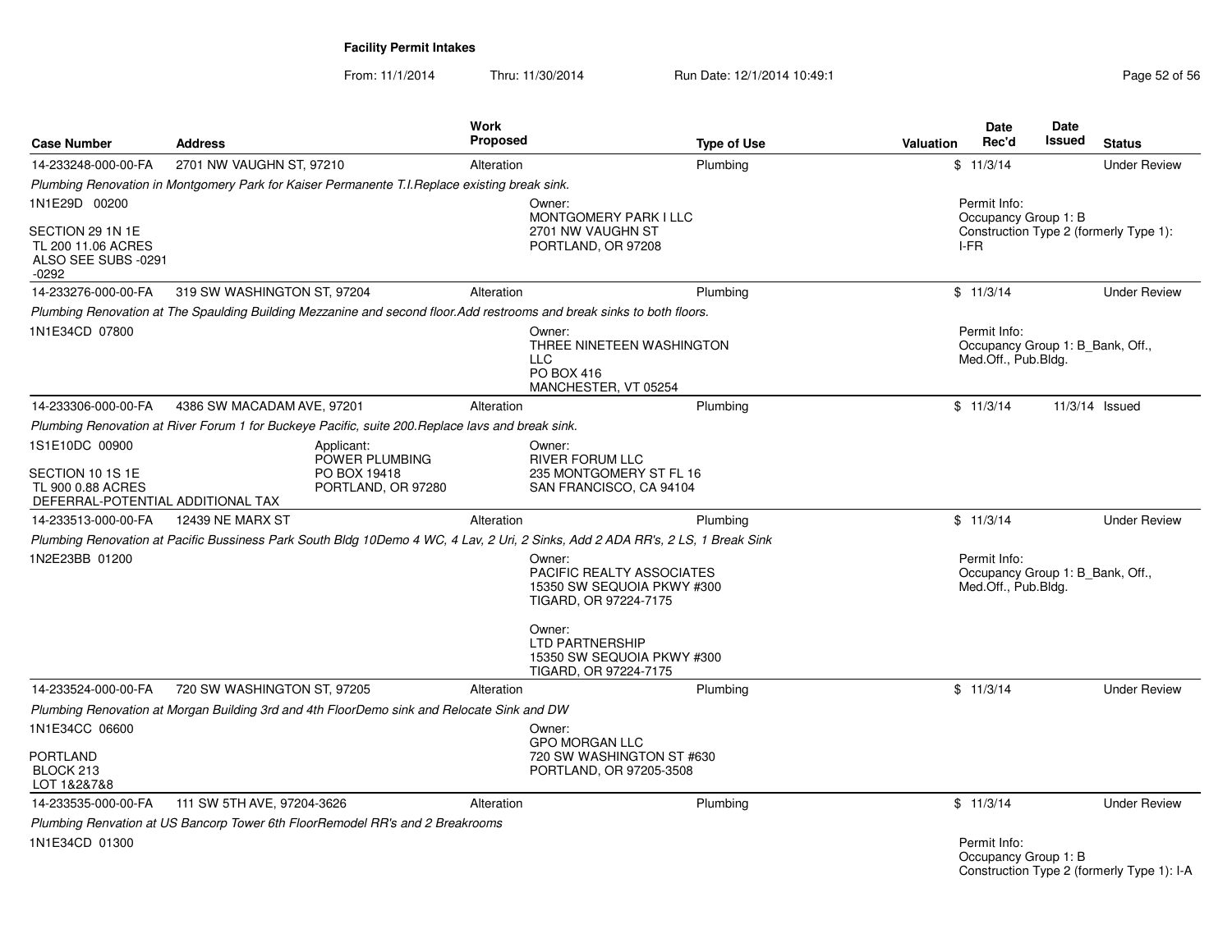**Facility Permit Intakes**

From: 11/1/2014 Thru: 11/30/2014 Run Date: 12/1/2014 10:49:1

| Case Number | Address | Work Proposed | Type of Use | Valuation | Date Rec'd | Date Issued | Status |
|---|---|---|---|---|---|---|---|
| 14-233248-000-00-FA | 2701 NW VAUGHN ST, 97210 | Alteration | Plumbing | $ | 11/3/14 | | Under Review |
| *Plumbing Renovation in Montgomery Park for Kaiser Permanente T.I.Replace existing break sink.* | | | | | | | |
| 1N1E29D 00200<br>SECTION 29 1N 1E<br>TL 200 11.06 ACRES<br>ALSO SEE SUBS -0291<br>-0292 | | | Owner:<br>MONTGOMERY PARK I LLC<br>2701 NW VAUGHN ST<br>PORTLAND, OR 97208 | | Permit Info:<br>Occupancy Group 1: B<br>Construction Type 2 (formerly Type 1): I-FR | | |
| 14-233276-000-00-FA | 319 SW WASHINGTON ST, 97204 | Alteration | Plumbing | $ | 11/3/14 | | Under Review |
| *Plumbing Renovation at The Spaulding Building Mezzanine and second floor.Add restrooms and break sinks to both floors.* | | | | | | | |
| 1N1E34CD 07800 | | | Owner:<br>THREE NINETEEN WASHINGTON LLC<br>PO BOX 416<br>MANCHESTER, VT 05254 | | Permit Info:<br>Occupancy Group 1: B_Bank, Off., Med.Off., Pub.Bldg. | | |
| 14-233306-000-00-FA | 4386 SW MACADAM AVE, 97201 | Alteration | Plumbing | $ | 11/3/14 | 11/3/14 | Issued |
| *Plumbing Renovation at River Forum 1 for Buckeye Pacific, suite 200.Replace lavs and break sink.* | | | | | | | |
| 1S1E10DC 00900<br>SECTION 10 1S 1E<br>TL 900 0.88 ACRES<br>DEFERRAL-POTENTIAL ADDITIONAL TAX | | Applicant:<br>POWER PLUMBING<br>PO BOX 19418<br>PORTLAND, OR 97280 | Owner:<br>RIVER FORUM LLC<br>235 MONTGOMERY ST FL 16<br>SAN FRANCISCO, CA 94104 | | | | |
| 14-233513-000-00-FA | 12439 NE MARX ST | Alteration | Plumbing | $ | 11/3/14 | | Under Review |
| *Plumbing Renovation at Pacific Bussiness Park South Bldg 10Demo 4 WC, 4 Lav, 2 Uri, 2 Sinks, Add 2 ADA RR's, 2 LS, 1 Break Sink* | | | | | | | |
| 1N2E23BB 01200 | | | Owner:<br>PACIFIC REALTY ASSOCIATES<br>15350 SW SEQUOIA PKWY #300<br>TIGARD, OR 97224-7175<br><br>Owner:<br>LTD PARTNERSHIP<br>15350 SW SEQUOIA PKWY #300<br>TIGARD, OR 97224-7175 | | Permit Info:<br>Occupancy Group 1: B_Bank, Off., Med.Off., Pub.Bldg. | | |
| 14-233524-000-00-FA | 720 SW WASHINGTON ST, 97205 | Alteration | Plumbing | $ | 11/3/14 | | Under Review |
| *Plumbing Renovation at Morgan Building 3rd and 4th FloorDemo sink and Relocate Sink and DW* | | | | | | | |
| 1N1E34CC 06600<br>PORTLAND<br>BLOCK 213<br>LOT 1&2&7&8 | | | Owner:<br>GPO MORGAN LLC<br>720 SW WASHINGTON ST #630<br>PORTLAND, OR 97205-3508 | | | | |
| 14-233535-000-00-FA | 111 SW 5TH AVE, 97204-3626 | Alteration | Plumbing | $ | 11/3/14 | | Under Review |
| *Plumbing Renvation at US Bancorp Tower 6th FloorRemodel RR's and 2 Breakrooms* | | | | | | | |
| 1N1E34CD 01300 | | | | | Permit Info:<br>Occupancy Group 1: B<br>Construction Type 2 (formerly Type 1): I-A | | |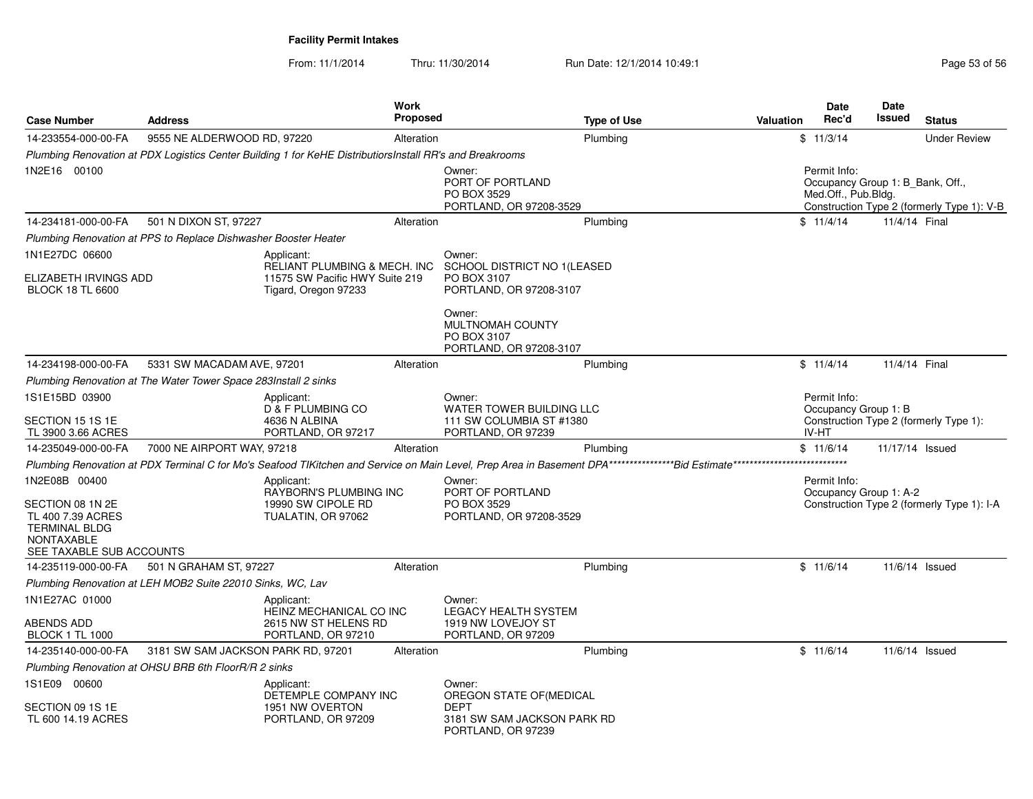**Facility Permit Intakes**

From: 11/1/2014 Thru: 11/30/2014 Run Date: 12/1/2014 10:49:1

| Case Number | Address | Work Proposed | Type of Use | Valuation | Date Rec'd | Date Issued | Status |
|---|---|---|---|---|---|---|---|
| 14-233554-000-00-FA | 9555 NE ALDERWOOD RD, 97220 | Alteration | Plumbing | $ | 11/3/14 | | Under Review |

*Plumbing Renovation at PDX Logistics Center Building 1 for KeHE DistributorsInstall RR's and Breakrooms*

1N2E16 00100

Owner:
PORT OF PORTLAND
PO BOX 3529
PORTLAND, OR 97208-3529

Permit Info:
Occupancy Group 1: B_Bank, Off., Med.Off., Pub.Bldg.
Construction Type 2 (formerly Type 1): V-B

| Case Number | Address | Work Proposed | Type of Use | Valuation | Date Rec'd | Date Issued | Status |
|---|---|---|---|---|---|---|---|
| 14-234181-000-00-FA | 501 N DIXON ST, 97227 | Alteration | Plumbing | $ | 11/4/14 | 11/4/14 | Final |

*Plumbing Renovation at PPS to Replace Dishwasher Booster Heater*

1N1E27DC 06600

ELIZABETH IRVINGS ADD
BLOCK 18 TL 6600

Applicant:
RELIANT PLUMBING & MECH. INC
11575 SW Pacific HWY Suite 219
Tigard, Oregon 97233

Owner:
SCHOOL DISTRICT NO 1(LEASED
PO BOX 3107
PORTLAND, OR 97208-3107

Owner:
MULTNOMAH COUNTY
PO BOX 3107
PORTLAND, OR 97208-3107

| Case Number | Address | Work Proposed | Type of Use | Valuation | Date Rec'd | Date Issued | Status |
|---|---|---|---|---|---|---|---|
| 14-234198-000-00-FA | 5331 SW MACADAM AVE, 97201 | Alteration | Plumbing | $ | 11/4/14 | 11/4/14 | Final |

*Plumbing Renovation at The Water Tower Space 283Install 2 sinks*

1S1E15BD 03900

SECTION 15 1S 1E
TL 3900 3.66 ACRES

Applicant:
D & F PLUMBING CO
4636 N ALBINA
PORTLAND, OR 97217

Owner:
WATER TOWER BUILDING LLC
111 SW COLUMBIA ST #1380
PORTLAND, OR 97239

Permit Info:
Occupancy Group 1: B
Construction Type 2 (formerly Type 1): IV-HT

| Case Number | Address | Work Proposed | Type of Use | Valuation | Date Rec'd | Date Issued | Status |
|---|---|---|---|---|---|---|---|
| 14-235049-000-00-FA | 7000 NE AIRPORT WAY, 97218 | Alteration | Plumbing | $ | 11/6/14 | 11/17/14 | Issued |

*Plumbing Renovation at PDX Terminal C for Mo's Seafood TIKitchen and Service on Main Level, Prep Area in Basement DPA*****************Bid Estimate******************************

1N2E08B 00400

SECTION 08 1N 2E
TL 400 7.39 ACRES
TERMINAL BLDG
NONTAXABLE
SEE TAXABLE SUB ACCOUNTS

Applicant:
RAYBORN'S PLUMBING INC
19990 SW CIPOLE RD
TUALATIN, OR 97062

Owner:
PORT OF PORTLAND
PO BOX 3529
PORTLAND, OR 97208-3529

Permit Info:
Occupancy Group 1: A-2
Construction Type 2 (formerly Type 1): I-A

| Case Number | Address | Work Proposed | Type of Use | Valuation | Date Rec'd | Date Issued | Status |
|---|---|---|---|---|---|---|---|
| 14-235119-000-00-FA | 501 N GRAHAM ST, 97227 | Alteration | Plumbing | $ | 11/6/14 | 11/6/14 | Issued |

*Plumbing Renovation at LEH MOB2 Suite 22010 Sinks, WC, Lav*

1N1E27AC 01000

ABENDS ADD
BLOCK 1 TL 1000

Applicant:
HEINZ MECHANICAL CO INC
2615 NW ST HELENS RD
PORTLAND, OR 97210

Owner:
LEGACY HEALTH SYSTEM
1919 NW LOVEJOY ST
PORTLAND, OR 97209

| Case Number | Address | Work Proposed | Type of Use | Valuation | Date Rec'd | Date Issued | Status |
|---|---|---|---|---|---|---|---|
| 14-235140-000-00-FA | 3181 SW SAM JACKSON PARK RD, 97201 | Alteration | Plumbing | $ | 11/6/14 | 11/6/14 | Issued |

*Plumbing Renovation at OHSU BRB 6th FloorR/R 2 sinks*

1S1E09 00600

SECTION 09 1S 1E
TL 600 14.19 ACRES

Applicant:
DETEMPLE COMPANY INC
1951 NW OVERTON
PORTLAND, OR 97209

Owner:
OREGON STATE OF(MEDICAL DEPT
3181 SW SAM JACKSON PARK RD
PORTLAND, OR 97239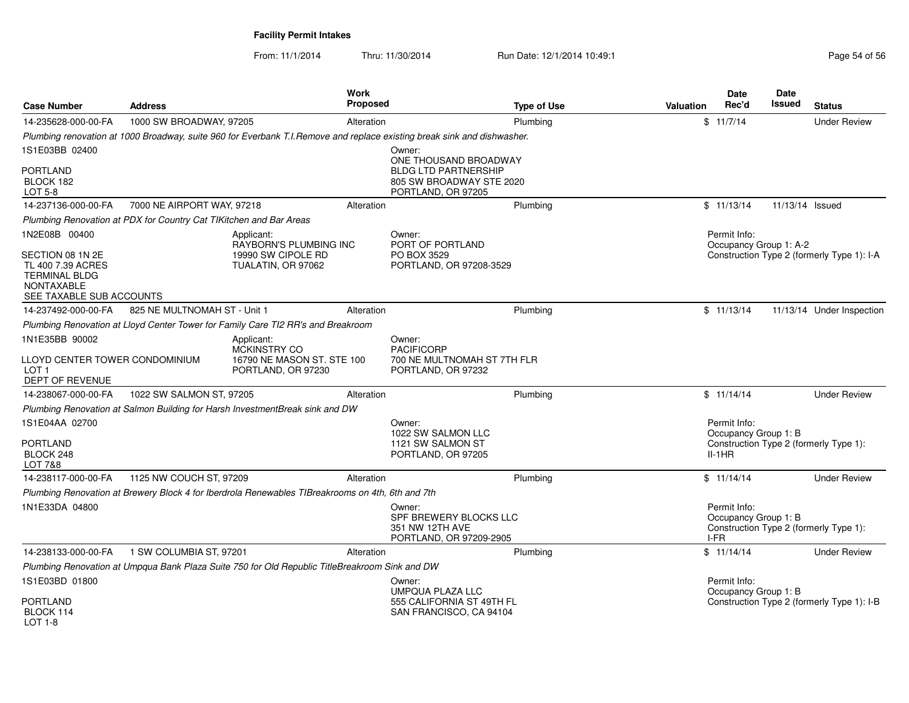**Facility Permit Intakes**

From: 11/1/2014 Thru: 11/30/2014 Run Date: 12/1/2014 10:49:1

| Case Number | Address | Work Proposed | Type of Use | Valuation | Date Rec'd | Date Issued | Status |
|---|---|---|---|---|---|---|---|
| 14-235628-000-00-FA | 1000 SW BROADWAY, 97205 | Alteration | Plumbing | $ | 11/7/14 | | Under Review |

*Plumbing renovation at 1000 Broadway, suite 960 for Everbank T.I.Remove and replace existing break sink and dishwasher.*

1S1E03BB 02400

PORTLAND
BLOCK 182
LOT 5-8

Owner:
ONE THOUSAND BROADWAY
BLDG LTD PARTNERSHIP
805 SW BROADWAY STE 2020
PORTLAND, OR 97205

---

| Case Number | Address | Work Proposed | Type of Use | Valuation | Date Rec'd | Date Issued | Status |
|---|---|---|---|---|---|---|---|
| 14-237136-000-00-FA | 7000 NE AIRPORT WAY, 97218 | Alteration | Plumbing | $ | 11/13/14 | 11/13/14 | Issued |

*Plumbing Renovation at PDX for Country Cat TIKitchen and Bar Areas*

1N2E08B 00400

SECTION 08 1N 2E
TL 400 7.39 ACRES
TERMINAL BLDG
NONTAXABLE
SEE TAXABLE SUB ACCOUNTS

Applicant:
RAYBORN'S PLUMBING INC
19990 SW CIPOLE RD
TUALATIN, OR 97062

Owner:
PORT OF PORTLAND
PO BOX 3529
PORTLAND, OR 97208-3529

Permit Info:
Occupancy Group 1: A-2
Construction Type 2 (formerly Type 1): I-A

---

| Case Number | Address | Work Proposed | Type of Use | Valuation | Date Rec'd | Date Issued | Status |
|---|---|---|---|---|---|---|---|
| 14-237492-000-00-FA | 825 NE MULTNOMAH ST - Unit 1 | Alteration | Plumbing | $ | 11/13/14 | 11/13/14 | Under Inspection |

*Plumbing Renovation at Lloyd Center Tower for Family Care TI2 RR's and Breakroom*

1N1E35BB 90002

LLOYD CENTER TOWER CONDOMINIUM
LOT 1
DEPT OF REVENUE

Applicant:
MCKINSTRY CO
16790 NE MASON ST. STE 100
PORTLAND, OR 97230

Owner:
PACIFICORP
700 NE MULTNOMAH ST 7TH FLR
PORTLAND, OR 97232

---

| Case Number | Address | Work Proposed | Type of Use | Valuation | Date Rec'd | Date Issued | Status |
|---|---|---|---|---|---|---|---|
| 14-238067-000-00-FA | 1022 SW SALMON ST, 97205 | Alteration | Plumbing | $ | 11/14/14 | | Under Review |

*Plumbing Renovation at Salmon Building for Harsh InvestmentBreak sink and DW*

1S1E04AA 02700

PORTLAND
BLOCK 248
LOT 7&8

Owner:
1022 SW SALMON LLC
1121 SW SALMON ST
PORTLAND, OR 97205

Permit Info:
Occupancy Group 1: B
Construction Type 2 (formerly Type 1): II-1HR

---

| Case Number | Address | Work Proposed | Type of Use | Valuation | Date Rec'd | Date Issued | Status |
|---|---|---|---|---|---|---|---|
| 14-238117-000-00-FA | 1125 NW COUCH ST, 97209 | Alteration | Plumbing | $ | 11/14/14 | | Under Review |

*Plumbing Renovation at Brewery Block 4 for Iberdrola Renewables TIBreakrooms on 4th, 6th and 7th*

1N1E33DA 04800

Owner:
SPF BREWERY BLOCKS LLC
351 NW 12TH AVE
PORTLAND, OR 97209-2905

Permit Info:
Occupancy Group 1: B
Construction Type 2 (formerly Type 1): I-FR

---

| Case Number | Address | Work Proposed | Type of Use | Valuation | Date Rec'd | Date Issued | Status |
|---|---|---|---|---|---|---|---|
| 14-238133-000-00-FA | 1 SW COLUMBIA ST, 97201 | Alteration | Plumbing | $ | 11/14/14 | | Under Review |

*Plumbing Renovation at Umpqua Bank Plaza Suite 750 for Old Republic TitleBreakroom Sink and DW*

1S1E03BD 01800

PORTLAND
BLOCK 114
LOT 1-8

Owner:
UMPQUA PLAZA LLC
555 CALIFORNIA ST 49TH FL
SAN FRANCISCO, CA 94104

Permit Info:
Occupancy Group 1: B
Construction Type 2 (formerly Type 1): I-B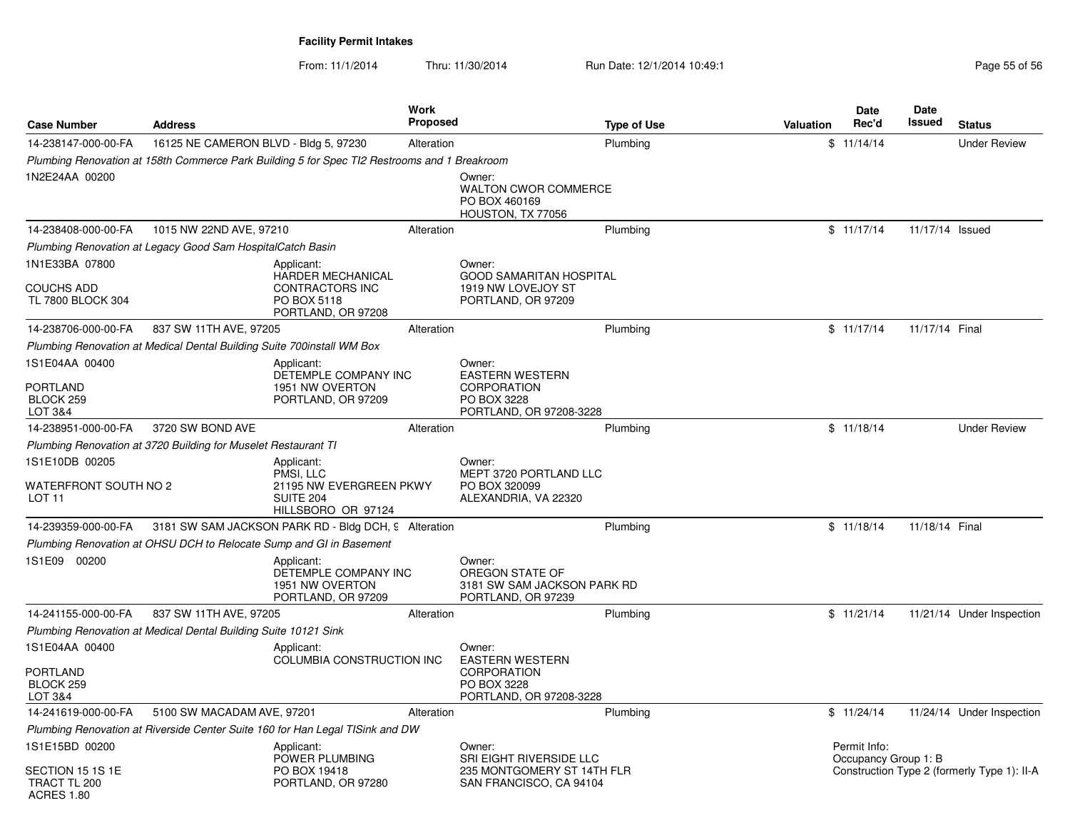**Facility Permit Intakes**

From: 11/1/2014 Thru: 11/30/2014 Run Date: 12/1/2014 10:49:1

| Case Number | Address | Work Proposed | Type of Use | Valuation | Date Rec'd | Date Issued | Status |
|---|---|---|---|---|---|---|---|
| 14-238147-000-00-FA | 16125 NE CAMERON BLVD - Bldg 5, 97230 | Alteration | Plumbing | $ | 11/14/14 | | Under Review |
| *Plumbing Renovation at 158th Commerce Park Building 5 for Spec TI2 Restrooms and 1 Breakroom* | | | | | | | |
| 1N2E24AA 00200 | | Owner: WALTON CWOR COMMERCE PO BOX 460169 HOUSTON, TX 77056 | | | | | |
| 14-238408-000-00-FA | 1015 NW 22ND AVE, 97210 | Alteration | Plumbing | $ | 11/17/14 | 11/17/14 | Issued |
| *Plumbing Renovation at Legacy Good Sam HospitalCatch Basin* | | | | | | | |
| 1N1E33BA 07800 COUCHS ADD TL 7800 BLOCK 304 | Applicant: HARDER MECHANICAL CONTRACTORS INC PO BOX 5118 PORTLAND, OR 97208 | Owner: GOOD SAMARITAN HOSPITAL 1919 NW LOVEJOY ST PORTLAND, OR 97209 | | | | | |
| 14-238706-000-00-FA | 837 SW 11TH AVE, 97205 | Alteration | Plumbing | $ | 11/17/14 | 11/17/14 | Final |
| *Plumbing Renovation at Medical Dental Building Suite 700install WM Box* | | | | | | | |
| 1S1E04AA 00400 PORTLAND BLOCK 259 LOT 3&4 | Applicant: DETEMPLE COMPANY INC 1951 NW OVERTON PORTLAND, OR 97209 | Owner: EASTERN WESTERN CORPORATION PO BOX 3228 PORTLAND, OR 97208-3228 | | | | | |
| 14-238951-000-00-FA | 3720 SW BOND AVE | Alteration | Plumbing | $ | 11/18/14 | | Under Review |
| *Plumbing Renovation at 3720 Building for Muselet Restaurant TI* | | | | | | | |
| 1S1E10DB 00205 WATERFRONT SOUTH NO 2 LOT 11 | Applicant: PMSI, LLC 21195 NW EVERGREEN PKWY SUITE 204 HILLSBORO OR 97124 | Owner: MEPT 3720 PORTLAND LLC PO BOX 320099 ALEXANDRIA, VA 22320 | | | | | |
| 14-239359-000-00-FA | 3181 SW SAM JACKSON PARK RD - Bldg DCH, 9 | Alteration | Plumbing | $ | 11/18/14 | 11/18/14 | Final |
| *Plumbing Renovation at OHSU DCH to Relocate Sump and GI in Basement* | | | | | | | |
| 1S1E09 00200 | Applicant: DETEMPLE COMPANY INC 1951 NW OVERTON PORTLAND, OR 97209 | Owner: OREGON STATE OF 3181 SW SAM JACKSON PARK RD PORTLAND, OR 97239 | | | | | |
| 14-241155-000-00-FA | 837 SW 11TH AVE, 97205 | Alteration | Plumbing | $ | 11/21/14 | 11/21/14 | Under Inspection |
| *Plumbing Renovation at Medical Dental Building Suite 10121 Sink* | | | | | | | |
| 1S1E04AA 00400 PORTLAND BLOCK 259 LOT 3&4 | Applicant: COLUMBIA CONSTRUCTION INC | Owner: EASTERN WESTERN CORPORATION PO BOX 3228 PORTLAND, OR 97208-3228 | | | | | |
| 14-241619-000-00-FA | 5100 SW MACADAM AVE, 97201 | Alteration | Plumbing | $ | 11/24/14 | 11/24/14 | Under Inspection |
| *Plumbing Renovation at Riverside Center Suite 160 for Han Legal TISink and DW* | | | | | | | |
| 1S1E15BD 00200 SECTION 15 1S 1E TRACT TL 200 ACRES 1.80 | Applicant: POWER PLUMBING PO BOX 19418 PORTLAND, OR 97280 | Owner: SRI EIGHT RIVERSIDE LLC 235 MONTGOMERY ST 14TH FLR SAN FRANCISCO, CA 94104 | | | Permit Info: Occupancy Group 1: B Construction Type 2 (formerly Type 1): II-A | | |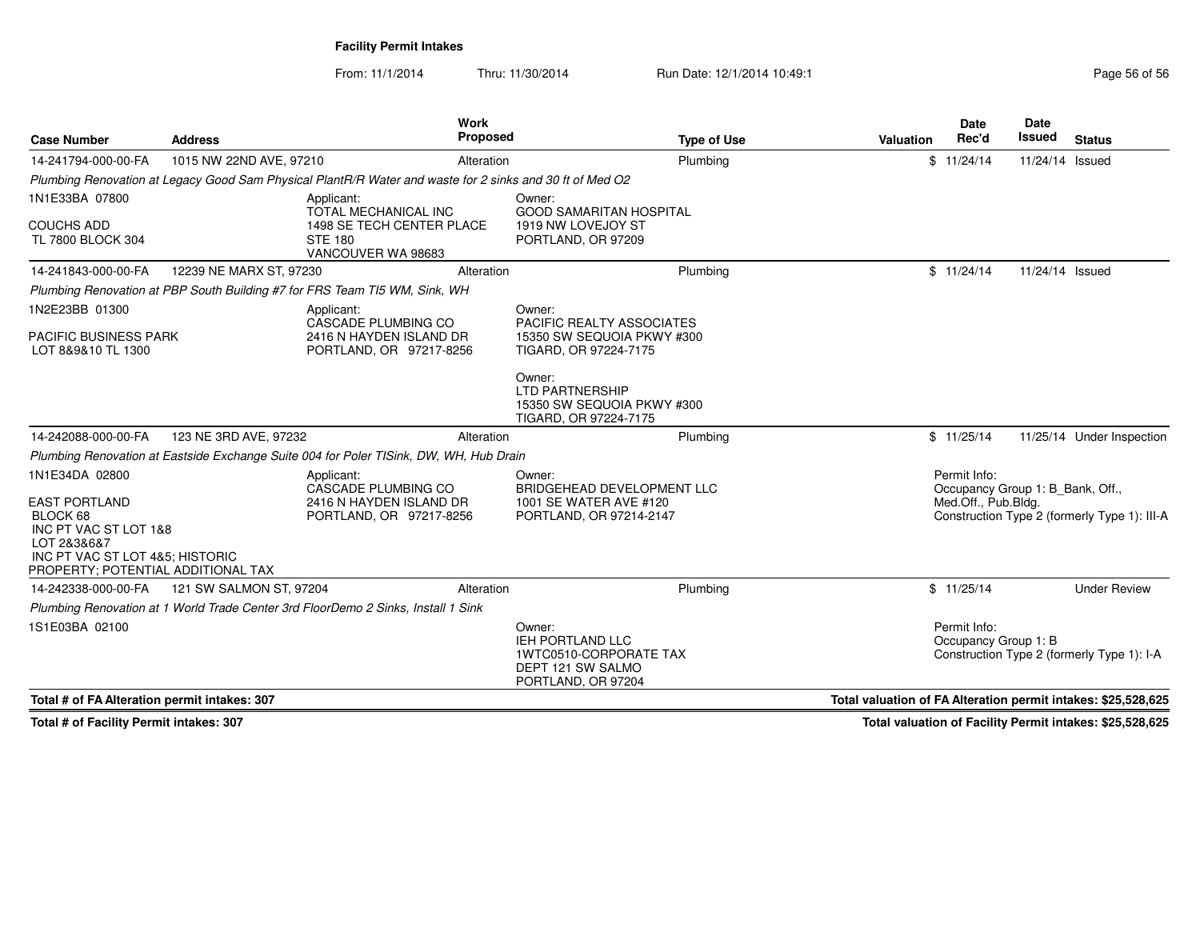**Facility Permit Intakes**

From: 11/1/2014 Thru: 11/30/2014 Run Date: 12/1/2014 10:49:1

| Case Number | Address | Work Proposed | Type of Use | Valuation | Date Rec'd | Date Issued | Status |
|---|---|---|---|---|---|---|---|
| 14-241794-000-00-FA | 1015 NW 22ND AVE, 97210 | Alteration | Plumbing | $ | 11/24/14 | 11/24/14 | Issued |

*Plumbing Renovation at Legacy Good Sam Physical PlantR/R Water and waste for 2 sinks and 30 ft of Med O2*

1N1E33BA 07800

COUCHS ADD
TL 7800 BLOCK 304

Applicant:
TOTAL MECHANICAL INC
1498 SE TECH CENTER PLACE
STE 180
VANCOUVER WA 98683

Owner:
GOOD SAMARITAN HOSPITAL
1919 NW LOVEJOY ST
PORTLAND, OR 97209

| Case Number | Address | Work Proposed | Type of Use | Valuation | Date Rec'd | Date Issued | Status |
|---|---|---|---|---|---|---|---|
| 14-241843-000-00-FA | 12239 NE MARX ST, 97230 | Alteration | Plumbing | $ | 11/24/14 | 11/24/14 | Issued |

*Plumbing Renovation at PBP South Building #7 for FRS Team TI5 WM, Sink, WH*

1N2E23BB 01300

PACIFIC BUSINESS PARK
LOT 8&9&10 TL 1300

Applicant:
CASCADE PLUMBING CO
2416 N HAYDEN ISLAND DR
PORTLAND, OR 97217-8256

Owner:
PACIFIC REALTY ASSOCIATES
15350 SW SEQUOIA PKWY #300
TIGARD, OR 97224-7175

Owner:
LTD PARTNERSHIP
15350 SW SEQUOIA PKWY #300
TIGARD, OR 97224-7175

| Case Number | Address | Work Proposed | Type of Use | Valuation | Date Rec'd | Date Issued | Status |
|---|---|---|---|---|---|---|---|
| 14-242088-000-00-FA | 123 NE 3RD AVE, 97232 | Alteration | Plumbing | $ | 11/25/14 | 11/25/14 | Under Inspection |

*Plumbing Renovation at Eastside Exchange Suite 004 for Poler TISink, DW, WH, Hub Drain*

1N1E34DA 02800

EAST PORTLAND
BLOCK 68
INC PT VAC ST LOT 1&8
LOT 2&3&6&7
INC PT VAC ST LOT 4&5; HISTORIC
PROPERTY; POTENTIAL ADDITIONAL TAX

Applicant:
CASCADE PLUMBING CO
2416 N HAYDEN ISLAND DR
PORTLAND, OR 97217-8256

Owner:
BRIDGEHEAD DEVELOPMENT LLC
1001 SE WATER AVE #120
PORTLAND, OR 97214-2147

Permit Info:
Occupancy Group 1: B_Bank, Off., Med.Off., Pub.Bldg.
Construction Type 2 (formerly Type 1): III-A

| Case Number | Address | Work Proposed | Type of Use | Valuation | Date Rec'd | Date Issued | Status |
|---|---|---|---|---|---|---|---|
| 14-242338-000-00-FA | 121 SW SALMON ST, 97204 | Alteration | Plumbing | $ | 11/25/14 | | Under Review |

*Plumbing Renovation at 1 World Trade Center 3rd FloorDemo 2 Sinks, Install 1 Sink*

1S1E03BA 02100

Owner:
IEH PORTLAND LLC
1WTC0510-CORPORATE TAX
DEPT 121 SW SALMO
PORTLAND, OR 97204

Permit Info:
Occupancy Group 1: B
Construction Type 2 (formerly Type 1): I-A

**Total # of FA Alteration permit intakes: 307** — **Total valuation of FA Alteration permit intakes: $25,528,625**

**Total # of Facility Permit intakes: 307** — **Total valuation of Facility Permit intakes: $25,528,625**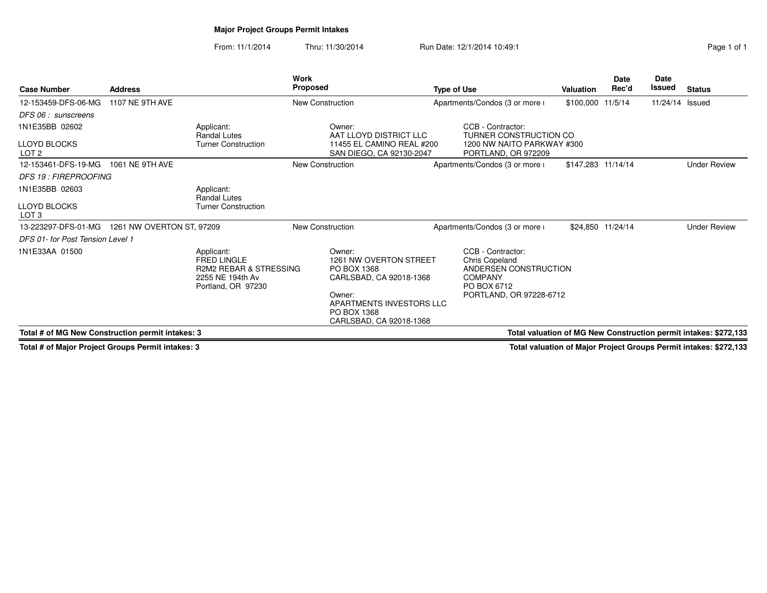## Major Project Groups Permit Intakes

From: 11/1/2014 Thru: 11/30/2014 Run Date: 12/1/2014 10:49:1

| Case Number | Address | Work Proposed | Type of Use | Valuation | Date Rec'd | Date Issued | Status |
|---|---|---|---|---|---|---|---|
| 12-153459-DFS-06-MG | 1107 NE 9TH AVE | New Construction | Apartments/Condos (3 or more ı | $100,000 | 11/5/14 | 11/24/14 | Issued |
| *DFS 06 : sunscreens* | | | | | | | |
| 1N1E35BB 02602<br>LLOYD BLOCKS<br>LOT 2 | Applicant:<br>Randal Lutes<br>Turner Construction | Owner:<br>AAT LLOYD DISTRICT LLC<br>11455 EL CAMINO REAL #200<br>SAN DIEGO, CA 92130-2047 | CCB - Contractor:<br>TURNER CONSTRUCTION CO<br>1200 NW NAITO PARKWAY #300<br>PORTLAND, OR 972209 | | | | |
| 12-153461-DFS-19-MG | 1061 NE 9TH AVE | New Construction | Apartments/Condos (3 or more ı | $147,283 | 11/14/14 | | Under Review |
| *DFS 19 : FIREPROOFING* | | | | | | | |
| 1N1E35BB 02603<br>LLOYD BLOCKS<br>LOT 3 | Applicant:<br>Randal Lutes<br>Turner Construction | | | | | | |
| 13-223297-DFS-01-MG | 1261 NW OVERTON ST, 97209 | New Construction | Apartments/Condos (3 or more ı | $24,850 | 11/24/14 | | Under Review |
| *DFS 01- for Post Tension Level 1* | | | | | | | |
| 1N1E33AA 01500 | Applicant:<br>FRED LINGLE<br>R2M2 REBAR & STRESSING<br>2255 NE 194th Av<br>Portland, OR 97230 | Owner:<br>1261 NW OVERTON STREET<br>PO BOX 1368<br>CARLSBAD, CA 92018-1368<br>Owner:<br>APARTMENTS INVESTORS LLC<br>PO BOX 1368<br>CARLSBAD, CA 92018-1368 | CCB - Contractor:<br>Chris Copeland<br>ANDERSEN CONSTRUCTION COMPANY<br>PO BOX 6712<br>PORTLAND, OR 97228-6712 | | | | |

**Total # of MG New Construction permit intakes: 3** — **Total valuation of MG New Construction permit intakes: $272,133**

**Total # of Major Project Groups Permit intakes: 3** — **Total valuation of Major Project Groups Permit intakes: $272,133**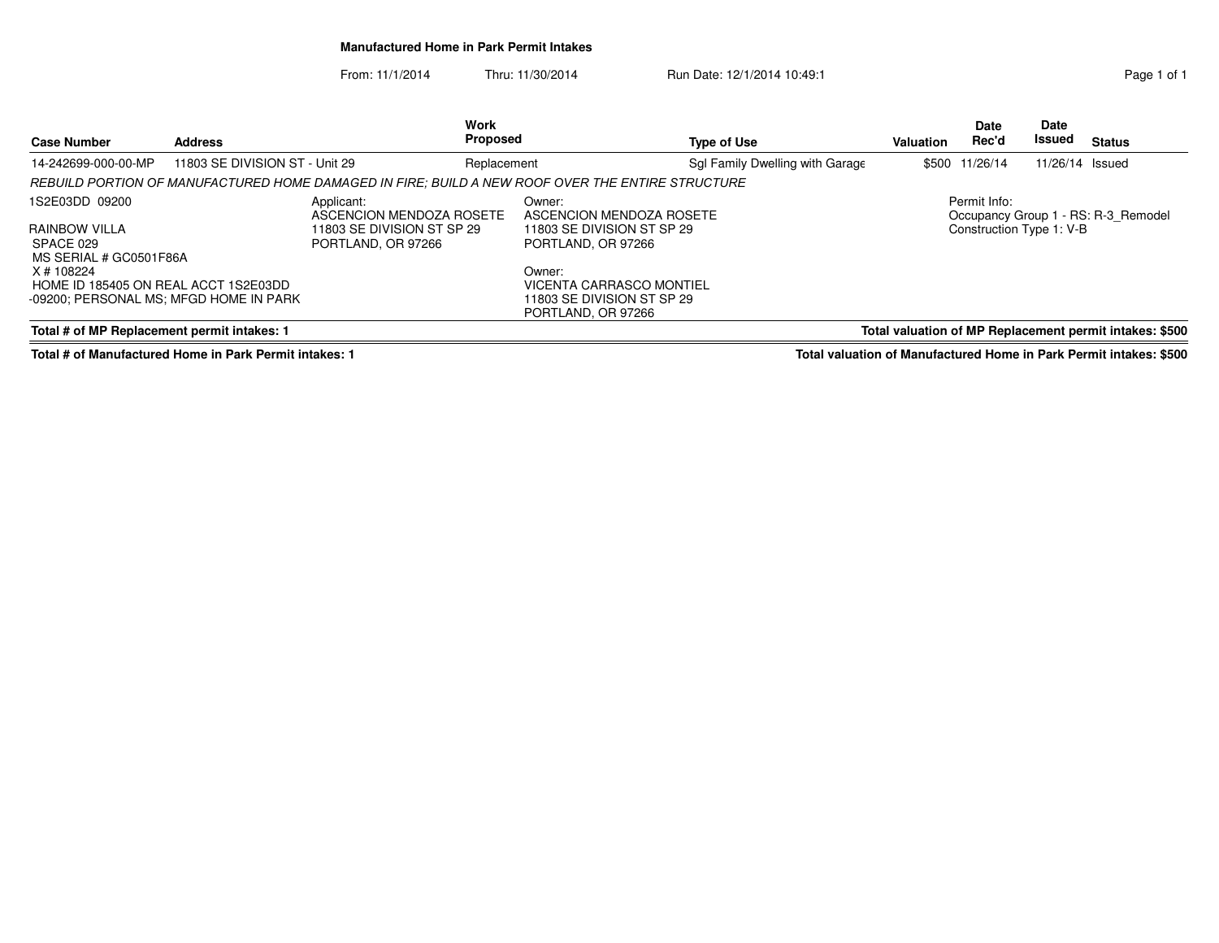# Manufactured Home in Park Permit Intakes

From: 11/1/2014 Thru: 11/30/2014 Run Date: 12/1/2014 10:49:1

| Case Number | Address | Work Proposed | Type of Use | Valuation | Date Rec'd | Date Issued | Status |
|---|---|---|---|---|---|---|---|
| 14-242699-000-00-MP | 11803 SE DIVISION ST - Unit 29 | Replacement | Sgl Family Dwelling with Garage | $500 | 11/26/14 | 11/26/14 | Issued |

*REBUILD PORTION OF MANUFACTURED HOME DAMAGED IN FIRE; BUILD A NEW ROOF OVER THE ENTIRE STRUCTURE*

1S2E03DD 09200

RAINBOW VILLA
SPACE 029
MS SERIAL # GC0501F86A
X # 108224
HOME ID 185405 ON REAL ACCT 1S2E03DD
-09200; PERSONAL MS; MFGD HOME IN PARK

Applicant:
ASCENCION MENDOZA ROSETE
11803 SE DIVISION ST SP 29
PORTLAND, OR 97266

Owner:
ASCENCION MENDOZA ROSETE
11803 SE DIVISION ST SP 29
PORTLAND, OR 97266

Owner:
VICENTA CARRASCO MONTIEL
11803 SE DIVISION ST SP 29
PORTLAND, OR 97266

Permit Info:
Occupancy Group 1 - RS: R-3_Remodel
Construction Type 1: V-B

**Total # of MP Replacement permit intakes: 1** **Total valuation of MP Replacement permit intakes: $500**

**Total # of Manufactured Home in Park Permit intakes: 1** **Total valuation of Manufactured Home in Park Permit intakes: $500**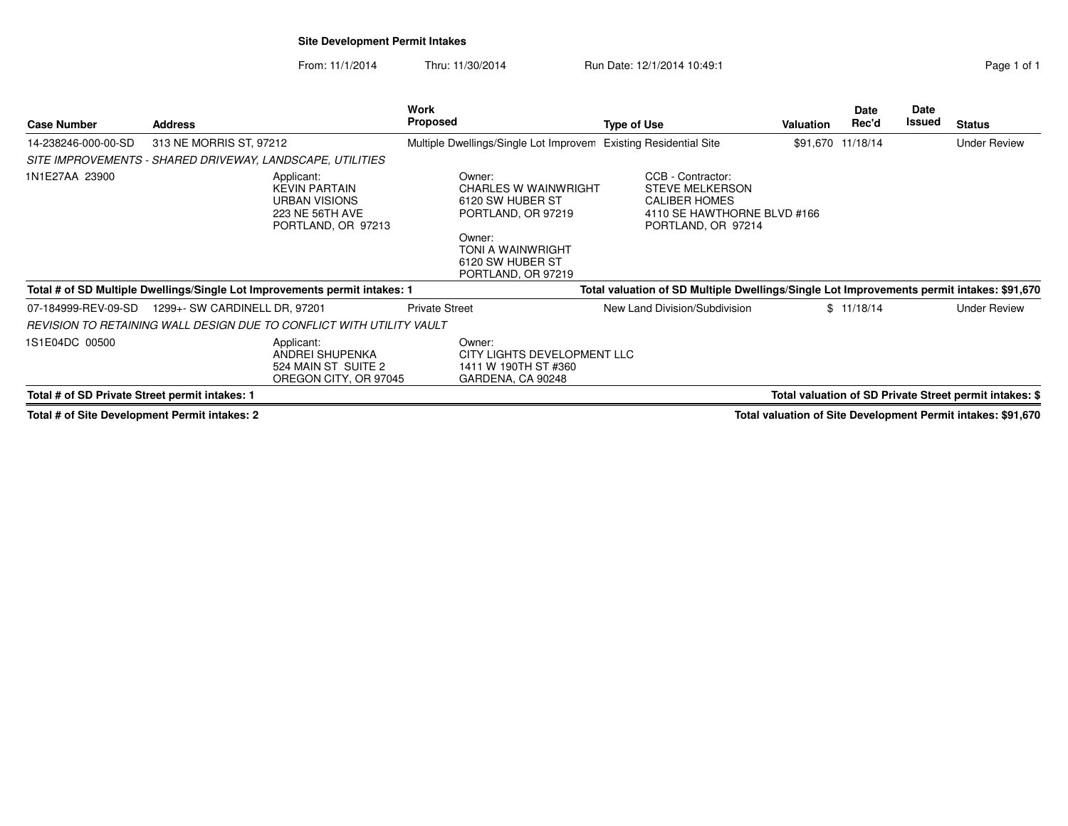## Site Development Permit Intakes

From: 11/1/2014 Thru: 11/30/2014 Run Date: 12/1/2014 10:49:1

| Case Number | Address | Work Proposed | Type of Use | Valuation | Date Rec'd | Date Issued | Status |
|---|---|---|---|---|---|---|---|
| 14-238246-000-00-SD | 313 NE MORRIS ST, 97212 | Multiple Dwellings/Single Lot Improvem | Existing Residential Site | $91,670 | 11/18/14 | | Under Review |

*SITE IMPROVEMENTS - SHARED DRIVEWAY, LANDSCAPE, UTILITIES*

1N1E27AA 23900

Applicant:
KEVIN PARTAIN
URBAN VISIONS
223 NE 56TH AVE
PORTLAND, OR 97213

Owner:
CHARLES W WAINWRIGHT
6120 SW HUBER ST
PORTLAND, OR 97219

Owner:
TONI A WAINWRIGHT
6120 SW HUBER ST
PORTLAND, OR 97219

CCB - Contractor:
STEVE MELKERSON
CALIBER HOMES
4110 SE HAWTHORNE BLVD #166
PORTLAND, OR 97214

**Total # of SD Multiple Dwellings/Single Lot Improvements permit intakes: 1**

**Total valuation of SD Multiple Dwellings/Single Lot Improvements permit intakes: $91,670**

| Case Number | Address | Work Proposed | Type of Use | Valuation | Date Rec'd | Date Issued | Status |
|---|---|---|---|---|---|---|---|
| 07-184999-REV-09-SD | 1299+- SW CARDINELL DR, 97201 | Private Street | New Land Division/Subdivision | $ | 11/18/14 | | Under Review |

*REVISION TO RETAINING WALL DESIGN DUE TO CONFLICT WITH UTILITY VAULT*

1S1E04DC 00500

Applicant:
ANDREI SHUPENKA
524 MAIN ST SUITE 2
OREGON CITY, OR 97045

Owner:
CITY LIGHTS DEVELOPMENT LLC
1411 W 190TH ST #360
GARDENA, CA 90248

**Total # of SD Private Street permit intakes: 1**

**Total valuation of SD Private Street permit intakes: $**

**Total # of Site Development Permit intakes: 2**

**Total valuation of Site Development Permit intakes: $91,670**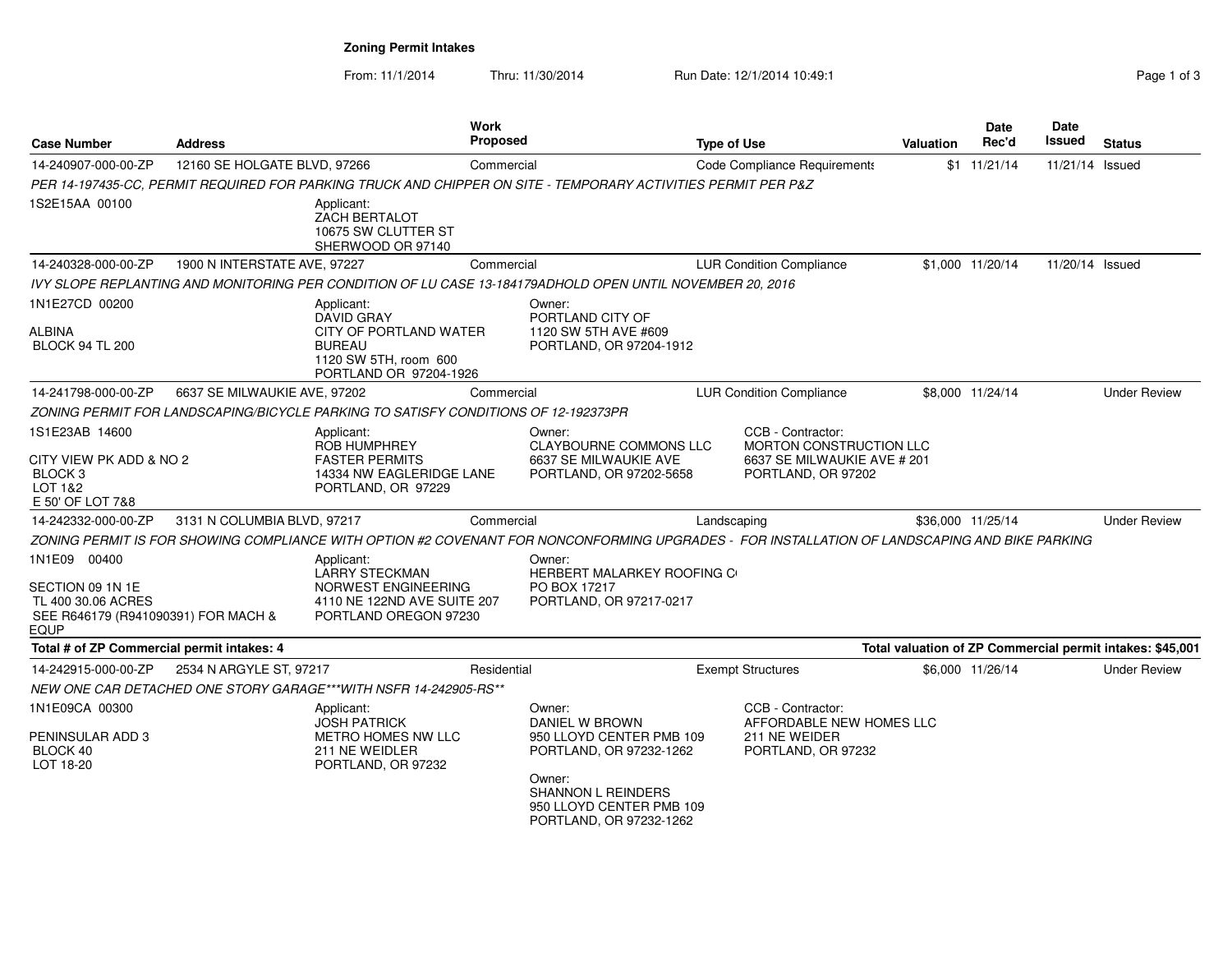## Zoning Permit Intakes

From: 11/1/2014 Thru: 11/30/2014 Run Date: 12/1/2014 10:49:1

| Case Number | Address | Work Proposed | Type of Use | Valuation | Date Rec'd | Date Issued | Status |
|---|---|---|---|---|---|---|---|
| 14-240907-000-00-ZP | 12160 SE HOLGATE BLVD, 97266 | Commercial | Code Compliance Requirements | $1 | 11/21/14 | 11/21/14 | Issued |

*PER 14-197435-CC, PERMIT REQUIRED FOR PARKING TRUCK AND CHIPPER ON SITE - TEMPORARY ACTIVITIES PERMIT PER P&Z*

1S2E15AA 00100

Applicant:
ZACH BERTALOT
10675 SW CLUTTER ST
SHERWOOD OR 97140

| Case Number | Address | Work Proposed | Type of Use | Valuation | Date Rec'd | Date Issued | Status |
|---|---|---|---|---|---|---|---|
| 14-240328-000-00-ZP | 1900 N INTERSTATE AVE, 97227 | Commercial | LUR Condition Compliance | $1,000 | 11/20/14 | 11/20/14 | Issued |

*IVY SLOPE REPLANTING AND MONITORING PER CONDITION OF LU CASE 13-184179ADHOLD OPEN UNTIL NOVEMBER 20, 2016*

1N1E27CD 00200
ALBINA
BLOCK 94 TL 200

Applicant:
DAVID GRAY
CITY OF PORTLAND WATER BUREAU
1120 SW 5TH, room 600
PORTLAND OR 97204-1926

Owner:
PORTLAND CITY OF
1120 SW 5TH AVE #609
PORTLAND, OR 97204-1912

| Case Number | Address | Work Proposed | Type of Use | Valuation | Date Rec'd | Date Issued | Status |
|---|---|---|---|---|---|---|---|
| 14-241798-000-00-ZP | 6637 SE MILWAUKIE AVE, 97202 | Commercial | LUR Condition Compliance | $8,000 | 11/24/14 | | Under Review |

*ZONING PERMIT FOR LANDSCAPING/BICYCLE PARKING TO SATISFY CONDITIONS OF 12-192373PR*

1S1E23AB 14600
CITY VIEW PK ADD & NO 2
BLOCK 3
LOT 1&2
E 50' OF LOT 7&8

Applicant:
ROB HUMPHREY
FASTER PERMITS
14334 NW EAGLERIDGE LANE
PORTLAND, OR 97229

Owner:
CLAYBOURNE COMMONS LLC
6637 SE MILWAUKIE AVE
PORTLAND, OR 97202-5658

CCB - Contractor:
MORTON CONSTRUCTION LLC
6637 SE MILWAUKIE AVE # 201
PORTLAND, OR 97202

| Case Number | Address | Work Proposed | Type of Use | Valuation | Date Rec'd | Date Issued | Status |
|---|---|---|---|---|---|---|---|
| 14-242332-000-00-ZP | 3131 N COLUMBIA BLVD, 97217 | Commercial | Landscaping | $36,000 | 11/25/14 | | Under Review |

*ZONING PERMIT IS FOR SHOWING COMPLIANCE WITH OPTION #2 COVENANT FOR NONCONFORMING UPGRADES - FOR INSTALLATION OF LANDSCAPING AND BIKE PARKING*

1N1E09 00400
SECTION 09 1N 1E
TL 400 30.06 ACRES
SEE R646179 (R941090391) FOR MACH & EQUP

Applicant:
LARRY STECKMAN
NORWEST ENGINEERING
4110 NE 122ND AVE SUITE 207
PORTLAND OREGON 97230

Owner:
HERBERT MALARKEY ROOFING C
PO BOX 17217
PORTLAND, OR 97217-0217

**Total # of ZP Commercial permit intakes: 4**

**Total valuation of ZP Commercial permit intakes: $45,001**

| Case Number | Address | Work Proposed | Type of Use | Valuation | Date Rec'd | Date Issued | Status |
|---|---|---|---|---|---|---|---|
| 14-242915-000-00-ZP | 2534 N ARGYLE ST, 97217 | Residential | Exempt Structures | $6,000 | 11/26/14 | | Under Review |

*NEW ONE CAR DETACHED ONE STORY GARAGE***WITH NSFR 14-242905-RS***

1N1E09CA 00300
PENINSULAR ADD 3
BLOCK 40
LOT 18-20

Applicant:
JOSH PATRICK
METRO HOMES NW LLC
211 NE WEIDLER
PORTLAND, OR 97232

Owner:
DANIEL W BROWN
950 LLOYD CENTER PMB 109
PORTLAND, OR 97232-1262

Owner:
SHANNON L REINDERS
950 LLOYD CENTER PMB 109
PORTLAND, OR 97232-1262

CCB - Contractor:
AFFORDABLE NEW HOMES LLC
211 NE WEIDER
PORTLAND, OR 97232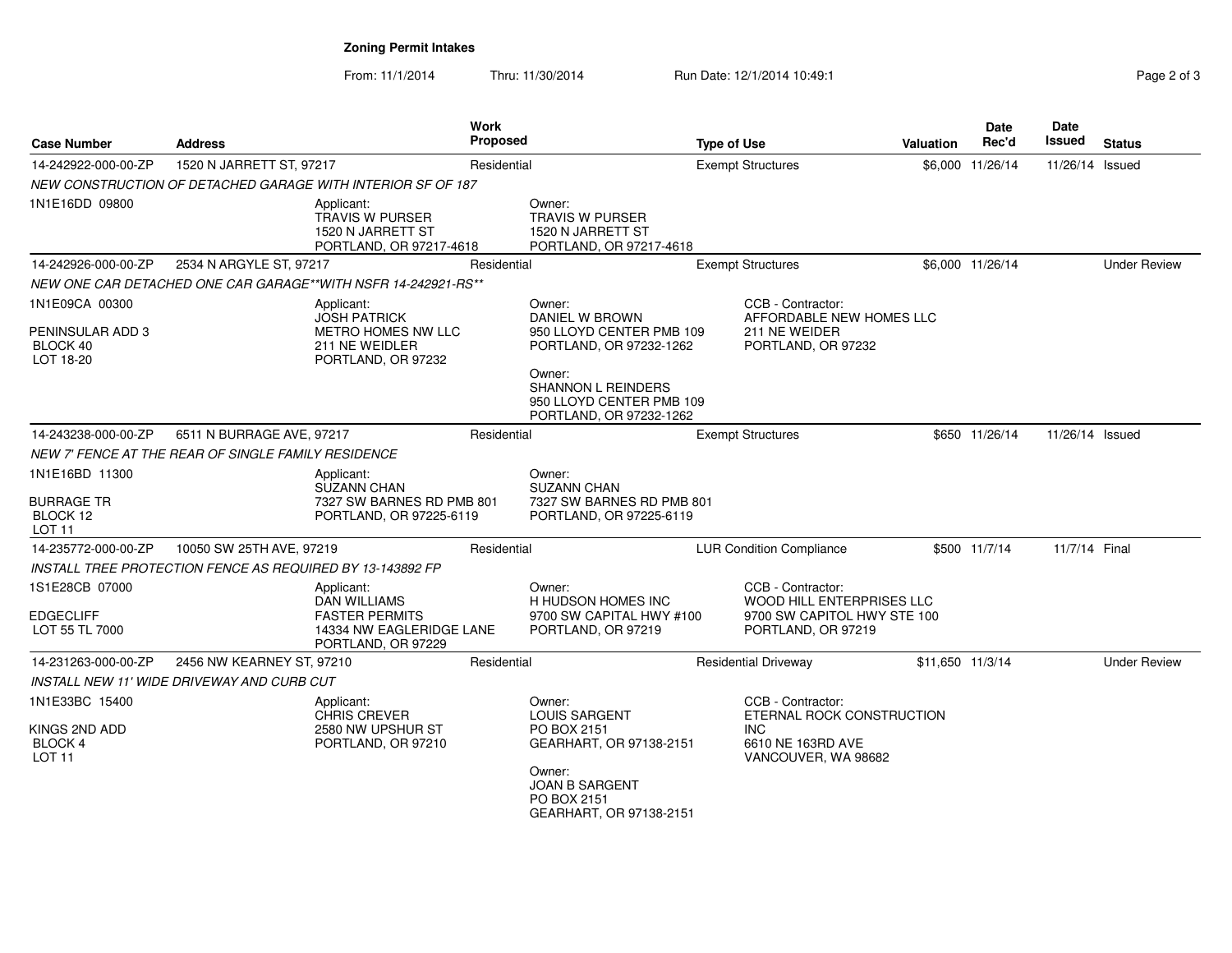# Zoning Permit Intakes

From: 11/1/2014 Thru: 11/30/2014 Run Date: 12/1/2014 10:49:1

| Case Number | Address | Work Proposed | Type of Use | Valuation | Date Rec'd | Date Issued | Status |
|---|---|---|---|---|---|---|---|
| 14-242922-000-00-ZP | 1520 N JARRETT ST, 97217 | Residential | Exempt Structures | $6,000 | 11/26/14 | 11/26/14 | Issued |
| 14-242926-000-00-ZP | 2534 N ARGYLE ST, 97217 | Residential | Exempt Structures | $6,000 | 11/26/14 | | Under Review |
| 14-243238-000-00-ZP | 6511 N BURRAGE AVE, 97217 | Residential | Exempt Structures | $650 | 11/26/14 | 11/26/14 | Issued |
| 14-235772-000-00-ZP | 10050 SW 25TH AVE, 97219 | Residential | LUR Condition Compliance | $500 | 11/7/14 | 11/7/14 | Final |
| 14-231263-000-00-ZP | 2456 NW KEARNEY ST, 97210 | Residential | Residential Driveway | $11,650 | 11/3/14 | | Under Review |

**14-242922-000-00-ZP**

*NEW CONSTRUCTION OF DETACHED GARAGE WITH INTERIOR SF OF 187*

1N1E16DD 09800

Applicant: TRAVIS W PURSER, 1520 N JARRETT ST, PORTLAND, OR 97217-4618

Owner: TRAVIS W PURSER, 1520 N JARRETT ST, PORTLAND, OR 97217-4618

**14-242926-000-00-ZP**

*NEW ONE CAR DETACHED ONE CAR GARAGE**WITH NSFR 14-242921-RS***

1N1E09CA 00300
PENINSULAR ADD 3
BLOCK 40
LOT 18-20

Applicant: JOSH PATRICK, METRO HOMES NW LLC, 211 NE WEIDLER, PORTLAND, OR 97232

Owner: DANIEL W BROWN, 950 LLOYD CENTER PMB 109, PORTLAND, OR 97232-1262

Owner: SHANNON L REINDERS, 950 LLOYD CENTER PMB 109, PORTLAND, OR 97232-1262

CCB - Contractor: AFFORDABLE NEW HOMES LLC, 211 NE WEIDER, PORTLAND, OR 97232

**14-243238-000-00-ZP**

*NEW 7' FENCE AT THE REAR OF SINGLE FAMILY RESIDENCE*

1N1E16BD 11300
BURRAGE TR
BLOCK 12
LOT 11

Applicant: SUZANN CHAN, 7327 SW BARNES RD PMB 801, PORTLAND, OR 97225-6119

Owner: SUZANN CHAN, 7327 SW BARNES RD PMB 801, PORTLAND, OR 97225-6119

**14-235772-000-00-ZP**

*INSTALL TREE PROTECTION FENCE AS REQUIRED BY 13-143892 FP*

1S1E28CB 07000
EDGECLIFF
LOT 55 TL 7000

Applicant: DAN WILLIAMS, FASTER PERMITS, 14334 NW EAGLERIDGE LANE, PORTLAND, OR 97229

Owner: H HUDSON HOMES INC, 9700 SW CAPITAL HWY #100, PORTLAND, OR 97219

CCB - Contractor: WOOD HILL ENTERPRISES LLC, 9700 SW CAPITOL HWY STE 100, PORTLAND, OR 97219

**14-231263-000-00-ZP**

*INSTALL NEW 11' WIDE DRIVEWAY AND CURB CUT*

1N1E33BC 15400
KINGS 2ND ADD
BLOCK 4
LOT 11

Applicant: CHRIS CREVER, 2580 NW UPSHUR ST, PORTLAND, OR 97210

Owner: LOUIS SARGENT, PO BOX 2151, GEARHART, OR 97138-2151

Owner: JOAN B SARGENT, PO BOX 2151, GEARHART, OR 97138-2151

CCB - Contractor: ETERNAL ROCK CONSTRUCTION INC, 6610 NE 163RD AVE, VANCOUVER, WA 98682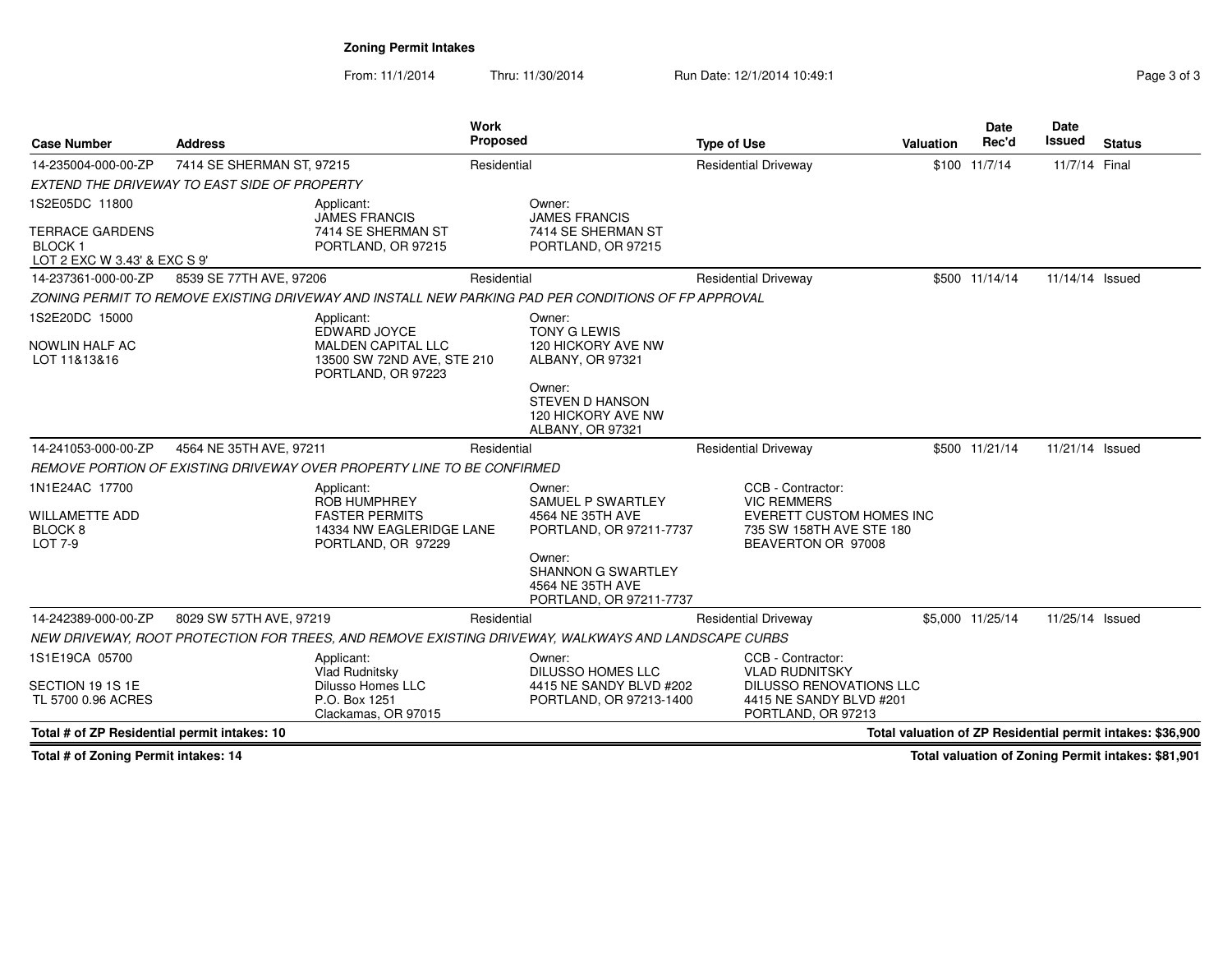## Zoning Permit Intakes

From: 11/1/2014 Thru: 11/30/2014 Run Date: 12/1/2014 10:49:1

| Case Number | Address | Work Proposed | Type of Use | Valuation | Date Rec'd | Date Issued | Status |
|---|---|---|---|---|---|---|---|
| 14-235004-000-00-ZP | 7414 SE SHERMAN ST, 97215 | Residential | Residential Driveway | $100 | 11/7/14 | 11/7/14 | Final |
| *EXTEND THE DRIVEWAY TO EAST SIDE OF PROPERTY* | | | | | | | |
| 1S2E05DC 11800<br>TERRACE GARDENS<br>BLOCK 1<br>LOT 2 EXC W 3.43' & EXC S 9' | Applicant:<br>JAMES FRANCIS<br>7414 SE SHERMAN ST<br>PORTLAND, OR 97215 | Owner:<br>JAMES FRANCIS<br>7414 SE SHERMAN ST<br>PORTLAND, OR 97215 | | | | | |
| 14-237361-000-00-ZP | 8539 SE 77TH AVE, 97206 | Residential | Residential Driveway | $500 | 11/14/14 | 11/14/14 | Issued |
| *ZONING PERMIT TO REMOVE EXISTING DRIVEWAY AND INSTALL NEW PARKING PAD PER CONDITIONS OF FP APPROVAL* | | | | | | | |
| 1S2E20DC 15000<br>NOWLIN HALF AC<br>LOT 11&13&16 | Applicant:<br>EDWARD JOYCE<br>MALDEN CAPITAL LLC<br>13500 SW 72ND AVE, STE 210<br>PORTLAND, OR 97223 | Owner:<br>TONY G LEWIS<br>120 HICKORY AVE NW<br>ALBANY, OR 97321<br>Owner:<br>STEVEN D HANSON<br>120 HICKORY AVE NW<br>ALBANY, OR 97321 | | | | | |
| 14-241053-000-00-ZP | 4564 NE 35TH AVE, 97211 | Residential | Residential Driveway | $500 | 11/21/14 | 11/21/14 | Issued |
| *REMOVE PORTION OF EXISTING DRIVEWAY OVER PROPERTY LINE TO BE CONFIRMED* | | | | | | | |
| 1N1E24AC 17700<br>WILLAMETTE ADD<br>BLOCK 8<br>LOT 7-9 | Applicant:<br>ROB HUMPHREY<br>FASTER PERMITS<br>14334 NW EAGLERIDGE LANE<br>PORTLAND, OR 97229 | Owner:<br>SAMUEL P SWARTLEY<br>4564 NE 35TH AVE<br>PORTLAND, OR 97211-7737<br>Owner:<br>SHANNON G SWARTLEY<br>4564 NE 35TH AVE<br>PORTLAND, OR 97211-7737 | CCB - Contractor:<br>VIC REMMERS<br>EVERETT CUSTOM HOMES INC<br>735 SW 158TH AVE STE 180<br>BEAVERTON OR 97008 | | | | |
| 14-242389-000-00-ZP | 8029 SW 57TH AVE, 97219 | Residential | Residential Driveway | $5,000 | 11/25/14 | 11/25/14 | Issued |
| *NEW DRIVEWAY, ROOT PROTECTION FOR TREES, AND REMOVE EXISTING DRIVEWAY, WALKWAYS AND LANDSCAPE CURBS* | | | | | | | |
| 1S1E19CA 05700<br>SECTION 19 1S 1E<br>TL 5700 0.96 ACRES | Applicant:<br>Vlad Rudnitsky<br>Dilusso Homes LLC<br>P.O. Box 1251<br>Clackamas, OR 97015 | Owner:<br>DILUSSO HOMES LLC<br>4415 NE SANDY BLVD #202<br>PORTLAND, OR 97213-1400 | CCB - Contractor:<br>VLAD RUDNITSKY<br>DILUSSO RENOVATIONS LLC<br>4415 NE SANDY BLVD #201<br>PORTLAND, OR 97213 | | | | |

**Total # of ZP Residential permit intakes: 10** — **Total valuation of ZP Residential permit intakes: $36,900**

**Total # of Zoning Permit intakes: 14** — **Total valuation of Zoning Permit intakes: $81,901**